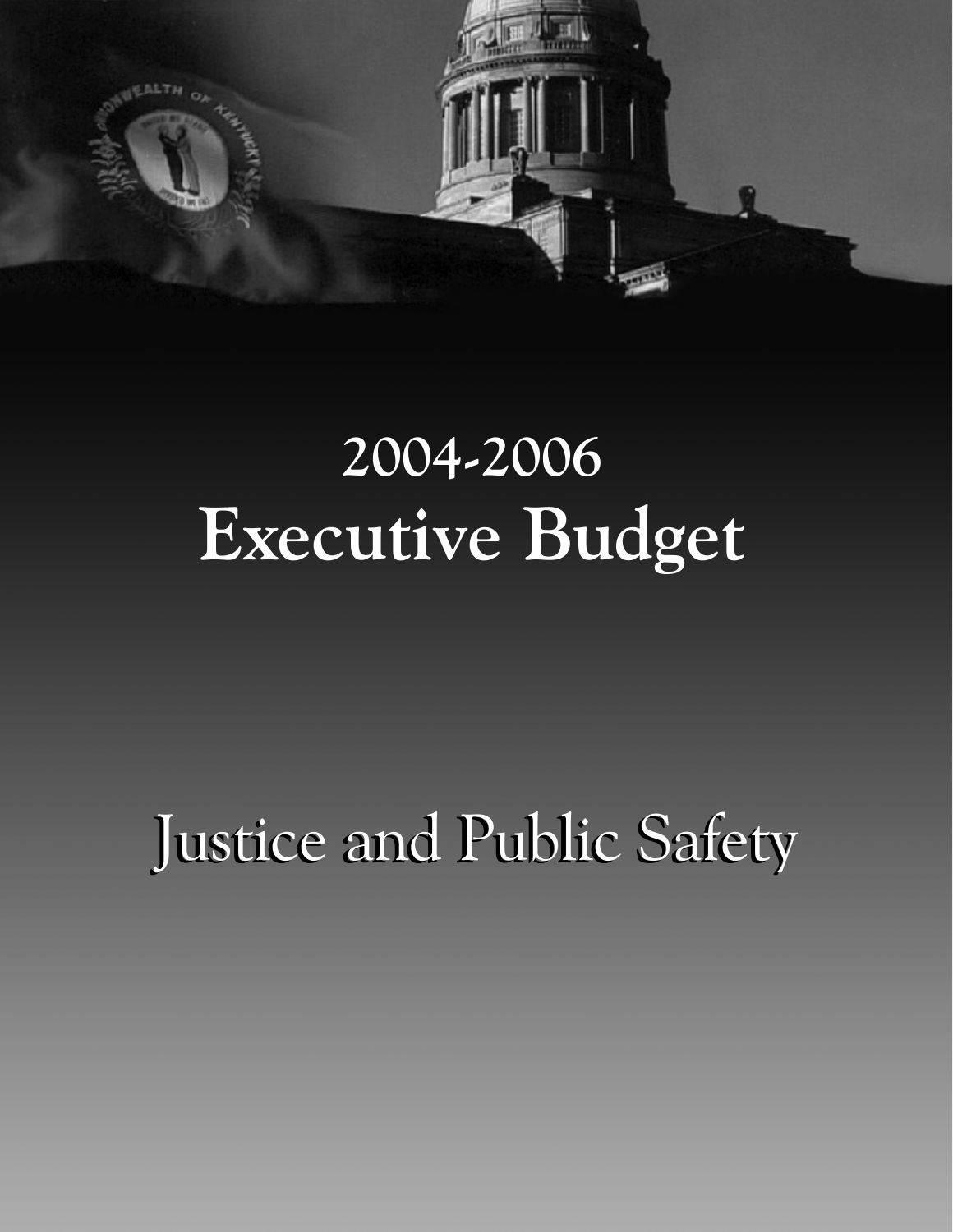# 2004-2006 Executive Budget

# Justice and Public Safety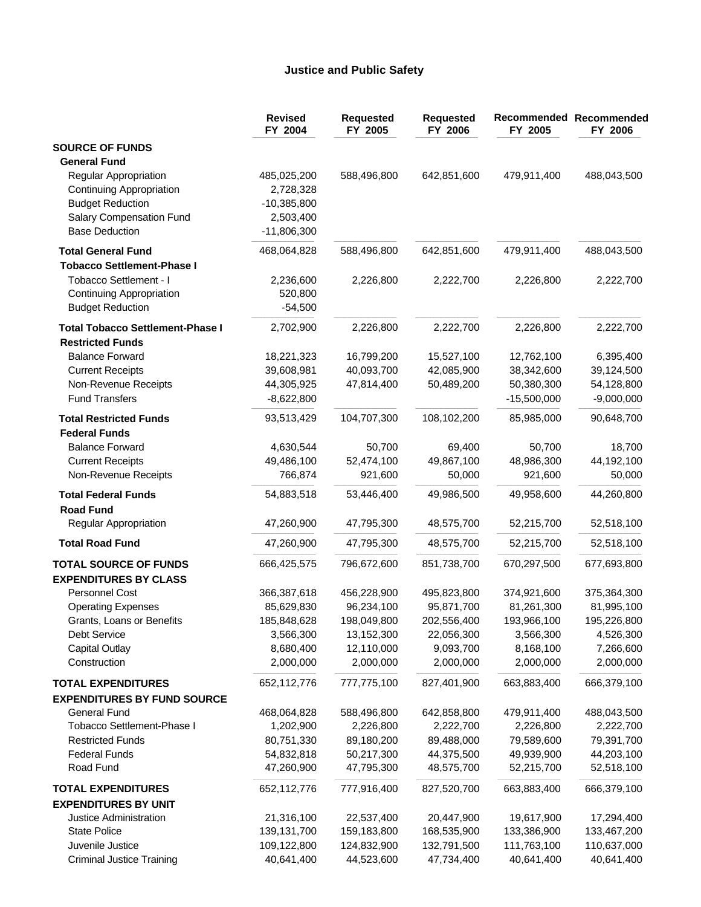# Justice and Public Safety

| | Revised FY 2004 | Requested FY 2005 | Requested FY 2006 | Recommended FY 2005 | Recommended FY 2006 |
|---|---|---|---|---|---|
| **SOURCE OF FUNDS** | | | | | |
| **General Fund** | | | | | |
| Regular Appropriation | 485,025,200 | 588,496,800 | 642,851,600 | 479,911,400 | 488,043,500 |
| Continuing Appropriation | 2,728,328 | | | | |
| Budget Reduction | -10,385,800 | | | | |
| Salary Compensation Fund | 2,503,400 | | | | |
| Base Deduction | -11,806,300 | | | | |
| **Total General Fund** | 468,064,828 | 588,496,800 | 642,851,600 | 479,911,400 | 488,043,500 |
| **Tobacco Settlement-Phase I** | | | | | |
| Tobacco Settlement - I | 2,236,600 | 2,226,800 | 2,222,700 | 2,226,800 | 2,222,700 |
| Continuing Appropriation | 520,800 | | | | |
| Budget Reduction | -54,500 | | | | |
| **Total Tobacco Settlement-Phase I** | 2,702,900 | 2,226,800 | 2,222,700 | 2,226,800 | 2,222,700 |
| **Restricted Funds** | | | | | |
| Balance Forward | 18,221,323 | 16,799,200 | 15,527,100 | 12,762,100 | 6,395,400 |
| Current Receipts | 39,608,981 | 40,093,700 | 42,085,900 | 38,342,600 | 39,124,500 |
| Non-Revenue Receipts | 44,305,925 | 47,814,400 | 50,489,200 | 50,380,300 | 54,128,800 |
| Fund Transfers | -8,622,800 | | | -15,500,000 | -9,000,000 |
| **Total Restricted Funds** | 93,513,429 | 104,707,300 | 108,102,200 | 85,985,000 | 90,648,700 |
| **Federal Funds** | | | | | |
| Balance Forward | 4,630,544 | 50,700 | 69,400 | 50,700 | 18,700 |
| Current Receipts | 49,486,100 | 52,474,100 | 49,867,100 | 48,986,300 | 44,192,100 |
| Non-Revenue Receipts | 766,874 | 921,600 | 50,000 | 921,600 | 50,000 |
| **Total Federal Funds** | 54,883,518 | 53,446,400 | 49,986,500 | 49,958,600 | 44,260,800 |
| **Road Fund** | | | | | |
| Regular Appropriation | 47,260,900 | 47,795,300 | 48,575,700 | 52,215,700 | 52,518,100 |
| **Total Road Fund** | 47,260,900 | 47,795,300 | 48,575,700 | 52,215,700 | 52,518,100 |
| **TOTAL SOURCE OF FUNDS** | 666,425,575 | 796,672,600 | 851,738,700 | 670,297,500 | 677,693,800 |
| **EXPENDITURES BY CLASS** | | | | | |
| Personnel Cost | 366,387,618 | 456,228,900 | 495,823,800 | 374,921,600 | 375,364,300 |
| Operating Expenses | 85,629,830 | 96,234,100 | 95,871,700 | 81,261,300 | 81,995,100 |
| Grants, Loans or Benefits | 185,848,628 | 198,049,800 | 202,556,400 | 193,966,100 | 195,226,800 |
| Debt Service | 3,566,300 | 13,152,300 | 22,056,300 | 3,566,300 | 4,526,300 |
| Capital Outlay | 8,680,400 | 12,110,000 | 9,093,700 | 8,168,100 | 7,266,600 |
| Construction | 2,000,000 | 2,000,000 | 2,000,000 | 2,000,000 | 2,000,000 |
| **TOTAL EXPENDITURES** | 652,112,776 | 777,775,100 | 827,401,900 | 663,883,400 | 666,379,100 |
| **EXPENDITURES BY FUND SOURCE** | | | | | |
| General Fund | 468,064,828 | 588,496,800 | 642,858,800 | 479,911,400 | 488,043,500 |
| Tobacco Settlement-Phase I | 1,202,900 | 2,226,800 | 2,222,700 | 2,226,800 | 2,222,700 |
| Restricted Funds | 80,751,330 | 89,180,200 | 89,488,000 | 79,589,600 | 79,391,700 |
| Federal Funds | 54,832,818 | 50,217,300 | 44,375,500 | 49,939,900 | 44,203,100 |
| Road Fund | 47,260,900 | 47,795,300 | 48,575,700 | 52,215,700 | 52,518,100 |
| **TOTAL EXPENDITURES** | 652,112,776 | 777,916,400 | 827,520,700 | 663,883,400 | 666,379,100 |
| **EXPENDITURES BY UNIT** | | | | | |
| Justice Administration | 21,316,100 | 22,537,400 | 20,447,900 | 19,617,900 | 17,294,400 |
| State Police | 139,131,700 | 159,183,800 | 168,535,900 | 133,386,900 | 133,467,200 |
| Juvenile Justice | 109,122,800 | 124,832,900 | 132,791,500 | 111,763,100 | 110,637,000 |
| Criminal Justice Training | 40,641,400 | 44,523,600 | 47,734,400 | 40,641,400 | 40,641,400 |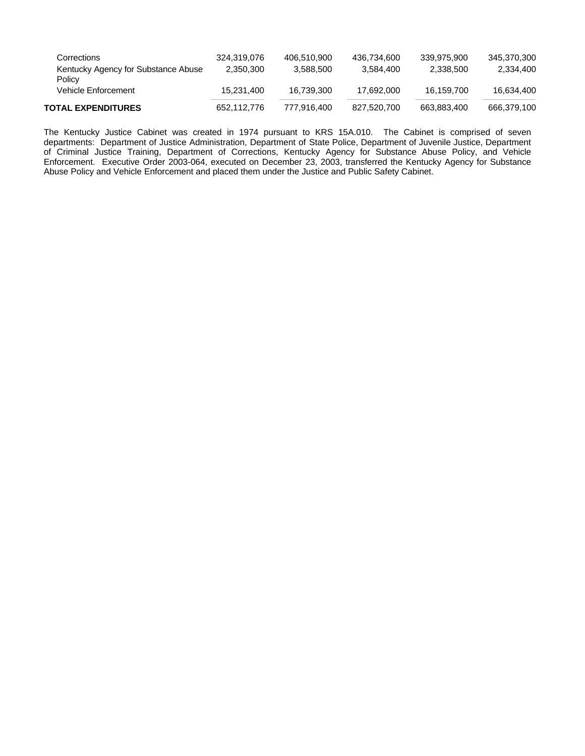| | | | | | |
|---|---|---|---|---|---|
| Corrections | 324,319,076 | 406,510,900 | 436,734,600 | 339,975,900 | 345,370,300 |
| Kentucky Agency for Substance Abuse Policy | 2,350,300 | 3,588,500 | 3,584,400 | 2,338,500 | 2,334,400 |
| Vehicle Enforcement | 15,231,400 | 16,739,300 | 17,692,000 | 16,159,700 | 16,634,400 |
| **TOTAL EXPENDITURES** | 652,112,776 | 777,916,400 | 827,520,700 | 663,883,400 | 666,379,100 |

The Kentucky Justice Cabinet was created in 1974 pursuant to KRS 15A.010. The Cabinet is comprised of seven departments: Department of Justice Administration, Department of State Police, Department of Juvenile Justice, Department of Criminal Justice Training, Department of Corrections, Kentucky Agency for Substance Abuse Policy, and Vehicle Enforcement. Executive Order 2003-064, executed on December 23, 2003, transferred the Kentucky Agency for Substance Abuse Policy and Vehicle Enforcement and placed them under the Justice and Public Safety Cabinet.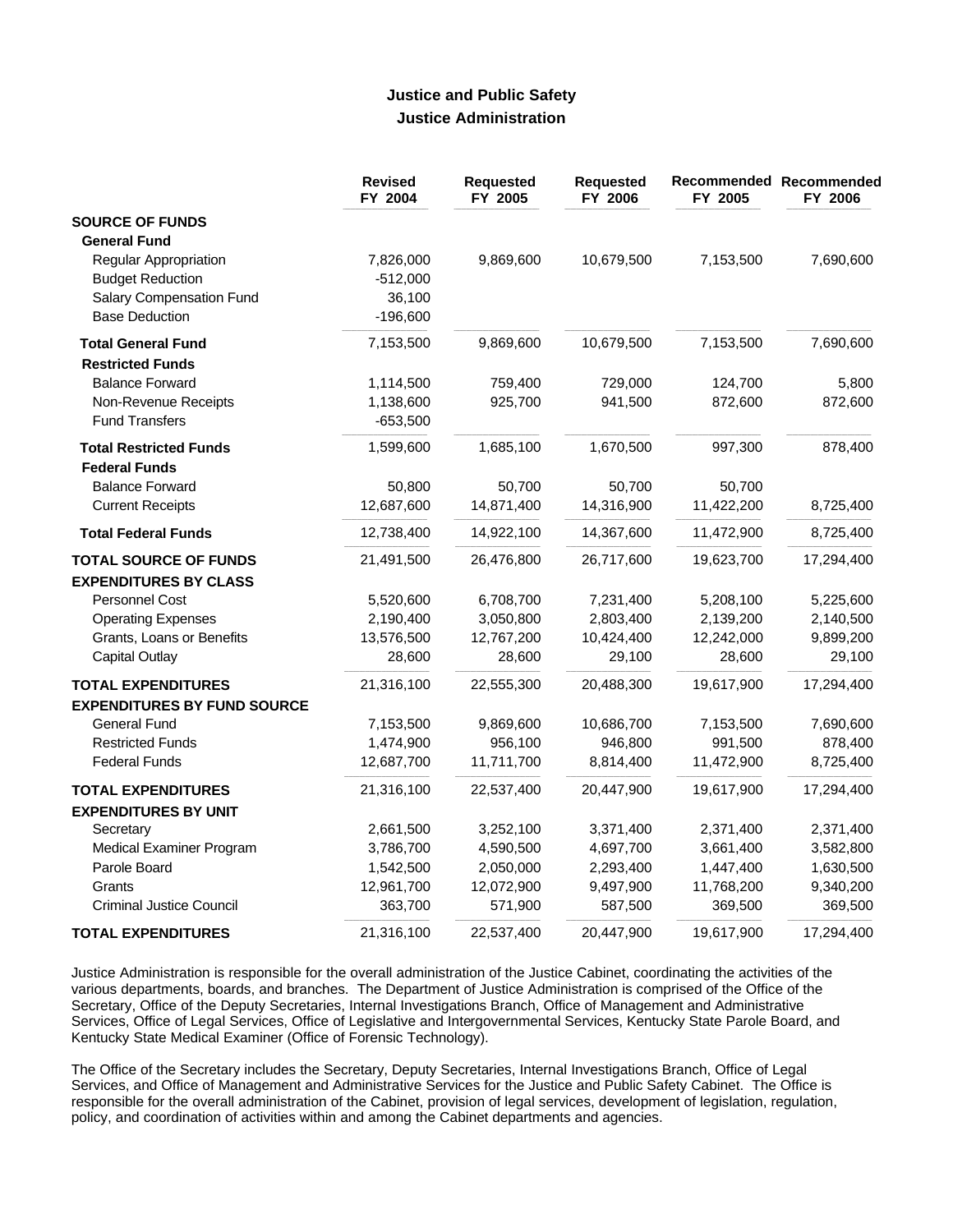# Justice and Public Safety

## Justice Administration

| | Revised FY 2004 | Requested FY 2005 | Requested FY 2006 | Recommended FY 2005 | Recommended FY 2006 |
|---|---|---|---|---|---|
| **SOURCE OF FUNDS** | | | | | |
| **General Fund** | | | | | |
| Regular Appropriation | 7,826,000 | 9,869,600 | 10,679,500 | 7,153,500 | 7,690,600 |
| Budget Reduction | -512,000 | | | | |
| Salary Compensation Fund | 36,100 | | | | |
| Base Deduction | -196,600 | | | | |
| **Total General Fund** | 7,153,500 | 9,869,600 | 10,679,500 | 7,153,500 | 7,690,600 |
| **Restricted Funds** | | | | | |
| Balance Forward | 1,114,500 | 759,400 | 729,000 | 124,700 | 5,800 |
| Non-Revenue Receipts | 1,138,600 | 925,700 | 941,500 | 872,600 | 872,600 |
| Fund Transfers | -653,500 | | | | |
| **Total Restricted Funds** | 1,599,600 | 1,685,100 | 1,670,500 | 997,300 | 878,400 |
| **Federal Funds** | | | | | |
| Balance Forward | 50,800 | 50,700 | 50,700 | 50,700 | |
| Current Receipts | 12,687,600 | 14,871,400 | 14,316,900 | 11,422,200 | 8,725,400 |
| **Total Federal Funds** | 12,738,400 | 14,922,100 | 14,367,600 | 11,472,900 | 8,725,400 |
| **TOTAL SOURCE OF FUNDS** | 21,491,500 | 26,476,800 | 26,717,600 | 19,623,700 | 17,294,400 |
| **EXPENDITURES BY CLASS** | | | | | |
| Personnel Cost | 5,520,600 | 6,708,700 | 7,231,400 | 5,208,100 | 5,225,600 |
| Operating Expenses | 2,190,400 | 3,050,800 | 2,803,400 | 2,139,200 | 2,140,500 |
| Grants, Loans or Benefits | 13,576,500 | 12,767,200 | 10,424,400 | 12,242,000 | 9,899,200 |
| Capital Outlay | 28,600 | 28,600 | 29,100 | 28,600 | 29,100 |
| **TOTAL EXPENDITURES** | 21,316,100 | 22,555,300 | 20,488,300 | 19,617,900 | 17,294,400 |
| **EXPENDITURES BY FUND SOURCE** | | | | | |
| General Fund | 7,153,500 | 9,869,600 | 10,686,700 | 7,153,500 | 7,690,600 |
| Restricted Funds | 1,474,900 | 956,100 | 946,800 | 991,500 | 878,400 |
| Federal Funds | 12,687,700 | 11,711,700 | 8,814,400 | 11,472,900 | 8,725,400 |
| **TOTAL EXPENDITURES** | 21,316,100 | 22,537,400 | 20,447,900 | 19,617,900 | 17,294,400 |
| **EXPENDITURES BY UNIT** | | | | | |
| Secretary | 2,661,500 | 3,252,100 | 3,371,400 | 2,371,400 | 2,371,400 |
| Medical Examiner Program | 3,786,700 | 4,590,500 | 4,697,700 | 3,661,400 | 3,582,800 |
| Parole Board | 1,542,500 | 2,050,000 | 2,293,400 | 1,447,400 | 1,630,500 |
| Grants | 12,961,700 | 12,072,900 | 9,497,900 | 11,768,200 | 9,340,200 |
| Criminal Justice Council | 363,700 | 571,900 | 587,500 | 369,500 | 369,500 |
| **TOTAL EXPENDITURES** | 21,316,100 | 22,537,400 | 20,447,900 | 19,617,900 | 17,294,400 |

Justice Administration is responsible for the overall administration of the Justice Cabinet, coordinating the activities of the various departments, boards, and branches. The Department of Justice Administration is comprised of the Office of the Secretary, Office of the Deputy Secretaries, Internal Investigations Branch, Office of Management and Administrative Services, Office of Legal Services, Office of Legislative and Intergovernmental Services, Kentucky State Parole Board, and Kentucky State Medical Examiner (Office of Forensic Technology).

The Office of the Secretary includes the Secretary, Deputy Secretaries, Internal Investigations Branch, Office of Legal Services, and Office of Management and Administrative Services for the Justice and Public Safety Cabinet. The Office is responsible for the overall administration of the Cabinet, provision of legal services, development of legislation, regulation, policy, and coordination of activities within and among the Cabinet departments and agencies.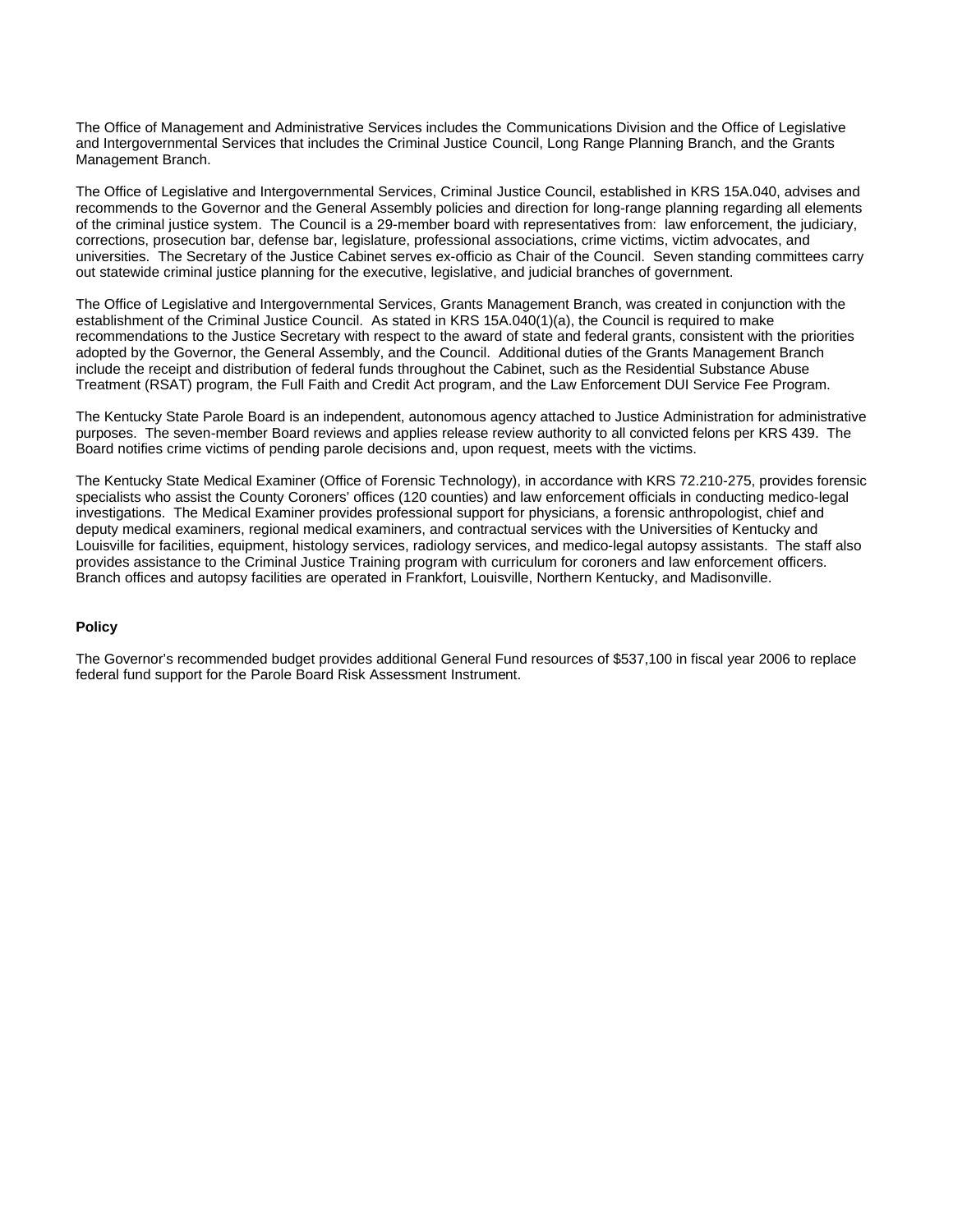The Office of Management and Administrative Services includes the Communications Division and the Office of Legislative and Intergovernmental Services that includes the Criminal Justice Council, Long Range Planning Branch, and the Grants Management Branch.

The Office of Legislative and Intergovernmental Services, Criminal Justice Council, established in KRS 15A.040, advises and recommends to the Governor and the General Assembly policies and direction for long-range planning regarding all elements of the criminal justice system. The Council is a 29-member board with representatives from: law enforcement, the judiciary, corrections, prosecution bar, defense bar, legislature, professional associations, crime victims, victim advocates, and universities. The Secretary of the Justice Cabinet serves ex-officio as Chair of the Council. Seven standing committees carry out statewide criminal justice planning for the executive, legislative, and judicial branches of government.

The Office of Legislative and Intergovernmental Services, Grants Management Branch, was created in conjunction with the establishment of the Criminal Justice Council. As stated in KRS 15A.040(1)(a), the Council is required to make recommendations to the Justice Secretary with respect to the award of state and federal grants, consistent with the priorities adopted by the Governor, the General Assembly, and the Council. Additional duties of the Grants Management Branch include the receipt and distribution of federal funds throughout the Cabinet, such as the Residential Substance Abuse Treatment (RSAT) program, the Full Faith and Credit Act program, and the Law Enforcement DUI Service Fee Program.

The Kentucky State Parole Board is an independent, autonomous agency attached to Justice Administration for administrative purposes. The seven-member Board reviews and applies release review authority to all convicted felons per KRS 439. The Board notifies crime victims of pending parole decisions and, upon request, meets with the victims.

The Kentucky State Medical Examiner (Office of Forensic Technology), in accordance with KRS 72.210-275, provides forensic specialists who assist the County Coroners' offices (120 counties) and law enforcement officials in conducting medico-legal investigations. The Medical Examiner provides professional support for physicians, a forensic anthropologist, chief and deputy medical examiners, regional medical examiners, and contractual services with the Universities of Kentucky and Louisville for facilities, equipment, histology services, radiology services, and medico-legal autopsy assistants. The staff also provides assistance to the Criminal Justice Training program with curriculum for coroners and law enforcement officers. Branch offices and autopsy facilities are operated in Frankfort, Louisville, Northern Kentucky, and Madisonville.

**Policy**

The Governor's recommended budget provides additional General Fund resources of $537,100 in fiscal year 2006 to replace federal fund support for the Parole Board Risk Assessment Instrument.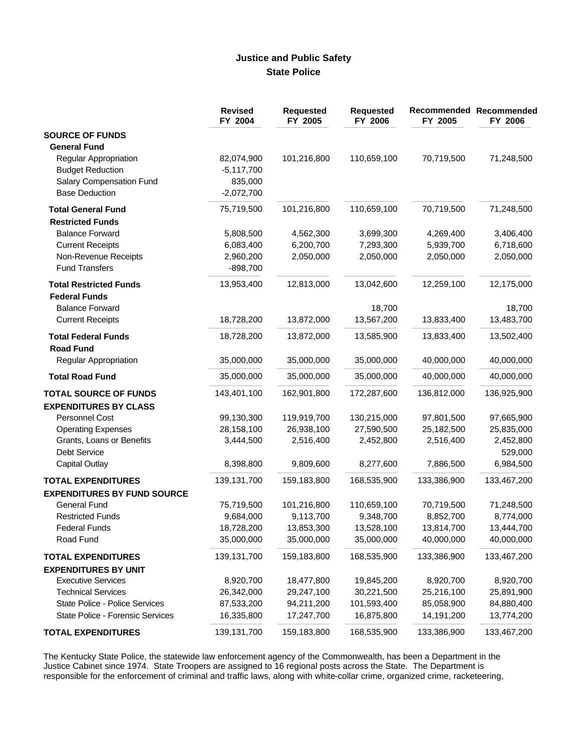## Justice and Public Safety
## State Police

| | Revised FY 2004 | Requested FY 2005 | Requested FY 2006 | Recommended FY 2005 | Recommended FY 2006 |
|---|---|---|---|---|---|
| **SOURCE OF FUNDS** | | | | | |
| **General Fund** | | | | | |
| Regular Appropriation | 82,074,900 | 101,216,800 | 110,659,100 | 70,719,500 | 71,248,500 |
| Budget Reduction | -5,117,700 | | | | |
| Salary Compensation Fund | 835,000 | | | | |
| Base Deduction | -2,072,700 | | | | |
| **Total General Fund** | 75,719,500 | 101,216,800 | 110,659,100 | 70,719,500 | 71,248,500 |
| **Restricted Funds** | | | | | |
| Balance Forward | 5,808,500 | 4,562,300 | 3,699,300 | 4,269,400 | 3,406,400 |
| Current Receipts | 6,083,400 | 6,200,700 | 7,293,300 | 5,939,700 | 6,718,600 |
| Non-Revenue Receipts | 2,960,200 | 2,050,000 | 2,050,000 | 2,050,000 | 2,050,000 |
| Fund Transfers | -898,700 | | | | |
| **Total Restricted Funds** | 13,953,400 | 12,813,000 | 13,042,600 | 12,259,100 | 12,175,000 |
| **Federal Funds** | | | | | |
| Balance Forward | | | 18,700 | | 18,700 |
| Current Receipts | 18,728,200 | 13,872,000 | 13,567,200 | 13,833,400 | 13,483,700 |
| **Total Federal Funds** | 18,728,200 | 13,872,000 | 13,585,900 | 13,833,400 | 13,502,400 |
| **Road Fund** | | | | | |
| Regular Appropriation | 35,000,000 | 35,000,000 | 35,000,000 | 40,000,000 | 40,000,000 |
| **Total Road Fund** | 35,000,000 | 35,000,000 | 35,000,000 | 40,000,000 | 40,000,000 |
| **TOTAL SOURCE OF FUNDS** | 143,401,100 | 162,901,800 | 172,287,600 | 136,812,000 | 136,925,900 |
| **EXPENDITURES BY CLASS** | | | | | |
| Personnel Cost | 99,130,300 | 119,919,700 | 130,215,000 | 97,801,500 | 97,665,900 |
| Operating Expenses | 28,158,100 | 26,938,100 | 27,590,500 | 25,182,500 | 25,835,000 |
| Grants, Loans or Benefits | 3,444,500 | 2,516,400 | 2,452,800 | 2,516,400 | 2,452,800 |
| Debt Service | | | | | 529,000 |
| Capital Outlay | 8,398,800 | 9,809,600 | 8,277,600 | 7,886,500 | 6,984,500 |
| **TOTAL EXPENDITURES** | 139,131,700 | 159,183,800 | 168,535,900 | 133,386,900 | 133,467,200 |
| **EXPENDITURES BY FUND SOURCE** | | | | | |
| General Fund | 75,719,500 | 101,216,800 | 110,659,100 | 70,719,500 | 71,248,500 |
| Restricted Funds | 9,684,000 | 9,113,700 | 9,348,700 | 8,852,700 | 8,774,000 |
| Federal Funds | 18,728,200 | 13,853,300 | 13,528,100 | 13,814,700 | 13,444,700 |
| Road Fund | 35,000,000 | 35,000,000 | 35,000,000 | 40,000,000 | 40,000,000 |
| **TOTAL EXPENDITURES** | 139,131,700 | 159,183,800 | 168,535,900 | 133,386,900 | 133,467,200 |
| **EXPENDITURES BY UNIT** | | | | | |
| Executive Services | 8,920,700 | 18,477,800 | 19,845,200 | 8,920,700 | 8,920,700 |
| Technical Services | 26,342,000 | 29,247,100 | 30,221,500 | 25,216,100 | 25,891,900 |
| State Police - Police Services | 87,533,200 | 94,211,200 | 101,593,400 | 85,058,900 | 84,880,400 |
| State Police - Forensic Services | 16,335,800 | 17,247,700 | 16,875,800 | 14,191,200 | 13,774,200 |
| **TOTAL EXPENDITURES** | 139,131,700 | 159,183,800 | 168,535,900 | 133,386,900 | 133,467,200 |

The Kentucky State Police, the statewide law enforcement agency of the Commonwealth, has been a Department in the Justice Cabinet since 1974. State Troopers are assigned to 16 regional posts across the State. The Department is responsible for the enforcement of criminal and traffic laws, along with white-collar crime, organized crime, racketeering,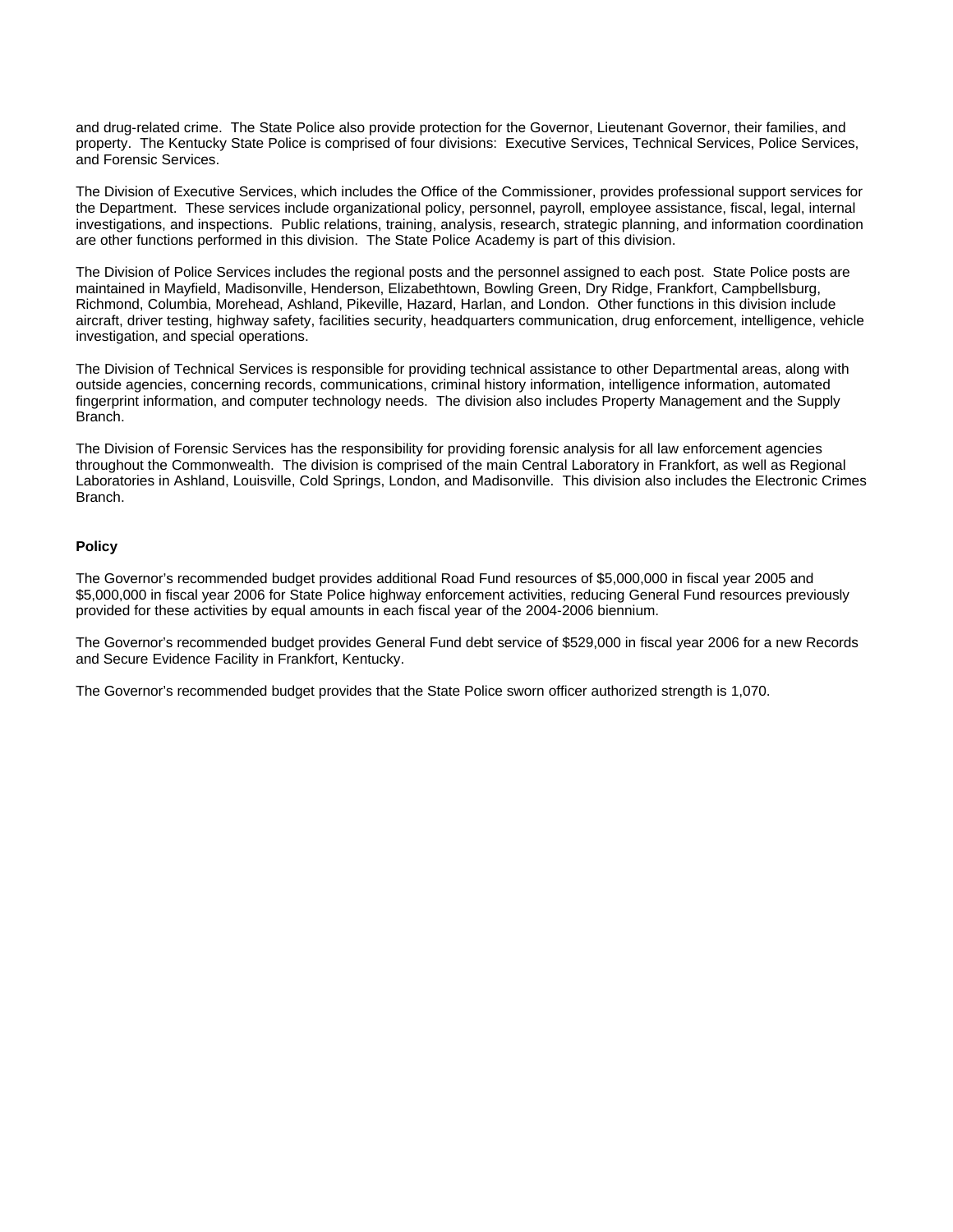and drug-related crime. The State Police also provide protection for the Governor, Lieutenant Governor, their families, and property. The Kentucky State Police is comprised of four divisions: Executive Services, Technical Services, Police Services, and Forensic Services.

The Division of Executive Services, which includes the Office of the Commissioner, provides professional support services for the Department. These services include organizational policy, personnel, payroll, employee assistance, fiscal, legal, internal investigations, and inspections. Public relations, training, analysis, research, strategic planning, and information coordination are other functions performed in this division. The State Police Academy is part of this division.

The Division of Police Services includes the regional posts and the personnel assigned to each post. State Police posts are maintained in Mayfield, Madisonville, Henderson, Elizabethtown, Bowling Green, Dry Ridge, Frankfort, Campbellsburg, Richmond, Columbia, Morehead, Ashland, Pikeville, Hazard, Harlan, and London. Other functions in this division include aircraft, driver testing, highway safety, facilities security, headquarters communication, drug enforcement, intelligence, vehicle investigation, and special operations.

The Division of Technical Services is responsible for providing technical assistance to other Departmental areas, along with outside agencies, concerning records, communications, criminal history information, intelligence information, automated fingerprint information, and computer technology needs. The division also includes Property Management and the Supply Branch.

The Division of Forensic Services has the responsibility for providing forensic analysis for all law enforcement agencies throughout the Commonwealth. The division is comprised of the main Central Laboratory in Frankfort, as well as Regional Laboratories in Ashland, Louisville, Cold Springs, London, and Madisonville. This division also includes the Electronic Crimes Branch.

**Policy**

The Governor's recommended budget provides additional Road Fund resources of $5,000,000 in fiscal year 2005 and $5,000,000 in fiscal year 2006 for State Police highway enforcement activities, reducing General Fund resources previously provided for these activities by equal amounts in each fiscal year of the 2004-2006 biennium.

The Governor's recommended budget provides General Fund debt service of $529,000 in fiscal year 2006 for a new Records and Secure Evidence Facility in Frankfort, Kentucky.

The Governor's recommended budget provides that the State Police sworn officer authorized strength is 1,070.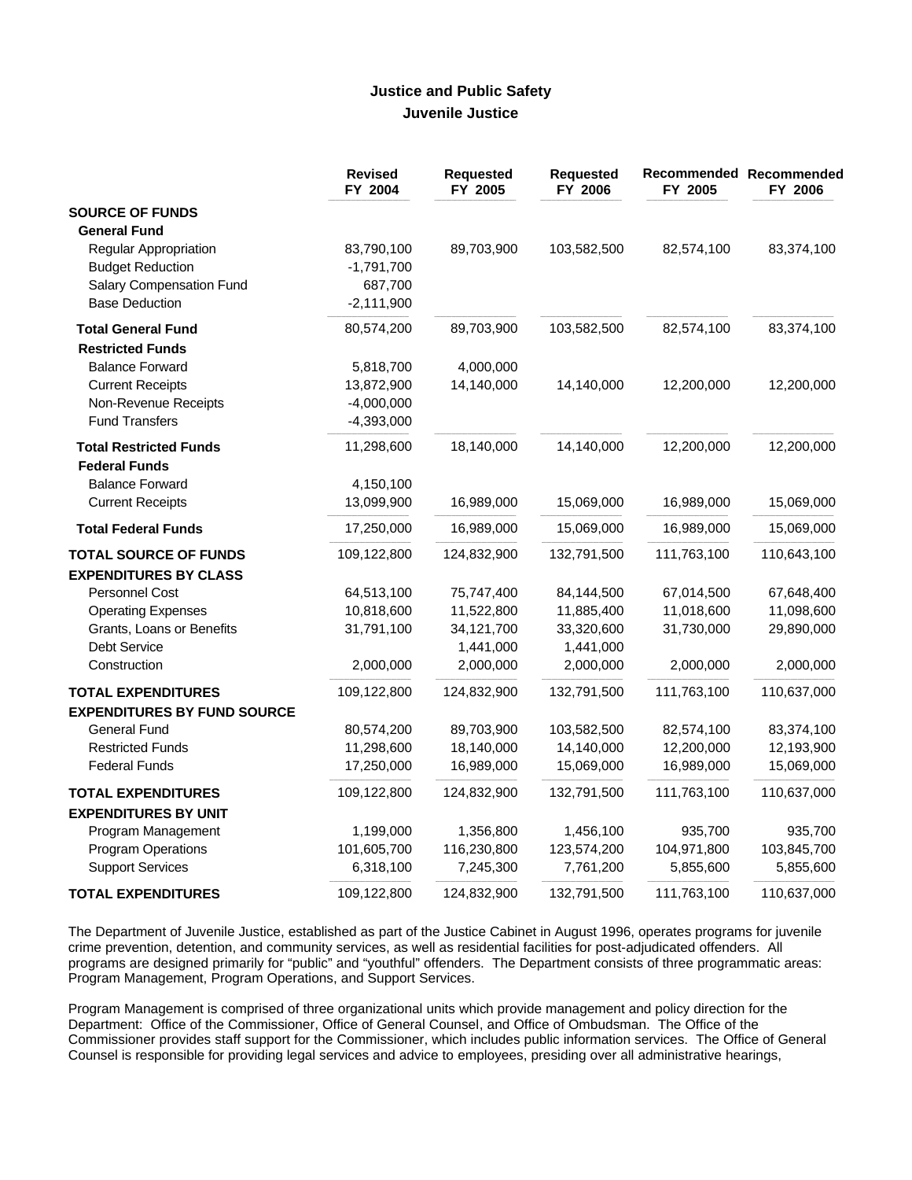## Justice and Public Safety
### Juvenile Justice

| | Revised FY 2004 | Requested FY 2005 | Requested FY 2006 | Recommended FY 2005 | Recommended FY 2006 |
|---|---|---|---|---|---|
| **SOURCE OF FUNDS** | | | | | |
| **General Fund** | | | | | |
| Regular Appropriation | 83,790,100 | 89,703,900 | 103,582,500 | 82,574,100 | 83,374,100 |
| Budget Reduction | -1,791,700 | | | | |
| Salary Compensation Fund | 687,700 | | | | |
| Base Deduction | -2,111,900 | | | | |
| **Total General Fund** | 80,574,200 | 89,703,900 | 103,582,500 | 82,574,100 | 83,374,100 |
| **Restricted Funds** | | | | | |
| Balance Forward | 5,818,700 | 4,000,000 | | | |
| Current Receipts | 13,872,900 | 14,140,000 | 14,140,000 | 12,200,000 | 12,200,000 |
| Non-Revenue Receipts | -4,000,000 | | | | |
| Fund Transfers | -4,393,000 | | | | |
| **Total Restricted Funds** | 11,298,600 | 18,140,000 | 14,140,000 | 12,200,000 | 12,200,000 |
| **Federal Funds** | | | | | |
| Balance Forward | 4,150,100 | | | | |
| Current Receipts | 13,099,900 | 16,989,000 | 15,069,000 | 16,989,000 | 15,069,000 |
| **Total Federal Funds** | 17,250,000 | 16,989,000 | 15,069,000 | 16,989,000 | 15,069,000 |
| **TOTAL SOURCE OF FUNDS** | 109,122,800 | 124,832,900 | 132,791,500 | 111,763,100 | 110,643,100 |
| **EXPENDITURES BY CLASS** | | | | | |
| Personnel Cost | 64,513,100 | 75,747,400 | 84,144,500 | 67,014,500 | 67,648,400 |
| Operating Expenses | 10,818,600 | 11,522,800 | 11,885,400 | 11,018,600 | 11,098,600 |
| Grants, Loans or Benefits | 31,791,100 | 34,121,700 | 33,320,600 | 31,730,000 | 29,890,000 |
| Debt Service | | 1,441,000 | 1,441,000 | | |
| Construction | 2,000,000 | 2,000,000 | 2,000,000 | 2,000,000 | 2,000,000 |
| **TOTAL EXPENDITURES** | 109,122,800 | 124,832,900 | 132,791,500 | 111,763,100 | 110,637,000 |
| **EXPENDITURES BY FUND SOURCE** | | | | | |
| General Fund | 80,574,200 | 89,703,900 | 103,582,500 | 82,574,100 | 83,374,100 |
| Restricted Funds | 11,298,600 | 18,140,000 | 14,140,000 | 12,200,000 | 12,193,900 |
| Federal Funds | 17,250,000 | 16,989,000 | 15,069,000 | 16,989,000 | 15,069,000 |
| **TOTAL EXPENDITURES** | 109,122,800 | 124,832,900 | 132,791,500 | 111,763,100 | 110,637,000 |
| **EXPENDITURES BY UNIT** | | | | | |
| Program Management | 1,199,000 | 1,356,800 | 1,456,100 | 935,700 | 935,700 |
| Program Operations | 101,605,700 | 116,230,800 | 123,574,200 | 104,971,800 | 103,845,700 |
| Support Services | 6,318,100 | 7,245,300 | 7,761,200 | 5,855,600 | 5,855,600 |
| **TOTAL EXPENDITURES** | 109,122,800 | 124,832,900 | 132,791,500 | 111,763,100 | 110,637,000 |

The Department of Juvenile Justice, established as part of the Justice Cabinet in August 1996, operates programs for juvenile crime prevention, detention, and community services, as well as residential facilities for post-adjudicated offenders. All programs are designed primarily for "public" and "youthful" offenders. The Department consists of three programmatic areas: Program Management, Program Operations, and Support Services.

Program Management is comprised of three organizational units which provide management and policy direction for the Department: Office of the Commissioner, Office of General Counsel, and Office of Ombudsman. The Office of the Commissioner provides staff support for the Commissioner, which includes public information services. The Office of General Counsel is responsible for providing legal services and advice to employees, presiding over all administrative hearings,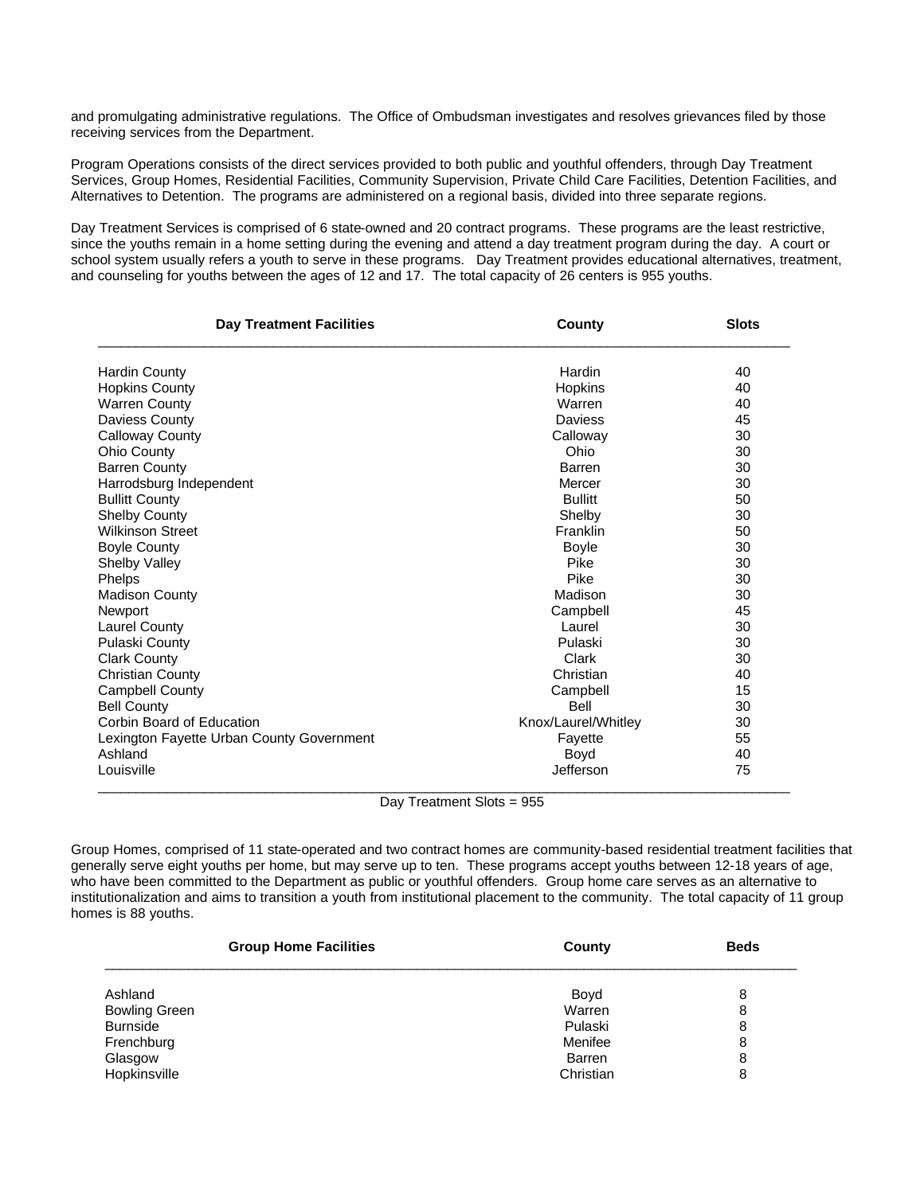and promulgating administrative regulations. The Office of Ombudsman investigates and resolves grievances filed by those receiving services from the Department.

Program Operations consists of the direct services provided to both public and youthful offenders, through Day Treatment Services, Group Homes, Residential Facilities, Community Supervision, Private Child Care Facilities, Detention Facilities, and Alternatives to Detention. The programs are administered on a regional basis, divided into three separate regions.

Day Treatment Services is comprised of 6 state-owned and 20 contract programs. These programs are the least restrictive, since the youths remain in a home setting during the evening and attend a day treatment program during the day. A court or school system usually refers a youth to serve in these programs. Day Treatment provides educational alternatives, treatment, and counseling for youths between the ages of 12 and 17. The total capacity of 26 centers is 955 youths.

| Day Treatment Facilities | County | Slots |
|---|---|---|
| Hardin County | Hardin | 40 |
| Hopkins County | Hopkins | 40 |
| Warren County | Warren | 40 |
| Daviess County | Daviess | 45 |
| Calloway County | Calloway | 30 |
| Ohio County | Ohio | 30 |
| Barren County | Barren | 30 |
| Harrodsburg Independent | Mercer | 30 |
| Bullitt County | Bullitt | 50 |
| Shelby County | Shelby | 30 |
| Wilkinson Street | Franklin | 50 |
| Boyle County | Boyle | 30 |
| Shelby Valley | Pike | 30 |
| Phelps | Pike | 30 |
| Madison County | Madison | 30 |
| Newport | Campbell | 45 |
| Laurel County | Laurel | 30 |
| Pulaski County | Pulaski | 30 |
| Clark County | Clark | 30 |
| Christian County | Christian | 40 |
| Campbell County | Campbell | 15 |
| Bell County | Bell | 30 |
| Corbin Board of Education | Knox/Laurel/Whitley | 30 |
| Lexington Fayette Urban County Government | Fayette | 55 |
| Ashland | Boyd | 40 |
| Louisville | Jefferson | 75 |

Day Treatment Slots = 955

Group Homes, comprised of 11 state-operated and two contract homes are community-based residential treatment facilities that generally serve eight youths per home, but may serve up to ten. These programs accept youths between 12-18 years of age, who have been committed to the Department as public or youthful offenders. Group home care serves as an alternative to institutionalization and aims to transition a youth from institutional placement to the community. The total capacity of 11 group homes is 88 youths.

| Group Home Facilities | County | Beds |
|---|---|---|
| Ashland | Boyd | 8 |
| Bowling Green | Warren | 8 |
| Burnside | Pulaski | 8 |
| Frenchburg | Menifee | 8 |
| Glasgow | Barren | 8 |
| Hopkinsville | Christian | 8 |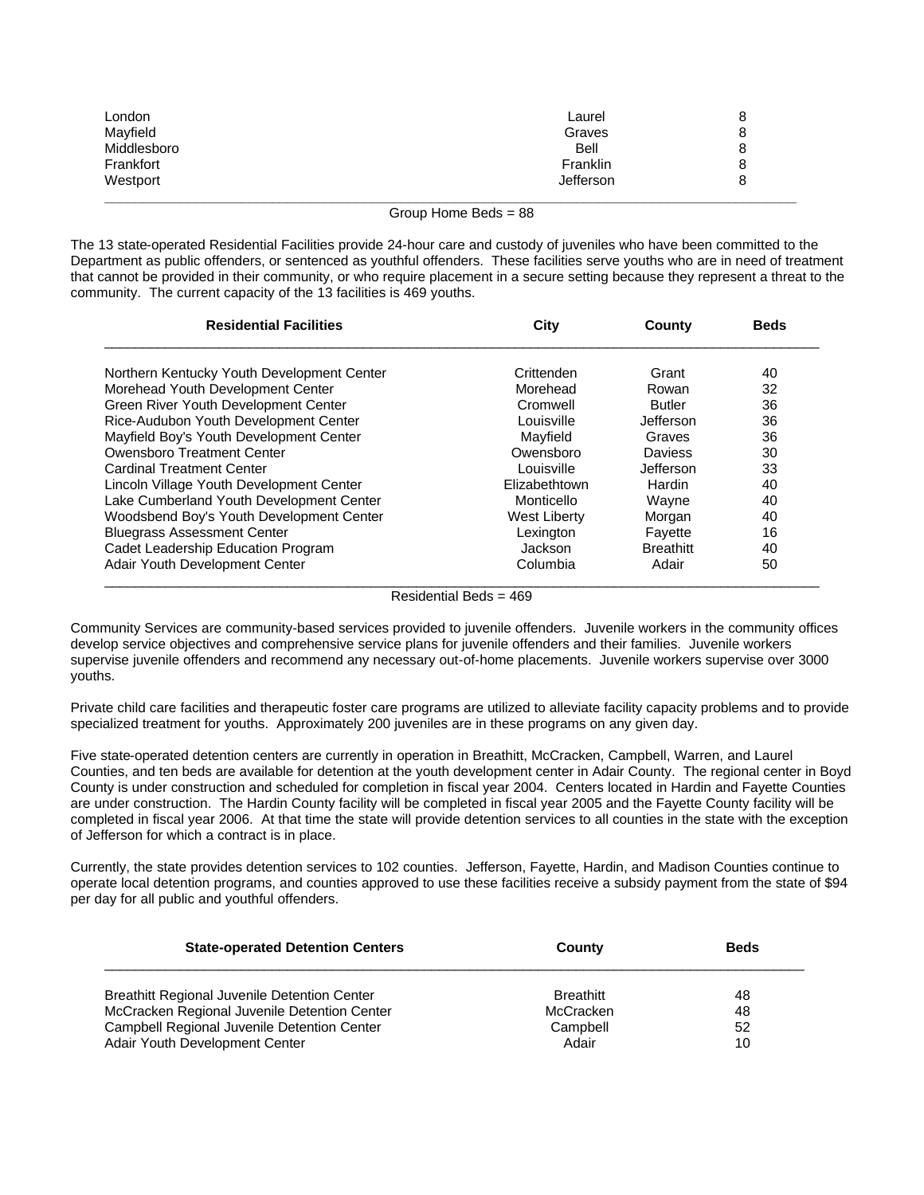| | | |
|---|---|---|
| London | Laurel | 8 |
| Mayfield | Graves | 8 |
| Middlesboro | Bell | 8 |
| Frankfort | Franklin | 8 |
| Westport | Jefferson | 8 |

Group Home Beds = 88

The 13 state-operated Residential Facilities provide 24-hour care and custody of juveniles who have been committed to the Department as public offenders, or sentenced as youthful offenders. These facilities serve youths who are in need of treatment that cannot be provided in their community, or who require placement in a secure setting because they represent a threat to the community. The current capacity of the 13 facilities is 469 youths.

| **Residential Facilities** | **City** | **County** | **Beds** |
|---|---|---|---|
| Northern Kentucky Youth Development Center | Crittenden | Grant | 40 |
| Morehead Youth Development Center | Morehead | Rowan | 32 |
| Green River Youth Development Center | Cromwell | Butler | 36 |
| Rice-Audubon Youth Development Center | Louisville | Jefferson | 36 |
| Mayfield Boy's Youth Development Center | Mayfield | Graves | 36 |
| Owensboro Treatment Center | Owensboro | Daviess | 30 |
| Cardinal Treatment Center | Louisville | Jefferson | 33 |
| Lincoln Village Youth Development Center | Elizabethtown | Hardin | 40 |
| Lake Cumberland Youth Development Center | Monticello | Wayne | 40 |
| Woodsbend Boy's Youth Development Center | West Liberty | Morgan | 40 |
| Bluegrass Assessment Center | Lexington | Fayette | 16 |
| Cadet Leadership Education Program | Jackson | Breathitt | 40 |
| Adair Youth Development Center | Columbia | Adair | 50 |

Residential Beds = 469

Community Services are community-based services provided to juvenile offenders. Juvenile workers in the community offices develop service objectives and comprehensive service plans for juvenile offenders and their families. Juvenile workers supervise juvenile offenders and recommend any necessary out-of-home placements. Juvenile workers supervise over 3000 youths.

Private child care facilities and therapeutic foster care programs are utilized to alleviate facility capacity problems and to provide specialized treatment for youths. Approximately 200 juveniles are in these programs on any given day.

Five state-operated detention centers are currently in operation in Breathitt, McCracken, Campbell, Warren, and Laurel Counties, and ten beds are available for detention at the youth development center in Adair County. The regional center in Boyd County is under construction and scheduled for completion in fiscal year 2004. Centers located in Hardin and Fayette Counties are under construction. The Hardin County facility will be completed in fiscal year 2005 and the Fayette County facility will be completed in fiscal year 2006. At that time the state will provide detention services to all counties in the state with the exception of Jefferson for which a contract is in place.

Currently, the state provides detention services to 102 counties. Jefferson, Fayette, Hardin, and Madison Counties continue to operate local detention programs, and counties approved to use these facilities receive a subsidy payment from the state of $94 per day for all public and youthful offenders.

| **State-operated Detention Centers** | **County** | **Beds** |
|---|---|---|
| Breathitt Regional Juvenile Detention Center | Breathitt | 48 |
| McCracken Regional Juvenile Detention Center | McCracken | 48 |
| Campbell Regional Juvenile Detention Center | Campbell | 52 |
| Adair Youth Development Center | Adair | 10 |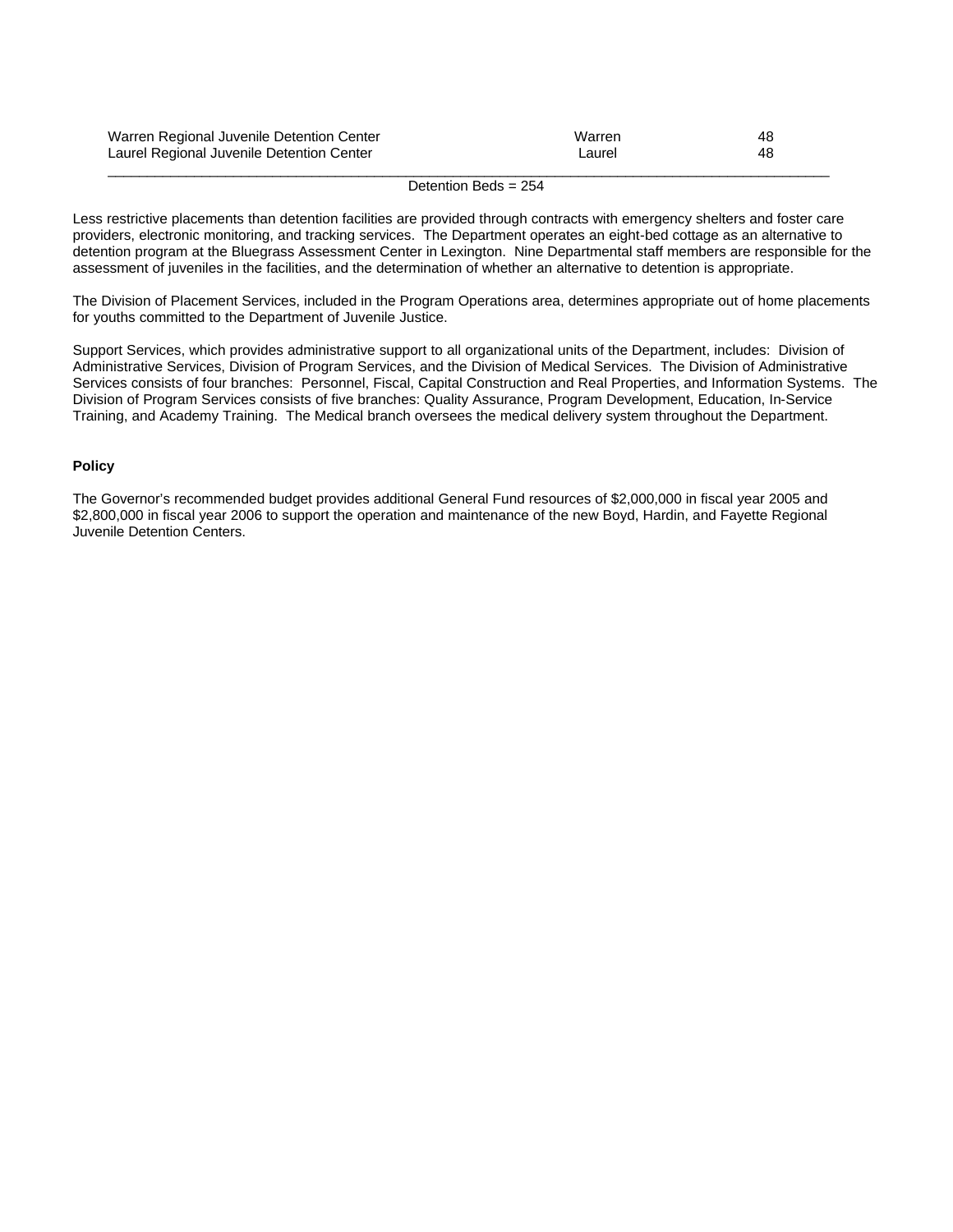| | | |
|---|---|---|
| Warren Regional Juvenile Detention Center | Warren | 48 |
| Laurel Regional Juvenile Detention Center | Laurel | 48 |
| | Detention Beds = 254 | |

Less restrictive placements than detention facilities are provided through contracts with emergency shelters and foster care providers, electronic monitoring, and tracking services. The Department operates an eight-bed cottage as an alternative to detention program at the Bluegrass Assessment Center in Lexington. Nine Departmental staff members are responsible for the assessment of juveniles in the facilities, and the determination of whether an alternative to detention is appropriate.

The Division of Placement Services, included in the Program Operations area, determines appropriate out of home placements for youths committed to the Department of Juvenile Justice.

Support Services, which provides administrative support to all organizational units of the Department, includes: Division of Administrative Services, Division of Program Services, and the Division of Medical Services. The Division of Administrative Services consists of four branches: Personnel, Fiscal, Capital Construction and Real Properties, and Information Systems. The Division of Program Services consists of five branches: Quality Assurance, Program Development, Education, In-Service Training, and Academy Training. The Medical branch oversees the medical delivery system throughout the Department.

**Policy**

The Governor's recommended budget provides additional General Fund resources of $2,000,000 in fiscal year 2005 and $2,800,000 in fiscal year 2006 to support the operation and maintenance of the new Boyd, Hardin, and Fayette Regional Juvenile Detention Centers.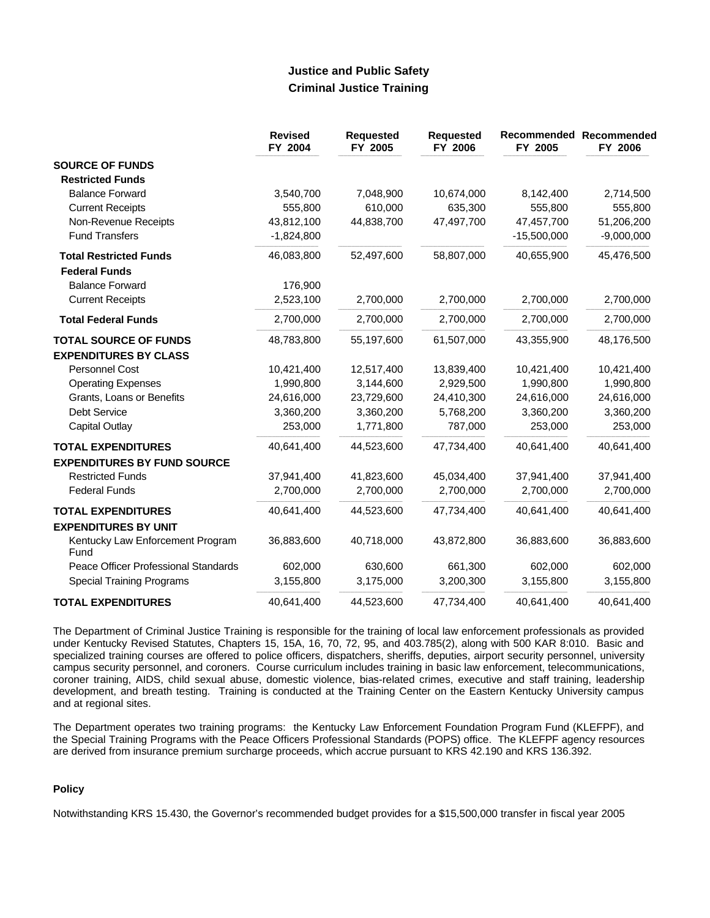## Justice and Public Safety
### Criminal Justice Training

| | Revised FY 2004 | Requested FY 2005 | Requested FY 2006 | Recommended FY 2005 | Recommended FY 2006 |
|---|---|---|---|---|---|
| **SOURCE OF FUNDS** | | | | | |
| **Restricted Funds** | | | | | |
| Balance Forward | 3,540,700 | 7,048,900 | 10,674,000 | 8,142,400 | 2,714,500 |
| Current Receipts | 555,800 | 610,000 | 635,300 | 555,800 | 555,800 |
| Non-Revenue Receipts | 43,812,100 | 44,838,700 | 47,497,700 | 47,457,700 | 51,206,200 |
| Fund Transfers | -1,824,800 | | | -15,500,000 | -9,000,000 |
| **Total Restricted Funds** | 46,083,800 | 52,497,600 | 58,807,000 | 40,655,900 | 45,476,500 |
| **Federal Funds** | | | | | |
| Balance Forward | 176,900 | | | | |
| Current Receipts | 2,523,100 | 2,700,000 | 2,700,000 | 2,700,000 | 2,700,000 |
| **Total Federal Funds** | 2,700,000 | 2,700,000 | 2,700,000 | 2,700,000 | 2,700,000 |
| **TOTAL SOURCE OF FUNDS** | 48,783,800 | 55,197,600 | 61,507,000 | 43,355,900 | 48,176,500 |
| **EXPENDITURES BY CLASS** | | | | | |
| Personnel Cost | 10,421,400 | 12,517,400 | 13,839,400 | 10,421,400 | 10,421,400 |
| Operating Expenses | 1,990,800 | 3,144,600 | 2,929,500 | 1,990,800 | 1,990,800 |
| Grants, Loans or Benefits | 24,616,000 | 23,729,600 | 24,410,300 | 24,616,000 | 24,616,000 |
| Debt Service | 3,360,200 | 3,360,200 | 5,768,200 | 3,360,200 | 3,360,200 |
| Capital Outlay | 253,000 | 1,771,800 | 787,000 | 253,000 | 253,000 |
| **TOTAL EXPENDITURES** | 40,641,400 | 44,523,600 | 47,734,400 | 40,641,400 | 40,641,400 |
| **EXPENDITURES BY FUND SOURCE** | | | | | |
| Restricted Funds | 37,941,400 | 41,823,600 | 45,034,400 | 37,941,400 | 37,941,400 |
| Federal Funds | 2,700,000 | 2,700,000 | 2,700,000 | 2,700,000 | 2,700,000 |
| **TOTAL EXPENDITURES** | 40,641,400 | 44,523,600 | 47,734,400 | 40,641,400 | 40,641,400 |
| **EXPENDITURES BY UNIT** | | | | | |
| Kentucky Law Enforcement Program Fund | 36,883,600 | 40,718,000 | 43,872,800 | 36,883,600 | 36,883,600 |
| Peace Officer Professional Standards | 602,000 | 630,600 | 661,300 | 602,000 | 602,000 |
| Special Training Programs | 3,155,800 | 3,175,000 | 3,200,300 | 3,155,800 | 3,155,800 |
| **TOTAL EXPENDITURES** | 40,641,400 | 44,523,600 | 47,734,400 | 40,641,400 | 40,641,400 |

The Department of Criminal Justice Training is responsible for the training of local law enforcement professionals as provided under Kentucky Revised Statutes, Chapters 15, 15A, 16, 70, 72, 95, and 403.785(2), along with 500 KAR 8:010. Basic and specialized training courses are offered to police officers, dispatchers, sheriffs, deputies, airport security personnel, university campus security personnel, and coroners. Course curriculum includes training in basic law enforcement, telecommunications, coroner training, AIDS, child sexual abuse, domestic violence, bias-related crimes, executive and staff training, leadership development, and breath testing. Training is conducted at the Training Center on the Eastern Kentucky University campus and at regional sites.

The Department operates two training programs: the Kentucky Law Enforcement Foundation Program Fund (KLEFPF), and the Special Training Programs with the Peace Officers Professional Standards (POPS) office. The KLEFPF agency resources are derived from insurance premium surcharge proceeds, which accrue pursuant to KRS 42.190 and KRS 136.392.

**Policy**

Notwithstanding KRS 15.430, the Governor's recommended budget provides for a $15,500,000 transfer in fiscal year 2005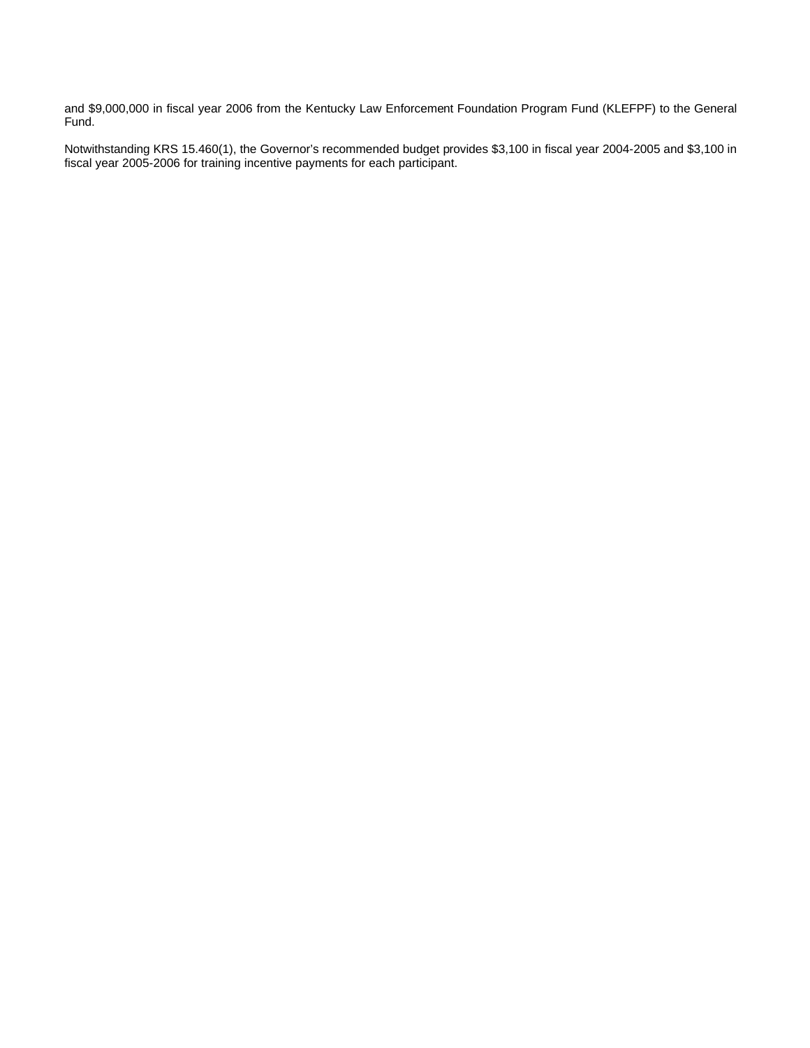and $9,000,000 in fiscal year 2006 from the Kentucky Law Enforcement Foundation Program Fund (KLEFPF) to the General Fund.

Notwithstanding KRS 15.460(1), the Governor's recommended budget provides $3,100 in fiscal year 2004-2005 and $3,100 in fiscal year 2005-2006 for training incentive payments for each participant.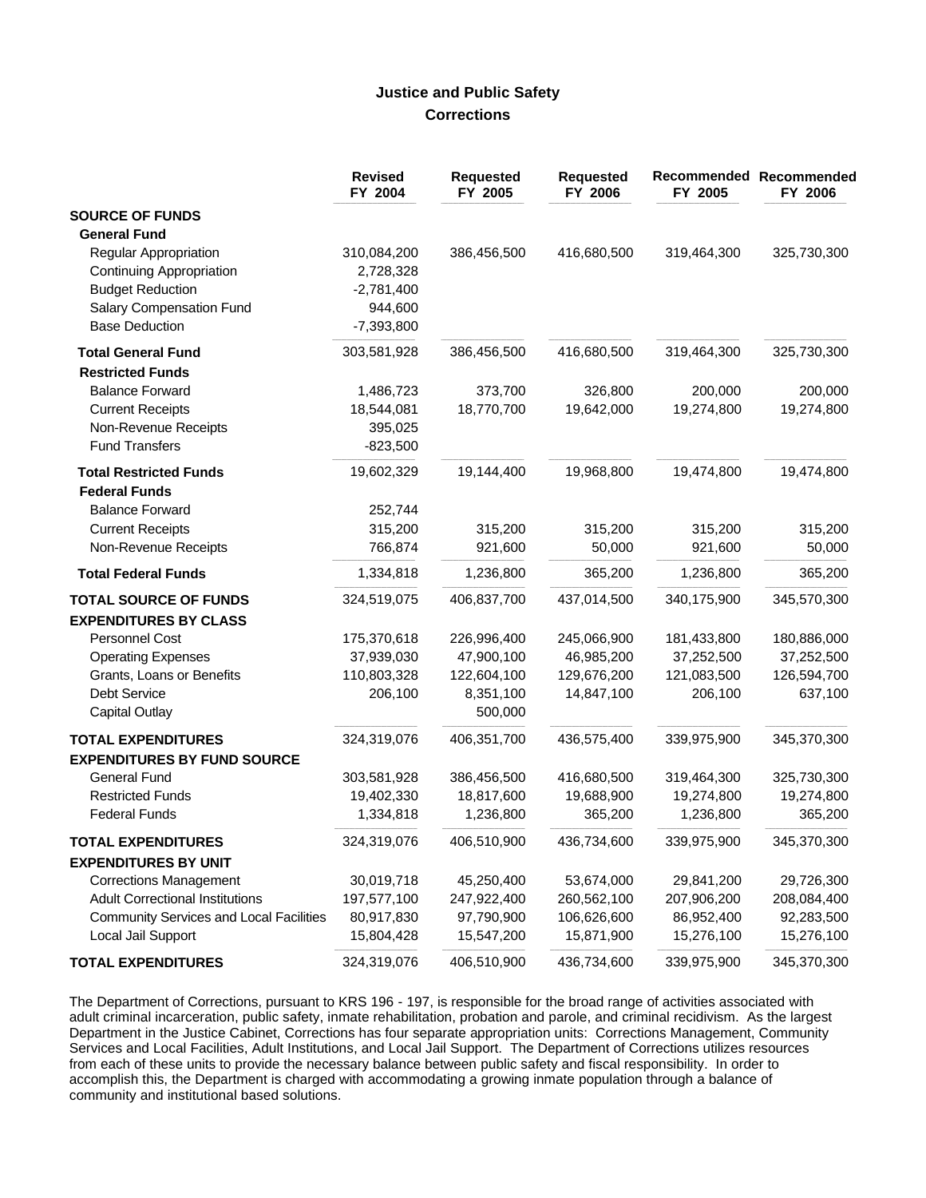## Justice and Public Safety
### Corrections

| | Revised FY 2004 | Requested FY 2005 | Requested FY 2006 | Recommended FY 2005 | Recommended FY 2006 |
|---|---|---|---|---|---|
| **SOURCE OF FUNDS** | | | | | |
| **General Fund** | | | | | |
| Regular Appropriation | 310,084,200 | 386,456,500 | 416,680,500 | 319,464,300 | 325,730,300 |
| Continuing Appropriation | 2,728,328 | | | | |
| Budget Reduction | -2,781,400 | | | | |
| Salary Compensation Fund | 944,600 | | | | |
| Base Deduction | -7,393,800 | | | | |
| **Total General Fund** | 303,581,928 | 386,456,500 | 416,680,500 | 319,464,300 | 325,730,300 |
| **Restricted Funds** | | | | | |
| Balance Forward | 1,486,723 | 373,700 | 326,800 | 200,000 | 200,000 |
| Current Receipts | 18,544,081 | 18,770,700 | 19,642,000 | 19,274,800 | 19,274,800 |
| Non-Revenue Receipts | 395,025 | | | | |
| Fund Transfers | -823,500 | | | | |
| **Total Restricted Funds** | 19,602,329 | 19,144,400 | 19,968,800 | 19,474,800 | 19,474,800 |
| **Federal Funds** | | | | | |
| Balance Forward | 252,744 | | | | |
| Current Receipts | 315,200 | 315,200 | 315,200 | 315,200 | 315,200 |
| Non-Revenue Receipts | 766,874 | 921,600 | 50,000 | 921,600 | 50,000 |
| **Total Federal Funds** | 1,334,818 | 1,236,800 | 365,200 | 1,236,800 | 365,200 |
| **TOTAL SOURCE OF FUNDS** | 324,519,075 | 406,837,700 | 437,014,500 | 340,175,900 | 345,570,300 |
| **EXPENDITURES BY CLASS** | | | | | |
| Personnel Cost | 175,370,618 | 226,996,400 | 245,066,900 | 181,433,800 | 180,886,000 |
| Operating Expenses | 37,939,030 | 47,900,100 | 46,985,200 | 37,252,500 | 37,252,500 |
| Grants, Loans or Benefits | 110,803,328 | 122,604,100 | 129,676,200 | 121,083,500 | 126,594,700 |
| Debt Service | 206,100 | 8,351,100 | 14,847,100 | 206,100 | 637,100 |
| Capital Outlay | | 500,000 | | | |
| **TOTAL EXPENDITURES** | 324,319,076 | 406,351,700 | 436,575,400 | 339,975,900 | 345,370,300 |
| **EXPENDITURES BY FUND SOURCE** | | | | | |
| General Fund | 303,581,928 | 386,456,500 | 416,680,500 | 319,464,300 | 325,730,300 |
| Restricted Funds | 19,402,330 | 18,817,600 | 19,688,900 | 19,274,800 | 19,274,800 |
| Federal Funds | 1,334,818 | 1,236,800 | 365,200 | 1,236,800 | 365,200 |
| **TOTAL EXPENDITURES** | 324,319,076 | 406,510,900 | 436,734,600 | 339,975,900 | 345,370,300 |
| **EXPENDITURES BY UNIT** | | | | | |
| Corrections Management | 30,019,718 | 45,250,400 | 53,674,000 | 29,841,200 | 29,726,300 |
| Adult Correctional Institutions | 197,577,100 | 247,922,400 | 260,562,100 | 207,906,200 | 208,084,400 |
| Community Services and Local Facilities | 80,917,830 | 97,790,900 | 106,626,600 | 86,952,400 | 92,283,500 |
| Local Jail Support | 15,804,428 | 15,547,200 | 15,871,900 | 15,276,100 | 15,276,100 |
| **TOTAL EXPENDITURES** | 324,319,076 | 406,510,900 | 436,734,600 | 339,975,900 | 345,370,300 |

The Department of Corrections, pursuant to KRS 196 - 197, is responsible for the broad range of activities associated with adult criminal incarceration, public safety, inmate rehabilitation, probation and parole, and criminal recidivism. As the largest Department in the Justice Cabinet, Corrections has four separate appropriation units: Corrections Management, Community Services and Local Facilities, Adult Institutions, and Local Jail Support. The Department of Corrections utilizes resources from each of these units to provide the necessary balance between public safety and fiscal responsibility. In order to accomplish this, the Department is charged with accommodating a growing inmate population through a balance of community and institutional based solutions.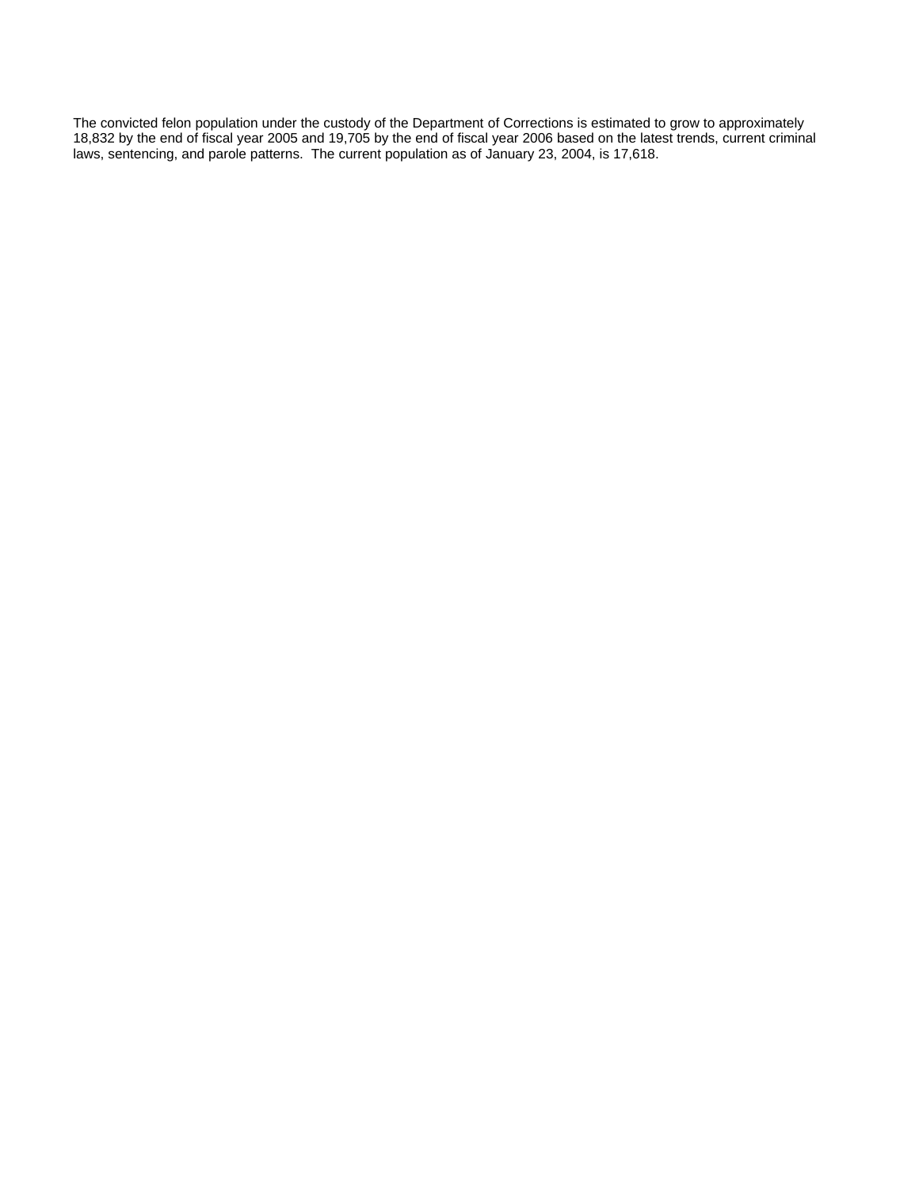The convicted felon population under the custody of the Department of Corrections is estimated to grow to approximately 18,832 by the end of fiscal year 2005 and 19,705 by the end of fiscal year 2006 based on the latest trends, current criminal laws, sentencing, and parole patterns. The current population as of January 23, 2004, is 17,618.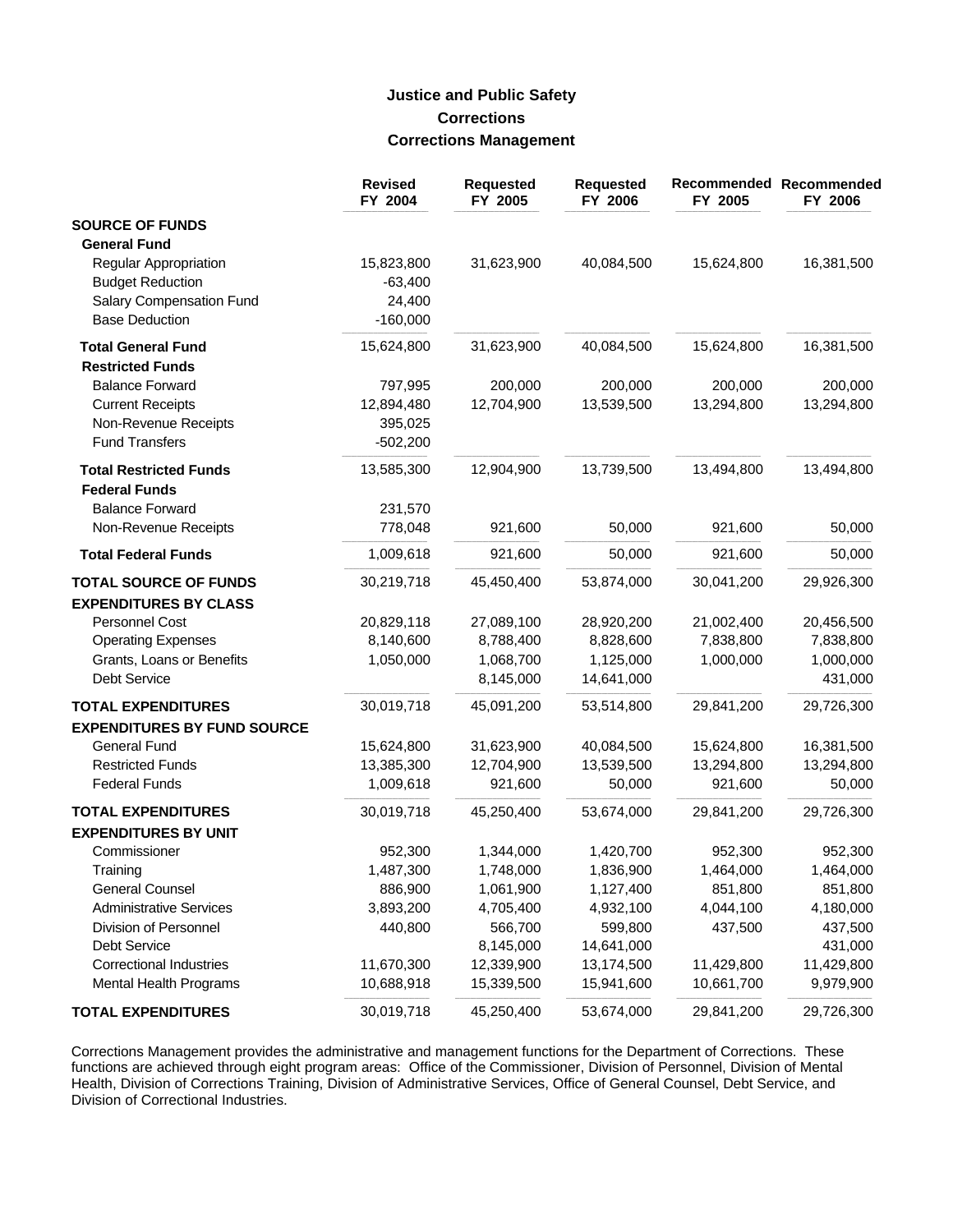# Justice and Public Safety
## Corrections
### Corrections Management

| | Revised FY 2004 | Requested FY 2005 | Requested FY 2006 | Recommended FY 2005 | Recommended FY 2006 |
|---|---|---|---|---|---|
| **SOURCE OF FUNDS** | | | | | |
| **General Fund** | | | | | |
| Regular Appropriation | 15,823,800 | 31,623,900 | 40,084,500 | 15,624,800 | 16,381,500 |
| Budget Reduction | -63,400 | | | | |
| Salary Compensation Fund | 24,400 | | | | |
| Base Deduction | -160,000 | | | | |
| **Total General Fund** | 15,624,800 | 31,623,900 | 40,084,500 | 15,624,800 | 16,381,500 |
| **Restricted Funds** | | | | | |
| Balance Forward | 797,995 | 200,000 | 200,000 | 200,000 | 200,000 |
| Current Receipts | 12,894,480 | 12,704,900 | 13,539,500 | 13,294,800 | 13,294,800 |
| Non-Revenue Receipts | 395,025 | | | | |
| Fund Transfers | -502,200 | | | | |
| **Total Restricted Funds** | 13,585,300 | 12,904,900 | 13,739,500 | 13,494,800 | 13,494,800 |
| **Federal Funds** | | | | | |
| Balance Forward | 231,570 | | | | |
| Non-Revenue Receipts | 778,048 | 921,600 | 50,000 | 921,600 | 50,000 |
| **Total Federal Funds** | 1,009,618 | 921,600 | 50,000 | 921,600 | 50,000 |
| **TOTAL SOURCE OF FUNDS** | 30,219,718 | 45,450,400 | 53,874,000 | 30,041,200 | 29,926,300 |
| **EXPENDITURES BY CLASS** | | | | | |
| Personnel Cost | 20,829,118 | 27,089,100 | 28,920,200 | 21,002,400 | 20,456,500 |
| Operating Expenses | 8,140,600 | 8,788,400 | 8,828,600 | 7,838,800 | 7,838,800 |
| Grants, Loans or Benefits | 1,050,000 | 1,068,700 | 1,125,000 | 1,000,000 | 1,000,000 |
| Debt Service | | 8,145,000 | 14,641,000 | | 431,000 |
| **TOTAL EXPENDITURES** | 30,019,718 | 45,091,200 | 53,514,800 | 29,841,200 | 29,726,300 |
| **EXPENDITURES BY FUND SOURCE** | | | | | |
| General Fund | 15,624,800 | 31,623,900 | 40,084,500 | 15,624,800 | 16,381,500 |
| Restricted Funds | 13,385,300 | 12,704,900 | 13,539,500 | 13,294,800 | 13,294,800 |
| Federal Funds | 1,009,618 | 921,600 | 50,000 | 921,600 | 50,000 |
| **TOTAL EXPENDITURES** | 30,019,718 | 45,250,400 | 53,674,000 | 29,841,200 | 29,726,300 |
| **EXPENDITURES BY UNIT** | | | | | |
| Commissioner | 952,300 | 1,344,000 | 1,420,700 | 952,300 | 952,300 |
| Training | 1,487,300 | 1,748,000 | 1,836,900 | 1,464,000 | 1,464,000 |
| General Counsel | 886,900 | 1,061,900 | 1,127,400 | 851,800 | 851,800 |
| Administrative Services | 3,893,200 | 4,705,400 | 4,932,100 | 4,044,100 | 4,180,000 |
| Division of Personnel | 440,800 | 566,700 | 599,800 | 437,500 | 437,500 |
| Debt Service | | 8,145,000 | 14,641,000 | | 431,000 |
| Correctional Industries | 11,670,300 | 12,339,900 | 13,174,500 | 11,429,800 | 11,429,800 |
| Mental Health Programs | 10,688,918 | 15,339,500 | 15,941,600 | 10,661,700 | 9,979,900 |
| **TOTAL EXPENDITURES** | 30,019,718 | 45,250,400 | 53,674,000 | 29,841,200 | 29,726,300 |

Corrections Management provides the administrative and management functions for the Department of Corrections. These functions are achieved through eight program areas: Office of the Commissioner, Division of Personnel, Division of Mental Health, Division of Corrections Training, Division of Administrative Services, Office of General Counsel, Debt Service, and Division of Correctional Industries.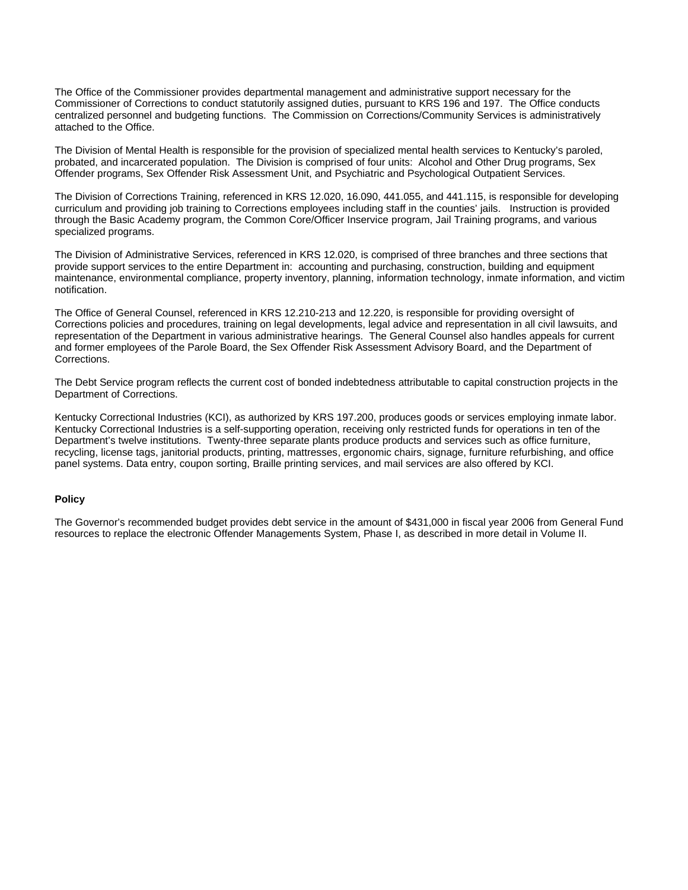The Office of the Commissioner provides departmental management and administrative support necessary for the Commissioner of Corrections to conduct statutorily assigned duties, pursuant to KRS 196 and 197. The Office conducts centralized personnel and budgeting functions. The Commission on Corrections/Community Services is administratively attached to the Office.

The Division of Mental Health is responsible for the provision of specialized mental health services to Kentucky's paroled, probated, and incarcerated population. The Division is comprised of four units: Alcohol and Other Drug programs, Sex Offender programs, Sex Offender Risk Assessment Unit, and Psychiatric and Psychological Outpatient Services.

The Division of Corrections Training, referenced in KRS 12.020, 16.090, 441.055, and 441.115, is responsible for developing curriculum and providing job training to Corrections employees including staff in the counties' jails. Instruction is provided through the Basic Academy program, the Common Core/Officer Inservice program, Jail Training programs, and various specialized programs.

The Division of Administrative Services, referenced in KRS 12.020, is comprised of three branches and three sections that provide support services to the entire Department in: accounting and purchasing, construction, building and equipment maintenance, environmental compliance, property inventory, planning, information technology, inmate information, and victim notification.

The Office of General Counsel, referenced in KRS 12.210-213 and 12.220, is responsible for providing oversight of Corrections policies and procedures, training on legal developments, legal advice and representation in all civil lawsuits, and representation of the Department in various administrative hearings. The General Counsel also handles appeals for current and former employees of the Parole Board, the Sex Offender Risk Assessment Advisory Board, and the Department of Corrections.

The Debt Service program reflects the current cost of bonded indebtedness attributable to capital construction projects in the Department of Corrections.

Kentucky Correctional Industries (KCI), as authorized by KRS 197.200, produces goods or services employing inmate labor. Kentucky Correctional Industries is a self-supporting operation, receiving only restricted funds for operations in ten of the Department's twelve institutions. Twenty-three separate plants produce products and services such as office furniture, recycling, license tags, janitorial products, printing, mattresses, ergonomic chairs, signage, furniture refurbishing, and office panel systems. Data entry, coupon sorting, Braille printing services, and mail services are also offered by KCI.

**Policy**

The Governor's recommended budget provides debt service in the amount of $431,000 in fiscal year 2006 from General Fund resources to replace the electronic Offender Managements System, Phase I, as described in more detail in Volume II.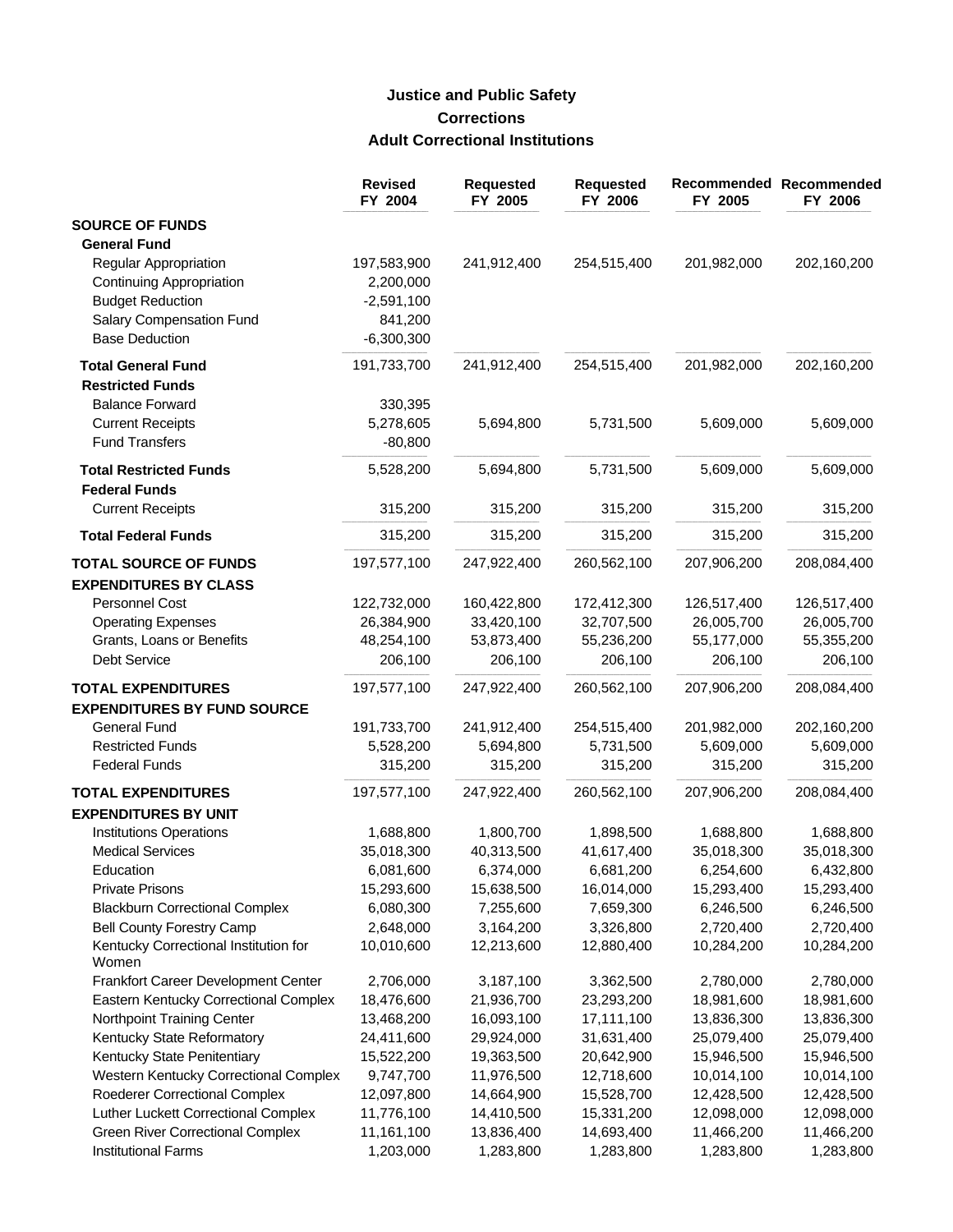# Justice and Public Safety
## Corrections
### Adult Correctional Institutions

| | Revised FY 2004 | Requested FY 2005 | Requested FY 2006 | Recommended FY 2005 | Recommended FY 2006 |
|---|---|---|---|---|---|
| **SOURCE OF FUNDS** | | | | | |
| **General Fund** | | | | | |
| Regular Appropriation | 197,583,900 | 241,912,400 | 254,515,400 | 201,982,000 | 202,160,200 |
| Continuing Appropriation | 2,200,000 | | | | |
| Budget Reduction | -2,591,100 | | | | |
| Salary Compensation Fund | 841,200 | | | | |
| Base Deduction | -6,300,300 | | | | |
| **Total General Fund** | 191,733,700 | 241,912,400 | 254,515,400 | 201,982,000 | 202,160,200 |
| **Restricted Funds** | | | | | |
| Balance Forward | 330,395 | | | | |
| Current Receipts | 5,278,605 | 5,694,800 | 5,731,500 | 5,609,000 | 5,609,000 |
| Fund Transfers | -80,800 | | | | |
| **Total Restricted Funds** | 5,528,200 | 5,694,800 | 5,731,500 | 5,609,000 | 5,609,000 |
| **Federal Funds** | | | | | |
| Current Receipts | 315,200 | 315,200 | 315,200 | 315,200 | 315,200 |
| **Total Federal Funds** | 315,200 | 315,200 | 315,200 | 315,200 | 315,200 |
| **TOTAL SOURCE OF FUNDS** | 197,577,100 | 247,922,400 | 260,562,100 | 207,906,200 | 208,084,400 |
| **EXPENDITURES BY CLASS** | | | | | |
| Personnel Cost | 122,732,000 | 160,422,800 | 172,412,300 | 126,517,400 | 126,517,400 |
| Operating Expenses | 26,384,900 | 33,420,100 | 32,707,500 | 26,005,700 | 26,005,700 |
| Grants, Loans or Benefits | 48,254,100 | 53,873,400 | 55,236,200 | 55,177,000 | 55,355,200 |
| Debt Service | 206,100 | 206,100 | 206,100 | 206,100 | 206,100 |
| **TOTAL EXPENDITURES** | 197,577,100 | 247,922,400 | 260,562,100 | 207,906,200 | 208,084,400 |
| **EXPENDITURES BY FUND SOURCE** | | | | | |
| General Fund | 191,733,700 | 241,912,400 | 254,515,400 | 201,982,000 | 202,160,200 |
| Restricted Funds | 5,528,200 | 5,694,800 | 5,731,500 | 5,609,000 | 5,609,000 |
| Federal Funds | 315,200 | 315,200 | 315,200 | 315,200 | 315,200 |
| **TOTAL EXPENDITURES** | 197,577,100 | 247,922,400 | 260,562,100 | 207,906,200 | 208,084,400 |
| **EXPENDITURES BY UNIT** | | | | | |
| Institutions Operations | 1,688,800 | 1,800,700 | 1,898,500 | 1,688,800 | 1,688,800 |
| Medical Services | 35,018,300 | 40,313,500 | 41,617,400 | 35,018,300 | 35,018,300 |
| Education | 6,081,600 | 6,374,000 | 6,681,200 | 6,254,600 | 6,432,800 |
| Private Prisons | 15,293,600 | 15,638,500 | 16,014,000 | 15,293,400 | 15,293,400 |
| Blackburn Correctional Complex | 6,080,300 | 7,255,600 | 7,659,300 | 6,246,500 | 6,246,500 |
| Bell County Forestry Camp | 2,648,000 | 3,164,200 | 3,326,800 | 2,720,400 | 2,720,400 |
| Kentucky Correctional Institution for Women | 10,010,600 | 12,213,600 | 12,880,400 | 10,284,200 | 10,284,200 |
| Frankfort Career Development Center | 2,706,000 | 3,187,100 | 3,362,500 | 2,780,000 | 2,780,000 |
| Eastern Kentucky Correctional Complex | 18,476,600 | 21,936,700 | 23,293,200 | 18,981,600 | 18,981,600 |
| Northpoint Training Center | 13,468,200 | 16,093,100 | 17,111,100 | 13,836,300 | 13,836,300 |
| Kentucky State Reformatory | 24,411,600 | 29,924,000 | 31,631,400 | 25,079,400 | 25,079,400 |
| Kentucky State Penitentiary | 15,522,200 | 19,363,500 | 20,642,900 | 15,946,500 | 15,946,500 |
| Western Kentucky Correctional Complex | 9,747,700 | 11,976,500 | 12,718,600 | 10,014,100 | 10,014,100 |
| Roederer Correctional Complex | 12,097,800 | 14,664,900 | 15,528,700 | 12,428,500 | 12,428,500 |
| Luther Luckett Correctional Complex | 11,776,100 | 14,410,500 | 15,331,200 | 12,098,000 | 12,098,000 |
| Green River Correctional Complex | 11,161,100 | 13,836,400 | 14,693,400 | 11,466,200 | 11,466,200 |
| Institutional Farms | 1,203,000 | 1,283,800 | 1,283,800 | 1,283,800 | 1,283,800 |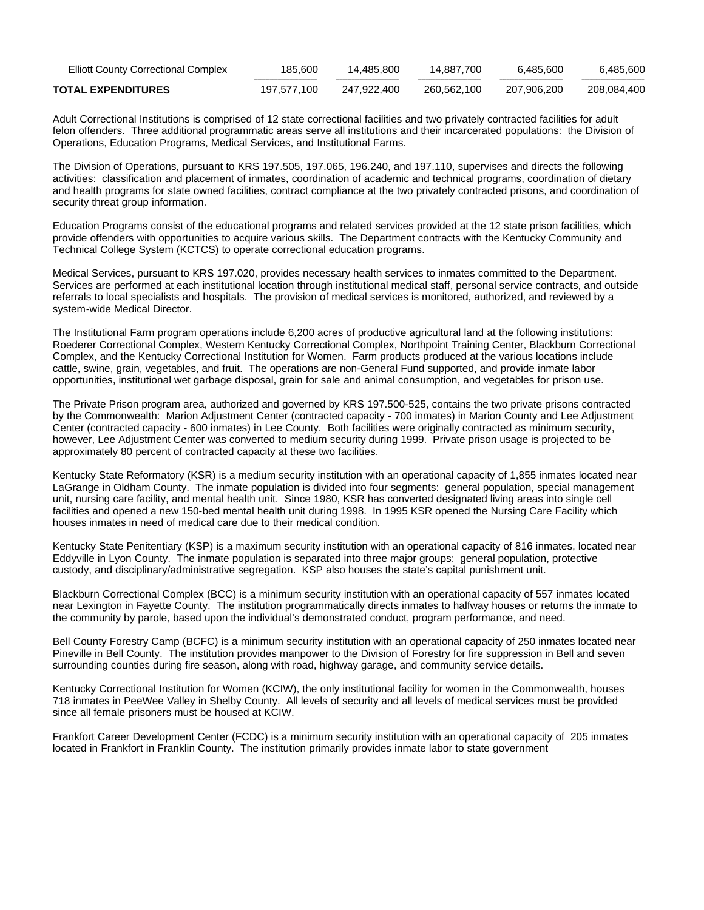| | | | | | |
|---|---|---|---|---|---|
| Elliott County Correctional Complex | 185,600 | 14,485,800 | 14,887,700 | 6,485,600 | 6,485,600 |
| **TOTAL EXPENDITURES** | 197,577,100 | 247,922,400 | 260,562,100 | 207,906,200 | 208,084,400 |

Adult Correctional Institutions is comprised of 12 state correctional facilities and two privately contracted facilities for adult felon offenders. Three additional programmatic areas serve all institutions and their incarcerated populations: the Division of Operations, Education Programs, Medical Services, and Institutional Farms.

The Division of Operations, pursuant to KRS 197.505, 197.065, 196.240, and 197.110, supervises and directs the following activities: classification and placement of inmates, coordination of academic and technical programs, coordination of dietary and health programs for state owned facilities, contract compliance at the two privately contracted prisons, and coordination of security threat group information.

Education Programs consist of the educational programs and related services provided at the 12 state prison facilities, which provide offenders with opportunities to acquire various skills. The Department contracts with the Kentucky Community and Technical College System (KCTCS) to operate correctional education programs.

Medical Services, pursuant to KRS 197.020, provides necessary health services to inmates committed to the Department. Services are performed at each institutional location through institutional medical staff, personal service contracts, and outside referrals to local specialists and hospitals. The provision of medical services is monitored, authorized, and reviewed by a system-wide Medical Director.

The Institutional Farm program operations include 6,200 acres of productive agricultural land at the following institutions: Roederer Correctional Complex, Western Kentucky Correctional Complex, Northpoint Training Center, Blackburn Correctional Complex, and the Kentucky Correctional Institution for Women. Farm products produced at the various locations include cattle, swine, grain, vegetables, and fruit. The operations are non-General Fund supported, and provide inmate labor opportunities, institutional wet garbage disposal, grain for sale and animal consumption, and vegetables for prison use.

The Private Prison program area, authorized and governed by KRS 197.500-525, contains the two private prisons contracted by the Commonwealth: Marion Adjustment Center (contracted capacity - 700 inmates) in Marion County and Lee Adjustment Center (contracted capacity - 600 inmates) in Lee County. Both facilities were originally contracted as minimum security, however, Lee Adjustment Center was converted to medium security during 1999. Private prison usage is projected to be approximately 80 percent of contracted capacity at these two facilities.

Kentucky State Reformatory (KSR) is a medium security institution with an operational capacity of 1,855 inmates located near LaGrange in Oldham County. The inmate population is divided into four segments: general population, special management unit, nursing care facility, and mental health unit. Since 1980, KSR has converted designated living areas into single cell facilities and opened a new 150-bed mental health unit during 1998. In 1995 KSR opened the Nursing Care Facility which houses inmates in need of medical care due to their medical condition.

Kentucky State Penitentiary (KSP) is a maximum security institution with an operational capacity of 816 inmates, located near Eddyville in Lyon County. The inmate population is separated into three major groups: general population, protective custody, and disciplinary/administrative segregation. KSP also houses the state's capital punishment unit.

Blackburn Correctional Complex (BCC) is a minimum security institution with an operational capacity of 557 inmates located near Lexington in Fayette County. The institution programmatically directs inmates to halfway houses or returns the inmate to the community by parole, based upon the individual's demonstrated conduct, program performance, and need.

Bell County Forestry Camp (BCFC) is a minimum security institution with an operational capacity of 250 inmates located near Pineville in Bell County. The institution provides manpower to the Division of Forestry for fire suppression in Bell and seven surrounding counties during fire season, along with road, highway garage, and community service details.

Kentucky Correctional Institution for Women (KCIW), the only institutional facility for women in the Commonwealth, houses 718 inmates in PeeWee Valley in Shelby County. All levels of security and all levels of medical services must be provided since all female prisoners must be housed at KCIW.

Frankfort Career Development Center (FCDC) is a minimum security institution with an operational capacity of 205 inmates located in Frankfort in Franklin County. The institution primarily provides inmate labor to state government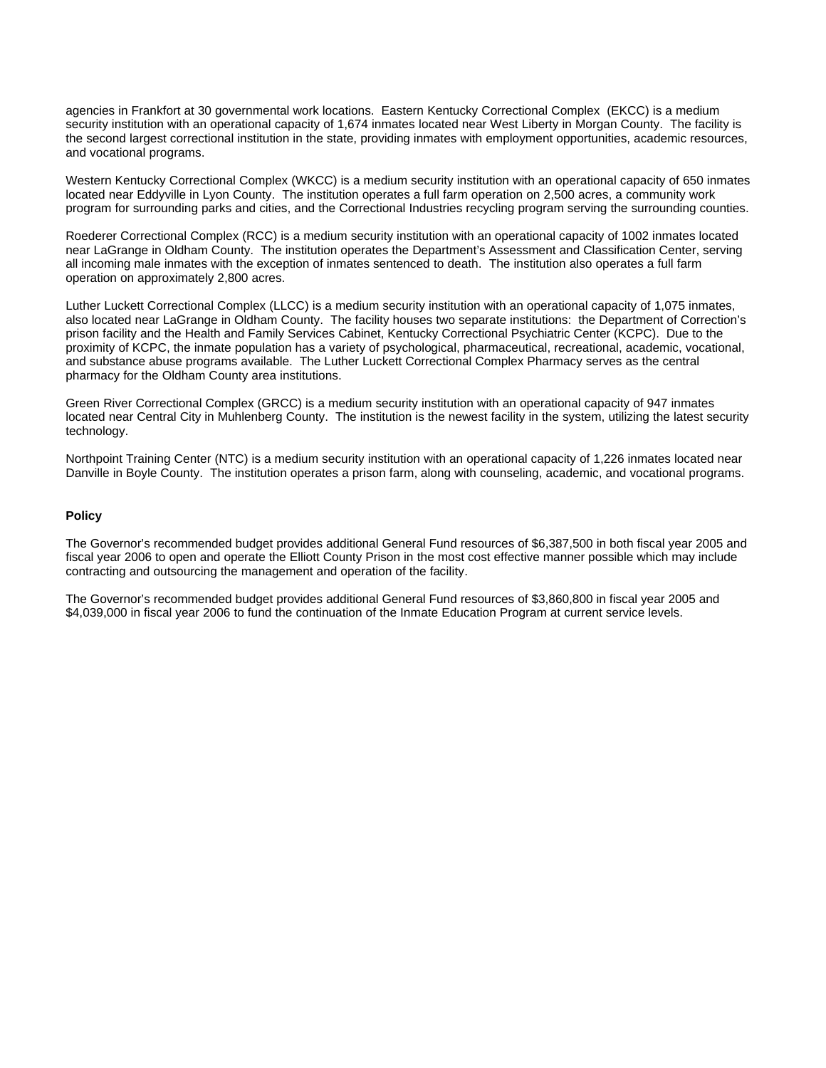agencies in Frankfort at 30 governmental work locations. Eastern Kentucky Correctional Complex (EKCC) is a medium security institution with an operational capacity of 1,674 inmates located near West Liberty in Morgan County. The facility is the second largest correctional institution in the state, providing inmates with employment opportunities, academic resources, and vocational programs.

Western Kentucky Correctional Complex (WKCC) is a medium security institution with an operational capacity of 650 inmates located near Eddyville in Lyon County. The institution operates a full farm operation on 2,500 acres, a community work program for surrounding parks and cities, and the Correctional Industries recycling program serving the surrounding counties.

Roederer Correctional Complex (RCC) is a medium security institution with an operational capacity of 1002 inmates located near LaGrange in Oldham County. The institution operates the Department's Assessment and Classification Center, serving all incoming male inmates with the exception of inmates sentenced to death. The institution also operates a full farm operation on approximately 2,800 acres.

Luther Luckett Correctional Complex (LLCC) is a medium security institution with an operational capacity of 1,075 inmates, also located near LaGrange in Oldham County. The facility houses two separate institutions: the Department of Correction's prison facility and the Health and Family Services Cabinet, Kentucky Correctional Psychiatric Center (KCPC). Due to the proximity of KCPC, the inmate population has a variety of psychological, pharmaceutical, recreational, academic, vocational, and substance abuse programs available. The Luther Luckett Correctional Complex Pharmacy serves as the central pharmacy for the Oldham County area institutions.

Green River Correctional Complex (GRCC) is a medium security institution with an operational capacity of 947 inmates located near Central City in Muhlenberg County. The institution is the newest facility in the system, utilizing the latest security technology.

Northpoint Training Center (NTC) is a medium security institution with an operational capacity of 1,226 inmates located near Danville in Boyle County. The institution operates a prison farm, along with counseling, academic, and vocational programs.

**Policy**

The Governor's recommended budget provides additional General Fund resources of $6,387,500 in both fiscal year 2005 and fiscal year 2006 to open and operate the Elliott County Prison in the most cost effective manner possible which may include contracting and outsourcing the management and operation of the facility.

The Governor's recommended budget provides additional General Fund resources of $3,860,800 in fiscal year 2005 and $4,039,000 in fiscal year 2006 to fund the continuation of the Inmate Education Program at current service levels.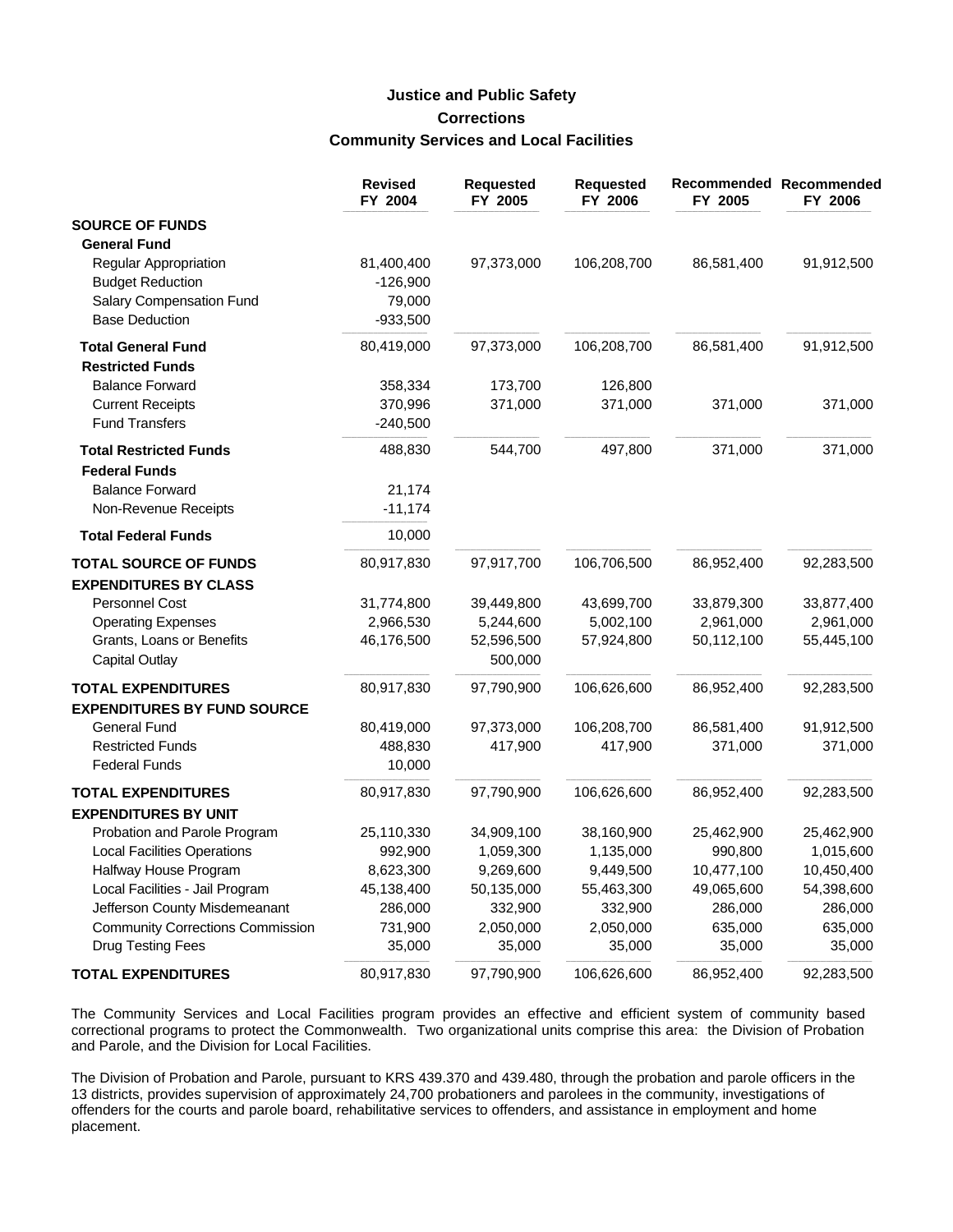## Justice and Public Safety
### Corrections
### Community Services and Local Facilities

| | Revised FY 2004 | Requested FY 2005 | Requested FY 2006 | Recommended FY 2005 | Recommended FY 2006 |
|---|---|---|---|---|---|
| **SOURCE OF FUNDS** | | | | | |
| **General Fund** | | | | | |
| Regular Appropriation | 81,400,400 | 97,373,000 | 106,208,700 | 86,581,400 | 91,912,500 |
| Budget Reduction | -126,900 | | | | |
| Salary Compensation Fund | 79,000 | | | | |
| Base Deduction | -933,500 | | | | |
| **Total General Fund** | 80,419,000 | 97,373,000 | 106,208,700 | 86,581,400 | 91,912,500 |
| **Restricted Funds** | | | | | |
| Balance Forward | 358,334 | 173,700 | 126,800 | | |
| Current Receipts | 370,996 | 371,000 | 371,000 | 371,000 | 371,000 |
| Fund Transfers | -240,500 | | | | |
| **Total Restricted Funds** | 488,830 | 544,700 | 497,800 | 371,000 | 371,000 |
| **Federal Funds** | | | | | |
| Balance Forward | 21,174 | | | | |
| Non-Revenue Receipts | -11,174 | | | | |
| **Total Federal Funds** | 10,000 | | | | |
| **TOTAL SOURCE OF FUNDS** | 80,917,830 | 97,917,700 | 106,706,500 | 86,952,400 | 92,283,500 |
| **EXPENDITURES BY CLASS** | | | | | |
| Personnel Cost | 31,774,800 | 39,449,800 | 43,699,700 | 33,879,300 | 33,877,400 |
| Operating Expenses | 2,966,530 | 5,244,600 | 5,002,100 | 2,961,000 | 2,961,000 |
| Grants, Loans or Benefits | 46,176,500 | 52,596,500 | 57,924,800 | 50,112,100 | 55,445,100 |
| Capital Outlay | | 500,000 | | | |
| **TOTAL EXPENDITURES** | 80,917,830 | 97,790,900 | 106,626,600 | 86,952,400 | 92,283,500 |
| **EXPENDITURES BY FUND SOURCE** | | | | | |
| General Fund | 80,419,000 | 97,373,000 | 106,208,700 | 86,581,400 | 91,912,500 |
| Restricted Funds | 488,830 | 417,900 | 417,900 | 371,000 | 371,000 |
| Federal Funds | 10,000 | | | | |
| **TOTAL EXPENDITURES** | 80,917,830 | 97,790,900 | 106,626,600 | 86,952,400 | 92,283,500 |
| **EXPENDITURES BY UNIT** | | | | | |
| Probation and Parole Program | 25,110,330 | 34,909,100 | 38,160,900 | 25,462,900 | 25,462,900 |
| Local Facilities Operations | 992,900 | 1,059,300 | 1,135,000 | 990,800 | 1,015,600 |
| Halfway House Program | 8,623,300 | 9,269,600 | 9,449,500 | 10,477,100 | 10,450,400 |
| Local Facilities - Jail Program | 45,138,400 | 50,135,000 | 55,463,300 | 49,065,600 | 54,398,600 |
| Jefferson County Misdemeanant | 286,000 | 332,900 | 332,900 | 286,000 | 286,000 |
| Community Corrections Commission | 731,900 | 2,050,000 | 2,050,000 | 635,000 | 635,000 |
| Drug Testing Fees | 35,000 | 35,000 | 35,000 | 35,000 | 35,000 |
| **TOTAL EXPENDITURES** | 80,917,830 | 97,790,900 | 106,626,600 | 86,952,400 | 92,283,500 |

The Community Services and Local Facilities program provides an effective and efficient system of community based correctional programs to protect the Commonwealth. Two organizational units comprise this area: the Division of Probation and Parole, and the Division for Local Facilities.

The Division of Probation and Parole, pursuant to KRS 439.370 and 439.480, through the probation and parole officers in the 13 districts, provides supervision of approximately 24,700 probationers and parolees in the community, investigations of offenders for the courts and parole board, rehabilitative services to offenders, and assistance in employment and home placement.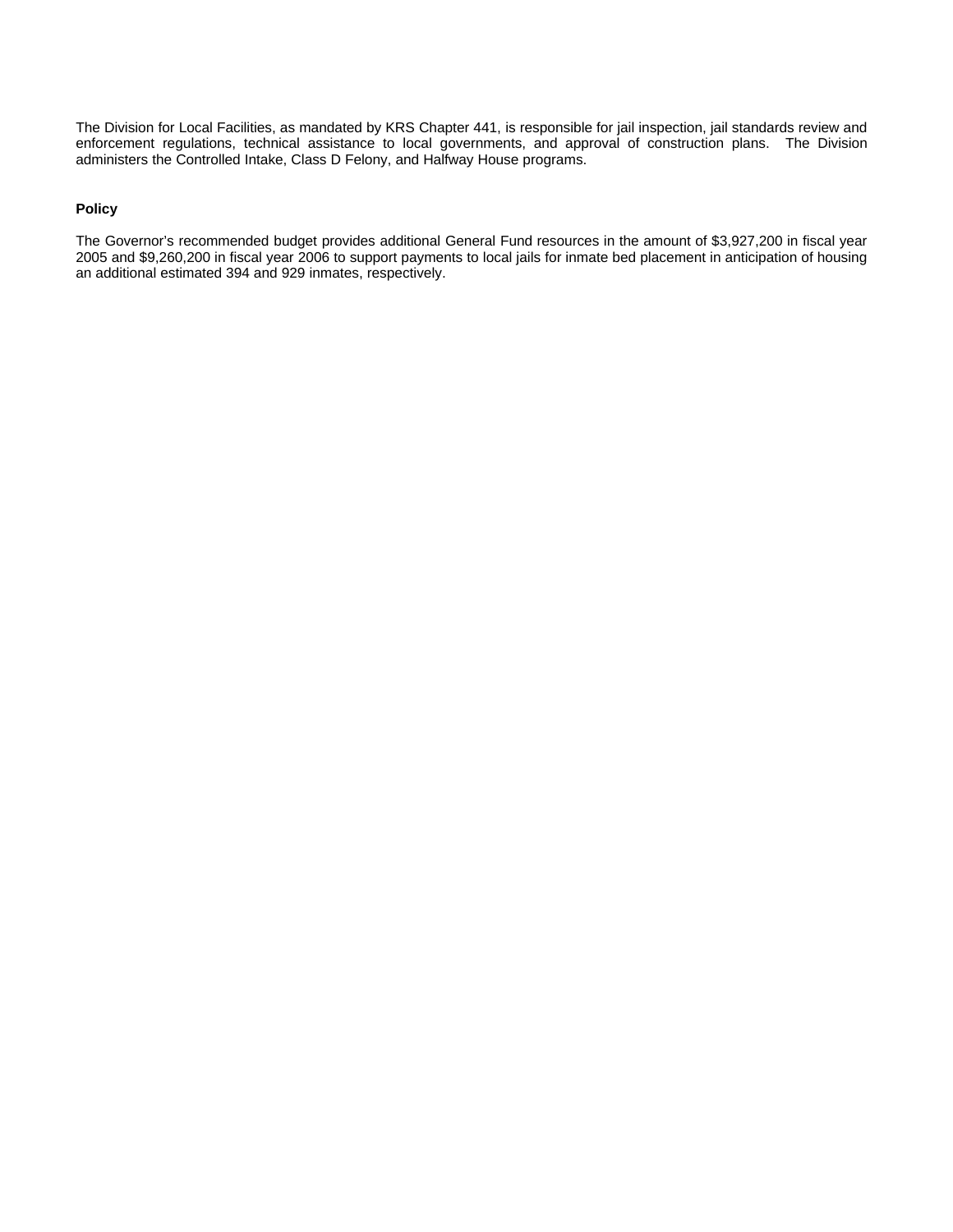The Division for Local Facilities, as mandated by KRS Chapter 441, is responsible for jail inspection, jail standards review and enforcement regulations, technical assistance to local governments, and approval of construction plans. The Division administers the Controlled Intake, Class D Felony, and Halfway House programs.

**Policy**

The Governor's recommended budget provides additional General Fund resources in the amount of $3,927,200 in fiscal year 2005 and $9,260,200 in fiscal year 2006 to support payments to local jails for inmate bed placement in anticipation of housing an additional estimated 394 and 929 inmates, respectively.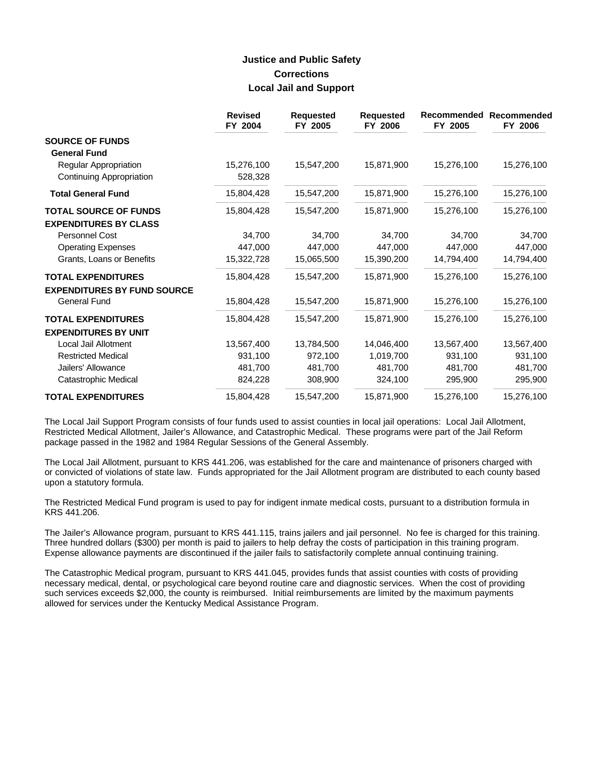# Justice and Public Safety
## Corrections
### Local Jail and Support

| | Revised FY 2004 | Requested FY 2005 | Requested FY 2006 | Recommended FY 2005 | Recommended FY 2006 |
|---|---|---|---|---|---|
| **SOURCE OF FUNDS** | | | | | |
| **General Fund** | | | | | |
| Regular Appropriation | 15,276,100 | 15,547,200 | 15,871,900 | 15,276,100 | 15,276,100 |
| Continuing Appropriation | 528,328 | | | | |
| **Total General Fund** | 15,804,428 | 15,547,200 | 15,871,900 | 15,276,100 | 15,276,100 |
| **TOTAL SOURCE OF FUNDS** | 15,804,428 | 15,547,200 | 15,871,900 | 15,276,100 | 15,276,100 |
| **EXPENDITURES BY CLASS** | | | | | |
| Personnel Cost | 34,700 | 34,700 | 34,700 | 34,700 | 34,700 |
| Operating Expenses | 447,000 | 447,000 | 447,000 | 447,000 | 447,000 |
| Grants, Loans or Benefits | 15,322,728 | 15,065,500 | 15,390,200 | 14,794,400 | 14,794,400 |
| **TOTAL EXPENDITURES** | 15,804,428 | 15,547,200 | 15,871,900 | 15,276,100 | 15,276,100 |
| **EXPENDITURES BY FUND SOURCE** | | | | | |
| General Fund | 15,804,428 | 15,547,200 | 15,871,900 | 15,276,100 | 15,276,100 |
| **TOTAL EXPENDITURES** | 15,804,428 | 15,547,200 | 15,871,900 | 15,276,100 | 15,276,100 |
| **EXPENDITURES BY UNIT** | | | | | |
| Local Jail Allotment | 13,567,400 | 13,784,500 | 14,046,400 | 13,567,400 | 13,567,400 |
| Restricted Medical | 931,100 | 972,100 | 1,019,700 | 931,100 | 931,100 |
| Jailers' Allowance | 481,700 | 481,700 | 481,700 | 481,700 | 481,700 |
| Catastrophic Medical | 824,228 | 308,900 | 324,100 | 295,900 | 295,900 |
| **TOTAL EXPENDITURES** | 15,804,428 | 15,547,200 | 15,871,900 | 15,276,100 | 15,276,100 |

The Local Jail Support Program consists of four funds used to assist counties in local jail operations: Local Jail Allotment, Restricted Medical Allotment, Jailer's Allowance, and Catastrophic Medical. These programs were part of the Jail Reform package passed in the 1982 and 1984 Regular Sessions of the General Assembly.

The Local Jail Allotment, pursuant to KRS 441.206, was established for the care and maintenance of prisoners charged with or convicted of violations of state law. Funds appropriated for the Jail Allotment program are distributed to each county based upon a statutory formula.

The Restricted Medical Fund program is used to pay for indigent inmate medical costs, pursuant to a distribution formula in KRS 441.206.

The Jailer's Allowance program, pursuant to KRS 441.115, trains jailers and jail personnel. No fee is charged for this training. Three hundred dollars ($300) per month is paid to jailers to help defray the costs of participation in this training program. Expense allowance payments are discontinued if the jailer fails to satisfactorily complete annual continuing training.

The Catastrophic Medical program, pursuant to KRS 441.045, provides funds that assist counties with costs of providing necessary medical, dental, or psychological care beyond routine care and diagnostic services. When the cost of providing such services exceeds $2,000, the county is reimbursed. Initial reimbursements are limited by the maximum payments allowed for services under the Kentucky Medical Assistance Program.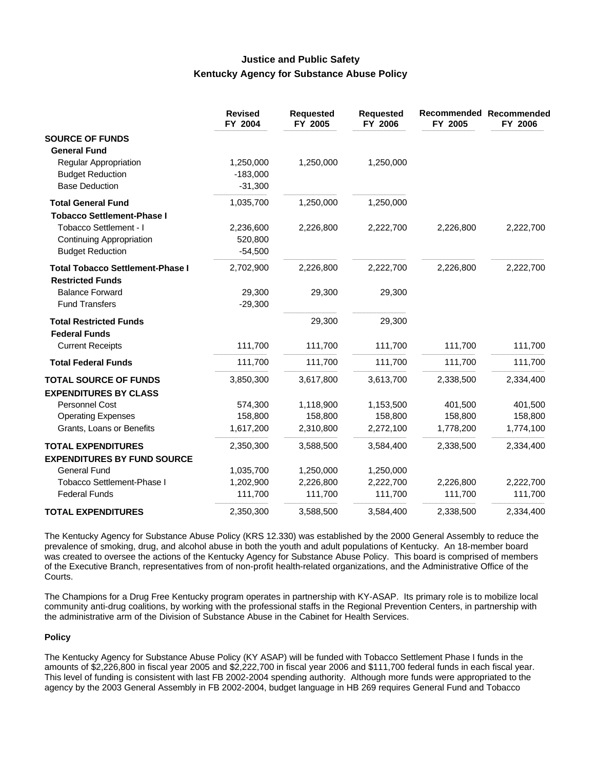## Justice and Public Safety
## Kentucky Agency for Substance Abuse Policy

| | Revised FY 2004 | Requested FY 2005 | Requested FY 2006 | Recommended FY 2005 | Recommended FY 2006 |
|---|---|---|---|---|---|
| **SOURCE OF FUNDS** | | | | | |
| **General Fund** | | | | | |
| Regular Appropriation | 1,250,000 | 1,250,000 | 1,250,000 | | |
| Budget Reduction | -183,000 | | | | |
| Base Deduction | -31,300 | | | | |
| **Total General Fund** | 1,035,700 | 1,250,000 | 1,250,000 | | |
| **Tobacco Settlement-Phase I** | | | | | |
| Tobacco Settlement - I | 2,236,600 | 2,226,800 | 2,222,700 | 2,226,800 | 2,222,700 |
| Continuing Appropriation | 520,800 | | | | |
| Budget Reduction | -54,500 | | | | |
| **Total Tobacco Settlement-Phase I** | 2,702,900 | 2,226,800 | 2,222,700 | 2,226,800 | 2,222,700 |
| **Restricted Funds** | | | | | |
| Balance Forward | 29,300 | 29,300 | 29,300 | | |
| Fund Transfers | -29,300 | | | | |
| **Total Restricted Funds** | | 29,300 | 29,300 | | |
| **Federal Funds** | | | | | |
| Current Receipts | 111,700 | 111,700 | 111,700 | 111,700 | 111,700 |
| **Total Federal Funds** | 111,700 | 111,700 | 111,700 | 111,700 | 111,700 |
| **TOTAL SOURCE OF FUNDS** | 3,850,300 | 3,617,800 | 3,613,700 | 2,338,500 | 2,334,400 |
| **EXPENDITURES BY CLASS** | | | | | |
| Personnel Cost | 574,300 | 1,118,900 | 1,153,500 | 401,500 | 401,500 |
| Operating Expenses | 158,800 | 158,800 | 158,800 | 158,800 | 158,800 |
| Grants, Loans or Benefits | 1,617,200 | 2,310,800 | 2,272,100 | 1,778,200 | 1,774,100 |
| **TOTAL EXPENDITURES** | 2,350,300 | 3,588,500 | 3,584,400 | 2,338,500 | 2,334,400 |
| **EXPENDITURES BY FUND SOURCE** | | | | | |
| General Fund | 1,035,700 | 1,250,000 | 1,250,000 | | |
| Tobacco Settlement-Phase I | 1,202,900 | 2,226,800 | 2,222,700 | 2,226,800 | 2,222,700 |
| Federal Funds | 111,700 | 111,700 | 111,700 | 111,700 | 111,700 |
| **TOTAL EXPENDITURES** | 2,350,300 | 3,588,500 | 3,584,400 | 2,338,500 | 2,334,400 |

The Kentucky Agency for Substance Abuse Policy (KRS 12.330) was established by the 2000 General Assembly to reduce the prevalence of smoking, drug, and alcohol abuse in both the youth and adult populations of Kentucky. An 18-member board was created to oversee the actions of the Kentucky Agency for Substance Abuse Policy. This board is comprised of members of the Executive Branch, representatives from of non-profit health-related organizations, and the Administrative Office of the Courts.

The Champions for a Drug Free Kentucky program operates in partnership with KY-ASAP. Its primary role is to mobilize local community anti-drug coalitions, by working with the professional staffs in the Regional Prevention Centers, in partnership with the administrative arm of the Division of Substance Abuse in the Cabinet for Health Services.

**Policy**

The Kentucky Agency for Substance Abuse Policy (KY ASAP) will be funded with Tobacco Settlement Phase I funds in the amounts of $2,226,800 in fiscal year 2005 and $2,222,700 in fiscal year 2006 and $111,700 federal funds in each fiscal year. This level of funding is consistent with last FB 2002-2004 spending authority. Although more funds were appropriated to the agency by the 2003 General Assembly in FB 2002-2004, budget language in HB 269 requires General Fund and Tobacco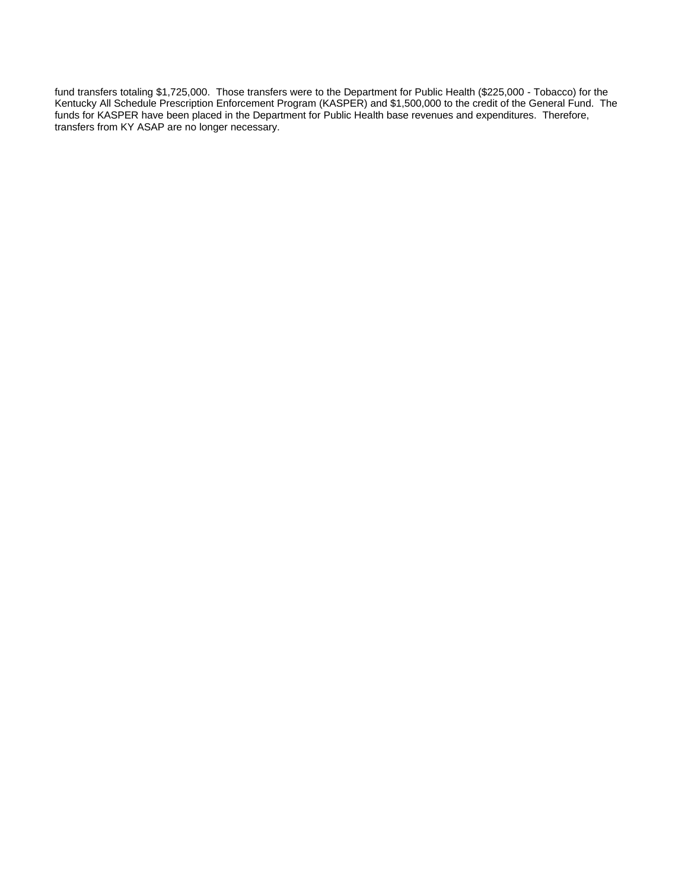fund transfers totaling $1,725,000. Those transfers were to the Department for Public Health ($225,000 - Tobacco) for the Kentucky All Schedule Prescription Enforcement Program (KASPER) and $1,500,000 to the credit of the General Fund. The funds for KASPER have been placed in the Department for Public Health base revenues and expenditures. Therefore, transfers from KY ASAP are no longer necessary.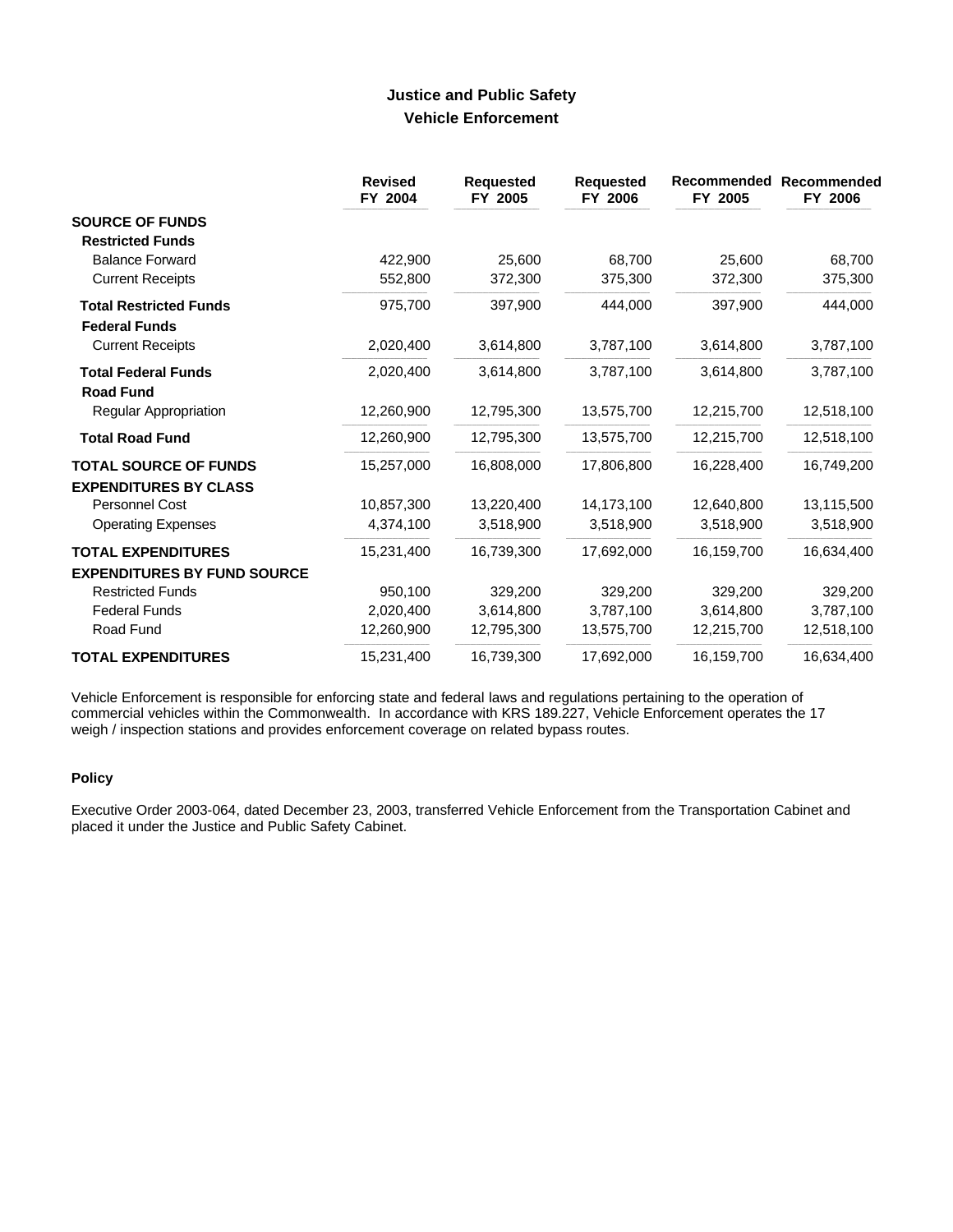# Justice and Public Safety

## Vehicle Enforcement

| | Revised FY 2004 | Requested FY 2005 | Requested FY 2006 | Recommended FY 2005 | Recommended FY 2006 |
|---|---|---|---|---|---|
| **SOURCE OF FUNDS** | | | | | |
| **Restricted Funds** | | | | | |
| Balance Forward | 422,900 | 25,600 | 68,700 | 25,600 | 68,700 |
| Current Receipts | 552,800 | 372,300 | 375,300 | 372,300 | 375,300 |
| **Total Restricted Funds** | 975,700 | 397,900 | 444,000 | 397,900 | 444,000 |
| **Federal Funds** | | | | | |
| Current Receipts | 2,020,400 | 3,614,800 | 3,787,100 | 3,614,800 | 3,787,100 |
| **Total Federal Funds** | 2,020,400 | 3,614,800 | 3,787,100 | 3,614,800 | 3,787,100 |
| **Road Fund** | | | | | |
| Regular Appropriation | 12,260,900 | 12,795,300 | 13,575,700 | 12,215,700 | 12,518,100 |
| **Total Road Fund** | 12,260,900 | 12,795,300 | 13,575,700 | 12,215,700 | 12,518,100 |
| **TOTAL SOURCE OF FUNDS** | 15,257,000 | 16,808,000 | 17,806,800 | 16,228,400 | 16,749,200 |
| **EXPENDITURES BY CLASS** | | | | | |
| Personnel Cost | 10,857,300 | 13,220,400 | 14,173,100 | 12,640,800 | 13,115,500 |
| Operating Expenses | 4,374,100 | 3,518,900 | 3,518,900 | 3,518,900 | 3,518,900 |
| **TOTAL EXPENDITURES** | 15,231,400 | 16,739,300 | 17,692,000 | 16,159,700 | 16,634,400 |
| **EXPENDITURES BY FUND SOURCE** | | | | | |
| Restricted Funds | 950,100 | 329,200 | 329,200 | 329,200 | 329,200 |
| Federal Funds | 2,020,400 | 3,614,800 | 3,787,100 | 3,614,800 | 3,787,100 |
| Road Fund | 12,260,900 | 12,795,300 | 13,575,700 | 12,215,700 | 12,518,100 |
| **TOTAL EXPENDITURES** | 15,231,400 | 16,739,300 | 17,692,000 | 16,159,700 | 16,634,400 |

Vehicle Enforcement is responsible for enforcing state and federal laws and regulations pertaining to the operation of commercial vehicles within the Commonwealth. In accordance with KRS 189.227, Vehicle Enforcement operates the 17 weigh / inspection stations and provides enforcement coverage on related bypass routes.

### Policy

Executive Order 2003-064, dated December 23, 2003, transferred Vehicle Enforcement from the Transportation Cabinet and placed it under the Justice and Public Safety Cabinet.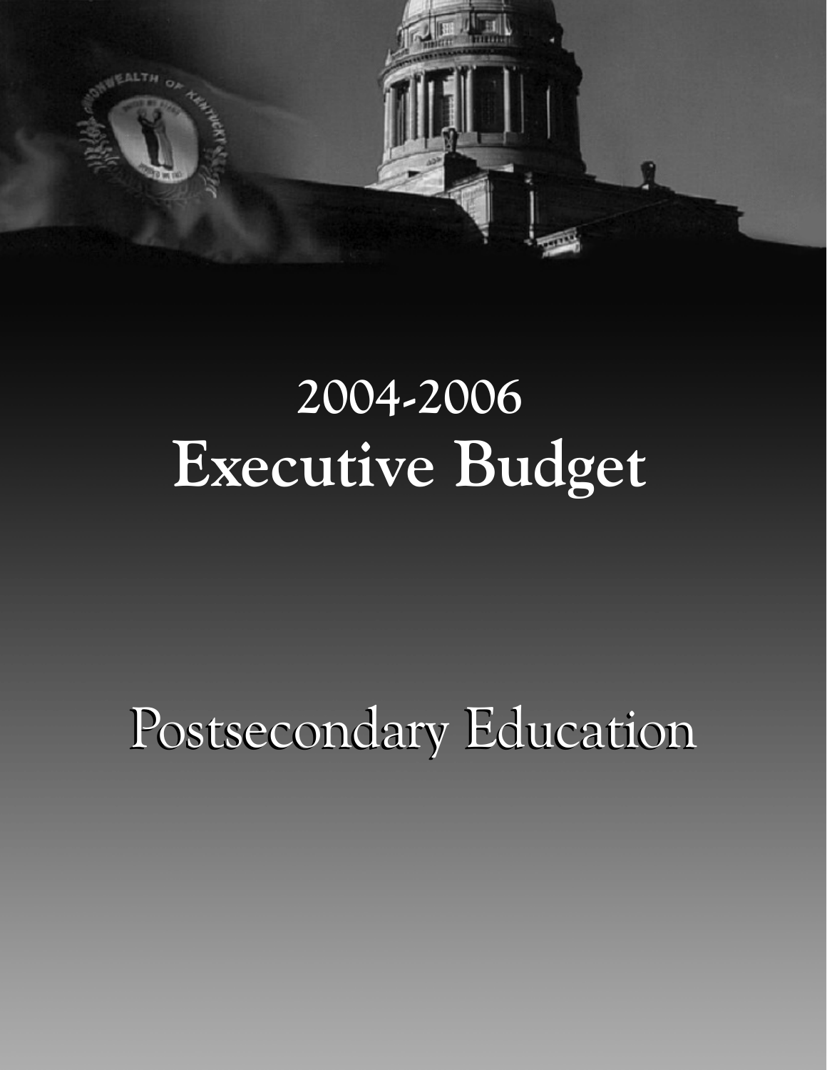# 2004-2006
# Executive Budget

# Postsecondary Education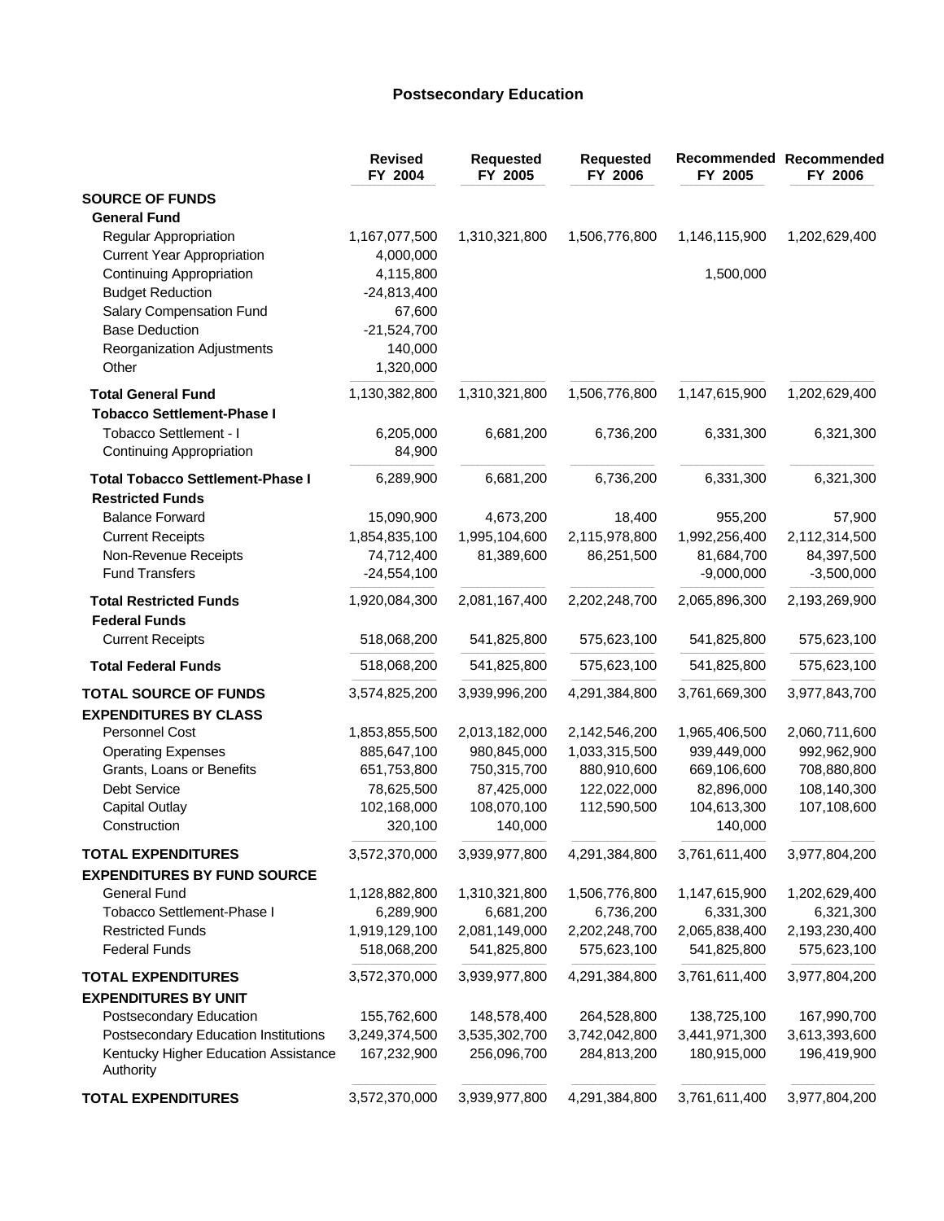# Postsecondary Education

| | Revised FY 2004 | Requested FY 2005 | Requested FY 2006 | Recommended FY 2005 | Recommended FY 2006 |
|---|---|---|---|---|---|
| **SOURCE OF FUNDS** | | | | | |
| **General Fund** | | | | | |
| Regular Appropriation | 1,167,077,500 | 1,310,321,800 | 1,506,776,800 | 1,146,115,900 | 1,202,629,400 |
| Current Year Appropriation | 4,000,000 | | | | |
| Continuing Appropriation | 4,115,800 | | | 1,500,000 | |
| Budget Reduction | -24,813,400 | | | | |
| Salary Compensation Fund | 67,600 | | | | |
| Base Deduction | -21,524,700 | | | | |
| Reorganization Adjustments | 140,000 | | | | |
| Other | 1,320,000 | | | | |
| **Total General Fund** | 1,130,382,800 | 1,310,321,800 | 1,506,776,800 | 1,147,615,900 | 1,202,629,400 |
| **Tobacco Settlement-Phase I** | | | | | |
| Tobacco Settlement - I | 6,205,000 | 6,681,200 | 6,736,200 | 6,331,300 | 6,321,300 |
| Continuing Appropriation | 84,900 | | | | |
| **Total Tobacco Settlement-Phase I** | 6,289,900 | 6,681,200 | 6,736,200 | 6,331,300 | 6,321,300 |
| **Restricted Funds** | | | | | |
| Balance Forward | 15,090,900 | 4,673,200 | 18,400 | 955,200 | 57,900 |
| Current Receipts | 1,854,835,100 | 1,995,104,600 | 2,115,978,800 | 1,992,256,400 | 2,112,314,500 |
| Non-Revenue Receipts | 74,712,400 | 81,389,600 | 86,251,500 | 81,684,700 | 84,397,500 |
| Fund Transfers | -24,554,100 | | | -9,000,000 | -3,500,000 |
| **Total Restricted Funds** | 1,920,084,300 | 2,081,167,400 | 2,202,248,700 | 2,065,896,300 | 2,193,269,900 |
| **Federal Funds** | | | | | |
| Current Receipts | 518,068,200 | 541,825,800 | 575,623,100 | 541,825,800 | 575,623,100 |
| **Total Federal Funds** | 518,068,200 | 541,825,800 | 575,623,100 | 541,825,800 | 575,623,100 |
| **TOTAL SOURCE OF FUNDS** | 3,574,825,200 | 3,939,996,200 | 4,291,384,800 | 3,761,669,300 | 3,977,843,700 |
| **EXPENDITURES BY CLASS** | | | | | |
| Personnel Cost | 1,853,855,500 | 2,013,182,000 | 2,142,546,200 | 1,965,406,500 | 2,060,711,600 |
| Operating Expenses | 885,647,100 | 980,845,000 | 1,033,315,500 | 939,449,000 | 992,962,900 |
| Grants, Loans or Benefits | 651,753,800 | 750,315,700 | 880,910,600 | 669,106,600 | 708,880,800 |
| Debt Service | 78,625,500 | 87,425,000 | 122,022,000 | 82,896,000 | 108,140,300 |
| Capital Outlay | 102,168,000 | 108,070,100 | 112,590,500 | 104,613,300 | 107,108,600 |
| Construction | 320,100 | 140,000 | | 140,000 | |
| **TOTAL EXPENDITURES** | 3,572,370,000 | 3,939,977,800 | 4,291,384,800 | 3,761,611,400 | 3,977,804,200 |
| **EXPENDITURES BY FUND SOURCE** | | | | | |
| General Fund | 1,128,882,800 | 1,310,321,800 | 1,506,776,800 | 1,147,615,900 | 1,202,629,400 |
| Tobacco Settlement-Phase I | 6,289,900 | 6,681,200 | 6,736,200 | 6,331,300 | 6,321,300 |
| Restricted Funds | 1,919,129,100 | 2,081,149,000 | 2,202,248,700 | 2,065,838,400 | 2,193,230,400 |
| Federal Funds | 518,068,200 | 541,825,800 | 575,623,100 | 541,825,800 | 575,623,100 |
| **TOTAL EXPENDITURES** | 3,572,370,000 | 3,939,977,800 | 4,291,384,800 | 3,761,611,400 | 3,977,804,200 |
| **EXPENDITURES BY UNIT** | | | | | |
| Postsecondary Education | 155,762,600 | 148,578,400 | 264,528,800 | 138,725,100 | 167,990,700 |
| Postsecondary Education Institutions | 3,249,374,500 | 3,535,302,700 | 3,742,042,800 | 3,441,971,300 | 3,613,393,600 |
| Kentucky Higher Education Assistance Authority | 167,232,900 | 256,096,700 | 284,813,200 | 180,915,000 | 196,419,900 |
| **TOTAL EXPENDITURES** | 3,572,370,000 | 3,939,977,800 | 4,291,384,800 | 3,761,611,400 | 3,977,804,200 |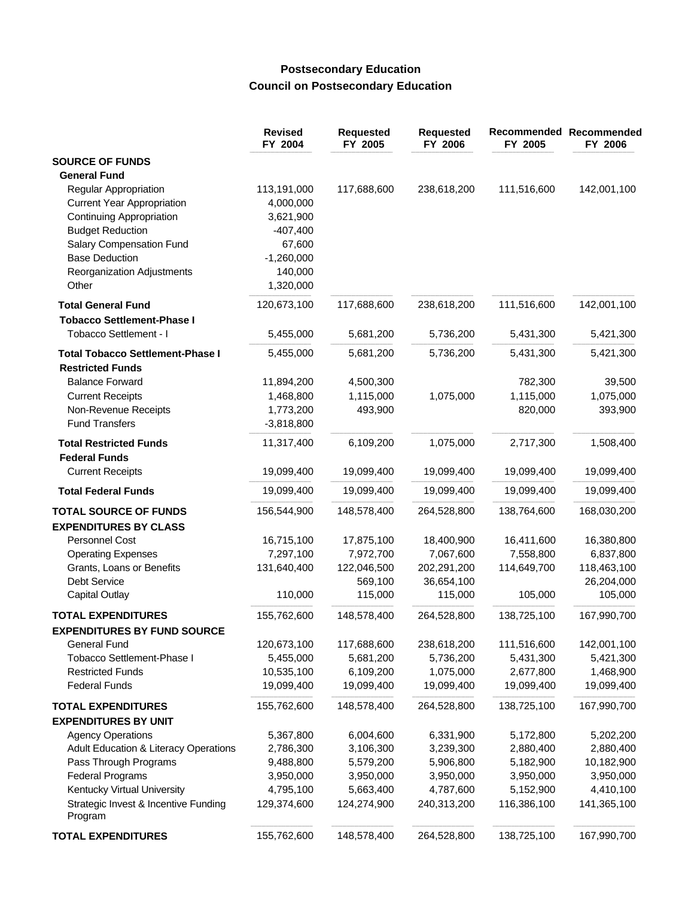## Postsecondary Education
## Council on Postsecondary Education

| | Revised FY 2004 | Requested FY 2005 | Requested FY 2006 | Recommended FY 2005 | Recommended FY 2006 |
|---|---|---|---|---|---|
| **SOURCE OF FUNDS** | | | | | |
| **General Fund** | | | | | |
| Regular Appropriation | 113,191,000 | 117,688,600 | 238,618,200 | 111,516,600 | 142,001,100 |
| Current Year Appropriation | 4,000,000 | | | | |
| Continuing Appropriation | 3,621,900 | | | | |
| Budget Reduction | -407,400 | | | | |
| Salary Compensation Fund | 67,600 | | | | |
| Base Deduction | -1,260,000 | | | | |
| Reorganization Adjustments | 140,000 | | | | |
| Other | 1,320,000 | | | | |
| **Total General Fund** | 120,673,100 | 117,688,600 | 238,618,200 | 111,516,600 | 142,001,100 |
| **Tobacco Settlement-Phase I** | | | | | |
| Tobacco Settlement - I | 5,455,000 | 5,681,200 | 5,736,200 | 5,431,300 | 5,421,300 |
| **Total Tobacco Settlement-Phase I** | 5,455,000 | 5,681,200 | 5,736,200 | 5,431,300 | 5,421,300 |
| **Restricted Funds** | | | | | |
| Balance Forward | 11,894,200 | 4,500,300 | | 782,300 | 39,500 |
| Current Receipts | 1,468,800 | 1,115,000 | 1,075,000 | 1,115,000 | 1,075,000 |
| Non-Revenue Receipts | 1,773,200 | 493,900 | | 820,000 | 393,900 |
| Fund Transfers | -3,818,800 | | | | |
| **Total Restricted Funds** | 11,317,400 | 6,109,200 | 1,075,000 | 2,717,300 | 1,508,400 |
| **Federal Funds** | | | | | |
| Current Receipts | 19,099,400 | 19,099,400 | 19,099,400 | 19,099,400 | 19,099,400 |
| **Total Federal Funds** | 19,099,400 | 19,099,400 | 19,099,400 | 19,099,400 | 19,099,400 |
| **TOTAL SOURCE OF FUNDS** | 156,544,900 | 148,578,400 | 264,528,800 | 138,764,600 | 168,030,200 |
| **EXPENDITURES BY CLASS** | | | | | |
| Personnel Cost | 16,715,100 | 17,875,100 | 18,400,900 | 16,411,600 | 16,380,800 |
| Operating Expenses | 7,297,100 | 7,972,700 | 7,067,600 | 7,558,800 | 6,837,800 |
| Grants, Loans or Benefits | 131,640,400 | 122,046,500 | 202,291,200 | 114,649,700 | 118,463,100 |
| Debt Service | | 569,100 | 36,654,100 | | 26,204,000 |
| Capital Outlay | 110,000 | 115,000 | 115,000 | 105,000 | 105,000 |
| **TOTAL EXPENDITURES** | 155,762,600 | 148,578,400 | 264,528,800 | 138,725,100 | 167,990,700 |
| **EXPENDITURES BY FUND SOURCE** | | | | | |
| General Fund | 120,673,100 | 117,688,600 | 238,618,200 | 111,516,600 | 142,001,100 |
| Tobacco Settlement-Phase I | 5,455,000 | 5,681,200 | 5,736,200 | 5,431,300 | 5,421,300 |
| Restricted Funds | 10,535,100 | 6,109,200 | 1,075,000 | 2,677,800 | 1,468,900 |
| Federal Funds | 19,099,400 | 19,099,400 | 19,099,400 | 19,099,400 | 19,099,400 |
| **TOTAL EXPENDITURES** | 155,762,600 | 148,578,400 | 264,528,800 | 138,725,100 | 167,990,700 |
| **EXPENDITURES BY UNIT** | | | | | |
| Agency Operations | 5,367,800 | 6,004,600 | 6,331,900 | 5,172,800 | 5,202,200 |
| Adult Education & Literacy Operations | 2,786,300 | 3,106,300 | 3,239,300 | 2,880,400 | 2,880,400 |
| Pass Through Programs | 9,488,800 | 5,579,200 | 5,906,800 | 5,182,900 | 10,182,900 |
| Federal Programs | 3,950,000 | 3,950,000 | 3,950,000 | 3,950,000 | 3,950,000 |
| Kentucky Virtual University | 4,795,100 | 5,663,400 | 4,787,600 | 5,152,900 | 4,410,100 |
| Strategic Invest & Incentive Funding Program | 129,374,600 | 124,274,900 | 240,313,200 | 116,386,100 | 141,365,100 |
| **TOTAL EXPENDITURES** | 155,762,600 | 148,578,400 | 264,528,800 | 138,725,100 | 167,990,700 |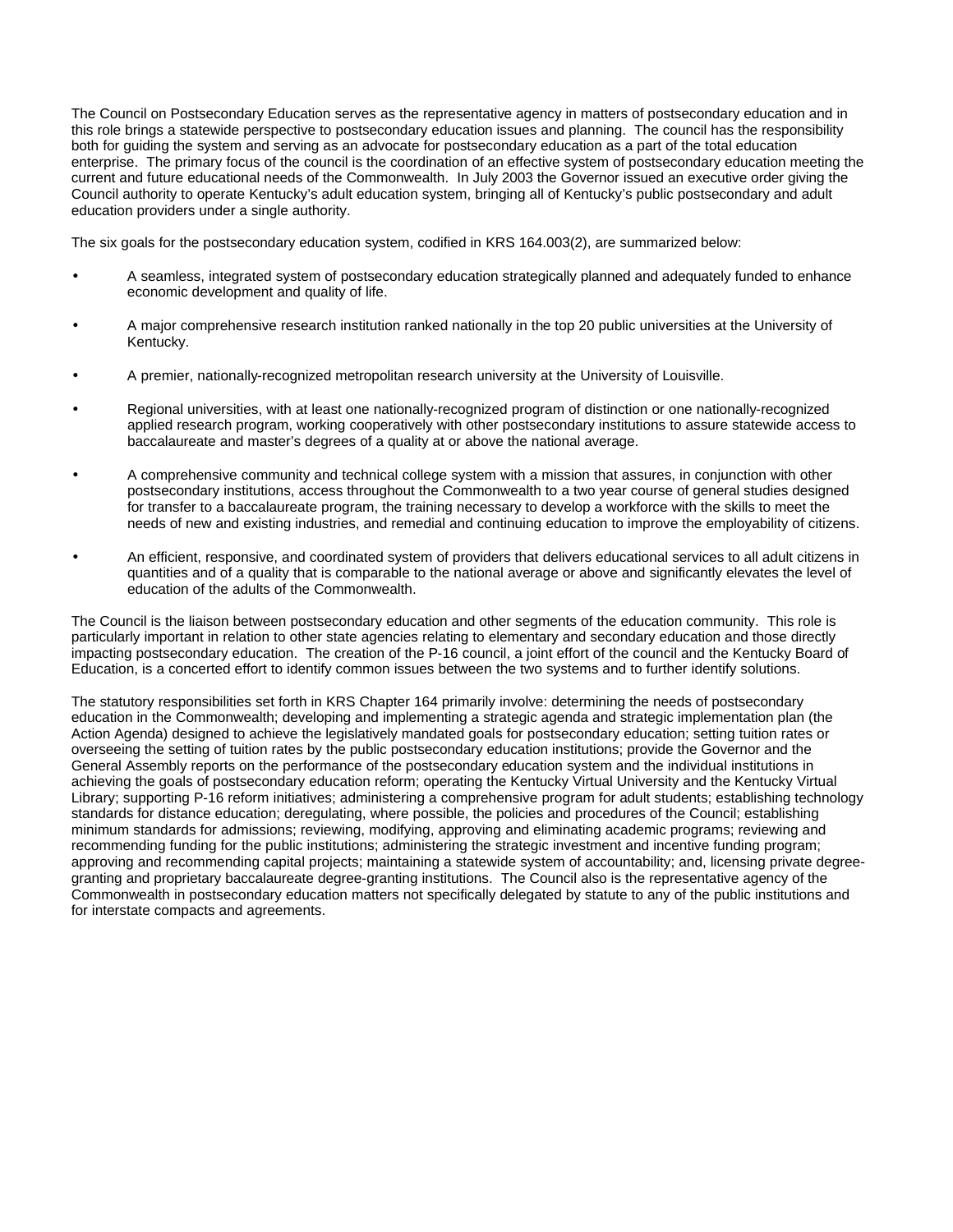The Council on Postsecondary Education serves as the representative agency in matters of postsecondary education and in this role brings a statewide perspective to postsecondary education issues and planning. The council has the responsibility both for guiding the system and serving as an advocate for postsecondary education as a part of the total education enterprise. The primary focus of the council is the coordination of an effective system of postsecondary education meeting the current and future educational needs of the Commonwealth. In July 2003 the Governor issued an executive order giving the Council authority to operate Kentucky's adult education system, bringing all of Kentucky's public postsecondary and adult education providers under a single authority.

The six goals for the postsecondary education system, codified in KRS 164.003(2), are summarized below:

- A seamless, integrated system of postsecondary education strategically planned and adequately funded to enhance economic development and quality of life.
- A major comprehensive research institution ranked nationally in the top 20 public universities at the University of Kentucky.
- A premier, nationally-recognized metropolitan research university at the University of Louisville.
- Regional universities, with at least one nationally-recognized program of distinction or one nationally-recognized applied research program, working cooperatively with other postsecondary institutions to assure statewide access to baccalaureate and master's degrees of a quality at or above the national average.
- A comprehensive community and technical college system with a mission that assures, in conjunction with other postsecondary institutions, access throughout the Commonwealth to a two year course of general studies designed for transfer to a baccalaureate program, the training necessary to develop a workforce with the skills to meet the needs of new and existing industries, and remedial and continuing education to improve the employability of citizens.
- An efficient, responsive, and coordinated system of providers that delivers educational services to all adult citizens in quantities and of a quality that is comparable to the national average or above and significantly elevates the level of education of the adults of the Commonwealth.

The Council is the liaison between postsecondary education and other segments of the education community. This role is particularly important in relation to other state agencies relating to elementary and secondary education and those directly impacting postsecondary education. The creation of the P-16 council, a joint effort of the council and the Kentucky Board of Education, is a concerted effort to identify common issues between the two systems and to further identify solutions.

The statutory responsibilities set forth in KRS Chapter 164 primarily involve: determining the needs of postsecondary education in the Commonwealth; developing and implementing a strategic agenda and strategic implementation plan (the Action Agenda) designed to achieve the legislatively mandated goals for postsecondary education; setting tuition rates or overseeing the setting of tuition rates by the public postsecondary education institutions; provide the Governor and the General Assembly reports on the performance of the postsecondary education system and the individual institutions in achieving the goals of postsecondary education reform; operating the Kentucky Virtual University and the Kentucky Virtual Library; supporting P-16 reform initiatives; administering a comprehensive program for adult students; establishing technology standards for distance education; deregulating, where possible, the policies and procedures of the Council; establishing minimum standards for admissions; reviewing, modifying, approving and eliminating academic programs; reviewing and recommending funding for the public institutions; administering the strategic investment and incentive funding program; approving and recommending capital projects; maintaining a statewide system of accountability; and, licensing private degree-granting and proprietary baccalaureate degree-granting institutions. The Council also is the representative agency of the Commonwealth in postsecondary education matters not specifically delegated by statute to any of the public institutions and for interstate compacts and agreements.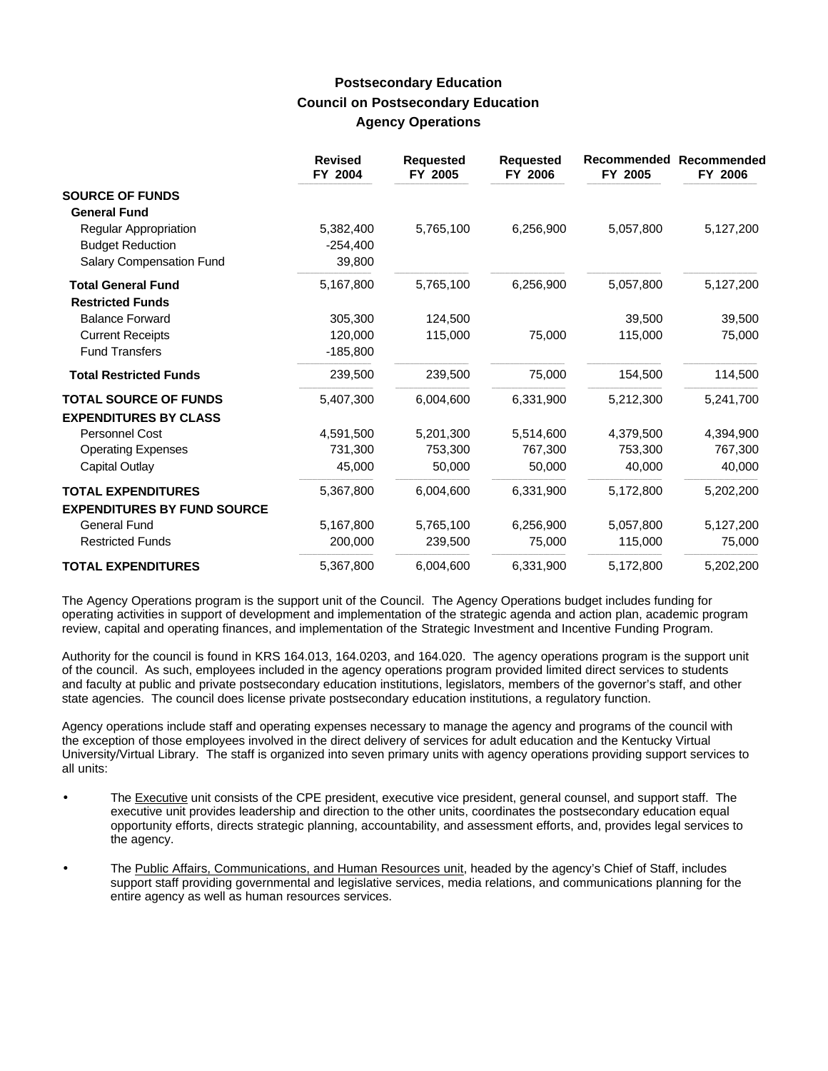# Postsecondary Education
## Council on Postsecondary Education
### Agency Operations

| | Revised FY 2004 | Requested FY 2005 | Requested FY 2006 | Recommended FY 2005 | Recommended FY 2006 |
|---|---|---|---|---|---|
| **SOURCE OF FUNDS** | | | | | |
| **General Fund** | | | | | |
| Regular Appropriation | 5,382,400 | 5,765,100 | 6,256,900 | 5,057,800 | 5,127,200 |
| Budget Reduction | -254,400 | | | | |
| Salary Compensation Fund | 39,800 | | | | |
| **Total General Fund** | 5,167,800 | 5,765,100 | 6,256,900 | 5,057,800 | 5,127,200 |
| **Restricted Funds** | | | | | |
| Balance Forward | 305,300 | 124,500 | | 39,500 | 39,500 |
| Current Receipts | 120,000 | 115,000 | 75,000 | 115,000 | 75,000 |
| Fund Transfers | -185,800 | | | | |
| **Total Restricted Funds** | 239,500 | 239,500 | 75,000 | 154,500 | 114,500 |
| **TOTAL SOURCE OF FUNDS** | 5,407,300 | 6,004,600 | 6,331,900 | 5,212,300 | 5,241,700 |
| **EXPENDITURES BY CLASS** | | | | | |
| Personnel Cost | 4,591,500 | 5,201,300 | 5,514,600 | 4,379,500 | 4,394,900 |
| Operating Expenses | 731,300 | 753,300 | 767,300 | 753,300 | 767,300 |
| Capital Outlay | 45,000 | 50,000 | 50,000 | 40,000 | 40,000 |
| **TOTAL EXPENDITURES** | 5,367,800 | 6,004,600 | 6,331,900 | 5,172,800 | 5,202,200 |
| **EXPENDITURES BY FUND SOURCE** | | | | | |
| General Fund | 5,167,800 | 5,765,100 | 6,256,900 | 5,057,800 | 5,127,200 |
| Restricted Funds | 200,000 | 239,500 | 75,000 | 115,000 | 75,000 |
| **TOTAL EXPENDITURES** | 5,367,800 | 6,004,600 | 6,331,900 | 5,172,800 | 5,202,200 |

The Agency Operations program is the support unit of the Council. The Agency Operations budget includes funding for operating activities in support of development and implementation of the strategic agenda and action plan, academic program review, capital and operating finances, and implementation of the Strategic Investment and Incentive Funding Program.

Authority for the council is found in KRS 164.013, 164.0203, and 164.020. The agency operations program is the support unit of the council. As such, employees included in the agency operations program provided limited direct services to students and faculty at public and private postsecondary education institutions, legislators, members of the governor's staff, and other state agencies. The council does license private postsecondary education institutions, a regulatory function.

Agency operations include staff and operating expenses necessary to manage the agency and programs of the council with the exception of those employees involved in the direct delivery of services for adult education and the Kentucky Virtual University/Virtual Library. The staff is organized into seven primary units with agency operations providing support services to all units:

- The Executive unit consists of the CPE president, executive vice president, general counsel, and support staff. The executive unit provides leadership and direction to the other units, coordinates the postsecondary education equal opportunity efforts, directs strategic planning, accountability, and assessment efforts, and, provides legal services to the agency.
- The Public Affairs, Communications, and Human Resources unit, headed by the agency's Chief of Staff, includes support staff providing governmental and legislative services, media relations, and communications planning for the entire agency as well as human resources services.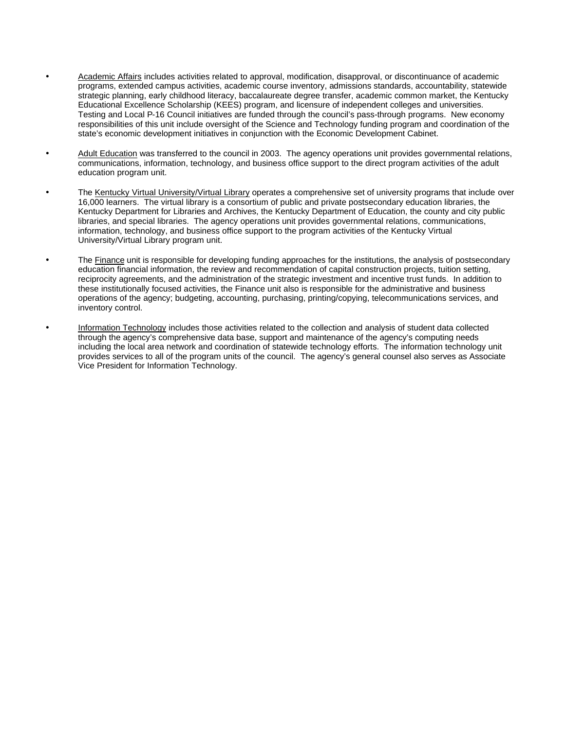- Academic Affairs includes activities related to approval, modification, disapproval, or discontinuance of academic programs, extended campus activities, academic course inventory, admissions standards, accountability, statewide strategic planning, early childhood literacy, baccalaureate degree transfer, academic common market, the Kentucky Educational Excellence Scholarship (KEES) program, and licensure of independent colleges and universities. Testing and Local P-16 Council initiatives are funded through the council's pass-through programs. New economy responsibilities of this unit include oversight of the Science and Technology funding program and coordination of the state's economic development initiatives in conjunction with the Economic Development Cabinet.

- Adult Education was transferred to the council in 2003. The agency operations unit provides governmental relations, communications, information, technology, and business office support to the direct program activities of the adult education program unit.

- The Kentucky Virtual University/Virtual Library operates a comprehensive set of university programs that include over 16,000 learners. The virtual library is a consortium of public and private postsecondary education libraries, the Kentucky Department for Libraries and Archives, the Kentucky Department of Education, the county and city public libraries, and special libraries. The agency operations unit provides governmental relations, communications, information, technology, and business office support to the program activities of the Kentucky Virtual University/Virtual Library program unit.

- The Finance unit is responsible for developing funding approaches for the institutions, the analysis of postsecondary education financial information, the review and recommendation of capital construction projects, tuition setting, reciprocity agreements, and the administration of the strategic investment and incentive trust funds. In addition to these institutionally focused activities, the Finance unit also is responsible for the administrative and business operations of the agency; budgeting, accounting, purchasing, printing/copying, telecommunications services, and inventory control.

- Information Technology includes those activities related to the collection and analysis of student data collected through the agency's comprehensive data base, support and maintenance of the agency's computing needs including the local area network and coordination of statewide technology efforts. The information technology unit provides services to all of the program units of the council. The agency's general counsel also serves as Associate Vice President for Information Technology.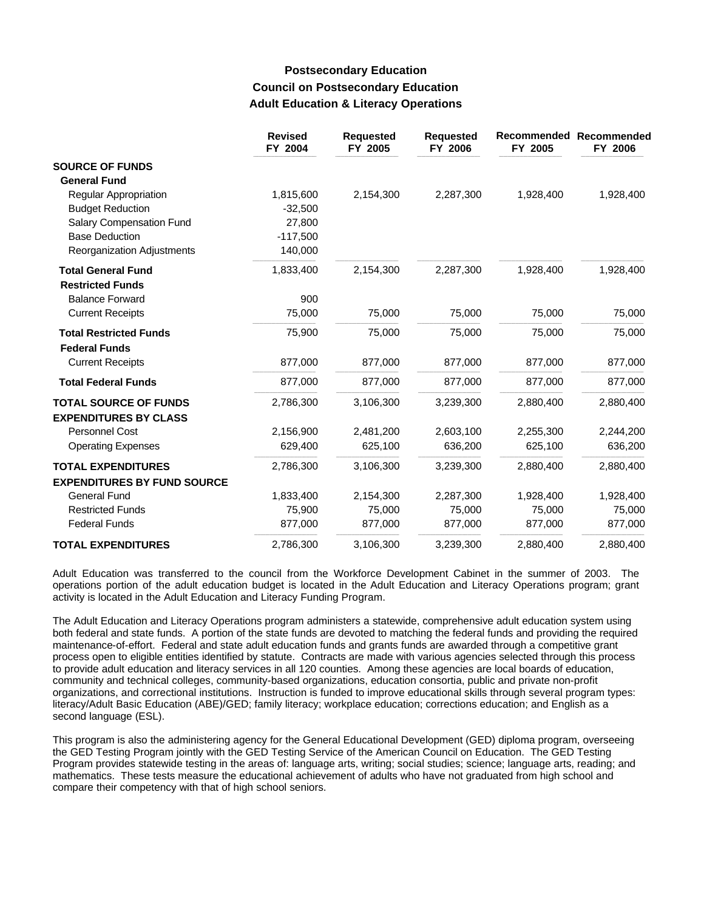# Postsecondary Education
## Council on Postsecondary Education
### Adult Education & Literacy Operations

| | Revised FY 2004 | Requested FY 2005 | Requested FY 2006 | Recommended FY 2005 | Recommended FY 2006 |
|---|---|---|---|---|---|
| **SOURCE OF FUNDS** | | | | | |
| **General Fund** | | | | | |
| Regular Appropriation | 1,815,600 | 2,154,300 | 2,287,300 | 1,928,400 | 1,928,400 |
| Budget Reduction | -32,500 | | | | |
| Salary Compensation Fund | 27,800 | | | | |
| Base Deduction | -117,500 | | | | |
| Reorganization Adjustments | 140,000 | | | | |
| **Total General Fund** | 1,833,400 | 2,154,300 | 2,287,300 | 1,928,400 | 1,928,400 |
| **Restricted Funds** | | | | | |
| Balance Forward | 900 | | | | |
| Current Receipts | 75,000 | 75,000 | 75,000 | 75,000 | 75,000 |
| **Total Restricted Funds** | 75,900 | 75,000 | 75,000 | 75,000 | 75,000 |
| **Federal Funds** | | | | | |
| Current Receipts | 877,000 | 877,000 | 877,000 | 877,000 | 877,000 |
| **Total Federal Funds** | 877,000 | 877,000 | 877,000 | 877,000 | 877,000 |
| **TOTAL SOURCE OF FUNDS** | 2,786,300 | 3,106,300 | 3,239,300 | 2,880,400 | 2,880,400 |
| **EXPENDITURES BY CLASS** | | | | | |
| Personnel Cost | 2,156,900 | 2,481,200 | 2,603,100 | 2,255,300 | 2,244,200 |
| Operating Expenses | 629,400 | 625,100 | 636,200 | 625,100 | 636,200 |
| **TOTAL EXPENDITURES** | 2,786,300 | 3,106,300 | 3,239,300 | 2,880,400 | 2,880,400 |
| **EXPENDITURES BY FUND SOURCE** | | | | | |
| General Fund | 1,833,400 | 2,154,300 | 2,287,300 | 1,928,400 | 1,928,400 |
| Restricted Funds | 75,900 | 75,000 | 75,000 | 75,000 | 75,000 |
| Federal Funds | 877,000 | 877,000 | 877,000 | 877,000 | 877,000 |
| **TOTAL EXPENDITURES** | 2,786,300 | 3,106,300 | 3,239,300 | 2,880,400 | 2,880,400 |

Adult Education was transferred to the council from the Workforce Development Cabinet in the summer of 2003. The operations portion of the adult education budget is located in the Adult Education and Literacy Operations program; grant activity is located in the Adult Education and Literacy Funding Program.

The Adult Education and Literacy Operations program administers a statewide, comprehensive adult education system using both federal and state funds. A portion of the state funds are devoted to matching the federal funds and providing the required maintenance-of-effort. Federal and state adult education funds and grants funds are awarded through a competitive grant process open to eligible entities identified by statute. Contracts are made with various agencies selected through this process to provide adult education and literacy services in all 120 counties. Among these agencies are local boards of education, community and technical colleges, community-based organizations, education consortia, public and private non-profit organizations, and correctional institutions. Instruction is funded to improve educational skills through several program types: literacy/Adult Basic Education (ABE)/GED; family literacy; workplace education; corrections education; and English as a second language (ESL).

This program is also the administering agency for the General Educational Development (GED) diploma program, overseeing the GED Testing Program jointly with the GED Testing Service of the American Council on Education. The GED Testing Program provides statewide testing in the areas of: language arts, writing; social studies; science; language arts, reading; and mathematics. These tests measure the educational achievement of adults who have not graduated from high school and compare their competency with that of high school seniors.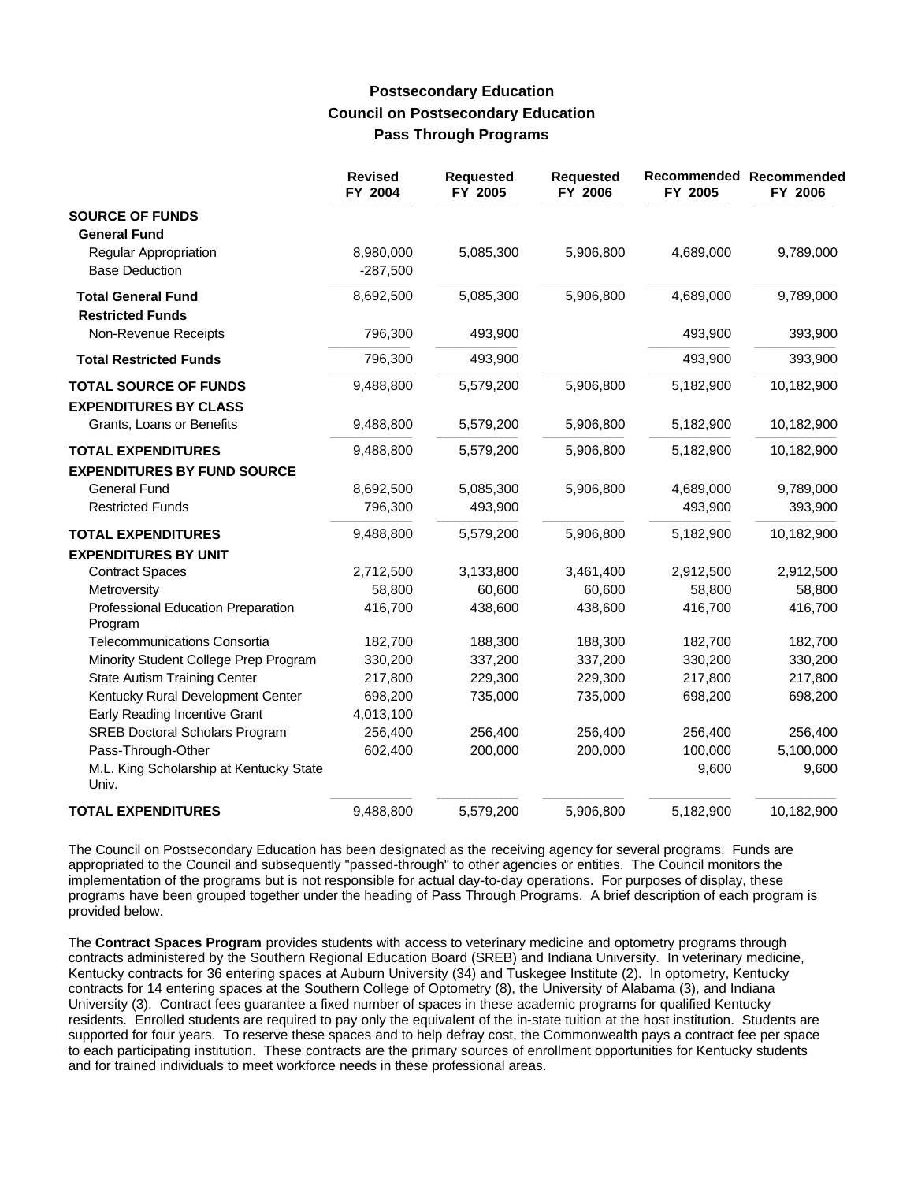# Postsecondary Education
## Council on Postsecondary Education
### Pass Through Programs

| | Revised FY 2004 | Requested FY 2005 | Requested FY 2006 | Recommended FY 2005 | Recommended FY 2006 |
|---|---|---|---|---|---|
| **SOURCE OF FUNDS** | | | | | |
| **General Fund** | | | | | |
| Regular Appropriation | 8,980,000 | 5,085,300 | 5,906,800 | 4,689,000 | 9,789,000 |
| Base Deduction | -287,500 | | | | |
| **Total General Fund** | 8,692,500 | 5,085,300 | 5,906,800 | 4,689,000 | 9,789,000 |
| **Restricted Funds** | | | | | |
| Non-Revenue Receipts | 796,300 | 493,900 | | 493,900 | 393,900 |
| **Total Restricted Funds** | 796,300 | 493,900 | | 493,900 | 393,900 |
| **TOTAL SOURCE OF FUNDS** | 9,488,800 | 5,579,200 | 5,906,800 | 5,182,900 | 10,182,900 |
| **EXPENDITURES BY CLASS** | | | | | |
| Grants, Loans or Benefits | 9,488,800 | 5,579,200 | 5,906,800 | 5,182,900 | 10,182,900 |
| **TOTAL EXPENDITURES** | 9,488,800 | 5,579,200 | 5,906,800 | 5,182,900 | 10,182,900 |
| **EXPENDITURES BY FUND SOURCE** | | | | | |
| General Fund | 8,692,500 | 5,085,300 | 5,906,800 | 4,689,000 | 9,789,000 |
| Restricted Funds | 796,300 | 493,900 | | 493,900 | 393,900 |
| **TOTAL EXPENDITURES** | 9,488,800 | 5,579,200 | 5,906,800 | 5,182,900 | 10,182,900 |
| **EXPENDITURES BY UNIT** | | | | | |
| Contract Spaces | 2,712,500 | 3,133,800 | 3,461,400 | 2,912,500 | 2,912,500 |
| Metroversity | 58,800 | 60,600 | 60,600 | 58,800 | 58,800 |
| Professional Education Preparation Program | 416,700 | 438,600 | 438,600 | 416,700 | 416,700 |
| Telecommunications Consortia | 182,700 | 188,300 | 188,300 | 182,700 | 182,700 |
| Minority Student College Prep Program | 330,200 | 337,200 | 337,200 | 330,200 | 330,200 |
| State Autism Training Center | 217,800 | 229,300 | 229,300 | 217,800 | 217,800 |
| Kentucky Rural Development Center | 698,200 | 735,000 | 735,000 | 698,200 | 698,200 |
| Early Reading Incentive Grant | 4,013,100 | | | | |
| SREB Doctoral Scholars Program | 256,400 | 256,400 | 256,400 | 256,400 | 256,400 |
| Pass-Through-Other | 602,400 | 200,000 | 200,000 | 100,000 | 5,100,000 |
| M.L. King Scholarship at Kentucky State Univ. | | | | 9,600 | 9,600 |
| **TOTAL EXPENDITURES** | 9,488,800 | 5,579,200 | 5,906,800 | 5,182,900 | 10,182,900 |

The Council on Postsecondary Education has been designated as the receiving agency for several programs. Funds are appropriated to the Council and subsequently "passed-through" to other agencies or entities. The Council monitors the implementation of the programs but is not responsible for actual day-to-day operations. For purposes of display, these programs have been grouped together under the heading of Pass Through Programs. A brief description of each program is provided below.

The **Contract Spaces Program** provides students with access to veterinary medicine and optometry programs through contracts administered by the Southern Regional Education Board (SREB) and Indiana University. In veterinary medicine, Kentucky contracts for 36 entering spaces at Auburn University (34) and Tuskegee Institute (2). In optometry, Kentucky contracts for 14 entering spaces at the Southern College of Optometry (8), the University of Alabama (3), and Indiana University (3). Contract fees guarantee a fixed number of spaces in these academic programs for qualified Kentucky residents. Enrolled students are required to pay only the equivalent of the in-state tuition at the host institution. Students are supported for four years. To reserve these spaces and to help defray cost, the Commonwealth pays a contract fee per space to each participating institution. These contracts are the primary sources of enrollment opportunities for Kentucky students and for trained individuals to meet workforce needs in these professional areas.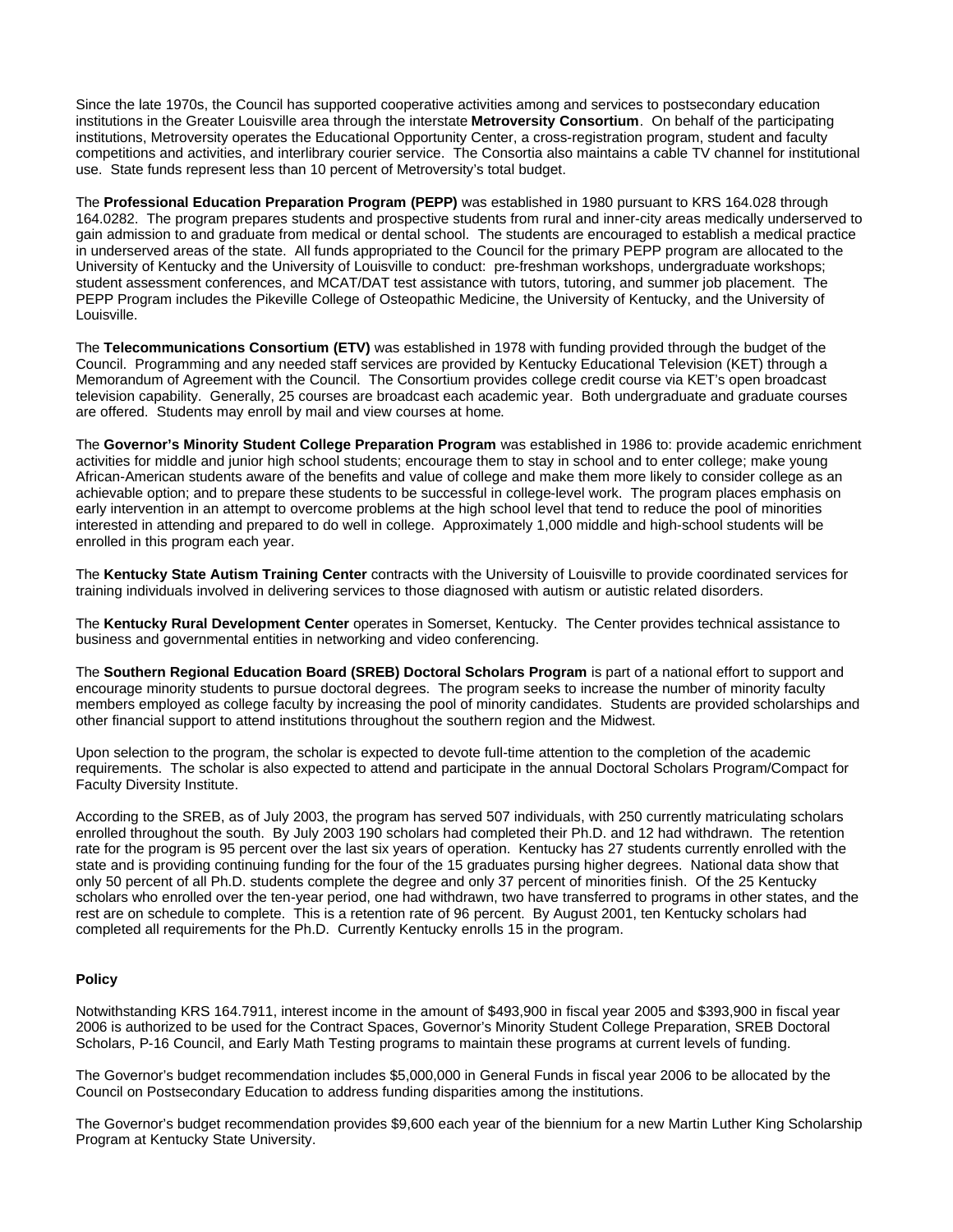Since the late 1970s, the Council has supported cooperative activities among and services to postsecondary education institutions in the Greater Louisville area through the interstate **Metroversity Consortium**. On behalf of the participating institutions, Metroversity operates the Educational Opportunity Center, a cross-registration program, student and faculty competitions and activities, and interlibrary courier service. The Consortia also maintains a cable TV channel for institutional use. State funds represent less than 10 percent of Metroversity's total budget.

The **Professional Education Preparation Program (PEPP)** was established in 1980 pursuant to KRS 164.028 through 164.0282. The program prepares students and prospective students from rural and inner-city areas medically underserved to gain admission to and graduate from medical or dental school. The students are encouraged to establish a medical practice in underserved areas of the state. All funds appropriated to the Council for the primary PEPP program are allocated to the University of Kentucky and the University of Louisville to conduct: pre-freshman workshops, undergraduate workshops; student assessment conferences, and MCAT/DAT test assistance with tutors, tutoring, and summer job placement. The PEPP Program includes the Pikeville College of Osteopathic Medicine, the University of Kentucky, and the University of Louisville.

The **Telecommunications Consortium (ETV)** was established in 1978 with funding provided through the budget of the Council. Programming and any needed staff services are provided by Kentucky Educational Television (KET) through a Memorandum of Agreement with the Council. The Consortium provides college credit course via KET's open broadcast television capability. Generally, 25 courses are broadcast each academic year. Both undergraduate and graduate courses are offered. Students may enroll by mail and view courses at home.

The **Governor's Minority Student College Preparation Program** was established in 1986 to: provide academic enrichment activities for middle and junior high school students; encourage them to stay in school and to enter college; make young African-American students aware of the benefits and value of college and make them more likely to consider college as an achievable option; and to prepare these students to be successful in college-level work. The program places emphasis on early intervention in an attempt to overcome problems at the high school level that tend to reduce the pool of minorities interested in attending and prepared to do well in college. Approximately 1,000 middle and high-school students will be enrolled in this program each year.

The **Kentucky State Autism Training Center** contracts with the University of Louisville to provide coordinated services for training individuals involved in delivering services to those diagnosed with autism or autistic related disorders.

The **Kentucky Rural Development Center** operates in Somerset, Kentucky. The Center provides technical assistance to business and governmental entities in networking and video conferencing.

The **Southern Regional Education Board (SREB) Doctoral Scholars Program** is part of a national effort to support and encourage minority students to pursue doctoral degrees. The program seeks to increase the number of minority faculty members employed as college faculty by increasing the pool of minority candidates. Students are provided scholarships and other financial support to attend institutions throughout the southern region and the Midwest.

Upon selection to the program, the scholar is expected to devote full-time attention to the completion of the academic requirements. The scholar is also expected to attend and participate in the annual Doctoral Scholars Program/Compact for Faculty Diversity Institute.

According to the SREB, as of July 2003, the program has served 507 individuals, with 250 currently matriculating scholars enrolled throughout the south. By July 2003 190 scholars had completed their Ph.D. and 12 had withdrawn. The retention rate for the program is 95 percent over the last six years of operation. Kentucky has 27 students currently enrolled with the state and is providing continuing funding for the four of the 15 graduates pursing higher degrees. National data show that only 50 percent of all Ph.D. students complete the degree and only 37 percent of minorities finish. Of the 25 Kentucky scholars who enrolled over the ten-year period, one had withdrawn, two have transferred to programs in other states, and the rest are on schedule to complete. This is a retention rate of 96 percent. By August 2001, ten Kentucky scholars had completed all requirements for the Ph.D. Currently Kentucky enrolls 15 in the program.

**Policy**

Notwithstanding KRS 164.7911, interest income in the amount of $493,900 in fiscal year 2005 and $393,900 in fiscal year 2006 is authorized to be used for the Contract Spaces, Governor's Minority Student College Preparation, SREB Doctoral Scholars, P-16 Council, and Early Math Testing programs to maintain these programs at current levels of funding.

The Governor's budget recommendation includes $5,000,000 in General Funds in fiscal year 2006 to be allocated by the Council on Postsecondary Education to address funding disparities among the institutions.

The Governor's budget recommendation provides $9,600 each year of the biennium for a new Martin Luther King Scholarship Program at Kentucky State University.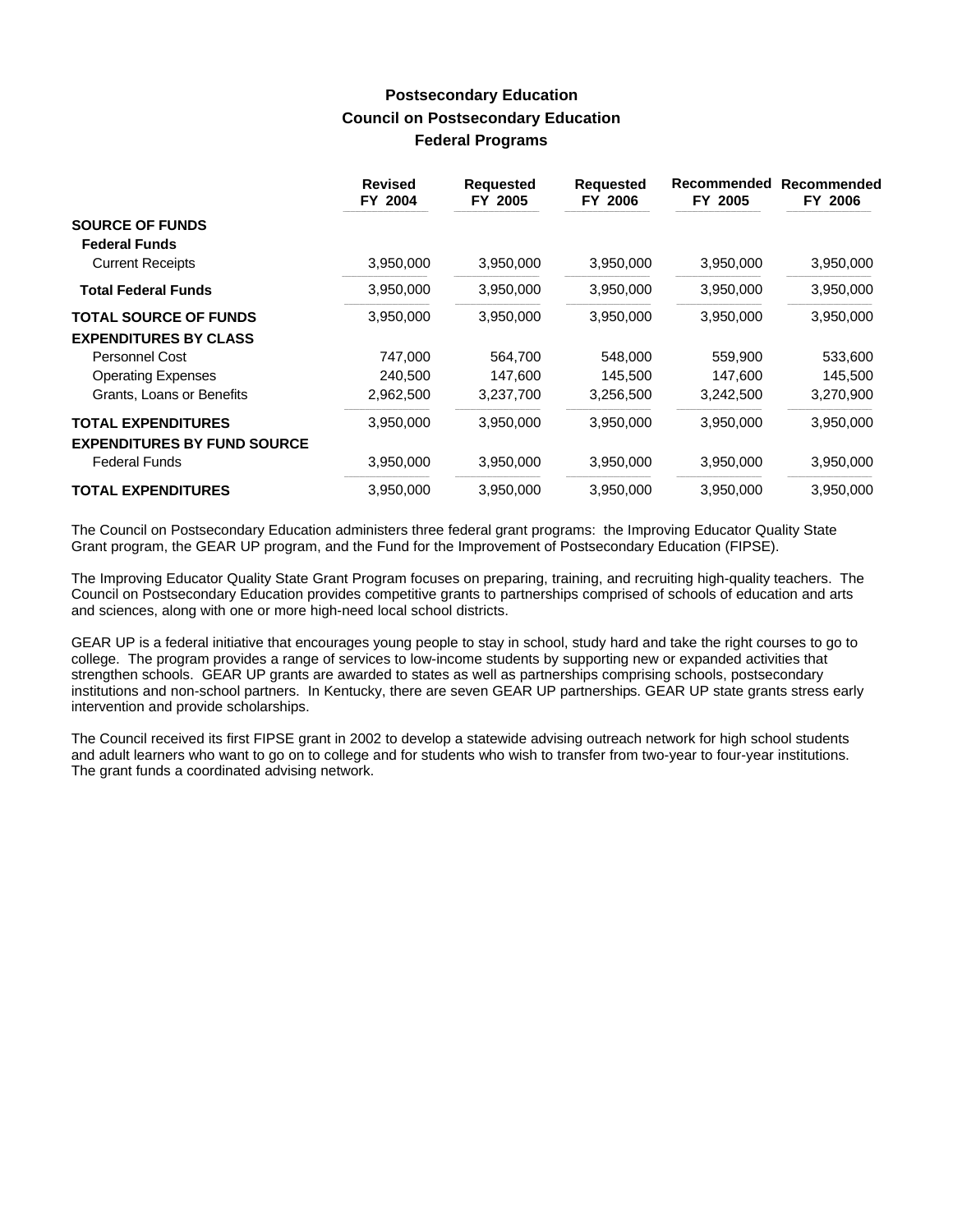# Postsecondary Education
## Council on Postsecondary Education
### Federal Programs

| | Revised FY 2004 | Requested FY 2005 | Requested FY 2006 | Recommended FY 2005 | Recommended FY 2006 |
|---|---|---|---|---|---|
| **SOURCE OF FUNDS** | | | | | |
| **Federal Funds** | | | | | |
| Current Receipts | 3,950,000 | 3,950,000 | 3,950,000 | 3,950,000 | 3,950,000 |
| **Total Federal Funds** | 3,950,000 | 3,950,000 | 3,950,000 | 3,950,000 | 3,950,000 |
| **TOTAL SOURCE OF FUNDS** | 3,950,000 | 3,950,000 | 3,950,000 | 3,950,000 | 3,950,000 |
| **EXPENDITURES BY CLASS** | | | | | |
| Personnel Cost | 747,000 | 564,700 | 548,000 | 559,900 | 533,600 |
| Operating Expenses | 240,500 | 147,600 | 145,500 | 147,600 | 145,500 |
| Grants, Loans or Benefits | 2,962,500 | 3,237,700 | 3,256,500 | 3,242,500 | 3,270,900 |
| **TOTAL EXPENDITURES** | 3,950,000 | 3,950,000 | 3,950,000 | 3,950,000 | 3,950,000 |
| **EXPENDITURES BY FUND SOURCE** | | | | | |
| Federal Funds | 3,950,000 | 3,950,000 | 3,950,000 | 3,950,000 | 3,950,000 |
| **TOTAL EXPENDITURES** | 3,950,000 | 3,950,000 | 3,950,000 | 3,950,000 | 3,950,000 |

The Council on Postsecondary Education administers three federal grant programs: the Improving Educator Quality State Grant program, the GEAR UP program, and the Fund for the Improvement of Postsecondary Education (FIPSE).

The Improving Educator Quality State Grant Program focuses on preparing, training, and recruiting high-quality teachers. The Council on Postsecondary Education provides competitive grants to partnerships comprised of schools of education and arts and sciences, along with one or more high-need local school districts.

GEAR UP is a federal initiative that encourages young people to stay in school, study hard and take the right courses to go to college. The program provides a range of services to low-income students by supporting new or expanded activities that strengthen schools. GEAR UP grants are awarded to states as well as partnerships comprising schools, postsecondary institutions and non-school partners. In Kentucky, there are seven GEAR UP partnerships. GEAR UP state grants stress early intervention and provide scholarships.

The Council received its first FIPSE grant in 2002 to develop a statewide advising outreach network for high school students and adult learners who want to go on to college and for students who wish to transfer from two-year to four-year institutions. The grant funds a coordinated advising network.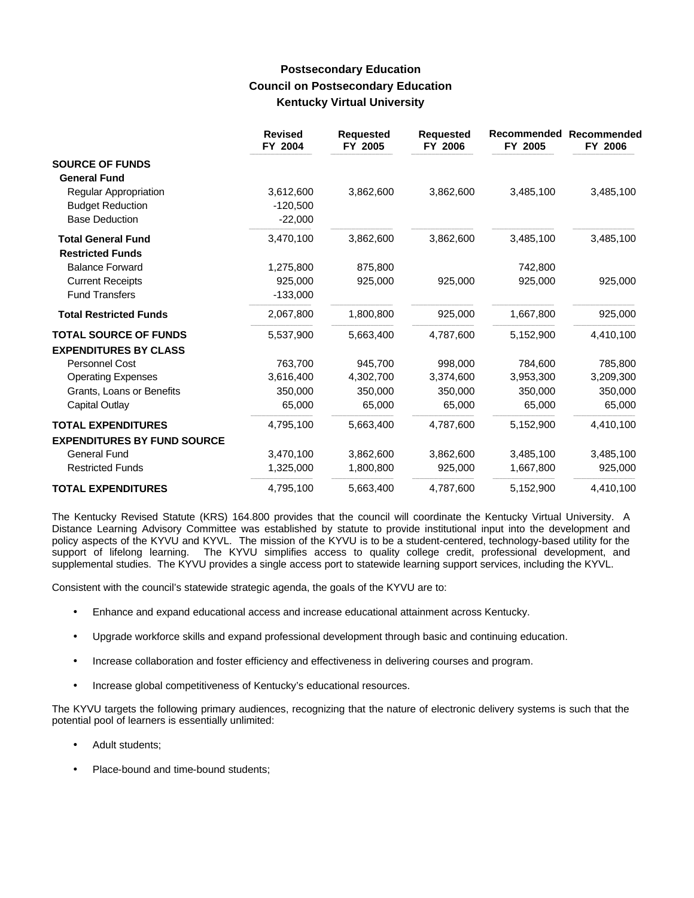# Postsecondary Education
## Council on Postsecondary Education
### Kentucky Virtual University

| | Revised FY 2004 | Requested FY 2005 | Requested FY 2006 | Recommended FY 2005 | Recommended FY 2006 |
|---|---|---|---|---|---|
| **SOURCE OF FUNDS** | | | | | |
| **General Fund** | | | | | |
| Regular Appropriation | 3,612,600 | 3,862,600 | 3,862,600 | 3,485,100 | 3,485,100 |
| Budget Reduction | -120,500 | | | | |
| Base Deduction | -22,000 | | | | |
| **Total General Fund** | 3,470,100 | 3,862,600 | 3,862,600 | 3,485,100 | 3,485,100 |
| **Restricted Funds** | | | | | |
| Balance Forward | 1,275,800 | 875,800 | | 742,800 | |
| Current Receipts | 925,000 | 925,000 | 925,000 | 925,000 | 925,000 |
| Fund Transfers | -133,000 | | | | |
| **Total Restricted Funds** | 2,067,800 | 1,800,800 | 925,000 | 1,667,800 | 925,000 |
| **TOTAL SOURCE OF FUNDS** | 5,537,900 | 5,663,400 | 4,787,600 | 5,152,900 | 4,410,100 |
| **EXPENDITURES BY CLASS** | | | | | |
| Personnel Cost | 763,700 | 945,700 | 998,000 | 784,600 | 785,800 |
| Operating Expenses | 3,616,400 | 4,302,700 | 3,374,600 | 3,953,300 | 3,209,300 |
| Grants, Loans or Benefits | 350,000 | 350,000 | 350,000 | 350,000 | 350,000 |
| Capital Outlay | 65,000 | 65,000 | 65,000 | 65,000 | 65,000 |
| **TOTAL EXPENDITURES** | 4,795,100 | 5,663,400 | 4,787,600 | 5,152,900 | 4,410,100 |
| **EXPENDITURES BY FUND SOURCE** | | | | | |
| General Fund | 3,470,100 | 3,862,600 | 3,862,600 | 3,485,100 | 3,485,100 |
| Restricted Funds | 1,325,000 | 1,800,800 | 925,000 | 1,667,800 | 925,000 |
| **TOTAL EXPENDITURES** | 4,795,100 | 5,663,400 | 4,787,600 | 5,152,900 | 4,410,100 |

The Kentucky Revised Statute (KRS) 164.800 provides that the council will coordinate the Kentucky Virtual University. A Distance Learning Advisory Committee was established by statute to provide institutional input into the development and policy aspects of the KYVU and KYVL. The mission of the KYVU is to be a student-centered, technology-based utility for the support of lifelong learning. The KYVU simplifies access to quality college credit, professional development, and supplemental studies. The KYVU provides a single access port to statewide learning support services, including the KYVL.

Consistent with the council's statewide strategic agenda, the goals of the KYVU are to:

- Enhance and expand educational access and increase educational attainment across Kentucky.
- Upgrade workforce skills and expand professional development through basic and continuing education.
- Increase collaboration and foster efficiency and effectiveness in delivering courses and program.
- Increase global competitiveness of Kentucky's educational resources.

The KYVU targets the following primary audiences, recognizing that the nature of electronic delivery systems is such that the potential pool of learners is essentially unlimited:

- Adult students;
- Place-bound and time-bound students;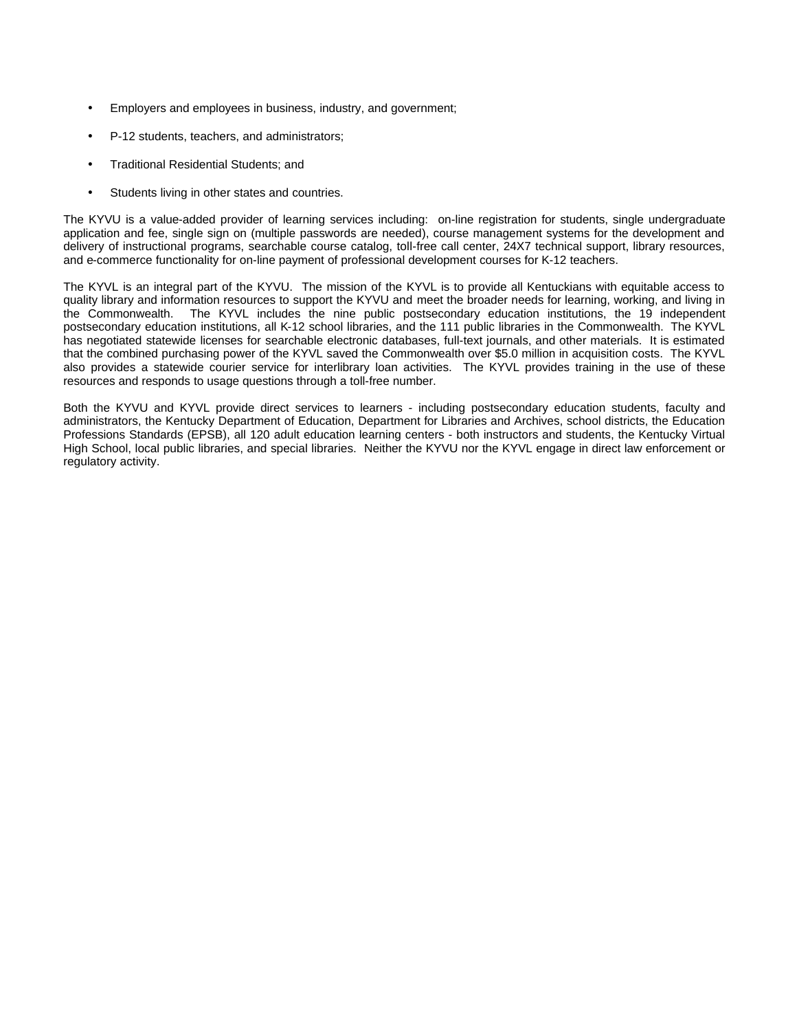- Employers and employees in business, industry, and government;
- P-12 students, teachers, and administrators;
- Traditional Residential Students; and
- Students living in other states and countries.

The KYVU is a value-added provider of learning services including: on-line registration for students, single undergraduate application and fee, single sign on (multiple passwords are needed), course management systems for the development and delivery of instructional programs, searchable course catalog, toll-free call center, 24X7 technical support, library resources, and e-commerce functionality for on-line payment of professional development courses for K-12 teachers.

The KYVL is an integral part of the KYVU. The mission of the KYVL is to provide all Kentuckians with equitable access to quality library and information resources to support the KYVU and meet the broader needs for learning, working, and living in the Commonwealth. The KYVL includes the nine public postsecondary education institutions, the 19 independent postsecondary education institutions, all K-12 school libraries, and the 111 public libraries in the Commonwealth. The KYVL has negotiated statewide licenses for searchable electronic databases, full-text journals, and other materials. It is estimated that the combined purchasing power of the KYVL saved the Commonwealth over $5.0 million in acquisition costs. The KYVL also provides a statewide courier service for interlibrary loan activities. The KYVL provides training in the use of these resources and responds to usage questions through a toll-free number.

Both the KYVU and KYVL provide direct services to learners - including postsecondary education students, faculty and administrators, the Kentucky Department of Education, Department for Libraries and Archives, school districts, the Education Professions Standards (EPSB), all 120 adult education learning centers - both instructors and students, the Kentucky Virtual High School, local public libraries, and special libraries. Neither the KYVU nor the KYVL engage in direct law enforcement or regulatory activity.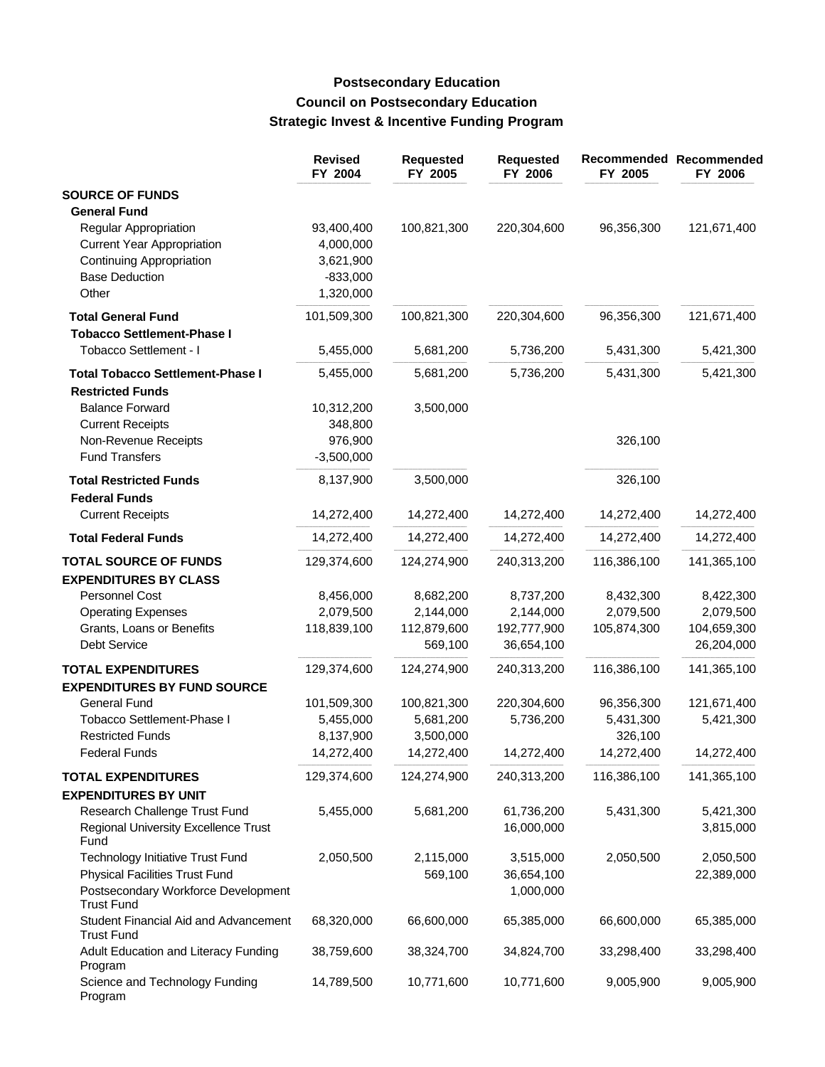# Postsecondary Education
## Council on Postsecondary Education
### Strategic Invest & Incentive Funding Program

| | Revised FY 2004 | Requested FY 2005 | Requested FY 2006 | Recommended FY 2005 | Recommended FY 2006 |
|---|---|---|---|---|---|
| **SOURCE OF FUNDS** | | | | | |
| **General Fund** | | | | | |
| Regular Appropriation | 93,400,400 | 100,821,300 | 220,304,600 | 96,356,300 | 121,671,400 |
| Current Year Appropriation | 4,000,000 | | | | |
| Continuing Appropriation | 3,621,900 | | | | |
| Base Deduction | -833,000 | | | | |
| Other | 1,320,000 | | | | |
| **Total General Fund** | 101,509,300 | 100,821,300 | 220,304,600 | 96,356,300 | 121,671,400 |
| **Tobacco Settlement-Phase I** | | | | | |
| Tobacco Settlement - I | 5,455,000 | 5,681,200 | 5,736,200 | 5,431,300 | 5,421,300 |
| **Total Tobacco Settlement-Phase I** | 5,455,000 | 5,681,200 | 5,736,200 | 5,431,300 | 5,421,300 |
| **Restricted Funds** | | | | | |
| Balance Forward | 10,312,200 | 3,500,000 | | | |
| Current Receipts | 348,800 | | | | |
| Non-Revenue Receipts | 976,900 | | | 326,100 | |
| Fund Transfers | -3,500,000 | | | | |
| **Total Restricted Funds** | 8,137,900 | 3,500,000 | | 326,100 | |
| **Federal Funds** | | | | | |
| Current Receipts | 14,272,400 | 14,272,400 | 14,272,400 | 14,272,400 | 14,272,400 |
| **Total Federal Funds** | 14,272,400 | 14,272,400 | 14,272,400 | 14,272,400 | 14,272,400 |
| **TOTAL SOURCE OF FUNDS** | 129,374,600 | 124,274,900 | 240,313,200 | 116,386,100 | 141,365,100 |
| **EXPENDITURES BY CLASS** | | | | | |
| Personnel Cost | 8,456,000 | 8,682,200 | 8,737,200 | 8,432,300 | 8,422,300 |
| Operating Expenses | 2,079,500 | 2,144,000 | 2,144,000 | 2,079,500 | 2,079,500 |
| Grants, Loans or Benefits | 118,839,100 | 112,879,600 | 192,777,900 | 105,874,300 | 104,659,300 |
| Debt Service | | 569,100 | 36,654,100 | | 26,204,000 |
| **TOTAL EXPENDITURES** | 129,374,600 | 124,274,900 | 240,313,200 | 116,386,100 | 141,365,100 |
| **EXPENDITURES BY FUND SOURCE** | | | | | |
| General Fund | 101,509,300 | 100,821,300 | 220,304,600 | 96,356,300 | 121,671,400 |
| Tobacco Settlement-Phase I | 5,455,000 | 5,681,200 | 5,736,200 | 5,431,300 | 5,421,300 |
| Restricted Funds | 8,137,900 | 3,500,000 | | 326,100 | |
| Federal Funds | 14,272,400 | 14,272,400 | 14,272,400 | 14,272,400 | 14,272,400 |
| **TOTAL EXPENDITURES** | 129,374,600 | 124,274,900 | 240,313,200 | 116,386,100 | 141,365,100 |
| **EXPENDITURES BY UNIT** | | | | | |
| Research Challenge Trust Fund | 5,455,000 | 5,681,200 | 61,736,200 | 5,431,300 | 5,421,300 |
| Regional University Excellence Trust Fund | | | 16,000,000 | | 3,815,000 |
| Technology Initiative Trust Fund | 2,050,500 | 2,115,000 | 3,515,000 | 2,050,500 | 2,050,500 |
| Physical Facilities Trust Fund | | 569,100 | 36,654,100 | | 22,389,000 |
| Postsecondary Workforce Development Trust Fund | | | 1,000,000 | | |
| Student Financial Aid and Advancement Trust Fund | 68,320,000 | 66,600,000 | 65,385,000 | 66,600,000 | 65,385,000 |
| Adult Education and Literacy Funding Program | 38,759,600 | 38,324,700 | 34,824,700 | 33,298,400 | 33,298,400 |
| Science and Technology Funding Program | 14,789,500 | 10,771,600 | 10,771,600 | 9,005,900 | 9,005,900 |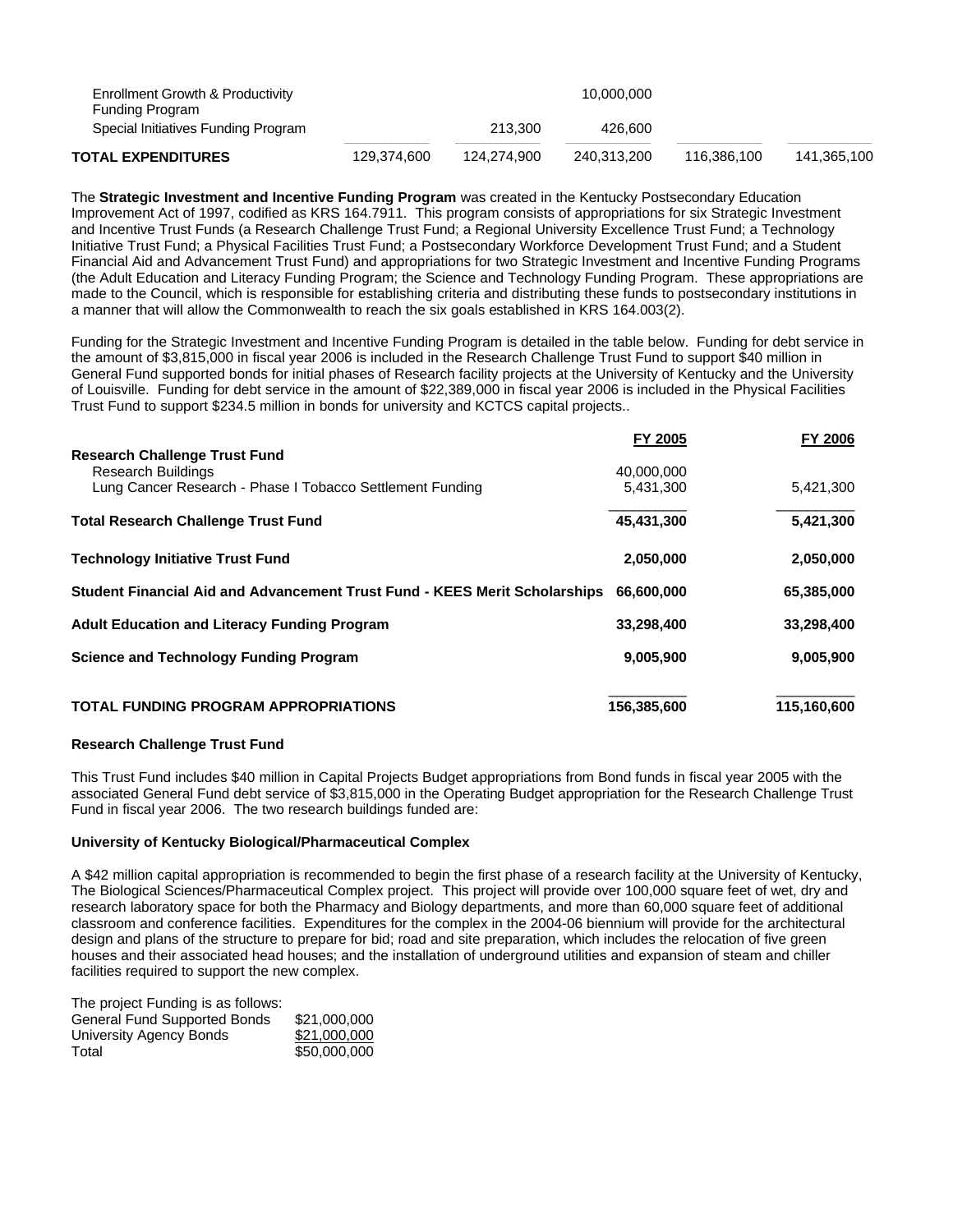| | | | | | |
|---|---|---|---|---|---|
| Enrollment Growth & Productivity Funding Program | | | 10,000,000 | | |
| Special Initiatives Funding Program | | 213,300 | 426,600 | | |
| **TOTAL EXPENDITURES** | 129,374,600 | 124,274,900 | 240,313,200 | 116,386,100 | 141,365,100 |

The **Strategic Investment and Incentive Funding Program** was created in the Kentucky Postsecondary Education Improvement Act of 1997, codified as KRS 164.7911. This program consists of appropriations for six Strategic Investment and Incentive Trust Funds (a Research Challenge Trust Fund; a Regional University Excellence Trust Fund; a Technology Initiative Trust Fund; a Physical Facilities Trust Fund; a Postsecondary Workforce Development Trust Fund; and a Student Financial Aid and Advancement Trust Fund) and appropriations for two Strategic Investment and Incentive Funding Programs (the Adult Education and Literacy Funding Program; the Science and Technology Funding Program. These appropriations are made to the Council, which is responsible for establishing criteria and distributing these funds to postsecondary institutions in a manner that will allow the Commonwealth to reach the six goals established in KRS 164.003(2).

Funding for the Strategic Investment and Incentive Funding Program is detailed in the table below. Funding for debt service in the amount of $3,815,000 in fiscal year 2006 is included in the Research Challenge Trust Fund to support $40 million in General Fund supported bonds for initial phases of Research facility projects at the University of Kentucky and the University of Louisville. Funding for debt service in the amount of $22,389,000 in fiscal year 2006 is included in the Physical Facilities Trust Fund to support $234.5 million in bonds for university and KCTCS capital projects..

| | FY 2005 | FY 2006 |
|---|---|---|
| **Research Challenge Trust Fund** | | |
| Research Buildings | 40,000,000 | |
| Lung Cancer Research - Phase I Tobacco Settlement Funding | 5,431,300 | 5,421,300 |
| **Total Research Challenge Trust Fund** | **45,431,300** | **5,421,300** |
| **Technology Initiative Trust Fund** | **2,050,000** | **2,050,000** |
| **Student Financial Aid and Advancement Trust Fund - KEES Merit Scholarships** | **66,600,000** | **65,385,000** |
| **Adult Education and Literacy Funding Program** | **33,298,400** | **33,298,400** |
| **Science and Technology Funding Program** | **9,005,900** | **9,005,900** |
| **TOTAL FUNDING PROGRAM APPROPRIATIONS** | **156,385,600** | **115,160,600** |

**Research Challenge Trust Fund**

This Trust Fund includes $40 million in Capital Projects Budget appropriations from Bond funds in fiscal year 2005 with the associated General Fund debt service of $3,815,000 in the Operating Budget appropriation for the Research Challenge Trust Fund in fiscal year 2006. The two research buildings funded are:

**University of Kentucky Biological/Pharmaceutical Complex**

A $42 million capital appropriation is recommended to begin the first phase of a research facility at the University of Kentucky, The Biological Sciences/Pharmaceutical Complex project. This project will provide over 100,000 square feet of wet, dry and research laboratory space for both the Pharmacy and Biology departments, and more than 60,000 square feet of additional classroom and conference facilities. Expenditures for the complex in the 2004-06 biennium will provide for the architectural design and plans of the structure to prepare for bid; road and site preparation, which includes the relocation of five green houses and their associated head houses; and the installation of underground utilities and expansion of steam and chiller facilities required to support the new complex.

The project Funding is as follows:

| | |
|---|---|
| General Fund Supported Bonds | $21,000,000 |
| University Agency Bonds | $21,000,000 |
| Total | $50,000,000 |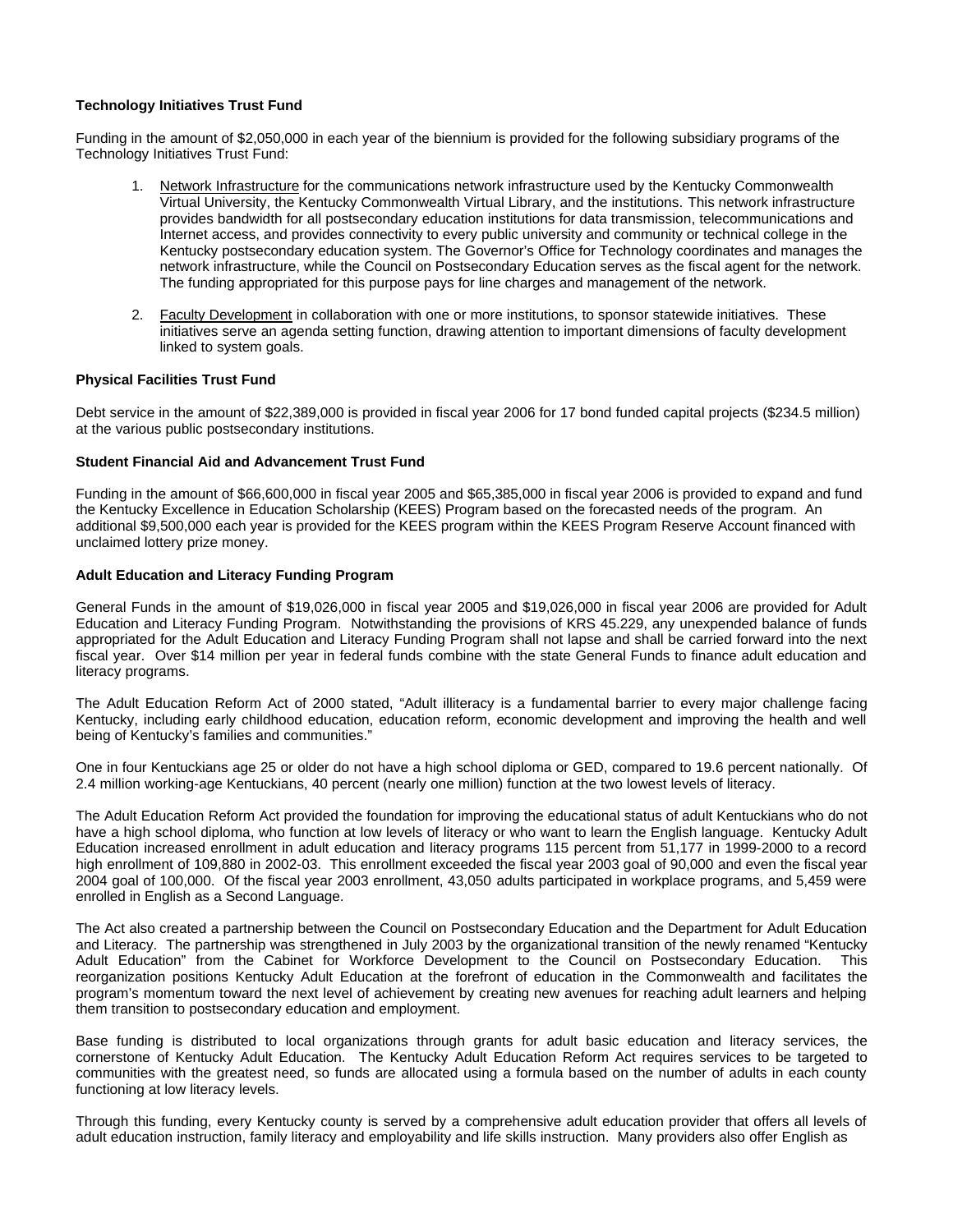**Technology Initiatives Trust Fund**

Funding in the amount of $2,050,000 in each year of the biennium is provided for the following subsidiary programs of the Technology Initiatives Trust Fund:

1. Network Infrastructure for the communications network infrastructure used by the Kentucky Commonwealth Virtual University, the Kentucky Commonwealth Virtual Library, and the institutions. This network infrastructure provides bandwidth for all postsecondary education institutions for data transmission, telecommunications and Internet access, and provides connectivity to every public university and community or technical college in the Kentucky postsecondary education system. The Governor's Office for Technology coordinates and manages the network infrastructure, while the Council on Postsecondary Education serves as the fiscal agent for the network. The funding appropriated for this purpose pays for line charges and management of the network.

2. Faculty Development in collaboration with one or more institutions, to sponsor statewide initiatives. These initiatives serve an agenda setting function, drawing attention to important dimensions of faculty development linked to system goals.

**Physical Facilities Trust Fund**

Debt service in the amount of $22,389,000 is provided in fiscal year 2006 for 17 bond funded capital projects ($234.5 million) at the various public postsecondary institutions.

**Student Financial Aid and Advancement Trust Fund**

Funding in the amount of $66,600,000 in fiscal year 2005 and $65,385,000 in fiscal year 2006 is provided to expand and fund the Kentucky Excellence in Education Scholarship (KEES) Program based on the forecasted needs of the program. An additional $9,500,000 each year is provided for the KEES program within the KEES Program Reserve Account financed with unclaimed lottery prize money.

**Adult Education and Literacy Funding Program**

General Funds in the amount of $19,026,000 in fiscal year 2005 and $19,026,000 in fiscal year 2006 are provided for Adult Education and Literacy Funding Program. Notwithstanding the provisions of KRS 45.229, any unexpended balance of funds appropriated for the Adult Education and Literacy Funding Program shall not lapse and shall be carried forward into the next fiscal year. Over $14 million per year in federal funds combine with the state General Funds to finance adult education and literacy programs.

The Adult Education Reform Act of 2000 stated, "Adult illiteracy is a fundamental barrier to every major challenge facing Kentucky, including early childhood education, education reform, economic development and improving the health and well being of Kentucky's families and communities."

One in four Kentuckians age 25 or older do not have a high school diploma or GED, compared to 19.6 percent nationally. Of 2.4 million working-age Kentuckians, 40 percent (nearly one million) function at the two lowest levels of literacy.

The Adult Education Reform Act provided the foundation for improving the educational status of adult Kentuckians who do not have a high school diploma, who function at low levels of literacy or who want to learn the English language. Kentucky Adult Education increased enrollment in adult education and literacy programs 115 percent from 51,177 in 1999-2000 to a record high enrollment of 109,880 in 2002-03. This enrollment exceeded the fiscal year 2003 goal of 90,000 and even the fiscal year 2004 goal of 100,000. Of the fiscal year 2003 enrollment, 43,050 adults participated in workplace programs, and 5,459 were enrolled in English as a Second Language.

The Act also created a partnership between the Council on Postsecondary Education and the Department for Adult Education and Literacy. The partnership was strengthened in July 2003 by the organizational transition of the newly renamed "Kentucky Adult Education" from the Cabinet for Workforce Development to the Council on Postsecondary Education. This reorganization positions Kentucky Adult Education at the forefront of education in the Commonwealth and facilitates the program's momentum toward the next level of achievement by creating new avenues for reaching adult learners and helping them transition to postsecondary education and employment.

Base funding is distributed to local organizations through grants for adult basic education and literacy services, the cornerstone of Kentucky Adult Education. The Kentucky Adult Education Reform Act requires services to be targeted to communities with the greatest need, so funds are allocated using a formula based on the number of adults in each county functioning at low literacy levels.

Through this funding, every Kentucky county is served by a comprehensive adult education provider that offers all levels of adult education instruction, family literacy and employability and life skills instruction. Many providers also offer English as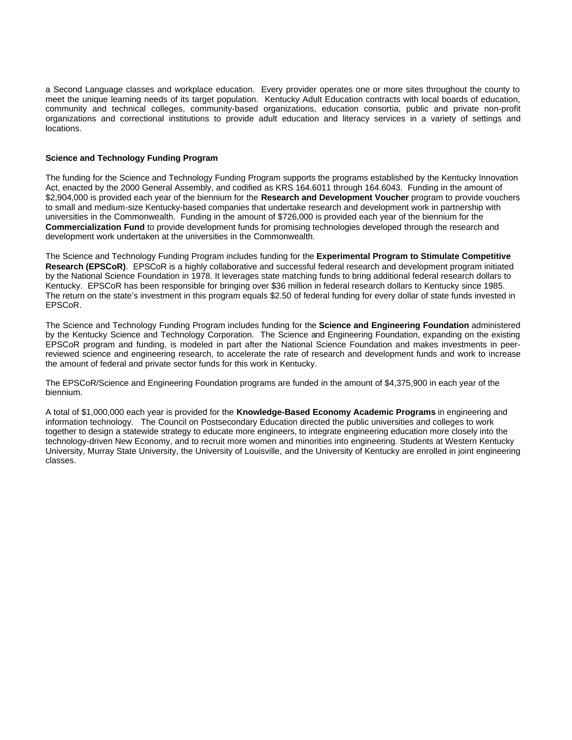a Second Language classes and workplace education. Every provider operates one or more sites throughout the county to meet the unique learning needs of its target population. Kentucky Adult Education contracts with local boards of education, community and technical colleges, community-based organizations, education consortia, public and private non-profit organizations and correctional institutions to provide adult education and literacy services in a variety of settings and locations.

**Science and Technology Funding Program**

The funding for the Science and Technology Funding Program supports the programs established by the Kentucky Innovation Act, enacted by the 2000 General Assembly, and codified as KRS 164.6011 through 164.6043. Funding in the amount of $2,904,000 is provided each year of the biennium for the **Research and Development Voucher** program to provide vouchers to small and medium-size Kentucky-based companies that undertake research and development work in partnership with universities in the Commonwealth. Funding in the amount of $726,000 is provided each year of the biennium for the **Commercialization Fund** to provide development funds for promising technologies developed through the research and development work undertaken at the universities in the Commonwealth.

The Science and Technology Funding Program includes funding for the **Experimental Program to Stimulate Competitive Research (EPSCoR)**. EPSCoR is a highly collaborative and successful federal research and development program initiated by the National Science Foundation in 1978. It leverages state matching funds to bring additional federal research dollars to Kentucky. EPSCoR has been responsible for bringing over $36 million in federal research dollars to Kentucky since 1985. The return on the state's investment in this program equals $2.50 of federal funding for every dollar of state funds invested in EPSCoR.

The Science and Technology Funding Program includes funding for the **Science and Engineering Foundation** administered by the Kentucky Science and Technology Corporation. The Science and Engineering Foundation, expanding on the existing EPSCoR program and funding, is modeled in part after the National Science Foundation and makes investments in peer-reviewed science and engineering research, to accelerate the rate of research and development funds and work to increase the amount of federal and private sector funds for this work in Kentucky.

The EPSCoR/Science and Engineering Foundation programs are funded in the amount of $4,375,900 in each year of the biennium.

A total of $1,000,000 each year is provided for the **Knowledge-Based Economy Academic Programs** in engineering and information technology. The Council on Postsecondary Education directed the public universities and colleges to work together to design a statewide strategy to educate more engineers, to integrate engineering education more closely into the technology-driven New Economy, and to recruit more women and minorities into engineering. Students at Western Kentucky University, Murray State University, the University of Louisville, and the University of Kentucky are enrolled in joint engineering classes.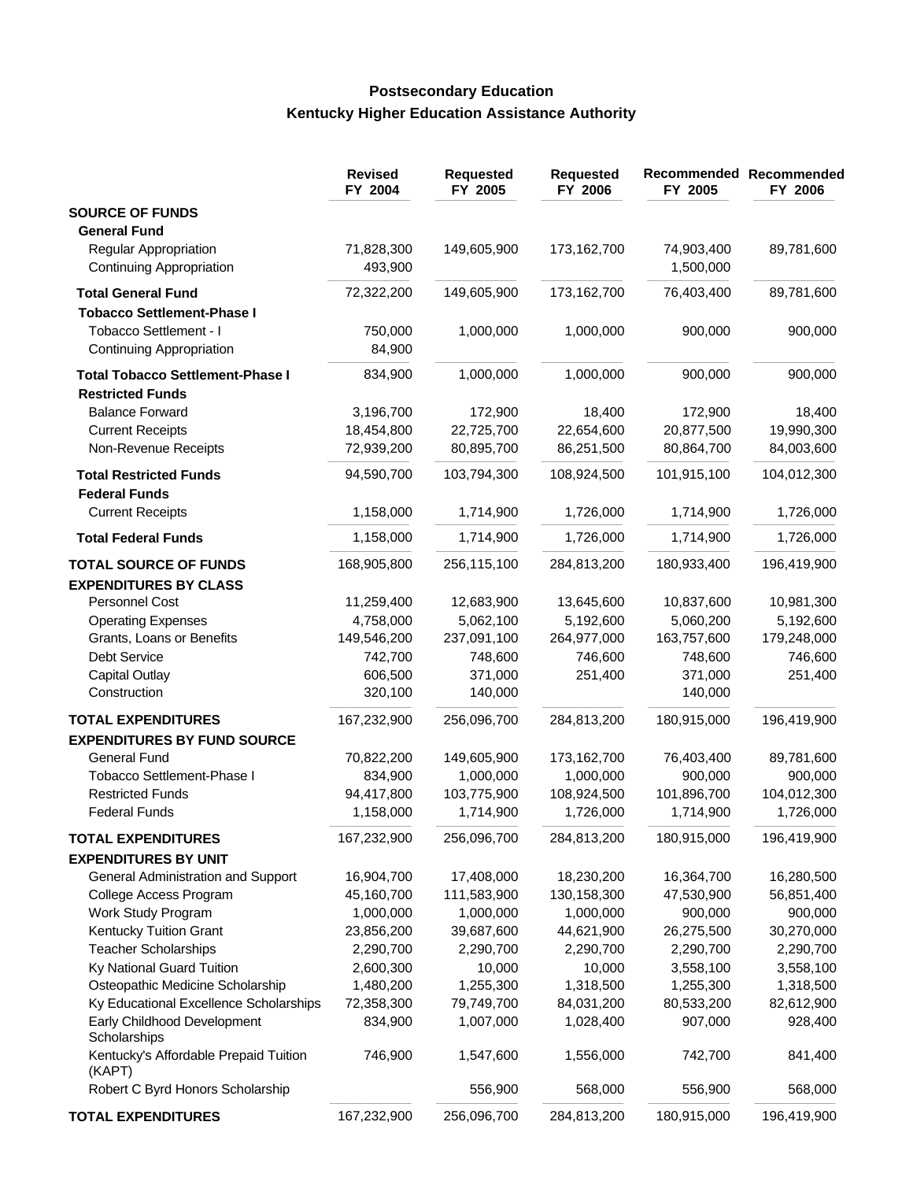## Postsecondary Education

## Kentucky Higher Education Assistance Authority

| | Revised FY 2004 | Requested FY 2005 | Requested FY 2006 | Recommended FY 2005 | Recommended FY 2006 |
|---|---|---|---|---|---|
| **SOURCE OF FUNDS** | | | | | |
| **General Fund** | | | | | |
| Regular Appropriation | 71,828,300 | 149,605,900 | 173,162,700 | 74,903,400 | 89,781,600 |
| Continuing Appropriation | 493,900 | | | 1,500,000 | |
| **Total General Fund** | 72,322,200 | 149,605,900 | 173,162,700 | 76,403,400 | 89,781,600 |
| **Tobacco Settlement-Phase I** | | | | | |
| Tobacco Settlement - I | 750,000 | 1,000,000 | 1,000,000 | 900,000 | 900,000 |
| Continuing Appropriation | 84,900 | | | | |
| **Total Tobacco Settlement-Phase I** | 834,900 | 1,000,000 | 1,000,000 | 900,000 | 900,000 |
| **Restricted Funds** | | | | | |
| Balance Forward | 3,196,700 | 172,900 | 18,400 | 172,900 | 18,400 |
| Current Receipts | 18,454,800 | 22,725,700 | 22,654,600 | 20,877,500 | 19,990,300 |
| Non-Revenue Receipts | 72,939,200 | 80,895,700 | 86,251,500 | 80,864,700 | 84,003,600 |
| **Total Restricted Funds** | 94,590,700 | 103,794,300 | 108,924,500 | 101,915,100 | 104,012,300 |
| **Federal Funds** | | | | | |
| Current Receipts | 1,158,000 | 1,714,900 | 1,726,000 | 1,714,900 | 1,726,000 |
| **Total Federal Funds** | 1,158,000 | 1,714,900 | 1,726,000 | 1,714,900 | 1,726,000 |
| **TOTAL SOURCE OF FUNDS** | 168,905,800 | 256,115,100 | 284,813,200 | 180,933,400 | 196,419,900 |
| **EXPENDITURES BY CLASS** | | | | | |
| Personnel Cost | 11,259,400 | 12,683,900 | 13,645,600 | 10,837,600 | 10,981,300 |
| Operating Expenses | 4,758,000 | 5,062,100 | 5,192,600 | 5,060,200 | 5,192,600 |
| Grants, Loans or Benefits | 149,546,200 | 237,091,100 | 264,977,000 | 163,757,600 | 179,248,000 |
| Debt Service | 742,700 | 748,600 | 746,600 | 748,600 | 746,600 |
| Capital Outlay | 606,500 | 371,000 | 251,400 | 371,000 | 251,400 |
| Construction | 320,100 | 140,000 | | 140,000 | |
| **TOTAL EXPENDITURES** | 167,232,900 | 256,096,700 | 284,813,200 | 180,915,000 | 196,419,900 |
| **EXPENDITURES BY FUND SOURCE** | | | | | |
| General Fund | 70,822,200 | 149,605,900 | 173,162,700 | 76,403,400 | 89,781,600 |
| Tobacco Settlement-Phase I | 834,900 | 1,000,000 | 1,000,000 | 900,000 | 900,000 |
| Restricted Funds | 94,417,800 | 103,775,900 | 108,924,500 | 101,896,700 | 104,012,300 |
| Federal Funds | 1,158,000 | 1,714,900 | 1,726,000 | 1,714,900 | 1,726,000 |
| **TOTAL EXPENDITURES** | 167,232,900 | 256,096,700 | 284,813,200 | 180,915,000 | 196,419,900 |
| **EXPENDITURES BY UNIT** | | | | | |
| General Administration and Support | 16,904,700 | 17,408,000 | 18,230,200 | 16,364,700 | 16,280,500 |
| College Access Program | 45,160,700 | 111,583,900 | 130,158,300 | 47,530,900 | 56,851,400 |
| Work Study Program | 1,000,000 | 1,000,000 | 1,000,000 | 900,000 | 900,000 |
| Kentucky Tuition Grant | 23,856,200 | 39,687,600 | 44,621,900 | 26,275,500 | 30,270,000 |
| Teacher Scholarships | 2,290,700 | 2,290,700 | 2,290,700 | 2,290,700 | 2,290,700 |
| Ky National Guard Tuition | 2,600,300 | 10,000 | 10,000 | 3,558,100 | 3,558,100 |
| Osteopathic Medicine Scholarship | 1,480,200 | 1,255,300 | 1,318,500 | 1,255,300 | 1,318,500 |
| Ky Educational Excellence Scholarships | 72,358,300 | 79,749,700 | 84,031,200 | 80,533,200 | 82,612,900 |
| Early Childhood Development Scholarships | 834,900 | 1,007,000 | 1,028,400 | 907,000 | 928,400 |
| Kentucky's Affordable Prepaid Tuition (KAPT) | 746,900 | 1,547,600 | 1,556,000 | 742,700 | 841,400 |
| Robert C Byrd Honors Scholarship | | 556,900 | 568,000 | 556,900 | 568,000 |
| **TOTAL EXPENDITURES** | 167,232,900 | 256,096,700 | 284,813,200 | 180,915,000 | 196,419,900 |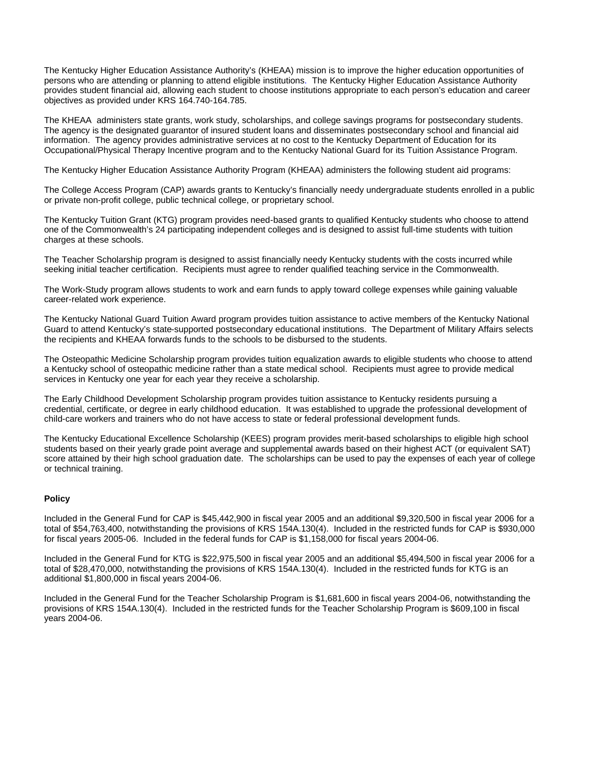The Kentucky Higher Education Assistance Authority's (KHEAA) mission is to improve the higher education opportunities of persons who are attending or planning to attend eligible institutions. The Kentucky Higher Education Assistance Authority provides student financial aid, allowing each student to choose institutions appropriate to each person's education and career objectives as provided under KRS 164.740-164.785.

The KHEAA administers state grants, work study, scholarships, and college savings programs for postsecondary students. The agency is the designated guarantor of insured student loans and disseminates postsecondary school and financial aid information. The agency provides administrative services at no cost to the Kentucky Department of Education for its Occupational/Physical Therapy Incentive program and to the Kentucky National Guard for its Tuition Assistance Program.

The Kentucky Higher Education Assistance Authority Program (KHEAA) administers the following student aid programs:

The College Access Program (CAP) awards grants to Kentucky's financially needy undergraduate students enrolled in a public or private non-profit college, public technical college, or proprietary school.

The Kentucky Tuition Grant (KTG) program provides need-based grants to qualified Kentucky students who choose to attend one of the Commonwealth's 24 participating independent colleges and is designed to assist full-time students with tuition charges at these schools.

The Teacher Scholarship program is designed to assist financially needy Kentucky students with the costs incurred while seeking initial teacher certification. Recipients must agree to render qualified teaching service in the Commonwealth.

The Work-Study program allows students to work and earn funds to apply toward college expenses while gaining valuable career-related work experience.

The Kentucky National Guard Tuition Award program provides tuition assistance to active members of the Kentucky National Guard to attend Kentucky's state-supported postsecondary educational institutions. The Department of Military Affairs selects the recipients and KHEAA forwards funds to the schools to be disbursed to the students.

The Osteopathic Medicine Scholarship program provides tuition equalization awards to eligible students who choose to attend a Kentucky school of osteopathic medicine rather than a state medical school. Recipients must agree to provide medical services in Kentucky one year for each year they receive a scholarship.

The Early Childhood Development Scholarship program provides tuition assistance to Kentucky residents pursuing a credential, certificate, or degree in early childhood education. It was established to upgrade the professional development of child-care workers and trainers who do not have access to state or federal professional development funds.

The Kentucky Educational Excellence Scholarship (KEES) program provides merit-based scholarships to eligible high school students based on their yearly grade point average and supplemental awards based on their highest ACT (or equivalent SAT) score attained by their high school graduation date. The scholarships can be used to pay the expenses of each year of college or technical training.

**Policy**

Included in the General Fund for CAP is $45,442,900 in fiscal year 2005 and an additional $9,320,500 in fiscal year 2006 for a total of $54,763,400, notwithstanding the provisions of KRS 154A.130(4). Included in the restricted funds for CAP is $930,000 for fiscal years 2005-06. Included in the federal funds for CAP is $1,158,000 for fiscal years 2004-06.

Included in the General Fund for KTG is $22,975,500 in fiscal year 2005 and an additional $5,494,500 in fiscal year 2006 for a total of $28,470,000, notwithstanding the provisions of KRS 154A.130(4). Included in the restricted funds for KTG is an additional $1,800,000 in fiscal years 2004-06.

Included in the General Fund for the Teacher Scholarship Program is $1,681,600 in fiscal years 2004-06, notwithstanding the provisions of KRS 154A.130(4). Included in the restricted funds for the Teacher Scholarship Program is $609,100 in fiscal years 2004-06.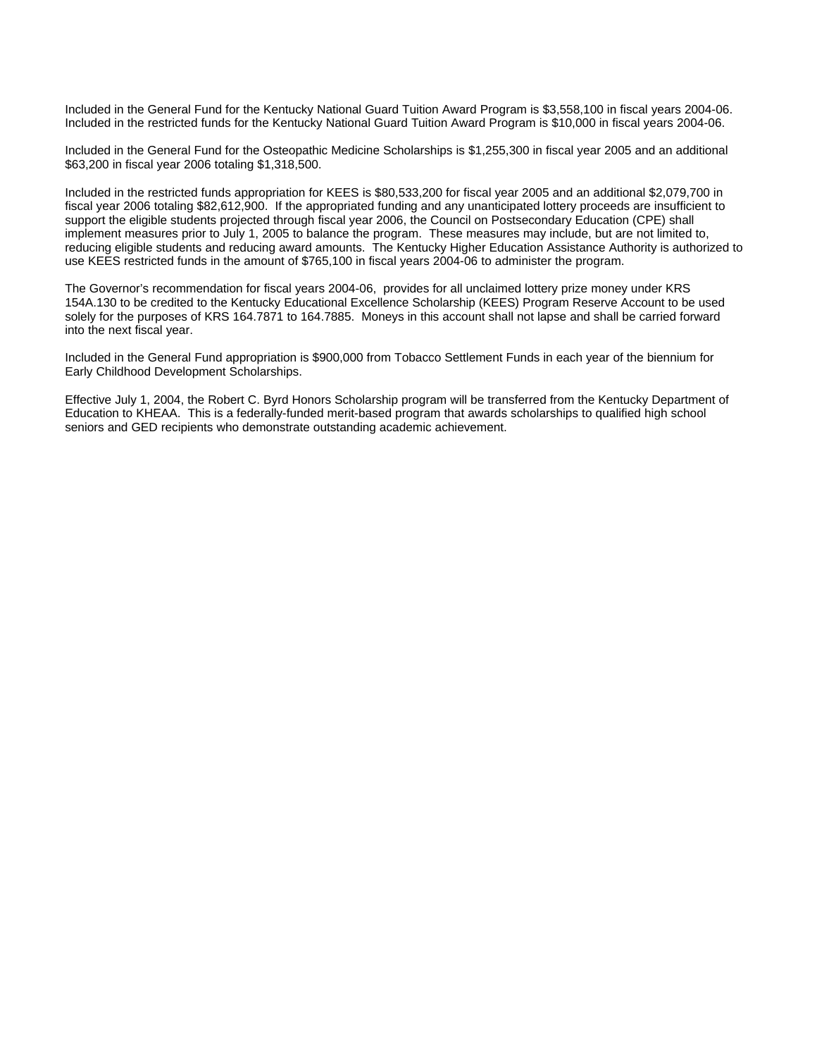Included in the General Fund for the Kentucky National Guard Tuition Award Program is $3,558,100 in fiscal years 2004-06. Included in the restricted funds for the Kentucky National Guard Tuition Award Program is $10,000 in fiscal years 2004-06.

Included in the General Fund for the Osteopathic Medicine Scholarships is $1,255,300 in fiscal year 2005 and an additional $63,200 in fiscal year 2006 totaling $1,318,500.

Included in the restricted funds appropriation for KEES is $80,533,200 for fiscal year 2005 and an additional $2,079,700 in fiscal year 2006 totaling $82,612,900. If the appropriated funding and any unanticipated lottery proceeds are insufficient to support the eligible students projected through fiscal year 2006, the Council on Postsecondary Education (CPE) shall implement measures prior to July 1, 2005 to balance the program. These measures may include, but are not limited to, reducing eligible students and reducing award amounts. The Kentucky Higher Education Assistance Authority is authorized to use KEES restricted funds in the amount of $765,100 in fiscal years 2004-06 to administer the program.

The Governor's recommendation for fiscal years 2004-06, provides for all unclaimed lottery prize money under KRS 154A.130 to be credited to the Kentucky Educational Excellence Scholarship (KEES) Program Reserve Account to be used solely for the purposes of KRS 164.7871 to 164.7885. Moneys in this account shall not lapse and shall be carried forward into the next fiscal year.

Included in the General Fund appropriation is $900,000 from Tobacco Settlement Funds in each year of the biennium for Early Childhood Development Scholarships.

Effective July 1, 2004, the Robert C. Byrd Honors Scholarship program will be transferred from the Kentucky Department of Education to KHEAA. This is a federally-funded merit-based program that awards scholarships to qualified high school seniors and GED recipients who demonstrate outstanding academic achievement.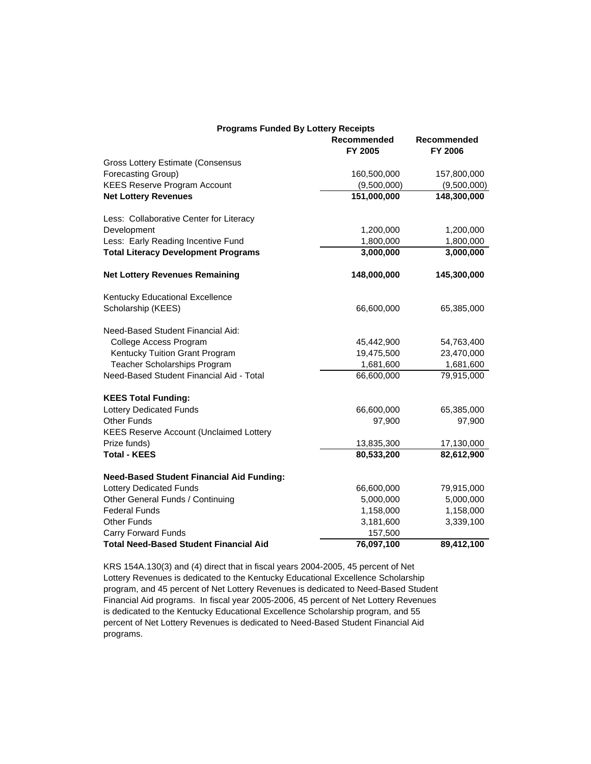## Programs Funded By Lottery Receipts

| | Recommended FY 2005 | Recommended FY 2006 |
|---|---|---|
| Gross Lottery Estimate (Consensus Forecasting Group) | 160,500,000 | 157,800,000 |
| KEES Reserve Program Account | (9,500,000) | (9,500,000) |
| **Net Lottery Revenues** | **151,000,000** | **148,300,000** |
| | | |
| Less: Collaborative Center for Literacy Development | 1,200,000 | 1,200,000 |
| Less: Early Reading Incentive Fund | 1,800,000 | 1,800,000 |
| **Total Literacy Development Programs** | **3,000,000** | **3,000,000** |
| | | |
| **Net Lottery Revenues Remaining** | **148,000,000** | **145,300,000** |
| | | |
| Kentucky Educational Excellence Scholarship (KEES) | 66,600,000 | 65,385,000 |
| | | |
| Need-Based Student Financial Aid: | | |
| College Access Program | 45,442,900 | 54,763,400 |
| Kentucky Tuition Grant Program | 19,475,500 | 23,470,000 |
| Teacher Scholarships Program | 1,681,600 | 1,681,600 |
| Need-Based Student Financial Aid - Total | 66,600,000 | 79,915,000 |
| | | |
| **KEES Total Funding:** | | |
| Lottery Dedicated Funds | 66,600,000 | 65,385,000 |
| Other Funds | 97,900 | 97,900 |
| KEES Reserve Account (Unclaimed Lottery Prize funds) | 13,835,300 | 17,130,000 |
| **Total - KEES** | **80,533,200** | **82,612,900** |
| | | |
| **Need-Based Student Financial Aid Funding:** | | |
| Lottery Dedicated Funds | 66,600,000 | 79,915,000 |
| Other General Funds / Continuing | 5,000,000 | 5,000,000 |
| Federal Funds | 1,158,000 | 1,158,000 |
| Other Funds | 3,181,600 | 3,339,100 |
| Carry Forward Funds | 157,500 | |
| **Total Need-Based Student Financial Aid** | **76,097,100** | **89,412,100** |

KRS 154A.130(3) and (4) direct that in fiscal years 2004-2005, 45 percent of Net Lottery Revenues is dedicated to the Kentucky Educational Excellence Scholarship program, and 45 percent of Net Lottery Revenues is dedicated to Need-Based Student Financial Aid programs. In fiscal year 2005-2006, 45 percent of Net Lottery Revenues is dedicated to the Kentucky Educational Excellence Scholarship program, and 55 percent of Net Lottery Revenues is dedicated to Need-Based Student Financial Aid programs.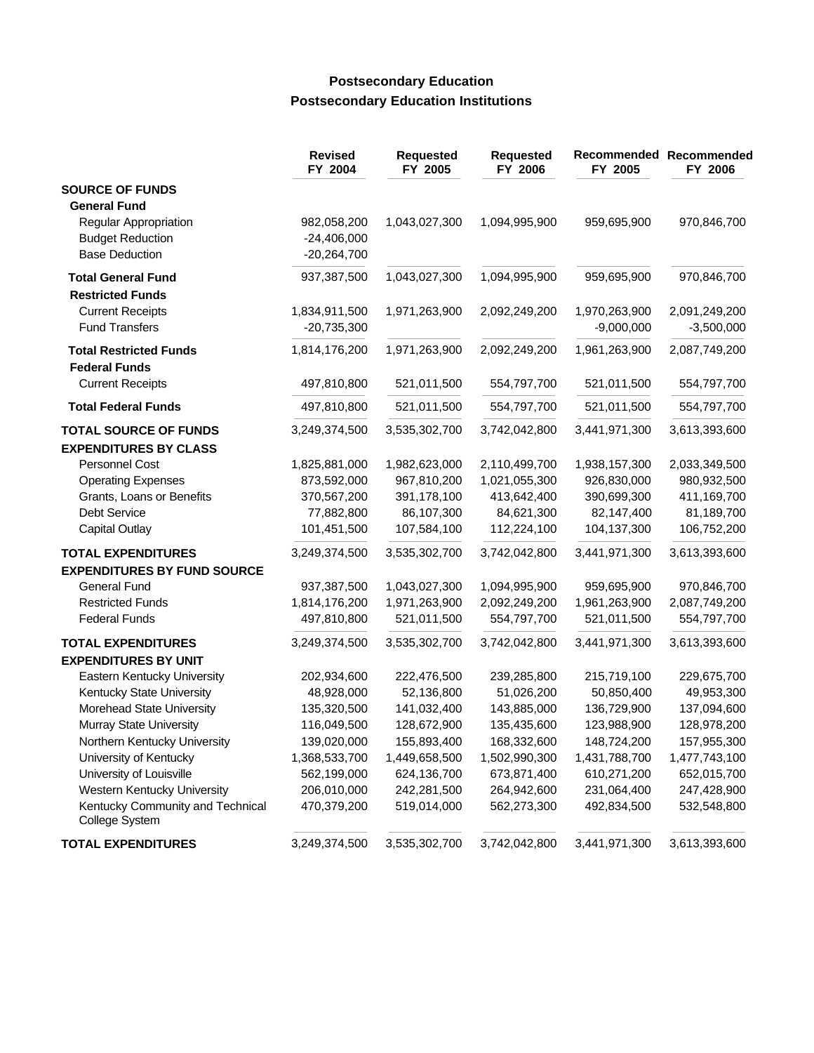## Postsecondary Education
## Postsecondary Education Institutions

| | Revised FY 2004 | Requested FY 2005 | Requested FY 2006 | Recommended FY 2005 | Recommended FY 2006 |
|---|---|---|---|---|---|
| **SOURCE OF FUNDS** | | | | | |
| **General Fund** | | | | | |
| Regular Appropriation | 982,058,200 | 1,043,027,300 | 1,094,995,900 | 959,695,900 | 970,846,700 |
| Budget Reduction | -24,406,000 | | | | |
| Base Deduction | -20,264,700 | | | | |
| **Total General Fund** | 937,387,500 | 1,043,027,300 | 1,094,995,900 | 959,695,900 | 970,846,700 |
| **Restricted Funds** | | | | | |
| Current Receipts | 1,834,911,500 | 1,971,263,900 | 2,092,249,200 | 1,970,263,900 | 2,091,249,200 |
| Fund Transfers | -20,735,300 | | | -9,000,000 | -3,500,000 |
| **Total Restricted Funds** | 1,814,176,200 | 1,971,263,900 | 2,092,249,200 | 1,961,263,900 | 2,087,749,200 |
| **Federal Funds** | | | | | |
| Current Receipts | 497,810,800 | 521,011,500 | 554,797,700 | 521,011,500 | 554,797,700 |
| **Total Federal Funds** | 497,810,800 | 521,011,500 | 554,797,700 | 521,011,500 | 554,797,700 |
| **TOTAL SOURCE OF FUNDS** | 3,249,374,500 | 3,535,302,700 | 3,742,042,800 | 3,441,971,300 | 3,613,393,600 |
| **EXPENDITURES BY CLASS** | | | | | |
| Personnel Cost | 1,825,881,000 | 1,982,623,000 | 2,110,499,700 | 1,938,157,300 | 2,033,349,500 |
| Operating Expenses | 873,592,000 | 967,810,200 | 1,021,055,300 | 926,830,000 | 980,932,500 |
| Grants, Loans or Benefits | 370,567,200 | 391,178,100 | 413,642,400 | 390,699,300 | 411,169,700 |
| Debt Service | 77,882,800 | 86,107,300 | 84,621,300 | 82,147,400 | 81,189,700 |
| Capital Outlay | 101,451,500 | 107,584,100 | 112,224,100 | 104,137,300 | 106,752,200 |
| **TOTAL EXPENDITURES** | 3,249,374,500 | 3,535,302,700 | 3,742,042,800 | 3,441,971,300 | 3,613,393,600 |
| **EXPENDITURES BY FUND SOURCE** | | | | | |
| General Fund | 937,387,500 | 1,043,027,300 | 1,094,995,900 | 959,695,900 | 970,846,700 |
| Restricted Funds | 1,814,176,200 | 1,971,263,900 | 2,092,249,200 | 1,961,263,900 | 2,087,749,200 |
| Federal Funds | 497,810,800 | 521,011,500 | 554,797,700 | 521,011,500 | 554,797,700 |
| **TOTAL EXPENDITURES** | 3,249,374,500 | 3,535,302,700 | 3,742,042,800 | 3,441,971,300 | 3,613,393,600 |
| **EXPENDITURES BY UNIT** | | | | | |
| Eastern Kentucky University | 202,934,600 | 222,476,500 | 239,285,800 | 215,719,100 | 229,675,700 |
| Kentucky State University | 48,928,000 | 52,136,800 | 51,026,200 | 50,850,400 | 49,953,300 |
| Morehead State University | 135,320,500 | 141,032,400 | 143,885,000 | 136,729,900 | 137,094,600 |
| Murray State University | 116,049,500 | 128,672,900 | 135,435,600 | 123,988,900 | 128,978,200 |
| Northern Kentucky University | 139,020,000 | 155,893,400 | 168,332,600 | 148,724,200 | 157,955,300 |
| University of Kentucky | 1,368,533,700 | 1,449,658,500 | 1,502,990,300 | 1,431,788,700 | 1,477,743,100 |
| University of Louisville | 562,199,000 | 624,136,700 | 673,871,400 | 610,271,200 | 652,015,700 |
| Western Kentucky University | 206,010,000 | 242,281,500 | 264,942,600 | 231,064,400 | 247,428,900 |
| Kentucky Community and Technical College System | 470,379,200 | 519,014,000 | 562,273,300 | 492,834,500 | 532,548,800 |
| **TOTAL EXPENDITURES** | 3,249,374,500 | 3,535,302,700 | 3,742,042,800 | 3,441,971,300 | 3,613,393,600 |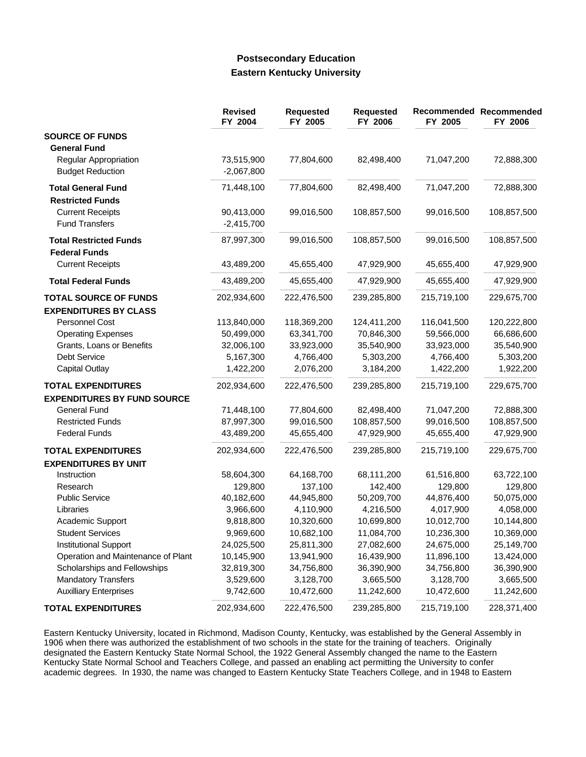# Postsecondary Education
## Eastern Kentucky University

| | Revised FY 2004 | Requested FY 2005 | Requested FY 2006 | Recommended FY 2005 | Recommended FY 2006 |
|---|---|---|---|---|---|
| **SOURCE OF FUNDS** | | | | | |
| **General Fund** | | | | | |
| Regular Appropriation | 73,515,900 | 77,804,600 | 82,498,400 | 71,047,200 | 72,888,300 |
| Budget Reduction | -2,067,800 | | | | |
| **Total General Fund** | 71,448,100 | 77,804,600 | 82,498,400 | 71,047,200 | 72,888,300 |
| **Restricted Funds** | | | | | |
| Current Receipts | 90,413,000 | 99,016,500 | 108,857,500 | 99,016,500 | 108,857,500 |
| Fund Transfers | -2,415,700 | | | | |
| **Total Restricted Funds** | 87,997,300 | 99,016,500 | 108,857,500 | 99,016,500 | 108,857,500 |
| **Federal Funds** | | | | | |
| Current Receipts | 43,489,200 | 45,655,400 | 47,929,900 | 45,655,400 | 47,929,900 |
| **Total Federal Funds** | 43,489,200 | 45,655,400 | 47,929,900 | 45,655,400 | 47,929,900 |
| **TOTAL SOURCE OF FUNDS** | 202,934,600 | 222,476,500 | 239,285,800 | 215,719,100 | 229,675,700 |
| **EXPENDITURES BY CLASS** | | | | | |
| Personnel Cost | 113,840,000 | 118,369,200 | 124,411,200 | 116,041,500 | 120,222,800 |
| Operating Expenses | 50,499,000 | 63,341,700 | 70,846,300 | 59,566,000 | 66,686,600 |
| Grants, Loans or Benefits | 32,006,100 | 33,923,000 | 35,540,900 | 33,923,000 | 35,540,900 |
| Debt Service | 5,167,300 | 4,766,400 | 5,303,200 | 4,766,400 | 5,303,200 |
| Capital Outlay | 1,422,200 | 2,076,200 | 3,184,200 | 1,422,200 | 1,922,200 |
| **TOTAL EXPENDITURES** | 202,934,600 | 222,476,500 | 239,285,800 | 215,719,100 | 229,675,700 |
| **EXPENDITURES BY FUND SOURCE** | | | | | |
| General Fund | 71,448,100 | 77,804,600 | 82,498,400 | 71,047,200 | 72,888,300 |
| Restricted Funds | 87,997,300 | 99,016,500 | 108,857,500 | 99,016,500 | 108,857,500 |
| Federal Funds | 43,489,200 | 45,655,400 | 47,929,900 | 45,655,400 | 47,929,900 |
| **TOTAL EXPENDITURES** | 202,934,600 | 222,476,500 | 239,285,800 | 215,719,100 | 229,675,700 |
| **EXPENDITURES BY UNIT** | | | | | |
| Instruction | 58,604,300 | 64,168,700 | 68,111,200 | 61,516,800 | 63,722,100 |
| Research | 129,800 | 137,100 | 142,400 | 129,800 | 129,800 |
| Public Service | 40,182,600 | 44,945,800 | 50,209,700 | 44,876,400 | 50,075,000 |
| Libraries | 3,966,600 | 4,110,900 | 4,216,500 | 4,017,900 | 4,058,000 |
| Academic Support | 9,818,800 | 10,320,600 | 10,699,800 | 10,012,700 | 10,144,800 |
| Student Services | 9,969,600 | 10,682,100 | 11,084,700 | 10,236,300 | 10,369,000 |
| Institutional Support | 24,025,500 | 25,811,300 | 27,082,600 | 24,675,000 | 25,149,700 |
| Operation and Maintenance of Plant | 10,145,900 | 13,941,900 | 16,439,900 | 11,896,100 | 13,424,000 |
| Scholarships and Fellowships | 32,819,300 | 34,756,800 | 36,390,900 | 34,756,800 | 36,390,900 |
| Mandatory Transfers | 3,529,600 | 3,128,700 | 3,665,500 | 3,128,700 | 3,665,500 |
| Auxilliary Enterprises | 9,742,600 | 10,472,600 | 11,242,600 | 10,472,600 | 11,242,600 |
| **TOTAL EXPENDITURES** | 202,934,600 | 222,476,500 | 239,285,800 | 215,719,100 | 228,371,400 |

Eastern Kentucky University, located in Richmond, Madison County, Kentucky, was established by the General Assembly in 1906 when there was authorized the establishment of two schools in the state for the training of teachers. Originally designated the Eastern Kentucky State Normal School, the 1922 General Assembly changed the name to the Eastern Kentucky State Normal School and Teachers College, and passed an enabling act permitting the University to confer academic degrees. In 1930, the name was changed to Eastern Kentucky State Teachers College, and in 1948 to Eastern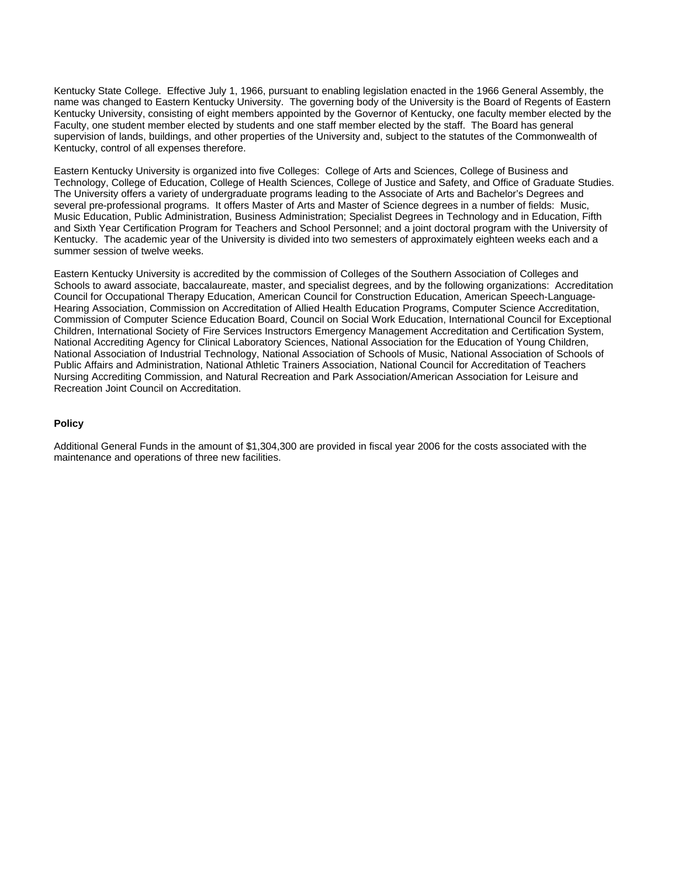Kentucky State College. Effective July 1, 1966, pursuant to enabling legislation enacted in the 1966 General Assembly, the name was changed to Eastern Kentucky University. The governing body of the University is the Board of Regents of Eastern Kentucky University, consisting of eight members appointed by the Governor of Kentucky, one faculty member elected by the Faculty, one student member elected by students and one staff member elected by the staff. The Board has general supervision of lands, buildings, and other properties of the University and, subject to the statutes of the Commonwealth of Kentucky, control of all expenses therefore.

Eastern Kentucky University is organized into five Colleges: College of Arts and Sciences, College of Business and Technology, College of Education, College of Health Sciences, College of Justice and Safety, and Office of Graduate Studies. The University offers a variety of undergraduate programs leading to the Associate of Arts and Bachelor's Degrees and several pre-professional programs. It offers Master of Arts and Master of Science degrees in a number of fields: Music, Music Education, Public Administration, Business Administration; Specialist Degrees in Technology and in Education, Fifth and Sixth Year Certification Program for Teachers and School Personnel; and a joint doctoral program with the University of Kentucky. The academic year of the University is divided into two semesters of approximately eighteen weeks each and a summer session of twelve weeks.

Eastern Kentucky University is accredited by the commission of Colleges of the Southern Association of Colleges and Schools to award associate, baccalaureate, master, and specialist degrees, and by the following organizations: Accreditation Council for Occupational Therapy Education, American Council for Construction Education, American Speech-Language-Hearing Association, Commission on Accreditation of Allied Health Education Programs, Computer Science Accreditation, Commission of Computer Science Education Board, Council on Social Work Education, International Council for Exceptional Children, International Society of Fire Services Instructors Emergency Management Accreditation and Certification System, National Accrediting Agency for Clinical Laboratory Sciences, National Association for the Education of Young Children, National Association of Industrial Technology, National Association of Schools of Music, National Association of Schools of Public Affairs and Administration, National Athletic Trainers Association, National Council for Accreditation of Teachers Nursing Accrediting Commission, and Natural Recreation and Park Association/American Association for Leisure and Recreation Joint Council on Accreditation.

**Policy**

Additional General Funds in the amount of $1,304,300 are provided in fiscal year 2006 for the costs associated with the maintenance and operations of three new facilities.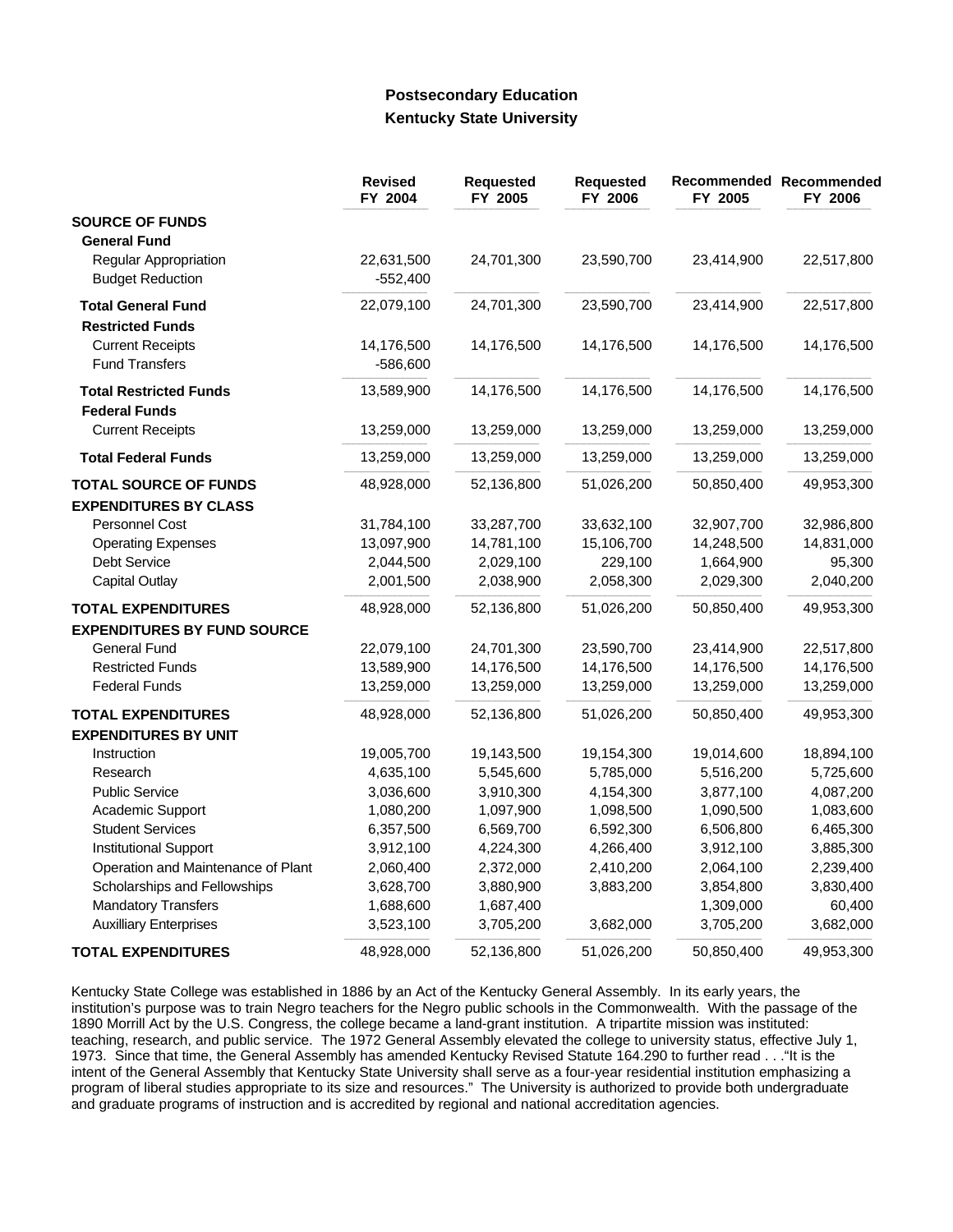# Postsecondary Education
## Kentucky State University

| | Revised FY 2004 | Requested FY 2005 | Requested FY 2006 | Recommended FY 2005 | Recommended FY 2006 |
|---|---|---|---|---|---|
| **SOURCE OF FUNDS** | | | | | |
| **General Fund** | | | | | |
| Regular Appropriation | 22,631,500 | 24,701,300 | 23,590,700 | 23,414,900 | 22,517,800 |
| Budget Reduction | -552,400 | | | | |
| **Total General Fund** | 22,079,100 | 24,701,300 | 23,590,700 | 23,414,900 | 22,517,800 |
| **Restricted Funds** | | | | | |
| Current Receipts | 14,176,500 | 14,176,500 | 14,176,500 | 14,176,500 | 14,176,500 |
| Fund Transfers | -586,600 | | | | |
| **Total Restricted Funds** | 13,589,900 | 14,176,500 | 14,176,500 | 14,176,500 | 14,176,500 |
| **Federal Funds** | | | | | |
| Current Receipts | 13,259,000 | 13,259,000 | 13,259,000 | 13,259,000 | 13,259,000 |
| **Total Federal Funds** | 13,259,000 | 13,259,000 | 13,259,000 | 13,259,000 | 13,259,000 |
| **TOTAL SOURCE OF FUNDS** | 48,928,000 | 52,136,800 | 51,026,200 | 50,850,400 | 49,953,300 |
| **EXPENDITURES BY CLASS** | | | | | |
| Personnel Cost | 31,784,100 | 33,287,700 | 33,632,100 | 32,907,700 | 32,986,800 |
| Operating Expenses | 13,097,900 | 14,781,100 | 15,106,700 | 14,248,500 | 14,831,000 |
| Debt Service | 2,044,500 | 2,029,100 | 229,100 | 1,664,900 | 95,300 |
| Capital Outlay | 2,001,500 | 2,038,900 | 2,058,300 | 2,029,300 | 2,040,200 |
| **TOTAL EXPENDITURES** | 48,928,000 | 52,136,800 | 51,026,200 | 50,850,400 | 49,953,300 |
| **EXPENDITURES BY FUND SOURCE** | | | | | |
| General Fund | 22,079,100 | 24,701,300 | 23,590,700 | 23,414,900 | 22,517,800 |
| Restricted Funds | 13,589,900 | 14,176,500 | 14,176,500 | 14,176,500 | 14,176,500 |
| Federal Funds | 13,259,000 | 13,259,000 | 13,259,000 | 13,259,000 | 13,259,000 |
| **TOTAL EXPENDITURES** | 48,928,000 | 52,136,800 | 51,026,200 | 50,850,400 | 49,953,300 |
| **EXPENDITURES BY UNIT** | | | | | |
| Instruction | 19,005,700 | 19,143,500 | 19,154,300 | 19,014,600 | 18,894,100 |
| Research | 4,635,100 | 5,545,600 | 5,785,000 | 5,516,200 | 5,725,600 |
| Public Service | 3,036,600 | 3,910,300 | 4,154,300 | 3,877,100 | 4,087,200 |
| Academic Support | 1,080,200 | 1,097,900 | 1,098,500 | 1,090,500 | 1,083,600 |
| Student Services | 6,357,500 | 6,569,700 | 6,592,300 | 6,506,800 | 6,465,300 |
| Institutional Support | 3,912,100 | 4,224,300 | 4,266,400 | 3,912,100 | 3,885,300 |
| Operation and Maintenance of Plant | 2,060,400 | 2,372,000 | 2,410,200 | 2,064,100 | 2,239,400 |
| Scholarships and Fellowships | 3,628,700 | 3,880,900 | 3,883,200 | 3,854,800 | 3,830,400 |
| Mandatory Transfers | 1,688,600 | 1,687,400 | | 1,309,000 | 60,400 |
| Auxilliary Enterprises | 3,523,100 | 3,705,200 | 3,682,000 | 3,705,200 | 3,682,000 |
| **TOTAL EXPENDITURES** | 48,928,000 | 52,136,800 | 51,026,200 | 50,850,400 | 49,953,300 |

Kentucky State College was established in 1886 by an Act of the Kentucky General Assembly. In its early years, the institution's purpose was to train Negro teachers for the Negro public schools in the Commonwealth. With the passage of the 1890 Morrill Act by the U.S. Congress, the college became a land-grant institution. A tripartite mission was instituted: teaching, research, and public service. The 1972 General Assembly elevated the college to university status, effective July 1, 1973. Since that time, the General Assembly has amended Kentucky Revised Statute 164.290 to further read . . ."It is the intent of the General Assembly that Kentucky State University shall serve as a four-year residential institution emphasizing a program of liberal studies appropriate to its size and resources." The University is authorized to provide both undergraduate and graduate programs of instruction and is accredited by regional and national accreditation agencies.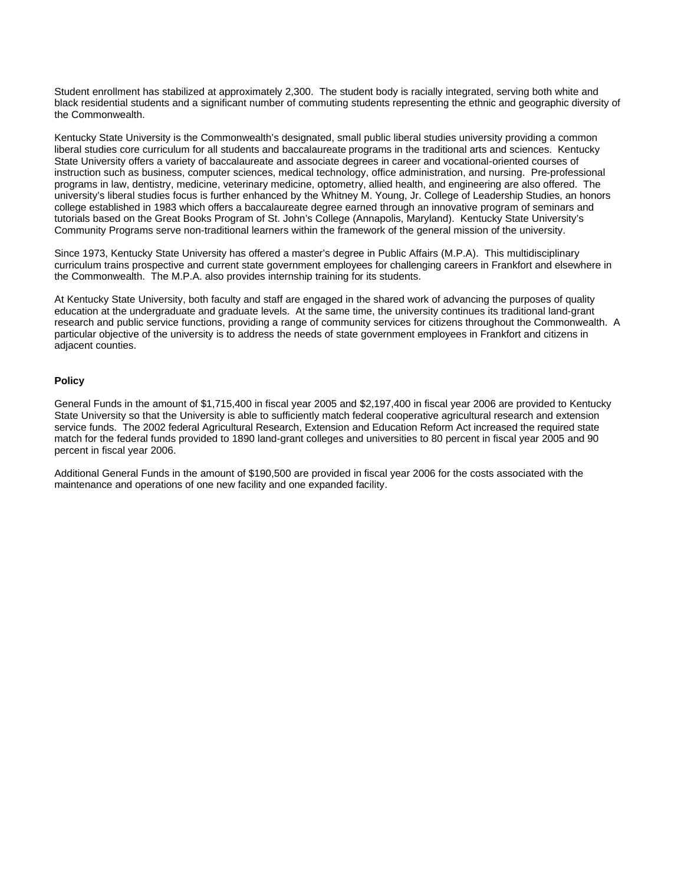Student enrollment has stabilized at approximately 2,300. The student body is racially integrated, serving both white and black residential students and a significant number of commuting students representing the ethnic and geographic diversity of the Commonwealth.

Kentucky State University is the Commonwealth's designated, small public liberal studies university providing a common liberal studies core curriculum for all students and baccalaureate programs in the traditional arts and sciences. Kentucky State University offers a variety of baccalaureate and associate degrees in career and vocational-oriented courses of instruction such as business, computer sciences, medical technology, office administration, and nursing. Pre-professional programs in law, dentistry, medicine, veterinary medicine, optometry, allied health, and engineering are also offered. The university's liberal studies focus is further enhanced by the Whitney M. Young, Jr. College of Leadership Studies, an honors college established in 1983 which offers a baccalaureate degree earned through an innovative program of seminars and tutorials based on the Great Books Program of St. John's College (Annapolis, Maryland). Kentucky State University's Community Programs serve non-traditional learners within the framework of the general mission of the university.

Since 1973, Kentucky State University has offered a master's degree in Public Affairs (M.P.A). This multidisciplinary curriculum trains prospective and current state government employees for challenging careers in Frankfort and elsewhere in the Commonwealth. The M.P.A. also provides internship training for its students.

At Kentucky State University, both faculty and staff are engaged in the shared work of advancing the purposes of quality education at the undergraduate and graduate levels. At the same time, the university continues its traditional land-grant research and public service functions, providing a range of community services for citizens throughout the Commonwealth. A particular objective of the university is to address the needs of state government employees in Frankfort and citizens in adjacent counties.

**Policy**

General Funds in the amount of $1,715,400 in fiscal year 2005 and $2,197,400 in fiscal year 2006 are provided to Kentucky State University so that the University is able to sufficiently match federal cooperative agricultural research and extension service funds. The 2002 federal Agricultural Research, Extension and Education Reform Act increased the required state match for the federal funds provided to 1890 land-grant colleges and universities to 80 percent in fiscal year 2005 and 90 percent in fiscal year 2006.

Additional General Funds in the amount of $190,500 are provided in fiscal year 2006 for the costs associated with the maintenance and operations of one new facility and one expanded facility.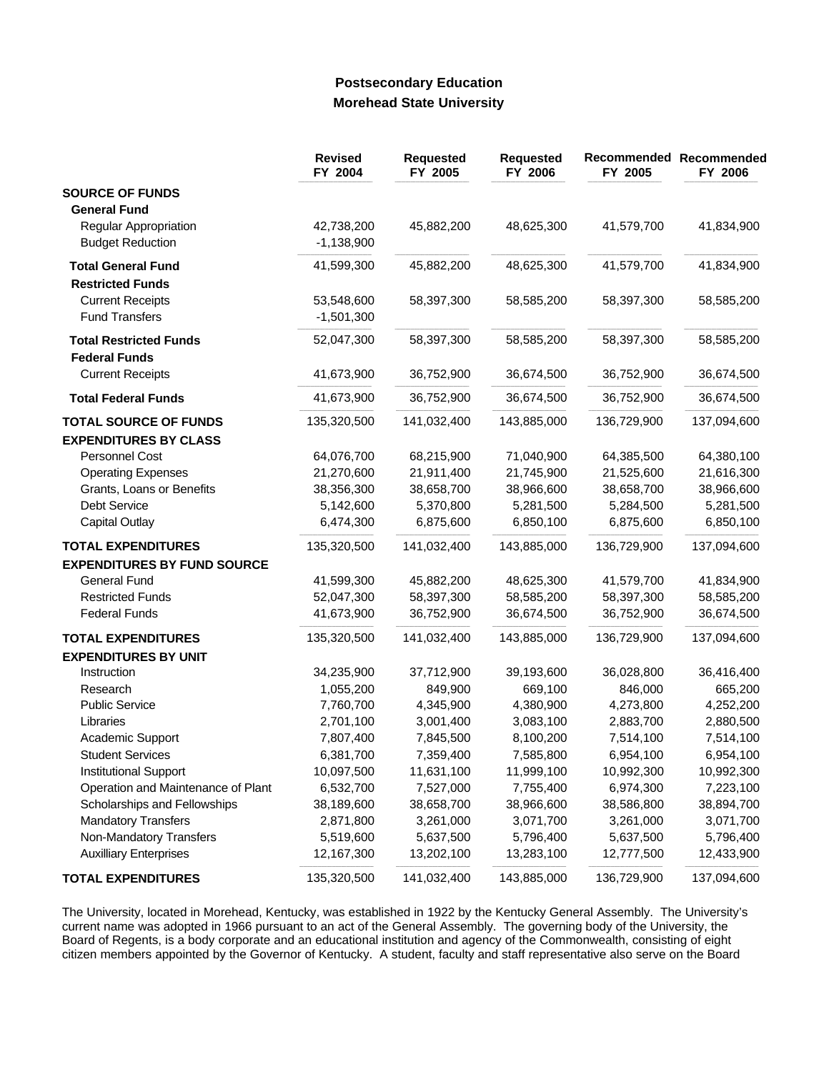## Postsecondary Education
## Morehead State University

| | Revised FY 2004 | Requested FY 2005 | Requested FY 2006 | Recommended FY 2005 | Recommended FY 2006 |
|---|---|---|---|---|---|
| **SOURCE OF FUNDS** | | | | | |
| **General Fund** | | | | | |
| Regular Appropriation | 42,738,200 | 45,882,200 | 48,625,300 | 41,579,700 | 41,834,900 |
| Budget Reduction | -1,138,900 | | | | |
| **Total General Fund** | 41,599,300 | 45,882,200 | 48,625,300 | 41,579,700 | 41,834,900 |
| **Restricted Funds** | | | | | |
| Current Receipts | 53,548,600 | 58,397,300 | 58,585,200 | 58,397,300 | 58,585,200 |
| Fund Transfers | -1,501,300 | | | | |
| **Total Restricted Funds** | 52,047,300 | 58,397,300 | 58,585,200 | 58,397,300 | 58,585,200 |
| **Federal Funds** | | | | | |
| Current Receipts | 41,673,900 | 36,752,900 | 36,674,500 | 36,752,900 | 36,674,500 |
| **Total Federal Funds** | 41,673,900 | 36,752,900 | 36,674,500 | 36,752,900 | 36,674,500 |
| **TOTAL SOURCE OF FUNDS** | 135,320,500 | 141,032,400 | 143,885,000 | 136,729,900 | 137,094,600 |
| **EXPENDITURES BY CLASS** | | | | | |
| Personnel Cost | 64,076,700 | 68,215,900 | 71,040,900 | 64,385,500 | 64,380,100 |
| Operating Expenses | 21,270,600 | 21,911,400 | 21,745,900 | 21,525,600 | 21,616,300 |
| Grants, Loans or Benefits | 38,356,300 | 38,658,700 | 38,966,600 | 38,658,700 | 38,966,600 |
| Debt Service | 5,142,600 | 5,370,800 | 5,281,500 | 5,284,500 | 5,281,500 |
| Capital Outlay | 6,474,300 | 6,875,600 | 6,850,100 | 6,875,600 | 6,850,100 |
| **TOTAL EXPENDITURES** | 135,320,500 | 141,032,400 | 143,885,000 | 136,729,900 | 137,094,600 |
| **EXPENDITURES BY FUND SOURCE** | | | | | |
| General Fund | 41,599,300 | 45,882,200 | 48,625,300 | 41,579,700 | 41,834,900 |
| Restricted Funds | 52,047,300 | 58,397,300 | 58,585,200 | 58,397,300 | 58,585,200 |
| Federal Funds | 41,673,900 | 36,752,900 | 36,674,500 | 36,752,900 | 36,674,500 |
| **TOTAL EXPENDITURES** | 135,320,500 | 141,032,400 | 143,885,000 | 136,729,900 | 137,094,600 |
| **EXPENDITURES BY UNIT** | | | | | |
| Instruction | 34,235,900 | 37,712,900 | 39,193,600 | 36,028,800 | 36,416,400 |
| Research | 1,055,200 | 849,900 | 669,100 | 846,000 | 665,200 |
| Public Service | 7,760,700 | 4,345,900 | 4,380,900 | 4,273,800 | 4,252,200 |
| Libraries | 2,701,100 | 3,001,400 | 3,083,100 | 2,883,700 | 2,880,500 |
| Academic Support | 7,807,400 | 7,845,500 | 8,100,200 | 7,514,100 | 7,514,100 |
| Student Services | 6,381,700 | 7,359,400 | 7,585,800 | 6,954,100 | 6,954,100 |
| Institutional Support | 10,097,500 | 11,631,100 | 11,999,100 | 10,992,300 | 10,992,300 |
| Operation and Maintenance of Plant | 6,532,700 | 7,527,000 | 7,755,400 | 6,974,300 | 7,223,100 |
| Scholarships and Fellowships | 38,189,600 | 38,658,700 | 38,966,600 | 38,586,800 | 38,894,700 |
| Mandatory Transfers | 2,871,800 | 3,261,000 | 3,071,700 | 3,261,000 | 3,071,700 |
| Non-Mandatory Transfers | 5,519,600 | 5,637,500 | 5,796,400 | 5,637,500 | 5,796,400 |
| Auxilliary Enterprises | 12,167,300 | 13,202,100 | 13,283,100 | 12,777,500 | 12,433,900 |
| **TOTAL EXPENDITURES** | 135,320,500 | 141,032,400 | 143,885,000 | 136,729,900 | 137,094,600 |

The University, located in Morehead, Kentucky, was established in 1922 by the Kentucky General Assembly. The University's current name was adopted in 1966 pursuant to an act of the General Assembly. The governing body of the University, the Board of Regents, is a body corporate and an educational institution and agency of the Commonwealth, consisting of eight citizen members appointed by the Governor of Kentucky. A student, faculty and staff representative also serve on the Board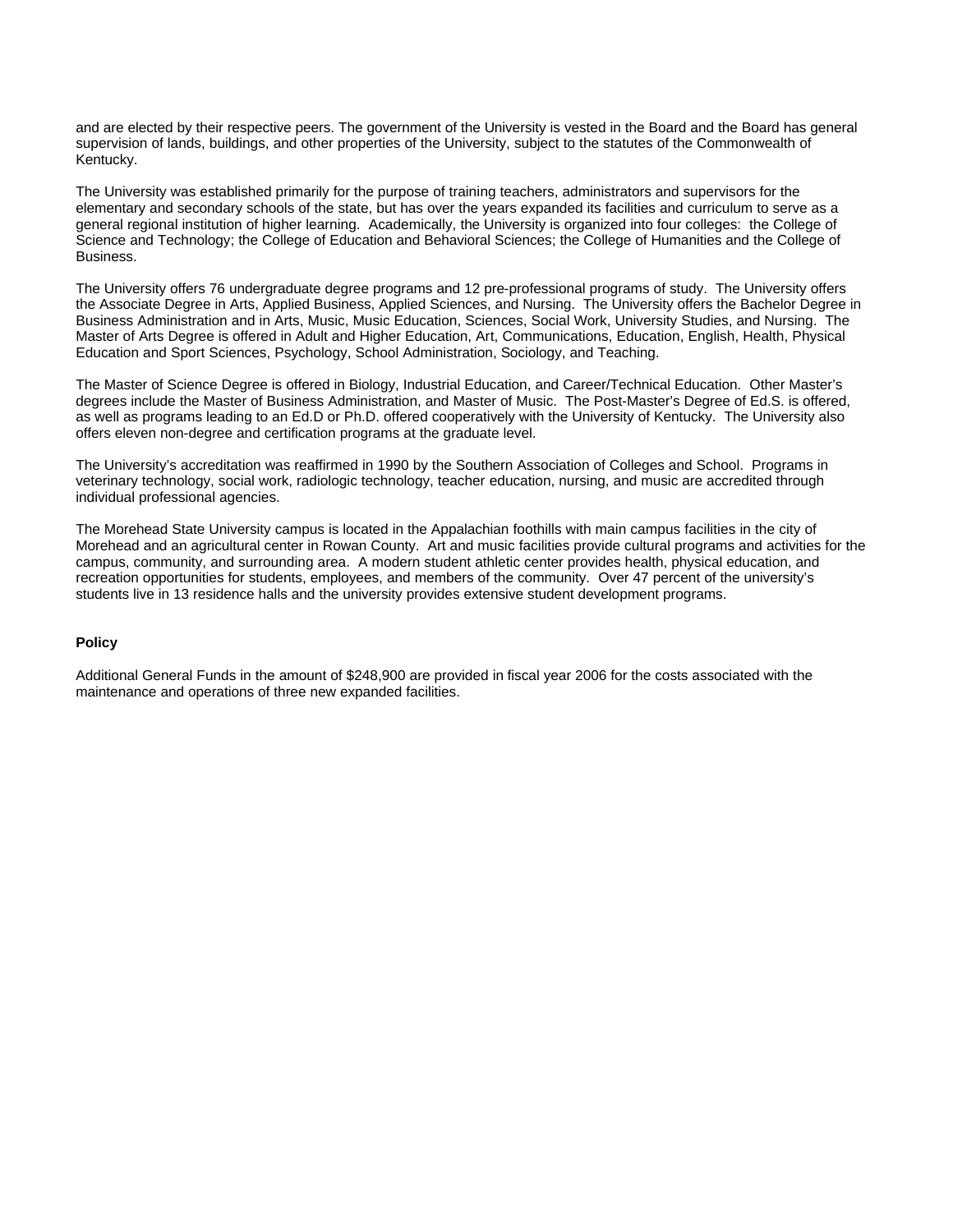and are elected by their respective peers. The government of the University is vested in the Board and the Board has general supervision of lands, buildings, and other properties of the University, subject to the statutes of the Commonwealth of Kentucky.

The University was established primarily for the purpose of training teachers, administrators and supervisors for the elementary and secondary schools of the state, but has over the years expanded its facilities and curriculum to serve as a general regional institution of higher learning. Academically, the University is organized into four colleges: the College of Science and Technology; the College of Education and Behavioral Sciences; the College of Humanities and the College of Business.

The University offers 76 undergraduate degree programs and 12 pre-professional programs of study. The University offers the Associate Degree in Arts, Applied Business, Applied Sciences, and Nursing. The University offers the Bachelor Degree in Business Administration and in Arts, Music, Music Education, Sciences, Social Work, University Studies, and Nursing. The Master of Arts Degree is offered in Adult and Higher Education, Art, Communications, Education, English, Health, Physical Education and Sport Sciences, Psychology, School Administration, Sociology, and Teaching.

The Master of Science Degree is offered in Biology, Industrial Education, and Career/Technical Education. Other Master's degrees include the Master of Business Administration, and Master of Music. The Post-Master's Degree of Ed.S. is offered, as well as programs leading to an Ed.D or Ph.D. offered cooperatively with the University of Kentucky. The University also offers eleven non-degree and certification programs at the graduate level.

The University's accreditation was reaffirmed in 1990 by the Southern Association of Colleges and School. Programs in veterinary technology, social work, radiologic technology, teacher education, nursing, and music are accredited through individual professional agencies.

The Morehead State University campus is located in the Appalachian foothills with main campus facilities in the city of Morehead and an agricultural center in Rowan County. Art and music facilities provide cultural programs and activities for the campus, community, and surrounding area. A modern student athletic center provides health, physical education, and recreation opportunities for students, employees, and members of the community. Over 47 percent of the university's students live in 13 residence halls and the university provides extensive student development programs.

**Policy**

Additional General Funds in the amount of $248,900 are provided in fiscal year 2006 for the costs associated with the maintenance and operations of three new expanded facilities.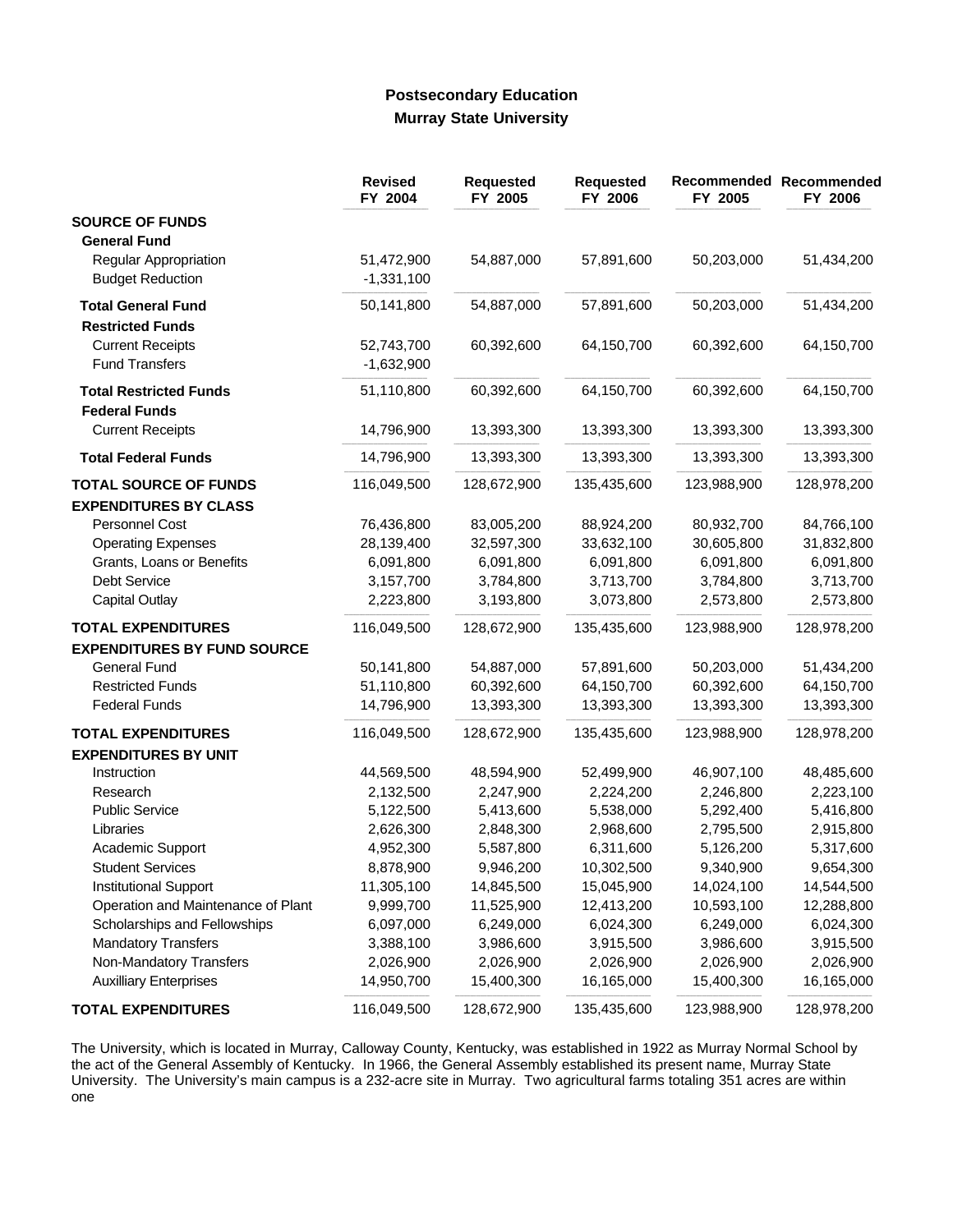## Postsecondary Education
## Murray State University

| | Revised FY 2004 | Requested FY 2005 | Requested FY 2006 | Recommended FY 2005 | Recommended FY 2006 |
|---|---|---|---|---|---|
| **SOURCE OF FUNDS** | | | | | |
| **General Fund** | | | | | |
| Regular Appropriation | 51,472,900 | 54,887,000 | 57,891,600 | 50,203,000 | 51,434,200 |
| Budget Reduction | -1,331,100 | | | | |
| **Total General Fund** | 50,141,800 | 54,887,000 | 57,891,600 | 50,203,000 | 51,434,200 |
| **Restricted Funds** | | | | | |
| Current Receipts | 52,743,700 | 60,392,600 | 64,150,700 | 60,392,600 | 64,150,700 |
| Fund Transfers | -1,632,900 | | | | |
| **Total Restricted Funds** | 51,110,800 | 60,392,600 | 64,150,700 | 60,392,600 | 64,150,700 |
| **Federal Funds** | | | | | |
| Current Receipts | 14,796,900 | 13,393,300 | 13,393,300 | 13,393,300 | 13,393,300 |
| **Total Federal Funds** | 14,796,900 | 13,393,300 | 13,393,300 | 13,393,300 | 13,393,300 |
| **TOTAL SOURCE OF FUNDS** | 116,049,500 | 128,672,900 | 135,435,600 | 123,988,900 | 128,978,200 |
| **EXPENDITURES BY CLASS** | | | | | |
| Personnel Cost | 76,436,800 | 83,005,200 | 88,924,200 | 80,932,700 | 84,766,100 |
| Operating Expenses | 28,139,400 | 32,597,300 | 33,632,100 | 30,605,800 | 31,832,800 |
| Grants, Loans or Benefits | 6,091,800 | 6,091,800 | 6,091,800 | 6,091,800 | 6,091,800 |
| Debt Service | 3,157,700 | 3,784,800 | 3,713,700 | 3,784,800 | 3,713,700 |
| Capital Outlay | 2,223,800 | 3,193,800 | 3,073,800 | 2,573,800 | 2,573,800 |
| **TOTAL EXPENDITURES** | 116,049,500 | 128,672,900 | 135,435,600 | 123,988,900 | 128,978,200 |
| **EXPENDITURES BY FUND SOURCE** | | | | | |
| General Fund | 50,141,800 | 54,887,000 | 57,891,600 | 50,203,000 | 51,434,200 |
| Restricted Funds | 51,110,800 | 60,392,600 | 64,150,700 | 60,392,600 | 64,150,700 |
| Federal Funds | 14,796,900 | 13,393,300 | 13,393,300 | 13,393,300 | 13,393,300 |
| **TOTAL EXPENDITURES** | 116,049,500 | 128,672,900 | 135,435,600 | 123,988,900 | 128,978,200 |
| **EXPENDITURES BY UNIT** | | | | | |
| Instruction | 44,569,500 | 48,594,900 | 52,499,900 | 46,907,100 | 48,485,600 |
| Research | 2,132,500 | 2,247,900 | 2,224,200 | 2,246,800 | 2,223,100 |
| Public Service | 5,122,500 | 5,413,600 | 5,538,000 | 5,292,400 | 5,416,800 |
| Libraries | 2,626,300 | 2,848,300 | 2,968,600 | 2,795,500 | 2,915,800 |
| Academic Support | 4,952,300 | 5,587,800 | 6,311,600 | 5,126,200 | 5,317,600 |
| Student Services | 8,878,900 | 9,946,200 | 10,302,500 | 9,340,900 | 9,654,300 |
| Institutional Support | 11,305,100 | 14,845,500 | 15,045,900 | 14,024,100 | 14,544,500 |
| Operation and Maintenance of Plant | 9,999,700 | 11,525,900 | 12,413,200 | 10,593,100 | 12,288,800 |
| Scholarships and Fellowships | 6,097,000 | 6,249,000 | 6,024,300 | 6,249,000 | 6,024,300 |
| Mandatory Transfers | 3,388,100 | 3,986,600 | 3,915,500 | 3,986,600 | 3,915,500 |
| Non-Mandatory Transfers | 2,026,900 | 2,026,900 | 2,026,900 | 2,026,900 | 2,026,900 |
| Auxilliary Enterprises | 14,950,700 | 15,400,300 | 16,165,000 | 15,400,300 | 16,165,000 |
| **TOTAL EXPENDITURES** | 116,049,500 | 128,672,900 | 135,435,600 | 123,988,900 | 128,978,200 |

The University, which is located in Murray, Calloway County, Kentucky, was established in 1922 as Murray Normal School by the act of the General Assembly of Kentucky. In 1966, the General Assembly established its present name, Murray State University. The University's main campus is a 232-acre site in Murray. Two agricultural farms totaling 351 acres are within one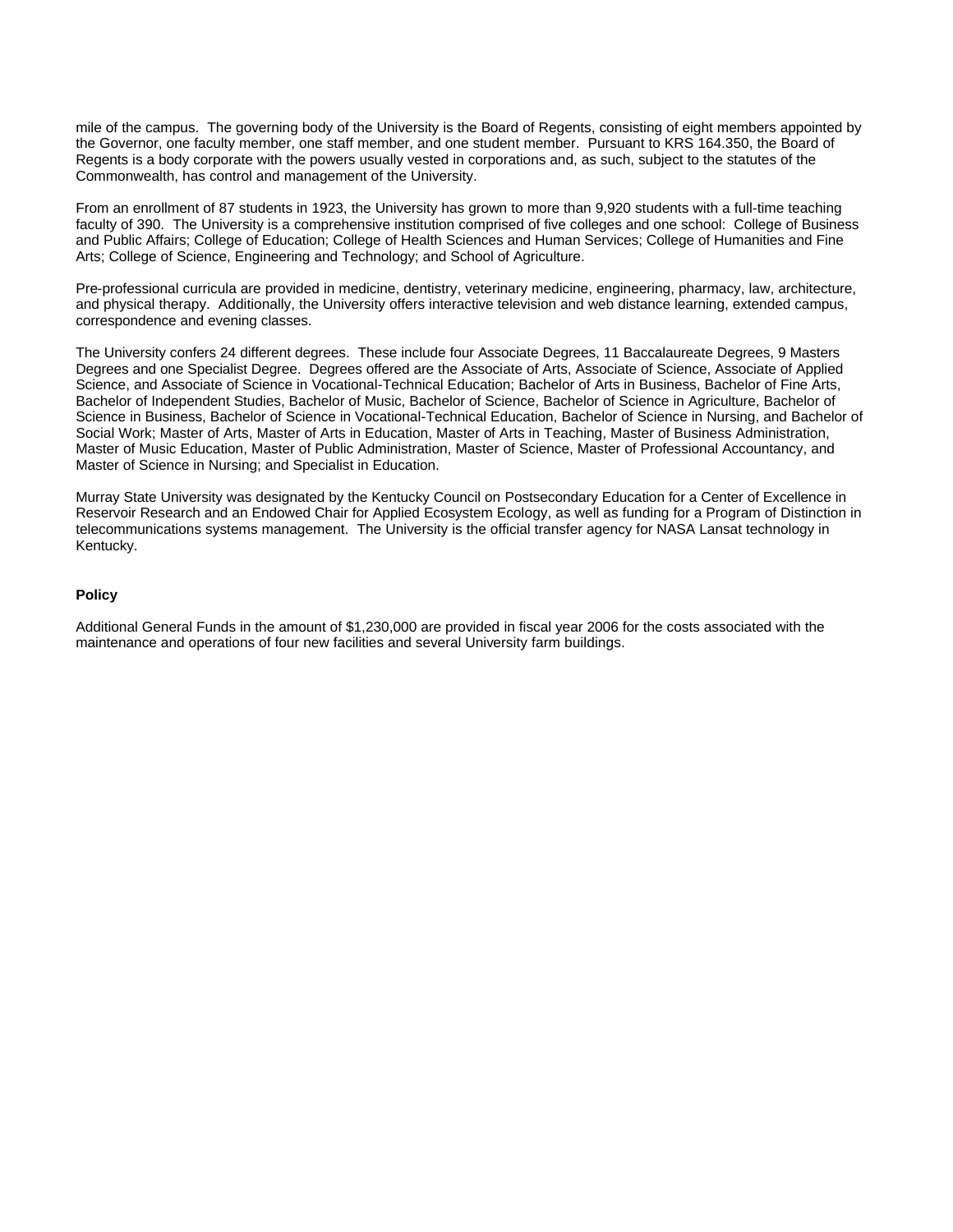mile of the campus. The governing body of the University is the Board of Regents, consisting of eight members appointed by the Governor, one faculty member, one staff member, and one student member. Pursuant to KRS 164.350, the Board of Regents is a body corporate with the powers usually vested in corporations and, as such, subject to the statutes of the Commonwealth, has control and management of the University.

From an enrollment of 87 students in 1923, the University has grown to more than 9,920 students with a full-time teaching faculty of 390. The University is a comprehensive institution comprised of five colleges and one school: College of Business and Public Affairs; College of Education; College of Health Sciences and Human Services; College of Humanities and Fine Arts; College of Science, Engineering and Technology; and School of Agriculture.

Pre-professional curricula are provided in medicine, dentistry, veterinary medicine, engineering, pharmacy, law, architecture, and physical therapy. Additionally, the University offers interactive television and web distance learning, extended campus, correspondence and evening classes.

The University confers 24 different degrees. These include four Associate Degrees, 11 Baccalaureate Degrees, 9 Masters Degrees and one Specialist Degree. Degrees offered are the Associate of Arts, Associate of Science, Associate of Applied Science, and Associate of Science in Vocational-Technical Education; Bachelor of Arts in Business, Bachelor of Fine Arts, Bachelor of Independent Studies, Bachelor of Music, Bachelor of Science, Bachelor of Science in Agriculture, Bachelor of Science in Business, Bachelor of Science in Vocational-Technical Education, Bachelor of Science in Nursing, and Bachelor of Social Work; Master of Arts, Master of Arts in Education, Master of Arts in Teaching, Master of Business Administration, Master of Music Education, Master of Public Administration, Master of Science, Master of Professional Accountancy, and Master of Science in Nursing; and Specialist in Education.

Murray State University was designated by the Kentucky Council on Postsecondary Education for a Center of Excellence in Reservoir Research and an Endowed Chair for Applied Ecosystem Ecology, as well as funding for a Program of Distinction in telecommunications systems management. The University is the official transfer agency for NASA Lansat technology in Kentucky.

**Policy**

Additional General Funds in the amount of $1,230,000 are provided in fiscal year 2006 for the costs associated with the maintenance and operations of four new facilities and several University farm buildings.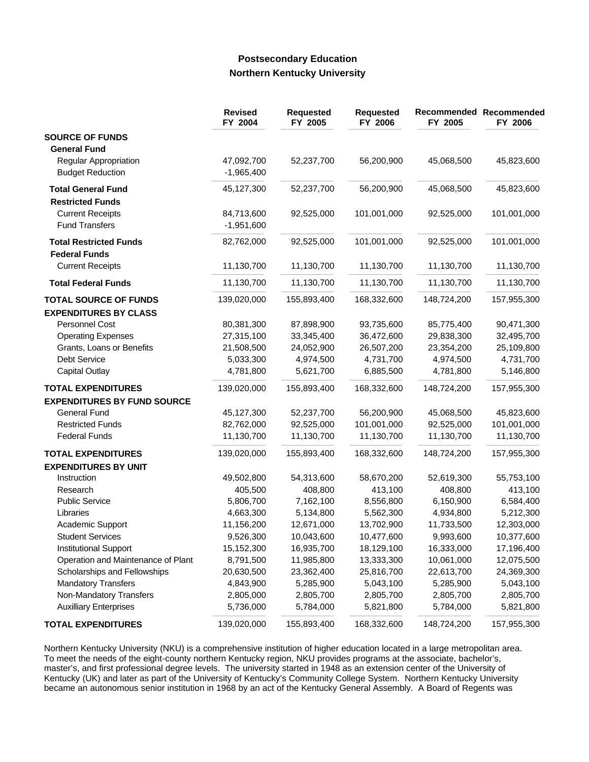## Postsecondary Education
## Northern Kentucky University

| | Revised FY 2004 | Requested FY 2005 | Requested FY 2006 | Recommended FY 2005 | Recommended FY 2006 |
|---|---|---|---|---|---|
| **SOURCE OF FUNDS** | | | | | |
| **General Fund** | | | | | |
| Regular Appropriation | 47,092,700 | 52,237,700 | 56,200,900 | 45,068,500 | 45,823,600 |
| Budget Reduction | -1,965,400 | | | | |
| **Total General Fund** | 45,127,300 | 52,237,700 | 56,200,900 | 45,068,500 | 45,823,600 |
| **Restricted Funds** | | | | | |
| Current Receipts | 84,713,600 | 92,525,000 | 101,001,000 | 92,525,000 | 101,001,000 |
| Fund Transfers | -1,951,600 | | | | |
| **Total Restricted Funds** | 82,762,000 | 92,525,000 | 101,001,000 | 92,525,000 | 101,001,000 |
| **Federal Funds** | | | | | |
| Current Receipts | 11,130,700 | 11,130,700 | 11,130,700 | 11,130,700 | 11,130,700 |
| **Total Federal Funds** | 11,130,700 | 11,130,700 | 11,130,700 | 11,130,700 | 11,130,700 |
| **TOTAL SOURCE OF FUNDS** | 139,020,000 | 155,893,400 | 168,332,600 | 148,724,200 | 157,955,300 |
| **EXPENDITURES BY CLASS** | | | | | |
| Personnel Cost | 80,381,300 | 87,898,900 | 93,735,600 | 85,775,400 | 90,471,300 |
| Operating Expenses | 27,315,100 | 33,345,400 | 36,472,600 | 29,838,300 | 32,495,700 |
| Grants, Loans or Benefits | 21,508,500 | 24,052,900 | 26,507,200 | 23,354,200 | 25,109,800 |
| Debt Service | 5,033,300 | 4,974,500 | 4,731,700 | 4,974,500 | 4,731,700 |
| Capital Outlay | 4,781,800 | 5,621,700 | 6,885,500 | 4,781,800 | 5,146,800 |
| **TOTAL EXPENDITURES** | 139,020,000 | 155,893,400 | 168,332,600 | 148,724,200 | 157,955,300 |
| **EXPENDITURES BY FUND SOURCE** | | | | | |
| General Fund | 45,127,300 | 52,237,700 | 56,200,900 | 45,068,500 | 45,823,600 |
| Restricted Funds | 82,762,000 | 92,525,000 | 101,001,000 | 92,525,000 | 101,001,000 |
| Federal Funds | 11,130,700 | 11,130,700 | 11,130,700 | 11,130,700 | 11,130,700 |
| **TOTAL EXPENDITURES** | 139,020,000 | 155,893,400 | 168,332,600 | 148,724,200 | 157,955,300 |
| **EXPENDITURES BY UNIT** | | | | | |
| Instruction | 49,502,800 | 54,313,600 | 58,670,200 | 52,619,300 | 55,753,100 |
| Research | 405,500 | 408,800 | 413,100 | 408,800 | 413,100 |
| Public Service | 5,806,700 | 7,162,100 | 8,556,800 | 6,150,900 | 6,584,400 |
| Libraries | 4,663,300 | 5,134,800 | 5,562,300 | 4,934,800 | 5,212,300 |
| Academic Support | 11,156,200 | 12,671,000 | 13,702,900 | 11,733,500 | 12,303,000 |
| Student Services | 9,526,300 | 10,043,600 | 10,477,600 | 9,993,600 | 10,377,600 |
| Institutional Support | 15,152,300 | 16,935,700 | 18,129,100 | 16,333,000 | 17,196,400 |
| Operation and Maintenance of Plant | 8,791,500 | 11,985,800 | 13,333,300 | 10,061,000 | 12,075,500 |
| Scholarships and Fellowships | 20,630,500 | 23,362,400 | 25,816,700 | 22,613,700 | 24,369,300 |
| Mandatory Transfers | 4,843,900 | 5,285,900 | 5,043,100 | 5,285,900 | 5,043,100 |
| Non-Mandatory Transfers | 2,805,000 | 2,805,700 | 2,805,700 | 2,805,700 | 2,805,700 |
| Auxilliary Enterprises | 5,736,000 | 5,784,000 | 5,821,800 | 5,784,000 | 5,821,800 |
| **TOTAL EXPENDITURES** | 139,020,000 | 155,893,400 | 168,332,600 | 148,724,200 | 157,955,300 |

Northern Kentucky University (NKU) is a comprehensive institution of higher education located in a large metropolitan area. To meet the needs of the eight-county northern Kentucky region, NKU provides programs at the associate, bachelor's, master's, and first professional degree levels. The university started in 1948 as an extension center of the University of Kentucky (UK) and later as part of the University of Kentucky's Community College System. Northern Kentucky University became an autonomous senior institution in 1968 by an act of the Kentucky General Assembly. A Board of Regents was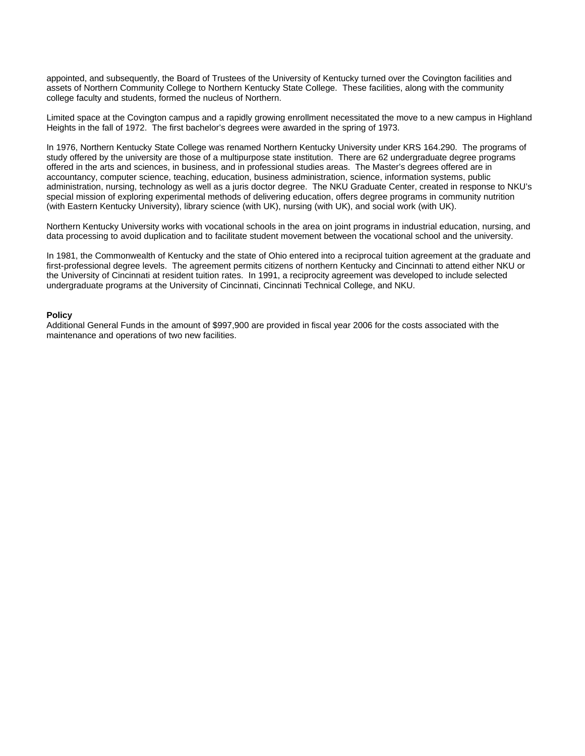appointed, and subsequently, the Board of Trustees of the University of Kentucky turned over the Covington facilities and assets of Northern Community College to Northern Kentucky State College. These facilities, along with the community college faculty and students, formed the nucleus of Northern.

Limited space at the Covington campus and a rapidly growing enrollment necessitated the move to a new campus in Highland Heights in the fall of 1972. The first bachelor's degrees were awarded in the spring of 1973.

In 1976, Northern Kentucky State College was renamed Northern Kentucky University under KRS 164.290. The programs of study offered by the university are those of a multipurpose state institution. There are 62 undergraduate degree programs offered in the arts and sciences, in business, and in professional studies areas. The Master's degrees offered are in accountancy, computer science, teaching, education, business administration, science, information systems, public administration, nursing, technology as well as a juris doctor degree. The NKU Graduate Center, created in response to NKU's special mission of exploring experimental methods of delivering education, offers degree programs in community nutrition (with Eastern Kentucky University), library science (with UK), nursing (with UK), and social work (with UK).

Northern Kentucky University works with vocational schools in the area on joint programs in industrial education, nursing, and data processing to avoid duplication and to facilitate student movement between the vocational school and the university.

In 1981, the Commonwealth of Kentucky and the state of Ohio entered into a reciprocal tuition agreement at the graduate and first-professional degree levels. The agreement permits citizens of northern Kentucky and Cincinnati to attend either NKU or the University of Cincinnati at resident tuition rates. In 1991, a reciprocity agreement was developed to include selected undergraduate programs at the University of Cincinnati, Cincinnati Technical College, and NKU.

**Policy**

Additional General Funds in the amount of $997,900 are provided in fiscal year 2006 for the costs associated with the maintenance and operations of two new facilities.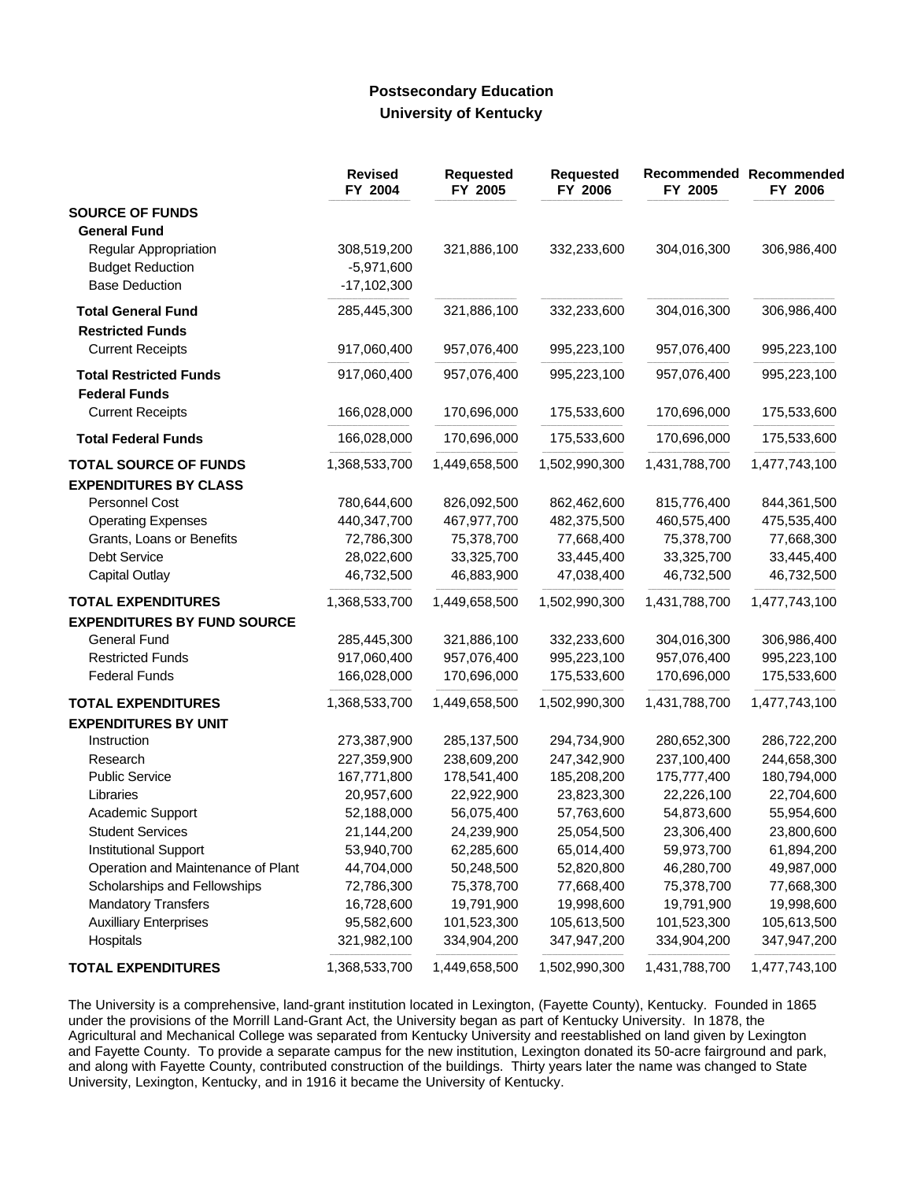## Postsecondary Education

### University of Kentucky

| | Revised FY 2004 | Requested FY 2005 | Requested FY 2006 | Recommended FY 2005 | Recommended FY 2006 |
|---|---|---|---|---|---|
| **SOURCE OF FUNDS** | | | | | |
| **General Fund** | | | | | |
| Regular Appropriation | 308,519,200 | 321,886,100 | 332,233,600 | 304,016,300 | 306,986,400 |
| Budget Reduction | -5,971,600 | | | | |
| Base Deduction | -17,102,300 | | | | |
| **Total General Fund** | 285,445,300 | 321,886,100 | 332,233,600 | 304,016,300 | 306,986,400 |
| **Restricted Funds** | | | | | |
| Current Receipts | 917,060,400 | 957,076,400 | 995,223,100 | 957,076,400 | 995,223,100 |
| **Total Restricted Funds** | 917,060,400 | 957,076,400 | 995,223,100 | 957,076,400 | 995,223,100 |
| **Federal Funds** | | | | | |
| Current Receipts | 166,028,000 | 170,696,000 | 175,533,600 | 170,696,000 | 175,533,600 |
| **Total Federal Funds** | 166,028,000 | 170,696,000 | 175,533,600 | 170,696,000 | 175,533,600 |
| **TOTAL SOURCE OF FUNDS** | 1,368,533,700 | 1,449,658,500 | 1,502,990,300 | 1,431,788,700 | 1,477,743,100 |
| **EXPENDITURES BY CLASS** | | | | | |
| Personnel Cost | 780,644,600 | 826,092,500 | 862,462,600 | 815,776,400 | 844,361,500 |
| Operating Expenses | 440,347,700 | 467,977,700 | 482,375,500 | 460,575,400 | 475,535,400 |
| Grants, Loans or Benefits | 72,786,300 | 75,378,700 | 77,668,400 | 75,378,700 | 77,668,300 |
| Debt Service | 28,022,600 | 33,325,700 | 33,445,400 | 33,325,700 | 33,445,400 |
| Capital Outlay | 46,732,500 | 46,883,900 | 47,038,400 | 46,732,500 | 46,732,500 |
| **TOTAL EXPENDITURES** | 1,368,533,700 | 1,449,658,500 | 1,502,990,300 | 1,431,788,700 | 1,477,743,100 |
| **EXPENDITURES BY FUND SOURCE** | | | | | |
| General Fund | 285,445,300 | 321,886,100 | 332,233,600 | 304,016,300 | 306,986,400 |
| Restricted Funds | 917,060,400 | 957,076,400 | 995,223,100 | 957,076,400 | 995,223,100 |
| Federal Funds | 166,028,000 | 170,696,000 | 175,533,600 | 170,696,000 | 175,533,600 |
| **TOTAL EXPENDITURES** | 1,368,533,700 | 1,449,658,500 | 1,502,990,300 | 1,431,788,700 | 1,477,743,100 |
| **EXPENDITURES BY UNIT** | | | | | |
| Instruction | 273,387,900 | 285,137,500 | 294,734,900 | 280,652,300 | 286,722,200 |
| Research | 227,359,900 | 238,609,200 | 247,342,900 | 237,100,400 | 244,658,300 |
| Public Service | 167,771,800 | 178,541,400 | 185,208,200 | 175,777,400 | 180,794,000 |
| Libraries | 20,957,600 | 22,922,900 | 23,823,300 | 22,226,100 | 22,704,600 |
| Academic Support | 52,188,000 | 56,075,400 | 57,763,600 | 54,873,600 | 55,954,600 |
| Student Services | 21,144,200 | 24,239,900 | 25,054,500 | 23,306,400 | 23,800,600 |
| Institutional Support | 53,940,700 | 62,285,600 | 65,014,400 | 59,973,700 | 61,894,200 |
| Operation and Maintenance of Plant | 44,704,000 | 50,248,500 | 52,820,800 | 46,280,700 | 49,987,000 |
| Scholarships and Fellowships | 72,786,300 | 75,378,700 | 77,668,400 | 75,378,700 | 77,668,300 |
| Mandatory Transfers | 16,728,600 | 19,791,900 | 19,998,600 | 19,791,900 | 19,998,600 |
| Auxilliary Enterprises | 95,582,600 | 101,523,300 | 105,613,500 | 101,523,300 | 105,613,500 |
| Hospitals | 321,982,100 | 334,904,200 | 347,947,200 | 334,904,200 | 347,947,200 |
| **TOTAL EXPENDITURES** | 1,368,533,700 | 1,449,658,500 | 1,502,990,300 | 1,431,788,700 | 1,477,743,100 |

The University is a comprehensive, land-grant institution located in Lexington, (Fayette County), Kentucky. Founded in 1865 under the provisions of the Morrill Land-Grant Act, the University began as part of Kentucky University. In 1878, the Agricultural and Mechanical College was separated from Kentucky University and reestablished on land given by Lexington and Fayette County. To provide a separate campus for the new institution, Lexington donated its 50-acre fairground and park, and along with Fayette County, contributed construction of the buildings. Thirty years later the name was changed to State University, Lexington, Kentucky, and in 1916 it became the University of Kentucky.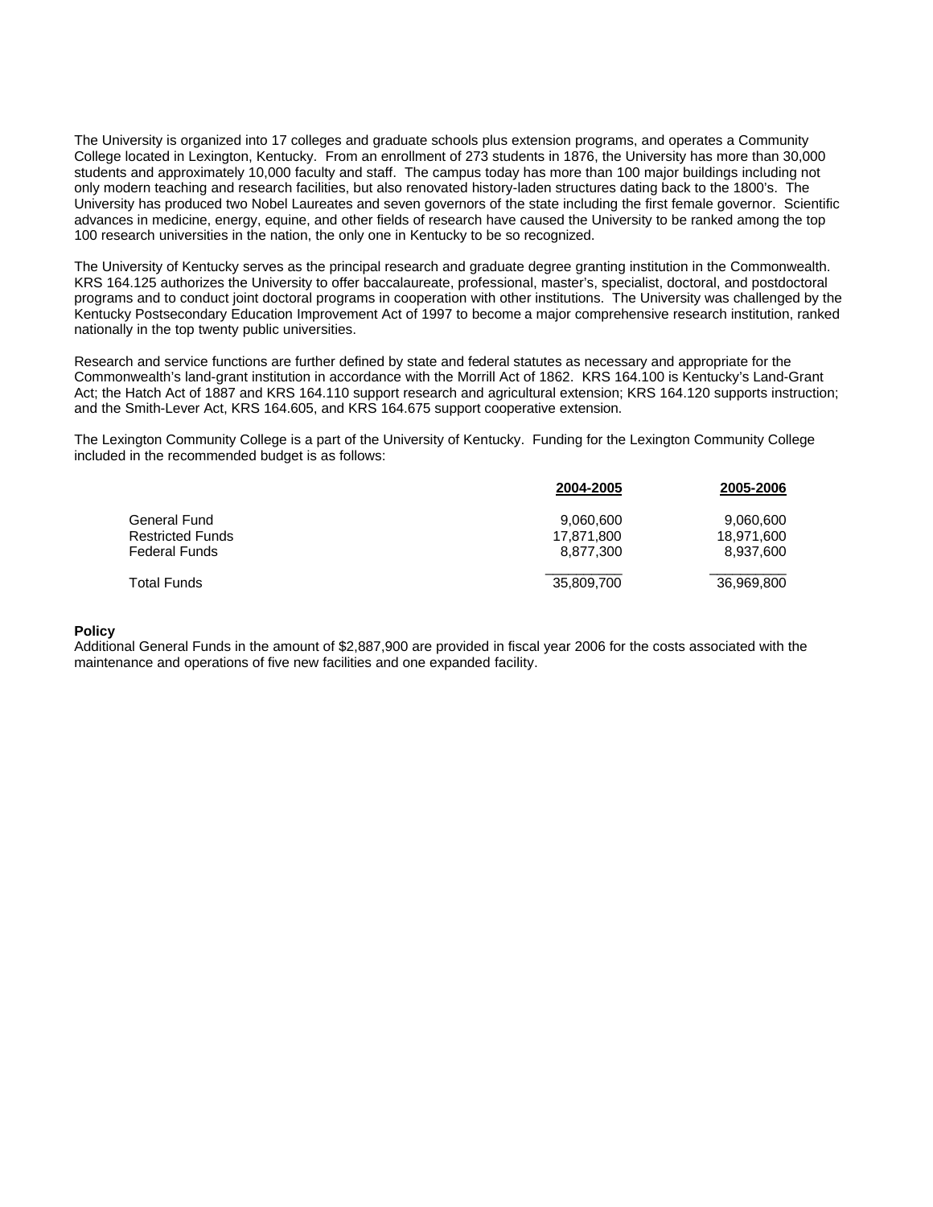The University is organized into 17 colleges and graduate schools plus extension programs, and operates a Community College located in Lexington, Kentucky. From an enrollment of 273 students in 1876, the University has more than 30,000 students and approximately 10,000 faculty and staff. The campus today has more than 100 major buildings including not only modern teaching and research facilities, but also renovated history-laden structures dating back to the 1800's. The University has produced two Nobel Laureates and seven governors of the state including the first female governor. Scientific advances in medicine, energy, equine, and other fields of research have caused the University to be ranked among the top 100 research universities in the nation, the only one in Kentucky to be so recognized.

The University of Kentucky serves as the principal research and graduate degree granting institution in the Commonwealth. KRS 164.125 authorizes the University to offer baccalaureate, professional, master's, specialist, doctoral, and postdoctoral programs and to conduct joint doctoral programs in cooperation with other institutions. The University was challenged by the Kentucky Postsecondary Education Improvement Act of 1997 to become a major comprehensive research institution, ranked nationally in the top twenty public universities.

Research and service functions are further defined by state and federal statutes as necessary and appropriate for the Commonwealth's land-grant institution in accordance with the Morrill Act of 1862. KRS 164.100 is Kentucky's Land-Grant Act; the Hatch Act of 1887 and KRS 164.110 support research and agricultural extension; KRS 164.120 supports instruction; and the Smith-Lever Act, KRS 164.605, and KRS 164.675 support cooperative extension.

The Lexington Community College is a part of the University of Kentucky. Funding for the Lexington Community College included in the recommended budget is as follows:

| | 2004-2005 | 2005-2006 |
|---|---|---|
| General Fund | 9,060,600 | 9,060,600 |
| Restricted Funds | 17,871,800 | 18,971,600 |
| Federal Funds | 8,877,300 | 8,937,600 |
| Total Funds | 35,809,700 | 36,969,800 |

**Policy**

Additional General Funds in the amount of $2,887,900 are provided in fiscal year 2006 for the costs associated with the maintenance and operations of five new facilities and one expanded facility.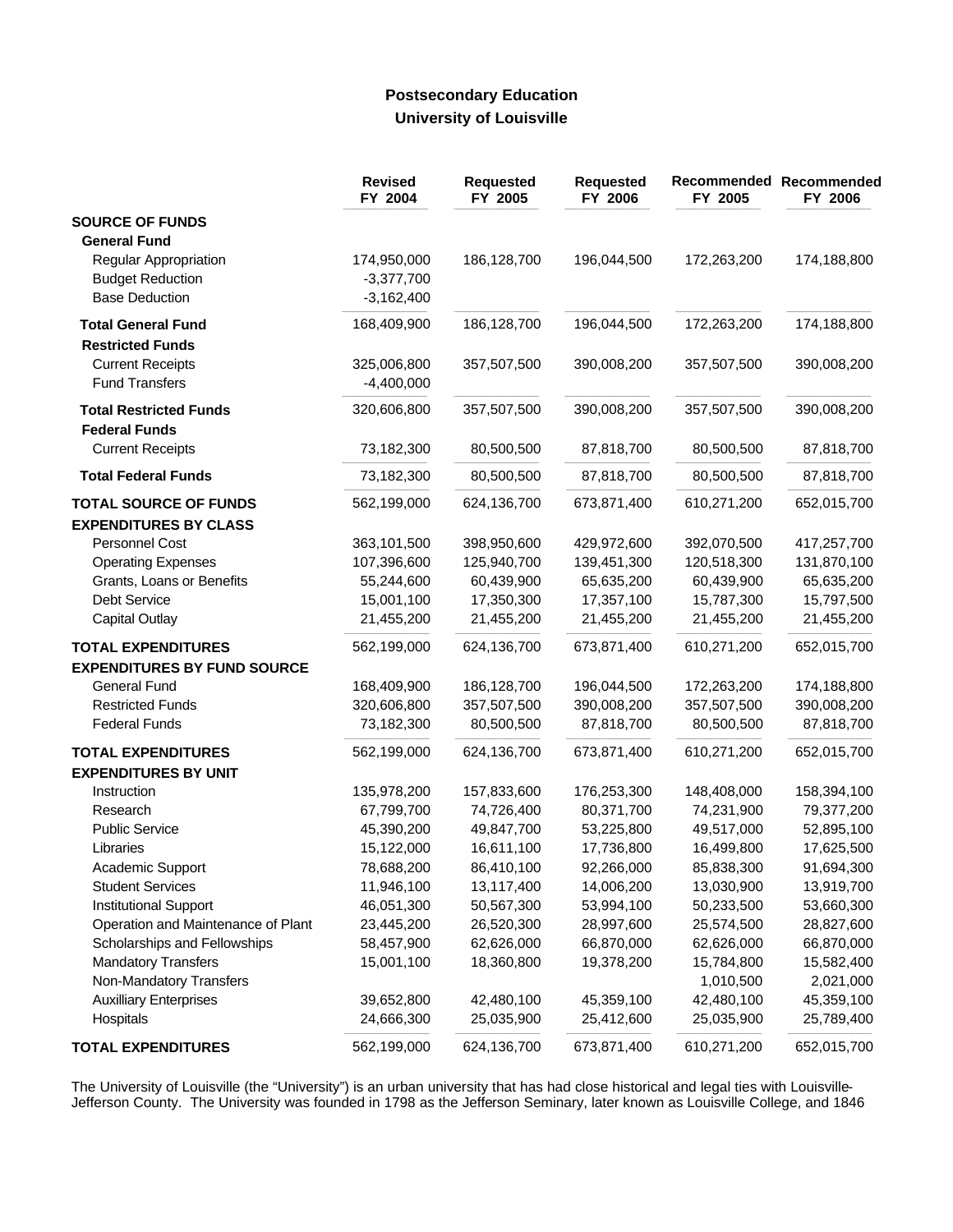# Postsecondary Education
## University of Louisville

| | Revised FY 2004 | Requested FY 2005 | Requested FY 2006 | Recommended FY 2005 | Recommended FY 2006 |
|---|---|---|---|---|---|
| **SOURCE OF FUNDS** | | | | | |
| **General Fund** | | | | | |
| Regular Appropriation | 174,950,000 | 186,128,700 | 196,044,500 | 172,263,200 | 174,188,800 |
| Budget Reduction | -3,377,700 | | | | |
| Base Deduction | -3,162,400 | | | | |
| **Total General Fund** | 168,409,900 | 186,128,700 | 196,044,500 | 172,263,200 | 174,188,800 |
| **Restricted Funds** | | | | | |
| Current Receipts | 325,006,800 | 357,507,500 | 390,008,200 | 357,507,500 | 390,008,200 |
| Fund Transfers | -4,400,000 | | | | |
| **Total Restricted Funds** | 320,606,800 | 357,507,500 | 390,008,200 | 357,507,500 | 390,008,200 |
| **Federal Funds** | | | | | |
| Current Receipts | 73,182,300 | 80,500,500 | 87,818,700 | 80,500,500 | 87,818,700 |
| **Total Federal Funds** | 73,182,300 | 80,500,500 | 87,818,700 | 80,500,500 | 87,818,700 |
| **TOTAL SOURCE OF FUNDS** | 562,199,000 | 624,136,700 | 673,871,400 | 610,271,200 | 652,015,700 |
| **EXPENDITURES BY CLASS** | | | | | |
| Personnel Cost | 363,101,500 | 398,950,600 | 429,972,600 | 392,070,500 | 417,257,700 |
| Operating Expenses | 107,396,600 | 125,940,700 | 139,451,300 | 120,518,300 | 131,870,100 |
| Grants, Loans or Benefits | 55,244,600 | 60,439,900 | 65,635,200 | 60,439,900 | 65,635,200 |
| Debt Service | 15,001,100 | 17,350,300 | 17,357,100 | 15,787,300 | 15,797,500 |
| Capital Outlay | 21,455,200 | 21,455,200 | 21,455,200 | 21,455,200 | 21,455,200 |
| **TOTAL EXPENDITURES** | 562,199,000 | 624,136,700 | 673,871,400 | 610,271,200 | 652,015,700 |
| **EXPENDITURES BY FUND SOURCE** | | | | | |
| General Fund | 168,409,900 | 186,128,700 | 196,044,500 | 172,263,200 | 174,188,800 |
| Restricted Funds | 320,606,800 | 357,507,500 | 390,008,200 | 357,507,500 | 390,008,200 |
| Federal Funds | 73,182,300 | 80,500,500 | 87,818,700 | 80,500,500 | 87,818,700 |
| **TOTAL EXPENDITURES** | 562,199,000 | 624,136,700 | 673,871,400 | 610,271,200 | 652,015,700 |
| **EXPENDITURES BY UNIT** | | | | | |
| Instruction | 135,978,200 | 157,833,600 | 176,253,300 | 148,408,000 | 158,394,100 |
| Research | 67,799,700 | 74,726,400 | 80,371,700 | 74,231,900 | 79,377,200 |
| Public Service | 45,390,200 | 49,847,700 | 53,225,800 | 49,517,000 | 52,895,100 |
| Libraries | 15,122,000 | 16,611,100 | 17,736,800 | 16,499,800 | 17,625,500 |
| Academic Support | 78,688,200 | 86,410,100 | 92,266,000 | 85,838,300 | 91,694,300 |
| Student Services | 11,946,100 | 13,117,400 | 14,006,200 | 13,030,900 | 13,919,700 |
| Institutional Support | 46,051,300 | 50,567,300 | 53,994,100 | 50,233,500 | 53,660,300 |
| Operation and Maintenance of Plant | 23,445,200 | 26,520,300 | 28,997,600 | 25,574,500 | 28,827,600 |
| Scholarships and Fellowships | 58,457,900 | 62,626,000 | 66,870,000 | 62,626,000 | 66,870,000 |
| Mandatory Transfers | 15,001,100 | 18,360,800 | 19,378,200 | 15,784,800 | 15,582,400 |
| Non-Mandatory Transfers | | | | 1,010,500 | 2,021,000 |
| Auxilliary Enterprises | 39,652,800 | 42,480,100 | 45,359,100 | 42,480,100 | 45,359,100 |
| Hospitals | 24,666,300 | 25,035,900 | 25,412,600 | 25,035,900 | 25,789,400 |
| **TOTAL EXPENDITURES** | 562,199,000 | 624,136,700 | 673,871,400 | 610,271,200 | 652,015,700 |

The University of Louisville (the "University") is an urban university that has had close historical and legal ties with Louisville-Jefferson County. The University was founded in 1798 as the Jefferson Seminary, later known as Louisville College, and 1846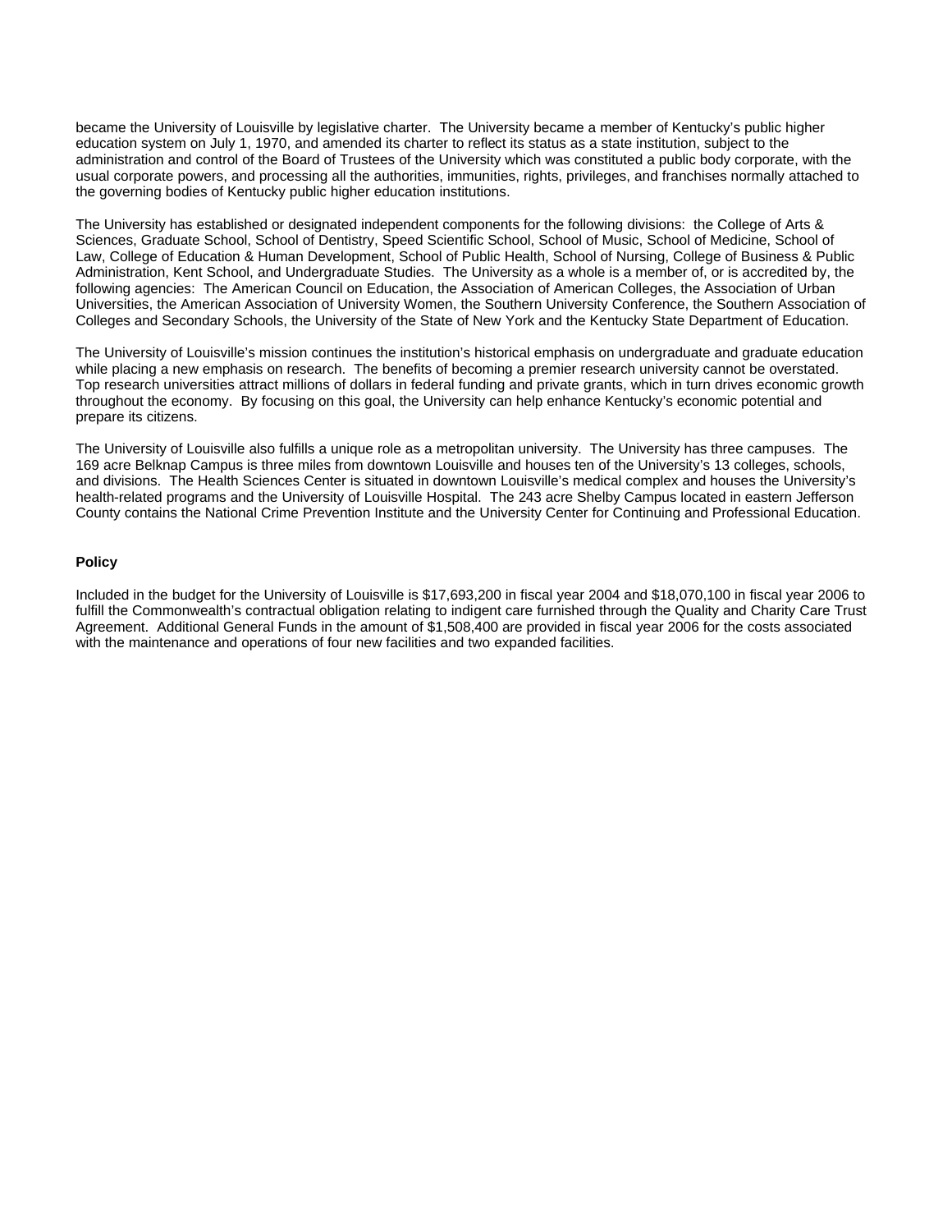became the University of Louisville by legislative charter. The University became a member of Kentucky's public higher education system on July 1, 1970, and amended its charter to reflect its status as a state institution, subject to the administration and control of the Board of Trustees of the University which was constituted a public body corporate, with the usual corporate powers, and processing all the authorities, immunities, rights, privileges, and franchises normally attached to the governing bodies of Kentucky public higher education institutions.

The University has established or designated independent components for the following divisions: the College of Arts & Sciences, Graduate School, School of Dentistry, Speed Scientific School, School of Music, School of Medicine, School of Law, College of Education & Human Development, School of Public Health, School of Nursing, College of Business & Public Administration, Kent School, and Undergraduate Studies. The University as a whole is a member of, or is accredited by, the following agencies: The American Council on Education, the Association of American Colleges, the Association of Urban Universities, the American Association of University Women, the Southern University Conference, the Southern Association of Colleges and Secondary Schools, the University of the State of New York and the Kentucky State Department of Education.

The University of Louisville's mission continues the institution's historical emphasis on undergraduate and graduate education while placing a new emphasis on research. The benefits of becoming a premier research university cannot be overstated. Top research universities attract millions of dollars in federal funding and private grants, which in turn drives economic growth throughout the economy. By focusing on this goal, the University can help enhance Kentucky's economic potential and prepare its citizens.

The University of Louisville also fulfills a unique role as a metropolitan university. The University has three campuses. The 169 acre Belknap Campus is three miles from downtown Louisville and houses ten of the University's 13 colleges, schools, and divisions. The Health Sciences Center is situated in downtown Louisville's medical complex and houses the University's health-related programs and the University of Louisville Hospital. The 243 acre Shelby Campus located in eastern Jefferson County contains the National Crime Prevention Institute and the University Center for Continuing and Professional Education.

**Policy**

Included in the budget for the University of Louisville is $17,693,200 in fiscal year 2004 and $18,070,100 in fiscal year 2006 to fulfill the Commonwealth's contractual obligation relating to indigent care furnished through the Quality and Charity Care Trust Agreement. Additional General Funds in the amount of $1,508,400 are provided in fiscal year 2006 for the costs associated with the maintenance and operations of four new facilities and two expanded facilities.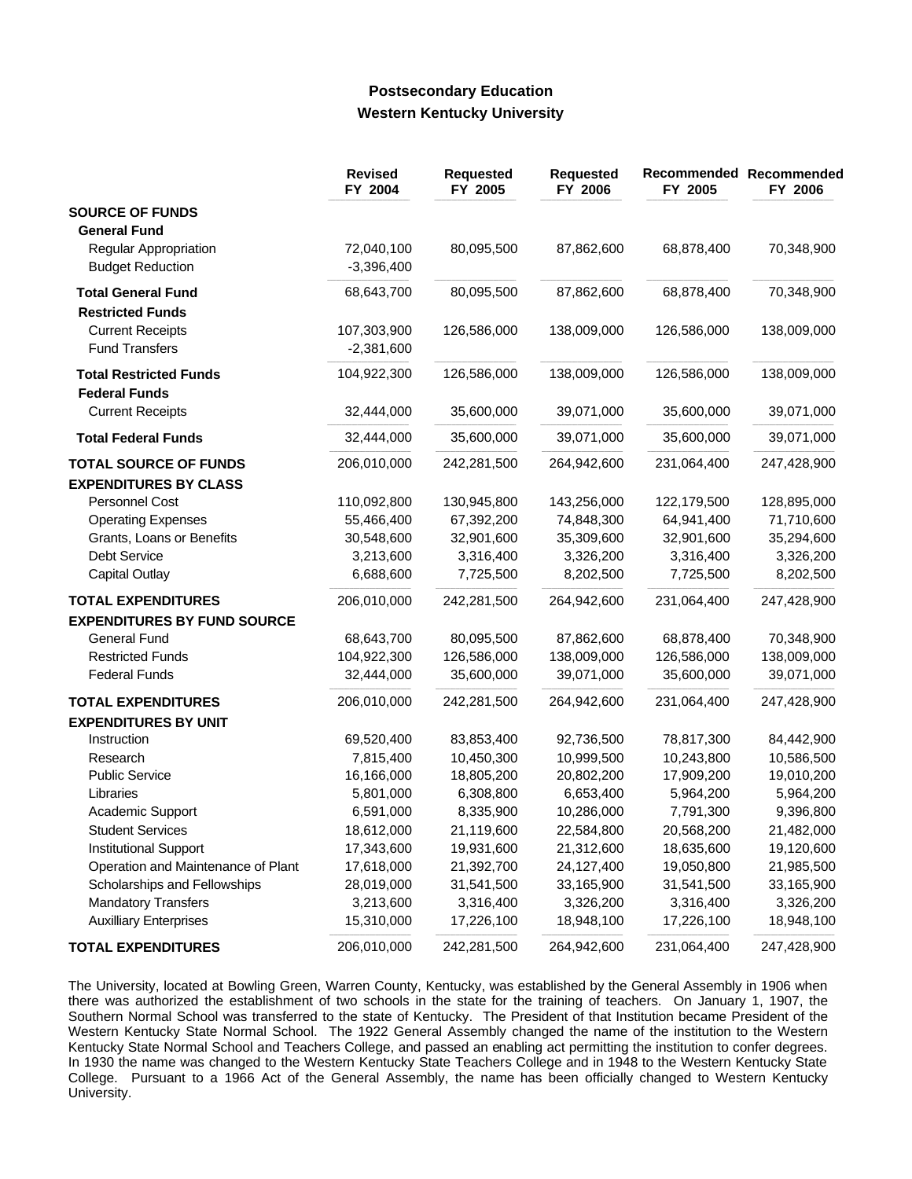## Postsecondary Education
## Western Kentucky University

| | Revised FY 2004 | Requested FY 2005 | Requested FY 2006 | Recommended FY 2005 | Recommended FY 2006 |
|---|---|---|---|---|---|
| **SOURCE OF FUNDS** | | | | | |
| **General Fund** | | | | | |
| Regular Appropriation | 72,040,100 | 80,095,500 | 87,862,600 | 68,878,400 | 70,348,900 |
| Budget Reduction | -3,396,400 | | | | |
| **Total General Fund** | 68,643,700 | 80,095,500 | 87,862,600 | 68,878,400 | 70,348,900 |
| **Restricted Funds** | | | | | |
| Current Receipts | 107,303,900 | 126,586,000 | 138,009,000 | 126,586,000 | 138,009,000 |
| Fund Transfers | -2,381,600 | | | | |
| **Total Restricted Funds** | 104,922,300 | 126,586,000 | 138,009,000 | 126,586,000 | 138,009,000 |
| **Federal Funds** | | | | | |
| Current Receipts | 32,444,000 | 35,600,000 | 39,071,000 | 35,600,000 | 39,071,000 |
| **Total Federal Funds** | 32,444,000 | 35,600,000 | 39,071,000 | 35,600,000 | 39,071,000 |
| **TOTAL SOURCE OF FUNDS** | 206,010,000 | 242,281,500 | 264,942,600 | 231,064,400 | 247,428,900 |
| **EXPENDITURES BY CLASS** | | | | | |
| Personnel Cost | 110,092,800 | 130,945,800 | 143,256,000 | 122,179,500 | 128,895,000 |
| Operating Expenses | 55,466,400 | 67,392,200 | 74,848,300 | 64,941,400 | 71,710,600 |
| Grants, Loans or Benefits | 30,548,600 | 32,901,600 | 35,309,600 | 32,901,600 | 35,294,600 |
| Debt Service | 3,213,600 | 3,316,400 | 3,326,200 | 3,316,400 | 3,326,200 |
| Capital Outlay | 6,688,600 | 7,725,500 | 8,202,500 | 7,725,500 | 8,202,500 |
| **TOTAL EXPENDITURES** | 206,010,000 | 242,281,500 | 264,942,600 | 231,064,400 | 247,428,900 |
| **EXPENDITURES BY FUND SOURCE** | | | | | |
| General Fund | 68,643,700 | 80,095,500 | 87,862,600 | 68,878,400 | 70,348,900 |
| Restricted Funds | 104,922,300 | 126,586,000 | 138,009,000 | 126,586,000 | 138,009,000 |
| Federal Funds | 32,444,000 | 35,600,000 | 39,071,000 | 35,600,000 | 39,071,000 |
| **TOTAL EXPENDITURES** | 206,010,000 | 242,281,500 | 264,942,600 | 231,064,400 | 247,428,900 |
| **EXPENDITURES BY UNIT** | | | | | |
| Instruction | 69,520,400 | 83,853,400 | 92,736,500 | 78,817,300 | 84,442,900 |
| Research | 7,815,400 | 10,450,300 | 10,999,500 | 10,243,800 | 10,586,500 |
| Public Service | 16,166,000 | 18,805,200 | 20,802,200 | 17,909,200 | 19,010,200 |
| Libraries | 5,801,000 | 6,308,800 | 6,653,400 | 5,964,200 | 5,964,200 |
| Academic Support | 6,591,000 | 8,335,900 | 10,286,000 | 7,791,300 | 9,396,800 |
| Student Services | 18,612,000 | 21,119,600 | 22,584,800 | 20,568,200 | 21,482,000 |
| Institutional Support | 17,343,600 | 19,931,600 | 21,312,600 | 18,635,600 | 19,120,600 |
| Operation and Maintenance of Plant | 17,618,000 | 21,392,700 | 24,127,400 | 19,050,800 | 21,985,500 |
| Scholarships and Fellowships | 28,019,000 | 31,541,500 | 33,165,900 | 31,541,500 | 33,165,900 |
| Mandatory Transfers | 3,213,600 | 3,316,400 | 3,326,200 | 3,316,400 | 3,326,200 |
| Auxilliary Enterprises | 15,310,000 | 17,226,100 | 18,948,100 | 17,226,100 | 18,948,100 |
| **TOTAL EXPENDITURES** | 206,010,000 | 242,281,500 | 264,942,600 | 231,064,400 | 247,428,900 |

The University, located at Bowling Green, Warren County, Kentucky, was established by the General Assembly in 1906 when there was authorized the establishment of two schools in the state for the training of teachers. On January 1, 1907, the Southern Normal School was transferred to the state of Kentucky. The President of that Institution became President of the Western Kentucky State Normal School. The 1922 General Assembly changed the name of the institution to the Western Kentucky State Normal School and Teachers College, and passed an enabling act permitting the institution to confer degrees. In 1930 the name was changed to the Western Kentucky State Teachers College and in 1948 to the Western Kentucky State College. Pursuant to a 1966 Act of the General Assembly, the name has been officially changed to Western Kentucky University.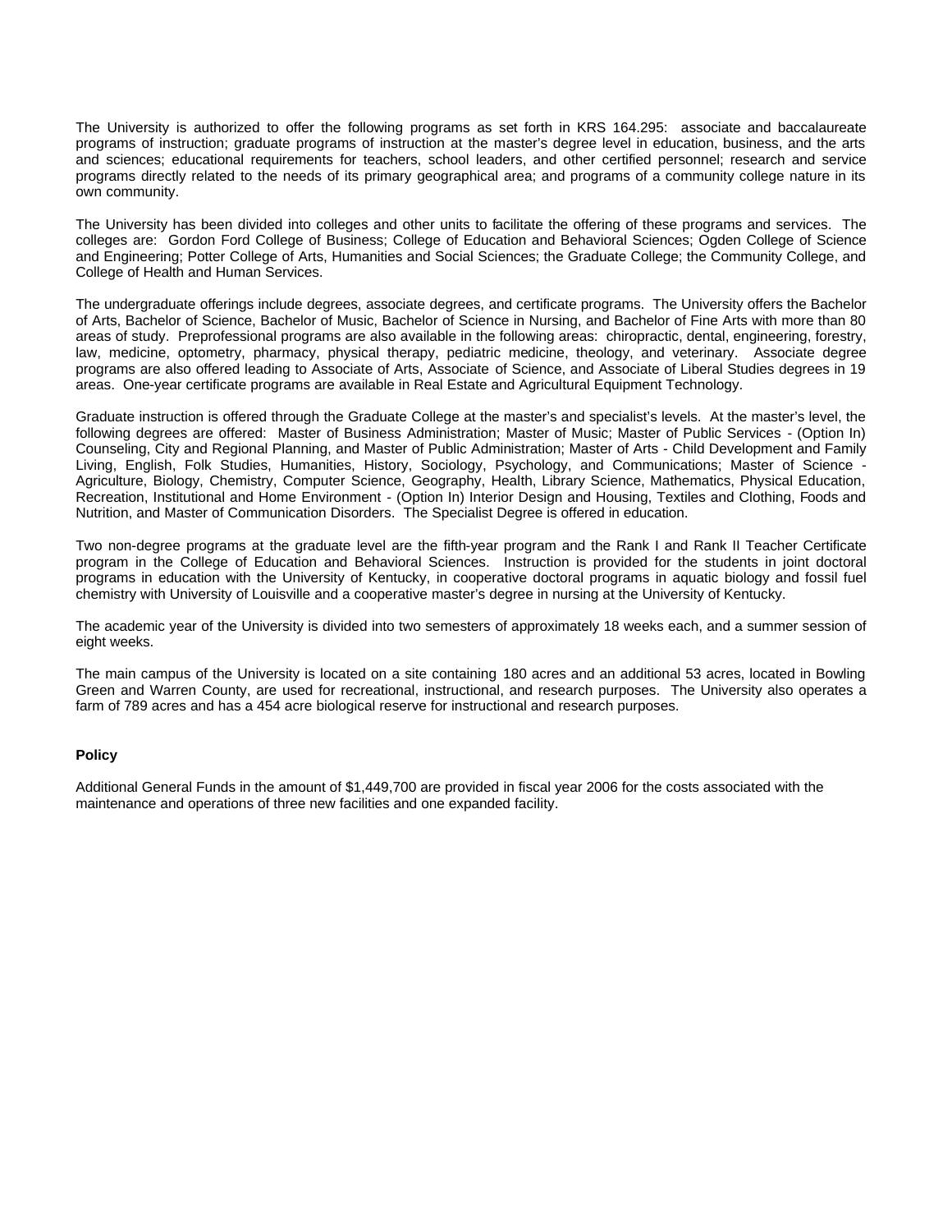The University is authorized to offer the following programs as set forth in KRS 164.295: associate and baccalaureate programs of instruction; graduate programs of instruction at the master's degree level in education, business, and the arts and sciences; educational requirements for teachers, school leaders, and other certified personnel; research and service programs directly related to the needs of its primary geographical area; and programs of a community college nature in its own community.

The University has been divided into colleges and other units to facilitate the offering of these programs and services. The colleges are: Gordon Ford College of Business; College of Education and Behavioral Sciences; Ogden College of Science and Engineering; Potter College of Arts, Humanities and Social Sciences; the Graduate College; the Community College, and College of Health and Human Services.

The undergraduate offerings include degrees, associate degrees, and certificate programs. The University offers the Bachelor of Arts, Bachelor of Science, Bachelor of Music, Bachelor of Science in Nursing, and Bachelor of Fine Arts with more than 80 areas of study. Preprofessional programs are also available in the following areas: chiropractic, dental, engineering, forestry, law, medicine, optometry, pharmacy, physical therapy, pediatric medicine, theology, and veterinary. Associate degree programs are also offered leading to Associate of Arts, Associate of Science, and Associate of Liberal Studies degrees in 19 areas. One-year certificate programs are available in Real Estate and Agricultural Equipment Technology.

Graduate instruction is offered through the Graduate College at the master's and specialist's levels. At the master's level, the following degrees are offered: Master of Business Administration; Master of Music; Master of Public Services - (Option In) Counseling, City and Regional Planning, and Master of Public Administration; Master of Arts - Child Development and Family Living, English, Folk Studies, Humanities, History, Sociology, Psychology, and Communications; Master of Science - Agriculture, Biology, Chemistry, Computer Science, Geography, Health, Library Science, Mathematics, Physical Education, Recreation, Institutional and Home Environment - (Option In) Interior Design and Housing, Textiles and Clothing, Foods and Nutrition, and Master of Communication Disorders. The Specialist Degree is offered in education.

Two non-degree programs at the graduate level are the fifth-year program and the Rank I and Rank II Teacher Certificate program in the College of Education and Behavioral Sciences. Instruction is provided for the students in joint doctoral programs in education with the University of Kentucky, in cooperative doctoral programs in aquatic biology and fossil fuel chemistry with University of Louisville and a cooperative master's degree in nursing at the University of Kentucky.

The academic year of the University is divided into two semesters of approximately 18 weeks each, and a summer session of eight weeks.

The main campus of the University is located on a site containing 180 acres and an additional 53 acres, located in Bowling Green and Warren County, are used for recreational, instructional, and research purposes. The University also operates a farm of 789 acres and has a 454 acre biological reserve for instructional and research purposes.

**Policy**

Additional General Funds in the amount of $1,449,700 are provided in fiscal year 2006 for the costs associated with the maintenance and operations of three new facilities and one expanded facility.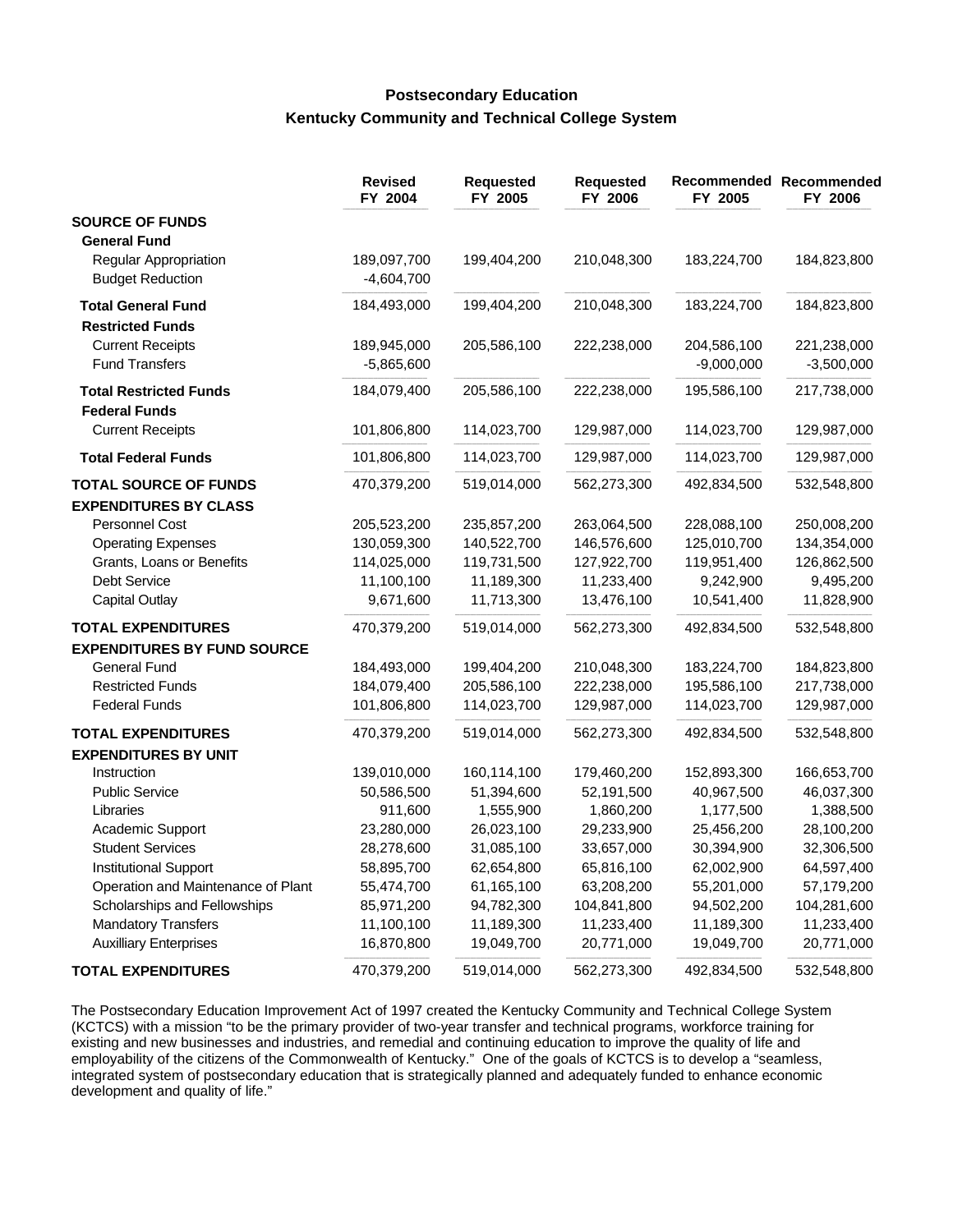## Postsecondary Education
## Kentucky Community and Technical College System

| | Revised FY 2004 | Requested FY 2005 | Requested FY 2006 | Recommended FY 2005 | Recommended FY 2006 |
|---|---|---|---|---|---|
| **SOURCE OF FUNDS** | | | | | |
| **General Fund** | | | | | |
| Regular Appropriation | 189,097,700 | 199,404,200 | 210,048,300 | 183,224,700 | 184,823,800 |
| Budget Reduction | -4,604,700 | | | | |
| **Total General Fund** | 184,493,000 | 199,404,200 | 210,048,300 | 183,224,700 | 184,823,800 |
| **Restricted Funds** | | | | | |
| Current Receipts | 189,945,000 | 205,586,100 | 222,238,000 | 204,586,100 | 221,238,000 |
| Fund Transfers | -5,865,600 | | | -9,000,000 | -3,500,000 |
| **Total Restricted Funds** | 184,079,400 | 205,586,100 | 222,238,000 | 195,586,100 | 217,738,000 |
| **Federal Funds** | | | | | |
| Current Receipts | 101,806,800 | 114,023,700 | 129,987,000 | 114,023,700 | 129,987,000 |
| **Total Federal Funds** | 101,806,800 | 114,023,700 | 129,987,000 | 114,023,700 | 129,987,000 |
| **TOTAL SOURCE OF FUNDS** | 470,379,200 | 519,014,000 | 562,273,300 | 492,834,500 | 532,548,800 |
| **EXPENDITURES BY CLASS** | | | | | |
| Personnel Cost | 205,523,200 | 235,857,200 | 263,064,500 | 228,088,100 | 250,008,200 |
| Operating Expenses | 130,059,300 | 140,522,700 | 146,576,600 | 125,010,700 | 134,354,000 |
| Grants, Loans or Benefits | 114,025,000 | 119,731,500 | 127,922,700 | 119,951,400 | 126,862,500 |
| Debt Service | 11,100,100 | 11,189,300 | 11,233,400 | 9,242,900 | 9,495,200 |
| Capital Outlay | 9,671,600 | 11,713,300 | 13,476,100 | 10,541,400 | 11,828,900 |
| **TOTAL EXPENDITURES** | 470,379,200 | 519,014,000 | 562,273,300 | 492,834,500 | 532,548,800 |
| **EXPENDITURES BY FUND SOURCE** | | | | | |
| General Fund | 184,493,000 | 199,404,200 | 210,048,300 | 183,224,700 | 184,823,800 |
| Restricted Funds | 184,079,400 | 205,586,100 | 222,238,000 | 195,586,100 | 217,738,000 |
| Federal Funds | 101,806,800 | 114,023,700 | 129,987,000 | 114,023,700 | 129,987,000 |
| **TOTAL EXPENDITURES** | 470,379,200 | 519,014,000 | 562,273,300 | 492,834,500 | 532,548,800 |
| **EXPENDITURES BY UNIT** | | | | | |
| Instruction | 139,010,000 | 160,114,100 | 179,460,200 | 152,893,300 | 166,653,700 |
| Public Service | 50,586,500 | 51,394,600 | 52,191,500 | 40,967,500 | 46,037,300 |
| Libraries | 911,600 | 1,555,900 | 1,860,200 | 1,177,500 | 1,388,500 |
| Academic Support | 23,280,000 | 26,023,100 | 29,233,900 | 25,456,200 | 28,100,200 |
| Student Services | 28,278,600 | 31,085,100 | 33,657,000 | 30,394,900 | 32,306,500 |
| Institutional Support | 58,895,700 | 62,654,800 | 65,816,100 | 62,002,900 | 64,597,400 |
| Operation and Maintenance of Plant | 55,474,700 | 61,165,100 | 63,208,200 | 55,201,000 | 57,179,200 |
| Scholarships and Fellowships | 85,971,200 | 94,782,300 | 104,841,800 | 94,502,200 | 104,281,600 |
| Mandatory Transfers | 11,100,100 | 11,189,300 | 11,233,400 | 11,189,300 | 11,233,400 |
| Auxilliary Enterprises | 16,870,800 | 19,049,700 | 20,771,000 | 19,049,700 | 20,771,000 |
| **TOTAL EXPENDITURES** | 470,379,200 | 519,014,000 | 562,273,300 | 492,834,500 | 532,548,800 |

The Postsecondary Education Improvement Act of 1997 created the Kentucky Community and Technical College System (KCTCS) with a mission "to be the primary provider of two-year transfer and technical programs, workforce training for existing and new businesses and industries, and remedial and continuing education to improve the quality of life and employability of the citizens of the Commonwealth of Kentucky." One of the goals of KCTCS is to develop a "seamless, integrated system of postsecondary education that is strategically planned and adequately funded to enhance economic development and quality of life."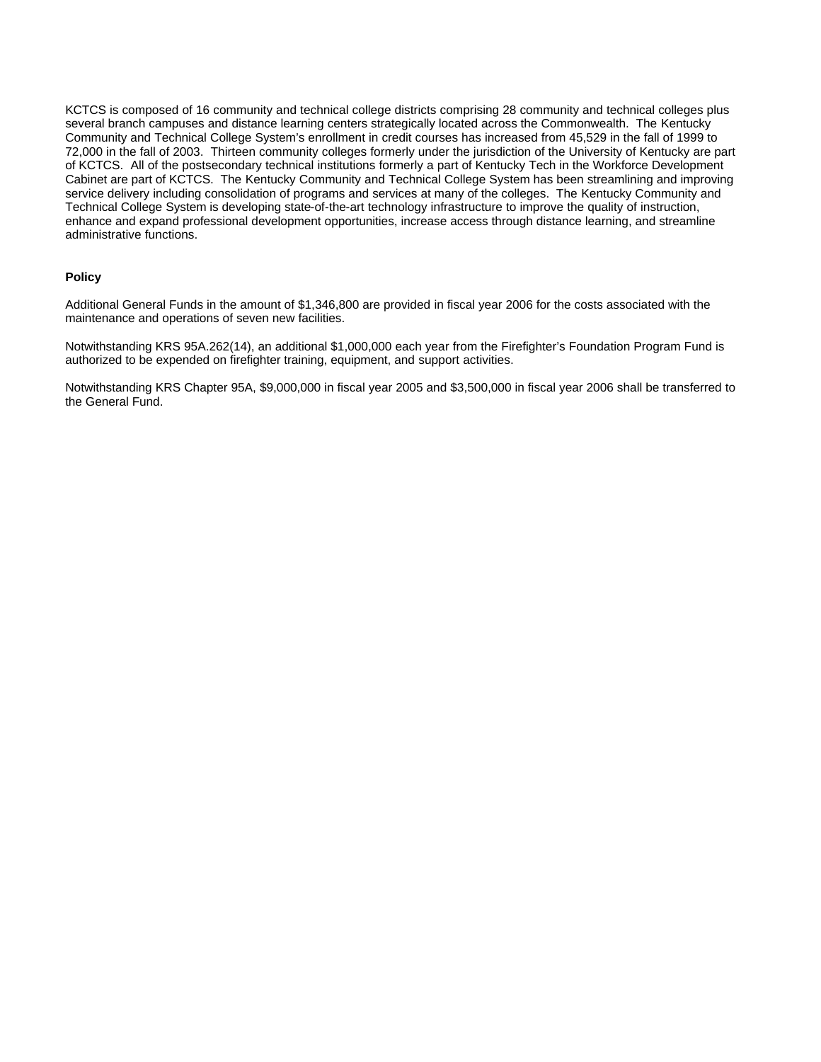KCTCS is composed of 16 community and technical college districts comprising 28 community and technical colleges plus several branch campuses and distance learning centers strategically located across the Commonwealth. The Kentucky Community and Technical College System's enrollment in credit courses has increased from 45,529 in the fall of 1999 to 72,000 in the fall of 2003. Thirteen community colleges formerly under the jurisdiction of the University of Kentucky are part of KCTCS. All of the postsecondary technical institutions formerly a part of Kentucky Tech in the Workforce Development Cabinet are part of KCTCS. The Kentucky Community and Technical College System has been streamlining and improving service delivery including consolidation of programs and services at many of the colleges. The Kentucky Community and Technical College System is developing state-of-the-art technology infrastructure to improve the quality of instruction, enhance and expand professional development opportunities, increase access through distance learning, and streamline administrative functions.

**Policy**

Additional General Funds in the amount of $1,346,800 are provided in fiscal year 2006 for the costs associated with the maintenance and operations of seven new facilities.

Notwithstanding KRS 95A.262(14), an additional $1,000,000 each year from the Firefighter's Foundation Program Fund is authorized to be expended on firefighter training, equipment, and support activities.

Notwithstanding KRS Chapter 95A, $9,000,000 in fiscal year 2005 and $3,500,000 in fiscal year 2006 shall be transferred to the General Fund.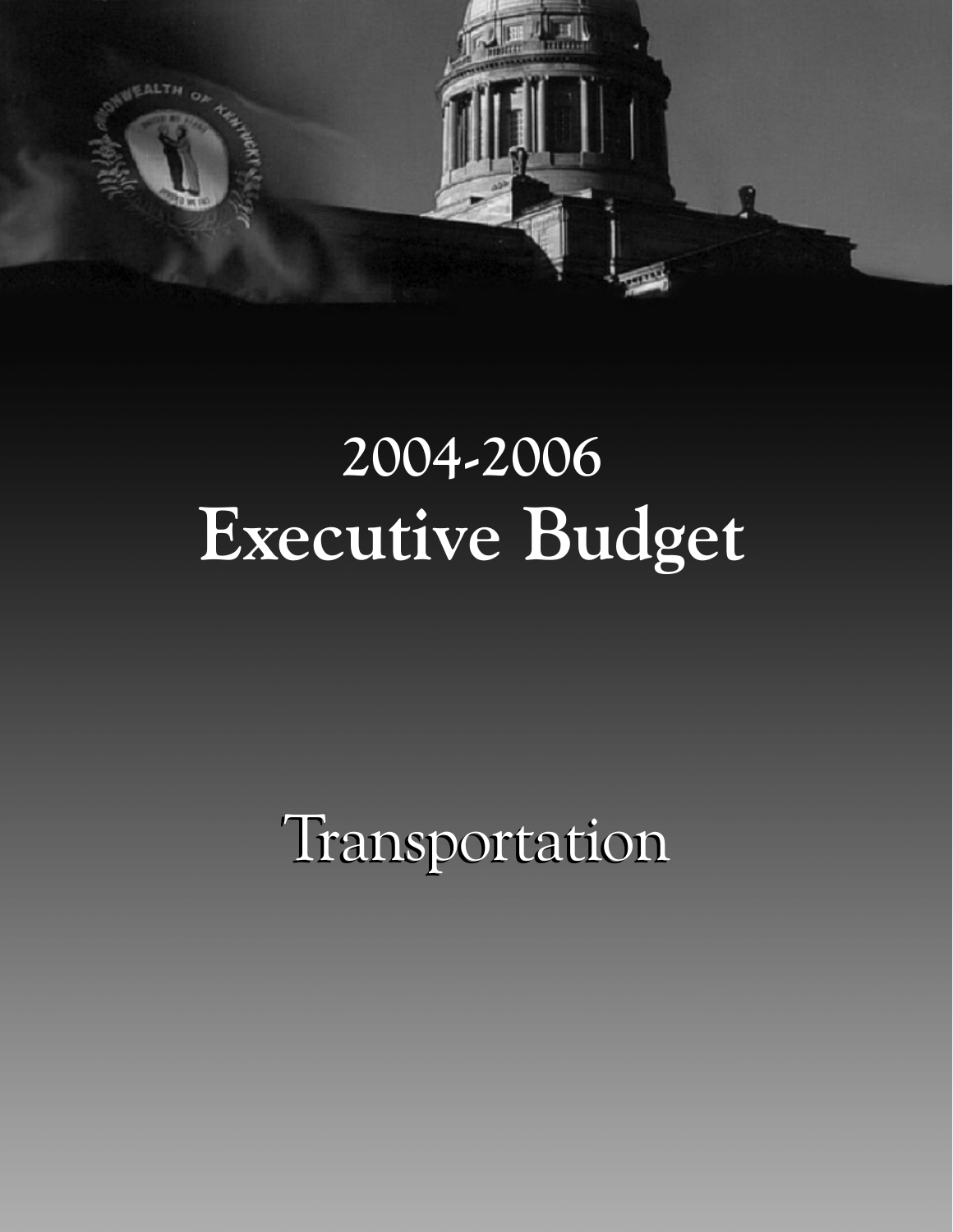# 2004-2006
# Executive Budget

## Transportation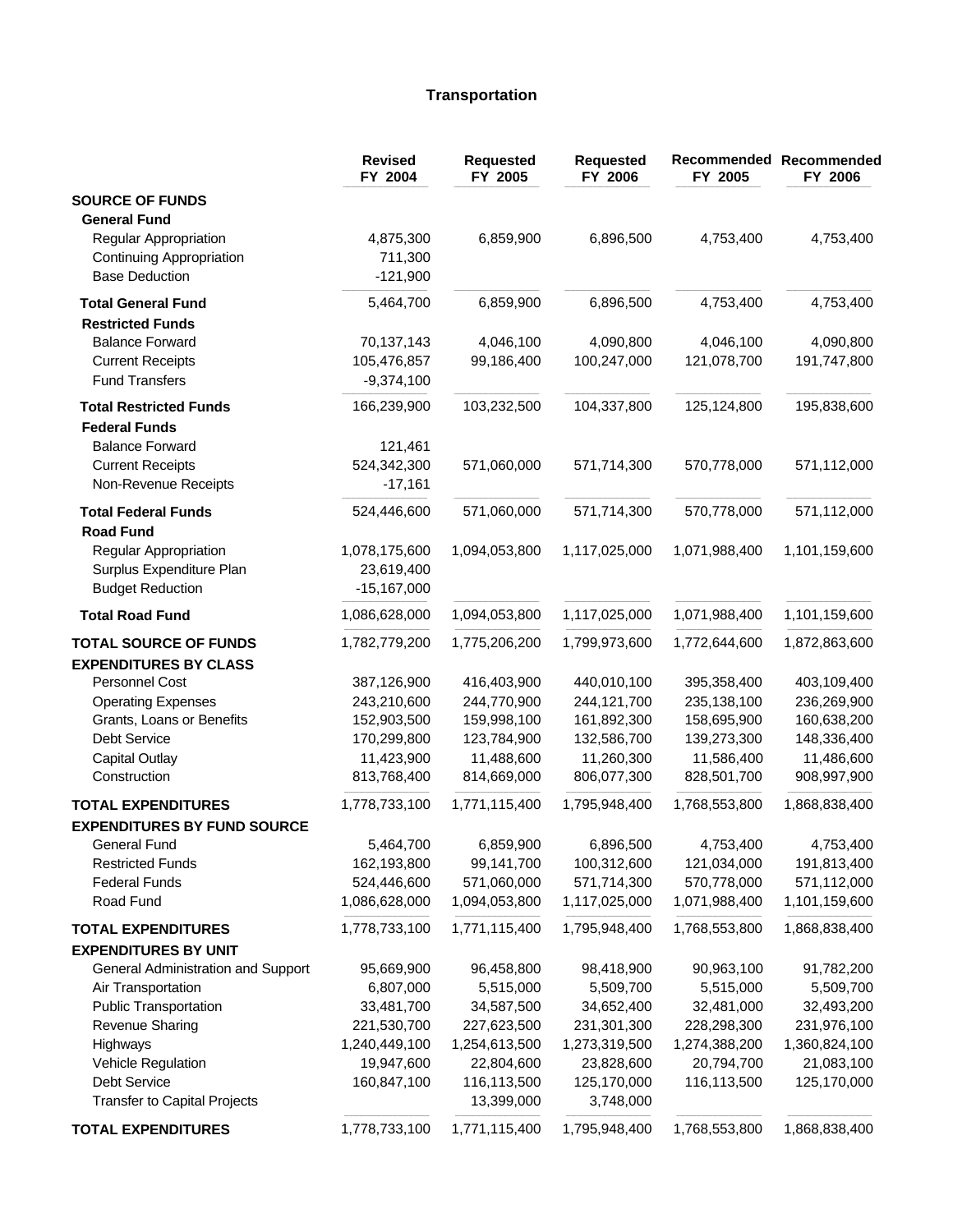# Transportation

| | Revised FY 2004 | Requested FY 2005 | Requested FY 2006 | Recommended FY 2005 | Recommended FY 2006 |
|---|---|---|---|---|---|
| **SOURCE OF FUNDS** | | | | | |
| **General Fund** | | | | | |
| Regular Appropriation | 4,875,300 | 6,859,900 | 6,896,500 | 4,753,400 | 4,753,400 |
| Continuing Appropriation | 711,300 | | | | |
| Base Deduction | -121,900 | | | | |
| **Total General Fund** | 5,464,700 | 6,859,900 | 6,896,500 | 4,753,400 | 4,753,400 |
| **Restricted Funds** | | | | | |
| Balance Forward | 70,137,143 | 4,046,100 | 4,090,800 | 4,046,100 | 4,090,800 |
| Current Receipts | 105,476,857 | 99,186,400 | 100,247,000 | 121,078,700 | 191,747,800 |
| Fund Transfers | -9,374,100 | | | | |
| **Total Restricted Funds** | 166,239,900 | 103,232,500 | 104,337,800 | 125,124,800 | 195,838,600 |
| **Federal Funds** | | | | | |
| Balance Forward | 121,461 | | | | |
| Current Receipts | 524,342,300 | 571,060,000 | 571,714,300 | 570,778,000 | 571,112,000 |
| Non-Revenue Receipts | -17,161 | | | | |
| **Total Federal Funds** | 524,446,600 | 571,060,000 | 571,714,300 | 570,778,000 | 571,112,000 |
| **Road Fund** | | | | | |
| Regular Appropriation | 1,078,175,600 | 1,094,053,800 | 1,117,025,000 | 1,071,988,400 | 1,101,159,600 |
| Surplus Expenditure Plan | 23,619,400 | | | | |
| Budget Reduction | -15,167,000 | | | | |
| **Total Road Fund** | 1,086,628,000 | 1,094,053,800 | 1,117,025,000 | 1,071,988,400 | 1,101,159,600 |
| **TOTAL SOURCE OF FUNDS** | 1,782,779,200 | 1,775,206,200 | 1,799,973,600 | 1,772,644,600 | 1,872,863,600 |
| **EXPENDITURES BY CLASS** | | | | | |
| Personnel Cost | 387,126,900 | 416,403,900 | 440,010,100 | 395,358,400 | 403,109,400 |
| Operating Expenses | 243,210,600 | 244,770,900 | 244,121,700 | 235,138,100 | 236,269,900 |
| Grants, Loans or Benefits | 152,903,500 | 159,998,100 | 161,892,300 | 158,695,900 | 160,638,200 |
| Debt Service | 170,299,800 | 123,784,900 | 132,586,700 | 139,273,300 | 148,336,400 |
| Capital Outlay | 11,423,900 | 11,488,600 | 11,260,300 | 11,586,400 | 11,486,600 |
| Construction | 813,768,400 | 814,669,000 | 806,077,300 | 828,501,700 | 908,997,900 |
| **TOTAL EXPENDITURES** | 1,778,733,100 | 1,771,115,400 | 1,795,948,400 | 1,768,553,800 | 1,868,838,400 |
| **EXPENDITURES BY FUND SOURCE** | | | | | |
| General Fund | 5,464,700 | 6,859,900 | 6,896,500 | 4,753,400 | 4,753,400 |
| Restricted Funds | 162,193,800 | 99,141,700 | 100,312,600 | 121,034,000 | 191,813,400 |
| Federal Funds | 524,446,600 | 571,060,000 | 571,714,300 | 570,778,000 | 571,112,000 |
| Road Fund | 1,086,628,000 | 1,094,053,800 | 1,117,025,000 | 1,071,988,400 | 1,101,159,600 |
| **TOTAL EXPENDITURES** | 1,778,733,100 | 1,771,115,400 | 1,795,948,400 | 1,768,553,800 | 1,868,838,400 |
| **EXPENDITURES BY UNIT** | | | | | |
| General Administration and Support | 95,669,900 | 96,458,800 | 98,418,900 | 90,963,100 | 91,782,200 |
| Air Transportation | 6,807,000 | 5,515,000 | 5,509,700 | 5,515,000 | 5,509,700 |
| Public Transportation | 33,481,700 | 34,587,500 | 34,652,400 | 32,481,000 | 32,493,200 |
| Revenue Sharing | 221,530,700 | 227,623,500 | 231,301,300 | 228,298,300 | 231,976,100 |
| Highways | 1,240,449,100 | 1,254,613,500 | 1,273,319,500 | 1,274,388,200 | 1,360,824,100 |
| Vehicle Regulation | 19,947,600 | 22,804,600 | 23,828,600 | 20,794,700 | 21,083,100 |
| Debt Service | 160,847,100 | 116,113,500 | 125,170,000 | 116,113,500 | 125,170,000 |
| Transfer to Capital Projects | | 13,399,000 | 3,748,000 | | |
| **TOTAL EXPENDITURES** | 1,778,733,100 | 1,771,115,400 | 1,795,948,400 | 1,768,553,800 | 1,868,838,400 |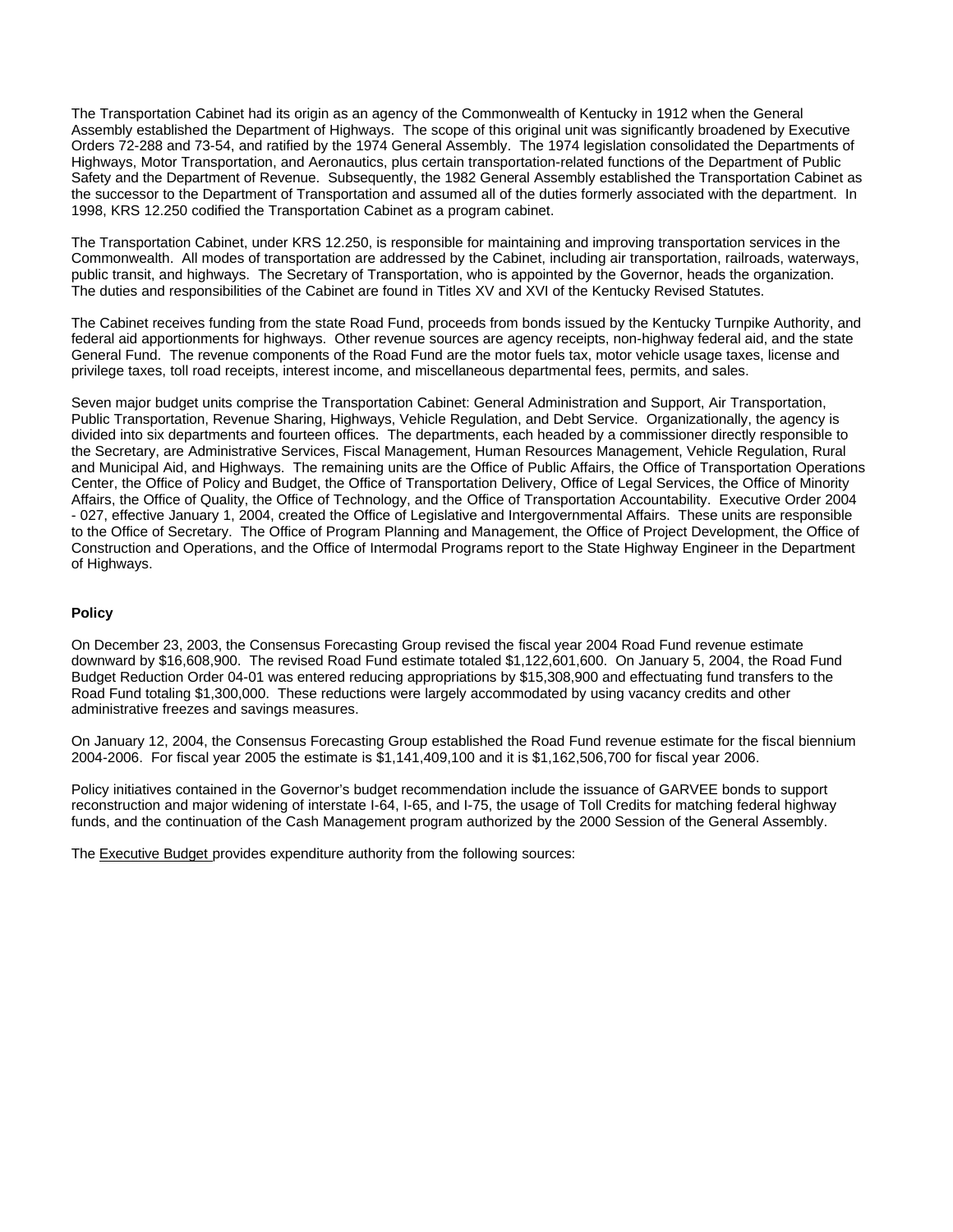The Transportation Cabinet had its origin as an agency of the Commonwealth of Kentucky in 1912 when the General Assembly established the Department of Highways. The scope of this original unit was significantly broadened by Executive Orders 72-288 and 73-54, and ratified by the 1974 General Assembly. The 1974 legislation consolidated the Departments of Highways, Motor Transportation, and Aeronautics, plus certain transportation-related functions of the Department of Public Safety and the Department of Revenue. Subsequently, the 1982 General Assembly established the Transportation Cabinet as the successor to the Department of Transportation and assumed all of the duties formerly associated with the department. In 1998, KRS 12.250 codified the Transportation Cabinet as a program cabinet.

The Transportation Cabinet, under KRS 12.250, is responsible for maintaining and improving transportation services in the Commonwealth. All modes of transportation are addressed by the Cabinet, including air transportation, railroads, waterways, public transit, and highways. The Secretary of Transportation, who is appointed by the Governor, heads the organization. The duties and responsibilities of the Cabinet are found in Titles XV and XVI of the Kentucky Revised Statutes.

The Cabinet receives funding from the state Road Fund, proceeds from bonds issued by the Kentucky Turnpike Authority, and federal aid apportionments for highways. Other revenue sources are agency receipts, non-highway federal aid, and the state General Fund. The revenue components of the Road Fund are the motor fuels tax, motor vehicle usage taxes, license and privilege taxes, toll road receipts, interest income, and miscellaneous departmental fees, permits, and sales.

Seven major budget units comprise the Transportation Cabinet: General Administration and Support, Air Transportation, Public Transportation, Revenue Sharing, Highways, Vehicle Regulation, and Debt Service. Organizationally, the agency is divided into six departments and fourteen offices. The departments, each headed by a commissioner directly responsible to the Secretary, are Administrative Services, Fiscal Management, Human Resources Management, Vehicle Regulation, Rural and Municipal Aid, and Highways. The remaining units are the Office of Public Affairs, the Office of Transportation Operations Center, the Office of Policy and Budget, the Office of Transportation Delivery, Office of Legal Services, the Office of Minority Affairs, the Office of Quality, the Office of Technology, and the Office of Transportation Accountability. Executive Order 2004 - 027, effective January 1, 2004, created the Office of Legislative and Intergovernmental Affairs. These units are responsible to the Office of Secretary. The Office of Program Planning and Management, the Office of Project Development, the Office of Construction and Operations, and the Office of Intermodal Programs report to the State Highway Engineer in the Department of Highways.

**Policy**

On December 23, 2003, the Consensus Forecasting Group revised the fiscal year 2004 Road Fund revenue estimate downward by $16,608,900. The revised Road Fund estimate totaled $1,122,601,600. On January 5, 2004, the Road Fund Budget Reduction Order 04-01 was entered reducing appropriations by $15,308,900 and effectuating fund transfers to the Road Fund totaling $1,300,000. These reductions were largely accommodated by using vacancy credits and other administrative freezes and savings measures.

On January 12, 2004, the Consensus Forecasting Group established the Road Fund revenue estimate for the fiscal biennium 2004-2006. For fiscal year 2005 the estimate is $1,141,409,100 and it is $1,162,506,700 for fiscal year 2006.

Policy initiatives contained in the Governor's budget recommendation include the issuance of GARVEE bonds to support reconstruction and major widening of interstate I-64, I-65, and I-75, the usage of Toll Credits for matching federal highway funds, and the continuation of the Cash Management program authorized by the 2000 Session of the General Assembly.

The Executive Budget provides expenditure authority from the following sources: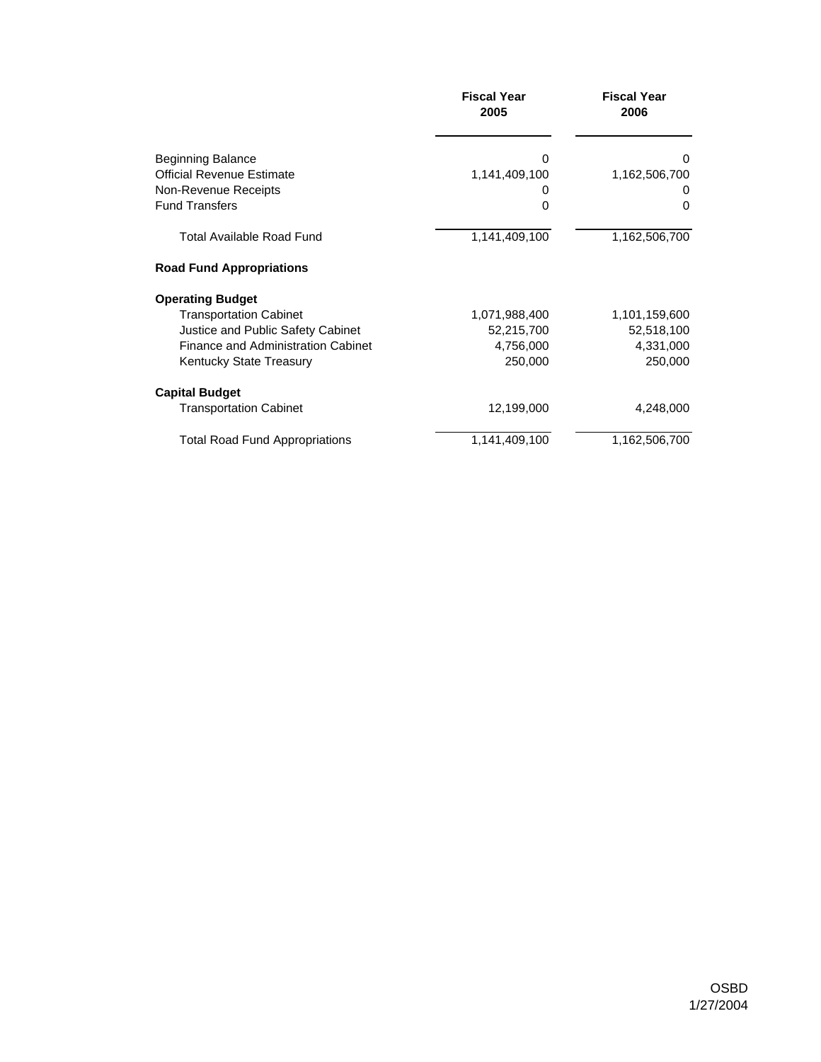| | Fiscal Year 2005 | Fiscal Year 2006 |
|---|---|---|
| Beginning Balance | 0 | 0 |
| Official Revenue Estimate | 1,141,409,100 | 1,162,506,700 |
| Non-Revenue Receipts | 0 | 0 |
| Fund Transfers | 0 | 0 |
| Total Available Road Fund | 1,141,409,100 | 1,162,506,700 |
| **Road Fund Appropriations** | | |
| **Operating Budget** | | |
| Transportation Cabinet | 1,071,988,400 | 1,101,159,600 |
| Justice and Public Safety Cabinet | 52,215,700 | 52,518,100 |
| Finance and Administration Cabinet | 4,756,000 | 4,331,000 |
| Kentucky State Treasury | 250,000 | 250,000 |
| **Capital Budget** | | |
| Transportation Cabinet | 12,199,000 | 4,248,000 |
| Total Road Fund Appropriations | 1,141,409,100 | 1,162,506,700 |

OSBD
1/27/2004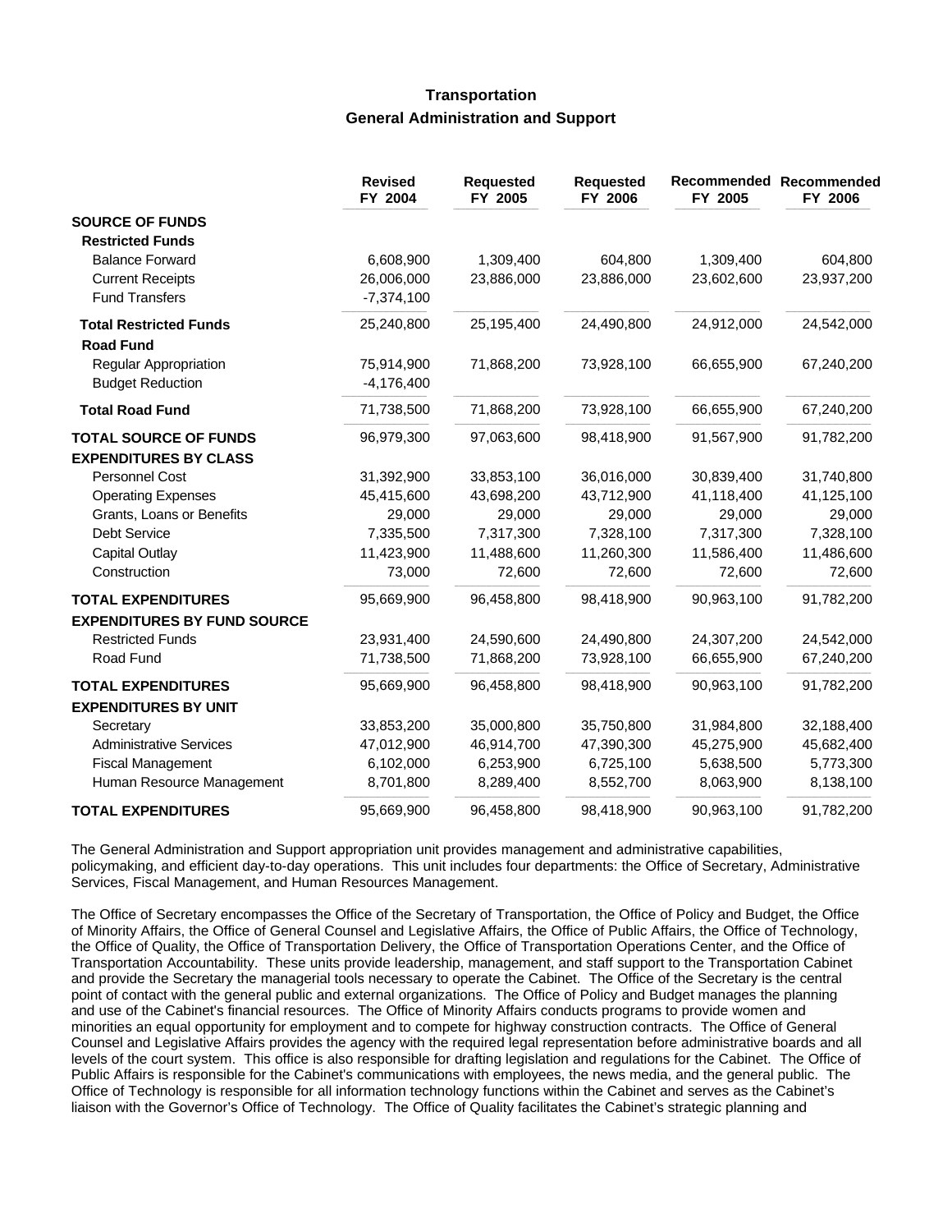# Transportation

## General Administration and Support

| | Revised FY 2004 | Requested FY 2005 | Requested FY 2006 | Recommended FY 2005 | Recommended FY 2006 |
|---|---|---|---|---|---|
| **SOURCE OF FUNDS** | | | | | |
| **Restricted Funds** | | | | | |
| Balance Forward | 6,608,900 | 1,309,400 | 604,800 | 1,309,400 | 604,800 |
| Current Receipts | 26,006,000 | 23,886,000 | 23,886,000 | 23,602,600 | 23,937,200 |
| Fund Transfers | -7,374,100 | | | | |
| **Total Restricted Funds** | 25,240,800 | 25,195,400 | 24,490,800 | 24,912,000 | 24,542,000 |
| **Road Fund** | | | | | |
| Regular Appropriation | 75,914,900 | 71,868,200 | 73,928,100 | 66,655,900 | 67,240,200 |
| Budget Reduction | -4,176,400 | | | | |
| **Total Road Fund** | 71,738,500 | 71,868,200 | 73,928,100 | 66,655,900 | 67,240,200 |
| **TOTAL SOURCE OF FUNDS** | 96,979,300 | 97,063,600 | 98,418,900 | 91,567,900 | 91,782,200 |
| **EXPENDITURES BY CLASS** | | | | | |
| Personnel Cost | 31,392,900 | 33,853,100 | 36,016,000 | 30,839,400 | 31,740,800 |
| Operating Expenses | 45,415,600 | 43,698,200 | 43,712,900 | 41,118,400 | 41,125,100 |
| Grants, Loans or Benefits | 29,000 | 29,000 | 29,000 | 29,000 | 29,000 |
| Debt Service | 7,335,500 | 7,317,300 | 7,328,100 | 7,317,300 | 7,328,100 |
| Capital Outlay | 11,423,900 | 11,488,600 | 11,260,300 | 11,586,400 | 11,486,600 |
| Construction | 73,000 | 72,600 | 72,600 | 72,600 | 72,600 |
| **TOTAL EXPENDITURES** | 95,669,900 | 96,458,800 | 98,418,900 | 90,963,100 | 91,782,200 |
| **EXPENDITURES BY FUND SOURCE** | | | | | |
| Restricted Funds | 23,931,400 | 24,590,600 | 24,490,800 | 24,307,200 | 24,542,000 |
| Road Fund | 71,738,500 | 71,868,200 | 73,928,100 | 66,655,900 | 67,240,200 |
| **TOTAL EXPENDITURES** | 95,669,900 | 96,458,800 | 98,418,900 | 90,963,100 | 91,782,200 |
| **EXPENDITURES BY UNIT** | | | | | |
| Secretary | 33,853,200 | 35,000,800 | 35,750,800 | 31,984,800 | 32,188,400 |
| Administrative Services | 47,012,900 | 46,914,700 | 47,390,300 | 45,275,900 | 45,682,400 |
| Fiscal Management | 6,102,000 | 6,253,900 | 6,725,100 | 5,638,500 | 5,773,300 |
| Human Resource Management | 8,701,800 | 8,289,400 | 8,552,700 | 8,063,900 | 8,138,100 |
| **TOTAL EXPENDITURES** | 95,669,900 | 96,458,800 | 98,418,900 | 90,963,100 | 91,782,200 |

The General Administration and Support appropriation unit provides management and administrative capabilities, policymaking, and efficient day-to-day operations. This unit includes four departments: the Office of Secretary, Administrative Services, Fiscal Management, and Human Resources Management.

The Office of Secretary encompasses the Office of the Secretary of Transportation, the Office of Policy and Budget, the Office of Minority Affairs, the Office of General Counsel and Legislative Affairs, the Office of Public Affairs, the Office of Technology, the Office of Quality, the Office of Transportation Delivery, the Office of Transportation Operations Center, and the Office of Transportation Accountability. These units provide leadership, management, and staff support to the Transportation Cabinet and provide the Secretary the managerial tools necessary to operate the Cabinet. The Office of the Secretary is the central point of contact with the general public and external organizations. The Office of Policy and Budget manages the planning and use of the Cabinet's financial resources. The Office of Minority Affairs conducts programs to provide women and minorities an equal opportunity for employment and to compete for highway construction contracts. The Office of General Counsel and Legislative Affairs provides the agency with the required legal representation before administrative boards and all levels of the court system. This office is also responsible for drafting legislation and regulations for the Cabinet. The Office of Public Affairs is responsible for the Cabinet's communications with employees, the news media, and the general public. The Office of Technology is responsible for all information technology functions within the Cabinet and serves as the Cabinet's liaison with the Governor's Office of Technology. The Office of Quality facilitates the Cabinet's strategic planning and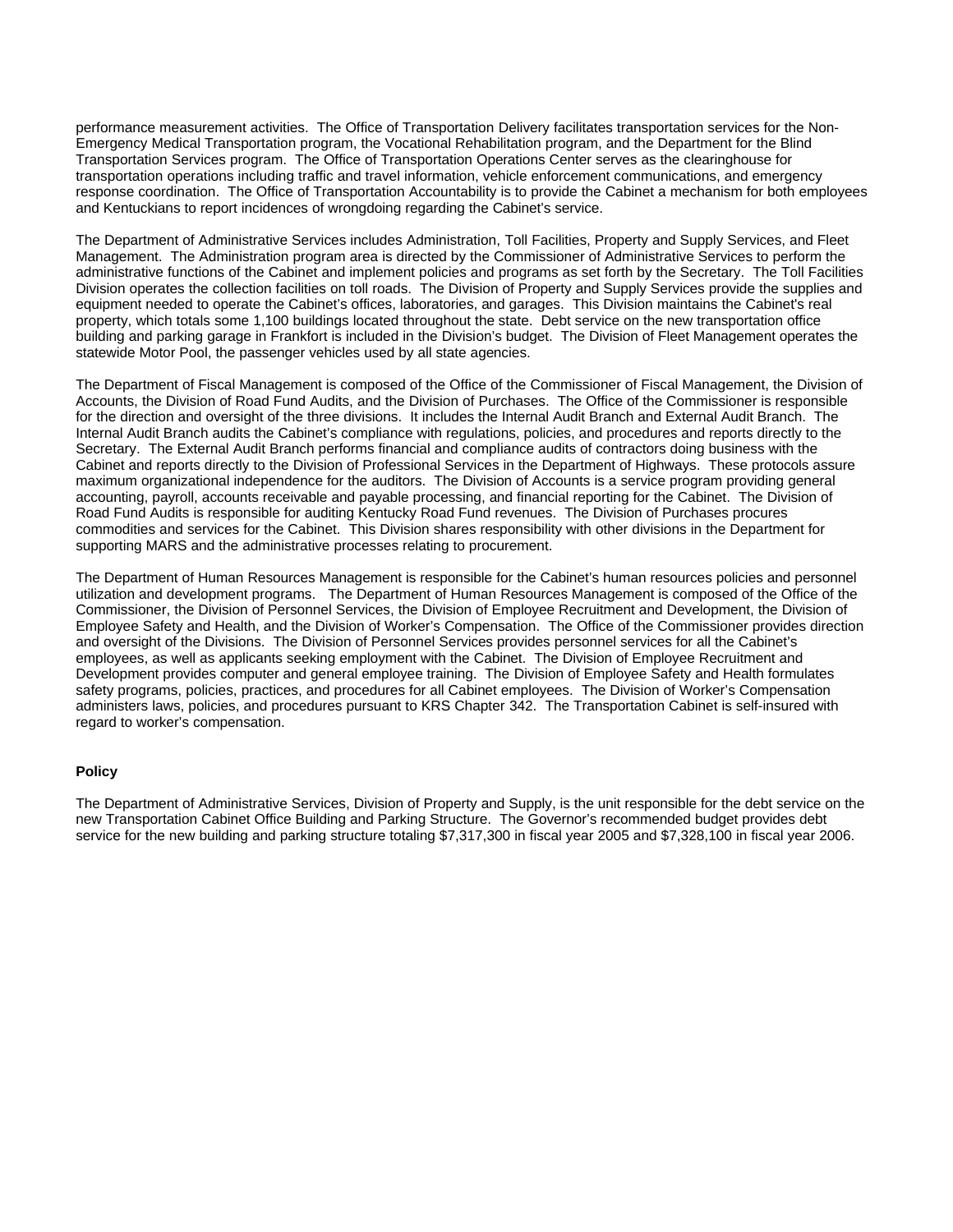performance measurement activities. The Office of Transportation Delivery facilitates transportation services for the Non-Emergency Medical Transportation program, the Vocational Rehabilitation program, and the Department for the Blind Transportation Services program. The Office of Transportation Operations Center serves as the clearinghouse for transportation operations including traffic and travel information, vehicle enforcement communications, and emergency response coordination. The Office of Transportation Accountability is to provide the Cabinet a mechanism for both employees and Kentuckians to report incidences of wrongdoing regarding the Cabinet's service.

The Department of Administrative Services includes Administration, Toll Facilities, Property and Supply Services, and Fleet Management. The Administration program area is directed by the Commissioner of Administrative Services to perform the administrative functions of the Cabinet and implement policies and programs as set forth by the Secretary. The Toll Facilities Division operates the collection facilities on toll roads. The Division of Property and Supply Services provide the supplies and equipment needed to operate the Cabinet's offices, laboratories, and garages. This Division maintains the Cabinet's real property, which totals some 1,100 buildings located throughout the state. Debt service on the new transportation office building and parking garage in Frankfort is included in the Division's budget. The Division of Fleet Management operates the statewide Motor Pool, the passenger vehicles used by all state agencies.

The Department of Fiscal Management is composed of the Office of the Commissioner of Fiscal Management, the Division of Accounts, the Division of Road Fund Audits, and the Division of Purchases. The Office of the Commissioner is responsible for the direction and oversight of the three divisions. It includes the Internal Audit Branch and External Audit Branch. The Internal Audit Branch audits the Cabinet's compliance with regulations, policies, and procedures and reports directly to the Secretary. The External Audit Branch performs financial and compliance audits of contractors doing business with the Cabinet and reports directly to the Division of Professional Services in the Department of Highways. These protocols assure maximum organizational independence for the auditors. The Division of Accounts is a service program providing general accounting, payroll, accounts receivable and payable processing, and financial reporting for the Cabinet. The Division of Road Fund Audits is responsible for auditing Kentucky Road Fund revenues. The Division of Purchases procures commodities and services for the Cabinet. This Division shares responsibility with other divisions in the Department for supporting MARS and the administrative processes relating to procurement.

The Department of Human Resources Management is responsible for the Cabinet's human resources policies and personnel utilization and development programs. The Department of Human Resources Management is composed of the Office of the Commissioner, the Division of Personnel Services, the Division of Employee Recruitment and Development, the Division of Employee Safety and Health, and the Division of Worker's Compensation. The Office of the Commissioner provides direction and oversight of the Divisions. The Division of Personnel Services provides personnel services for all the Cabinet's employees, as well as applicants seeking employment with the Cabinet. The Division of Employee Recruitment and Development provides computer and general employee training. The Division of Employee Safety and Health formulates safety programs, policies, practices, and procedures for all Cabinet employees. The Division of Worker's Compensation administers laws, policies, and procedures pursuant to KRS Chapter 342. The Transportation Cabinet is self-insured with regard to worker's compensation.

**Policy**

The Department of Administrative Services, Division of Property and Supply, is the unit responsible for the debt service on the new Transportation Cabinet Office Building and Parking Structure. The Governor's recommended budget provides debt service for the new building and parking structure totaling $7,317,300 in fiscal year 2005 and $7,328,100 in fiscal year 2006.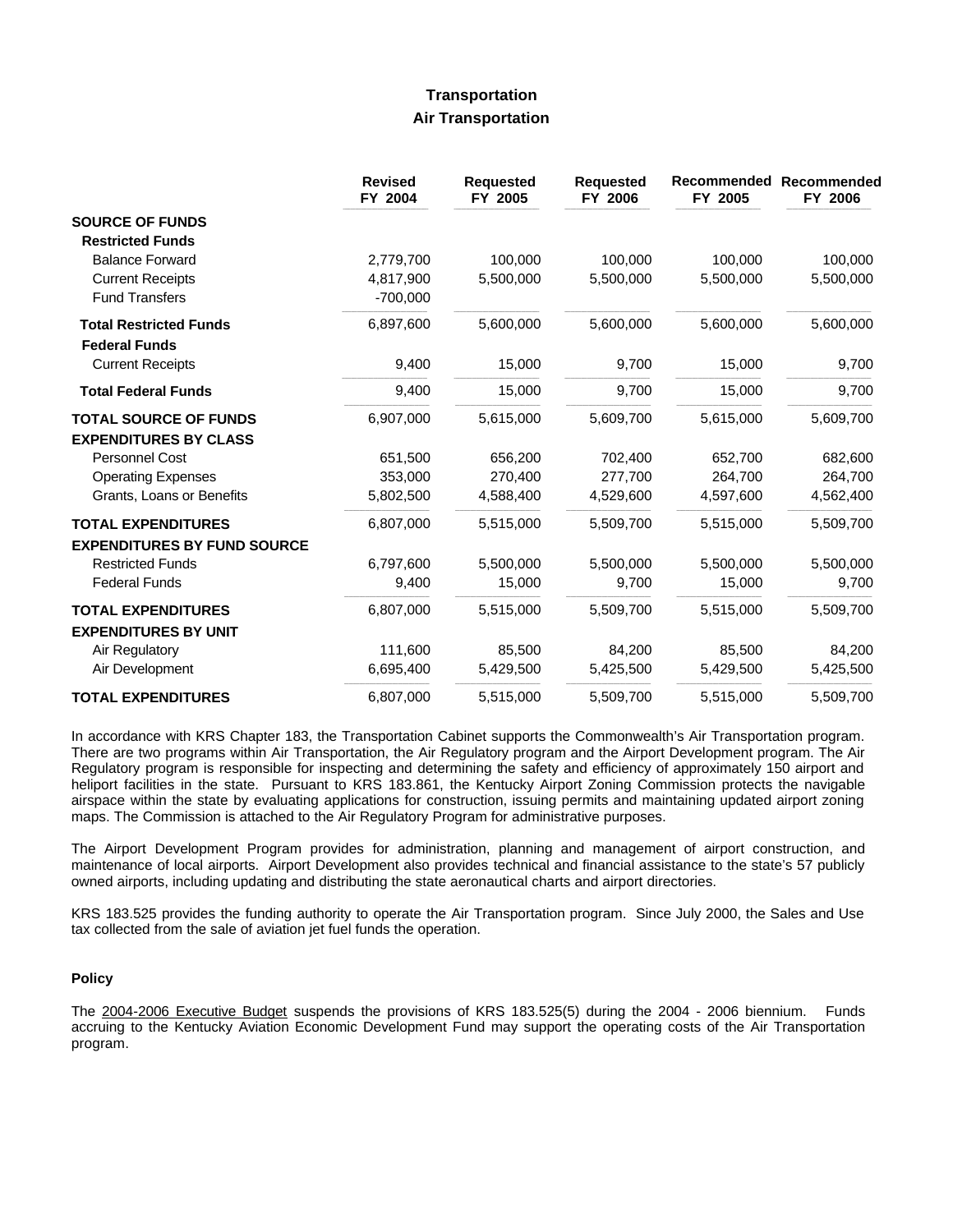# Transportation

## Air Transportation

| | Revised FY 2004 | Requested FY 2005 | Requested FY 2006 | Recommended FY 2005 | Recommended FY 2006 |
|---|---|---|---|---|---|
| **SOURCE OF FUNDS** | | | | | |
| **Restricted Funds** | | | | | |
| Balance Forward | 2,779,700 | 100,000 | 100,000 | 100,000 | 100,000 |
| Current Receipts | 4,817,900 | 5,500,000 | 5,500,000 | 5,500,000 | 5,500,000 |
| Fund Transfers | -700,000 | | | | |
| **Total Restricted Funds** | 6,897,600 | 5,600,000 | 5,600,000 | 5,600,000 | 5,600,000 |
| **Federal Funds** | | | | | |
| Current Receipts | 9,400 | 15,000 | 9,700 | 15,000 | 9,700 |
| **Total Federal Funds** | 9,400 | 15,000 | 9,700 | 15,000 | 9,700 |
| **TOTAL SOURCE OF FUNDS** | 6,907,000 | 5,615,000 | 5,609,700 | 5,615,000 | 5,609,700 |
| **EXPENDITURES BY CLASS** | | | | | |
| Personnel Cost | 651,500 | 656,200 | 702,400 | 652,700 | 682,600 |
| Operating Expenses | 353,000 | 270,400 | 277,700 | 264,700 | 264,700 |
| Grants, Loans or Benefits | 5,802,500 | 4,588,400 | 4,529,600 | 4,597,600 | 4,562,400 |
| **TOTAL EXPENDITURES** | 6,807,000 | 5,515,000 | 5,509,700 | 5,515,000 | 5,509,700 |
| **EXPENDITURES BY FUND SOURCE** | | | | | |
| Restricted Funds | 6,797,600 | 5,500,000 | 5,500,000 | 5,500,000 | 5,500,000 |
| Federal Funds | 9,400 | 15,000 | 9,700 | 15,000 | 9,700 |
| **TOTAL EXPENDITURES** | 6,807,000 | 5,515,000 | 5,509,700 | 5,515,000 | 5,509,700 |
| **EXPENDITURES BY UNIT** | | | | | |
| Air Regulatory | 111,600 | 85,500 | 84,200 | 85,500 | 84,200 |
| Air Development | 6,695,400 | 5,429,500 | 5,425,500 | 5,429,500 | 5,425,500 |
| **TOTAL EXPENDITURES** | 6,807,000 | 5,515,000 | 5,509,700 | 5,515,000 | 5,509,700 |

In accordance with KRS Chapter 183, the Transportation Cabinet supports the Commonwealth's Air Transportation program. There are two programs within Air Transportation, the Air Regulatory program and the Airport Development program. The Air Regulatory program is responsible for inspecting and determining the safety and efficiency of approximately 150 airport and heliport facilities in the state. Pursuant to KRS 183.861, the Kentucky Airport Zoning Commission protects the navigable airspace within the state by evaluating applications for construction, issuing permits and maintaining updated airport zoning maps. The Commission is attached to the Air Regulatory Program for administrative purposes.

The Airport Development Program provides for administration, planning and management of airport construction, and maintenance of local airports. Airport Development also provides technical and financial assistance to the state's 57 publicly owned airports, including updating and distributing the state aeronautical charts and airport directories.

KRS 183.525 provides the funding authority to operate the Air Transportation program. Since July 2000, the Sales and Use tax collected from the sale of aviation jet fuel funds the operation.

### Policy

The 2004-2006 Executive Budget suspends the provisions of KRS 183.525(5) during the 2004 - 2006 biennium. Funds accruing to the Kentucky Aviation Economic Development Fund may support the operating costs of the Air Transportation program.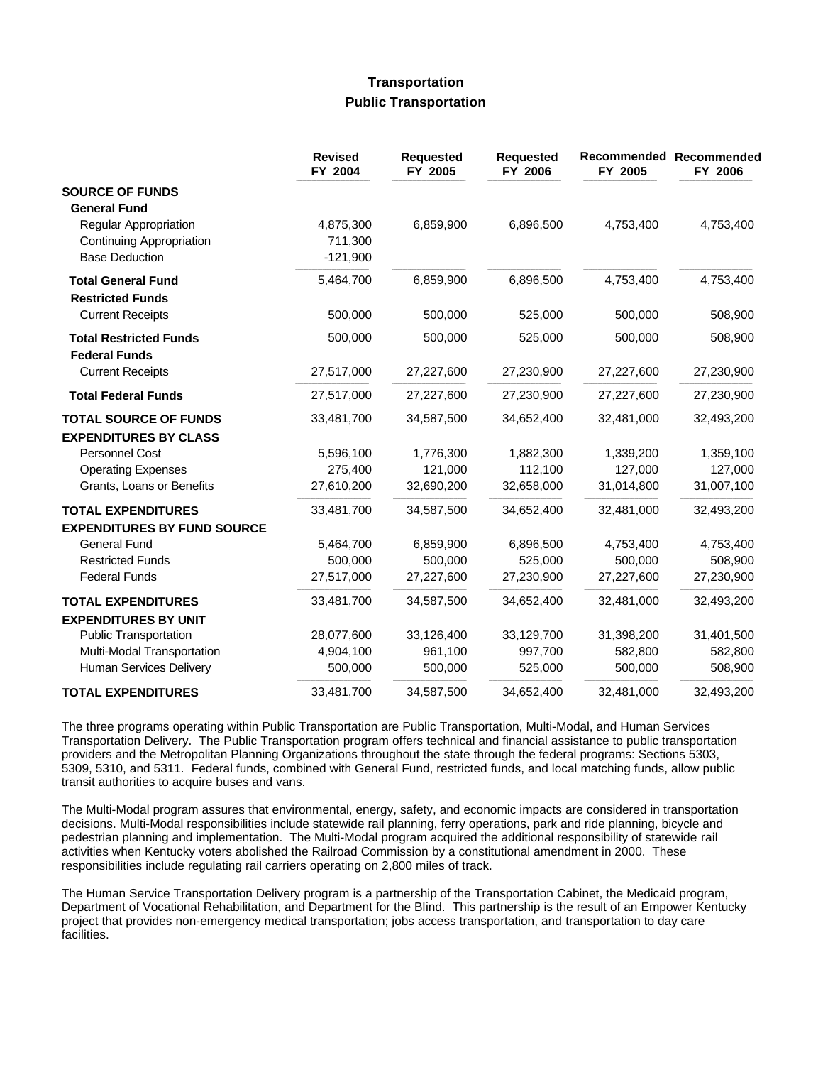# Transportation

## Public Transportation

| | Revised FY 2004 | Requested FY 2005 | Requested FY 2006 | Recommended FY 2005 | Recommended FY 2006 |
|---|---|---|---|---|---|
| **SOURCE OF FUNDS** | | | | | |
| **General Fund** | | | | | |
| Regular Appropriation | 4,875,300 | 6,859,900 | 6,896,500 | 4,753,400 | 4,753,400 |
| Continuing Appropriation | 711,300 | | | | |
| Base Deduction | -121,900 | | | | |
| **Total General Fund** | 5,464,700 | 6,859,900 | 6,896,500 | 4,753,400 | 4,753,400 |
| **Restricted Funds** | | | | | |
| Current Receipts | 500,000 | 500,000 | 525,000 | 500,000 | 508,900 |
| **Total Restricted Funds** | 500,000 | 500,000 | 525,000 | 500,000 | 508,900 |
| **Federal Funds** | | | | | |
| Current Receipts | 27,517,000 | 27,227,600 | 27,230,900 | 27,227,600 | 27,230,900 |
| **Total Federal Funds** | 27,517,000 | 27,227,600 | 27,230,900 | 27,227,600 | 27,230,900 |
| **TOTAL SOURCE OF FUNDS** | 33,481,700 | 34,587,500 | 34,652,400 | 32,481,000 | 32,493,200 |
| **EXPENDITURES BY CLASS** | | | | | |
| Personnel Cost | 5,596,100 | 1,776,300 | 1,882,300 | 1,339,200 | 1,359,100 |
| Operating Expenses | 275,400 | 121,000 | 112,100 | 127,000 | 127,000 |
| Grants, Loans or Benefits | 27,610,200 | 32,690,200 | 32,658,000 | 31,014,800 | 31,007,100 |
| **TOTAL EXPENDITURES** | 33,481,700 | 34,587,500 | 34,652,400 | 32,481,000 | 32,493,200 |
| **EXPENDITURES BY FUND SOURCE** | | | | | |
| General Fund | 5,464,700 | 6,859,900 | 6,896,500 | 4,753,400 | 4,753,400 |
| Restricted Funds | 500,000 | 500,000 | 525,000 | 500,000 | 508,900 |
| Federal Funds | 27,517,000 | 27,227,600 | 27,230,900 | 27,227,600 | 27,230,900 |
| **TOTAL EXPENDITURES** | 33,481,700 | 34,587,500 | 34,652,400 | 32,481,000 | 32,493,200 |
| **EXPENDITURES BY UNIT** | | | | | |
| Public Transportation | 28,077,600 | 33,126,400 | 33,129,700 | 31,398,200 | 31,401,500 |
| Multi-Modal Transportation | 4,904,100 | 961,100 | 997,700 | 582,800 | 582,800 |
| Human Services Delivery | 500,000 | 500,000 | 525,000 | 500,000 | 508,900 |
| **TOTAL EXPENDITURES** | 33,481,700 | 34,587,500 | 34,652,400 | 32,481,000 | 32,493,200 |

The three programs operating within Public Transportation are Public Transportation, Multi-Modal, and Human Services Transportation Delivery. The Public Transportation program offers technical and financial assistance to public transportation providers and the Metropolitan Planning Organizations throughout the state through the federal programs: Sections 5303, 5309, 5310, and 5311. Federal funds, combined with General Fund, restricted funds, and local matching funds, allow public transit authorities to acquire buses and vans.

The Multi-Modal program assures that environmental, energy, safety, and economic impacts are considered in transportation decisions. Multi-Modal responsibilities include statewide rail planning, ferry operations, park and ride planning, bicycle and pedestrian planning and implementation. The Multi-Modal program acquired the additional responsibility of statewide rail activities when Kentucky voters abolished the Railroad Commission by a constitutional amendment in 2000. These responsibilities include regulating rail carriers operating on 2,800 miles of track.

The Human Service Transportation Delivery program is a partnership of the Transportation Cabinet, the Medicaid program, Department of Vocational Rehabilitation, and Department for the Blind. This partnership is the result of an Empower Kentucky project that provides non-emergency medical transportation; jobs access transportation, and transportation to day care facilities.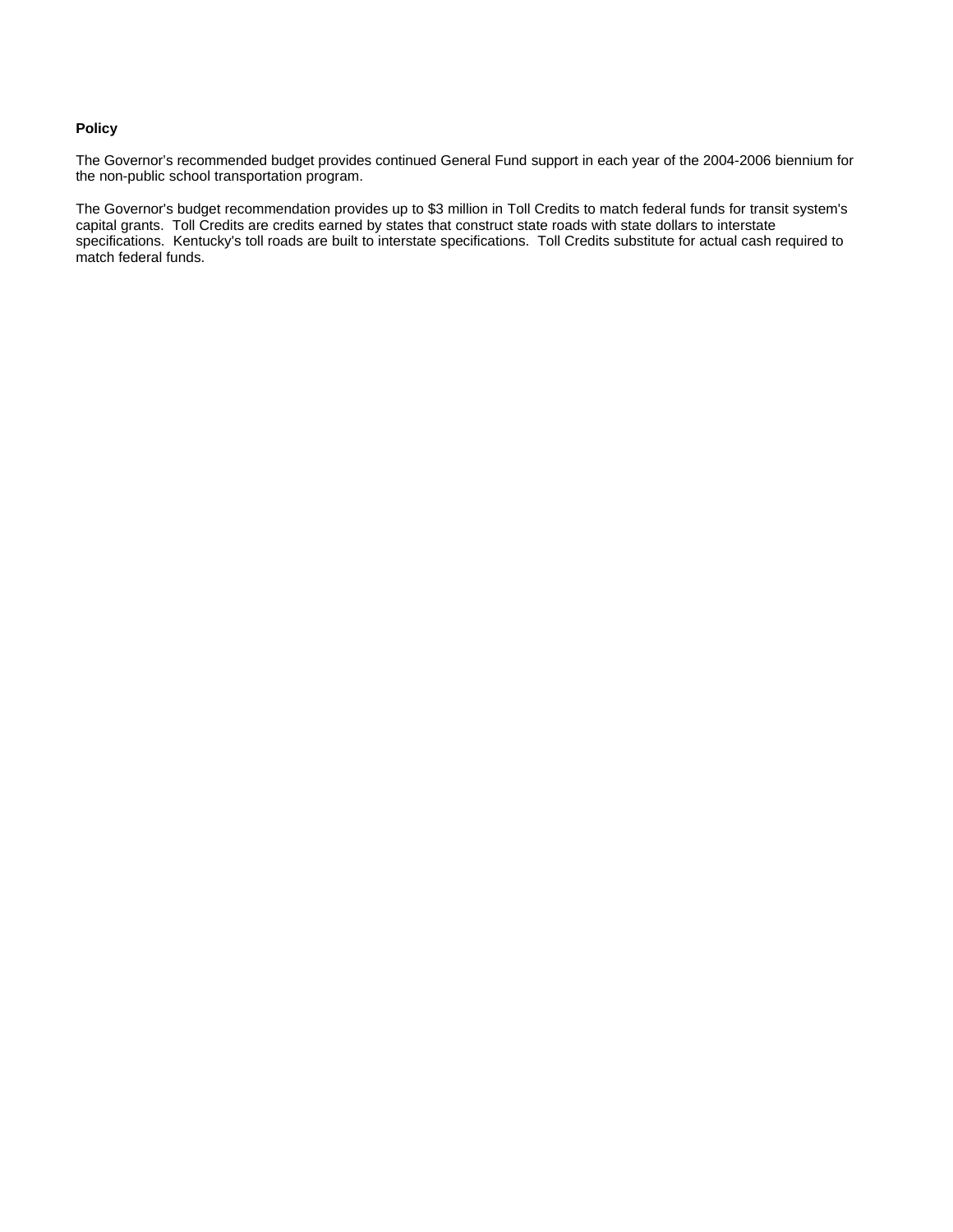**Policy**

The Governor's recommended budget provides continued General Fund support in each year of the 2004-2006 biennium for the non-public school transportation program.

The Governor's budget recommendation provides up to $3 million in Toll Credits to match federal funds for transit system's capital grants. Toll Credits are credits earned by states that construct state roads with state dollars to interstate specifications. Kentucky's toll roads are built to interstate specifications. Toll Credits substitute for actual cash required to match federal funds.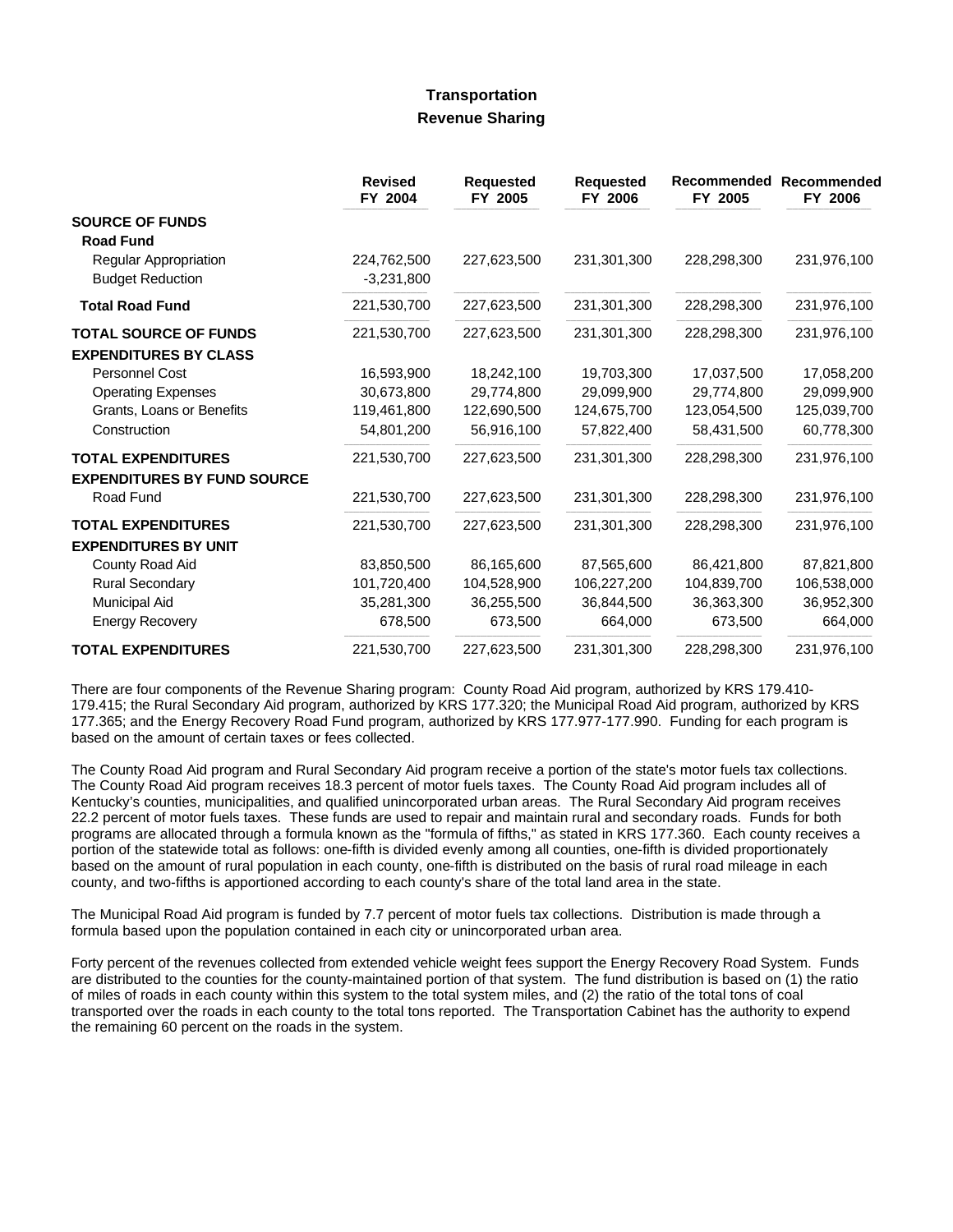## Transportation

### Revenue Sharing

| | Revised FY 2004 | Requested FY 2005 | Requested FY 2006 | Recommended FY 2005 | Recommended FY 2006 |
|---|---|---|---|---|---|
| **SOURCE OF FUNDS** | | | | | |
| **Road Fund** | | | | | |
| Regular Appropriation | 224,762,500 | 227,623,500 | 231,301,300 | 228,298,300 | 231,976,100 |
| Budget Reduction | -3,231,800 | | | | |
| **Total Road Fund** | 221,530,700 | 227,623,500 | 231,301,300 | 228,298,300 | 231,976,100 |
| **TOTAL SOURCE OF FUNDS** | 221,530,700 | 227,623,500 | 231,301,300 | 228,298,300 | 231,976,100 |
| **EXPENDITURES BY CLASS** | | | | | |
| Personnel Cost | 16,593,900 | 18,242,100 | 19,703,300 | 17,037,500 | 17,058,200 |
| Operating Expenses | 30,673,800 | 29,774,800 | 29,099,900 | 29,774,800 | 29,099,900 |
| Grants, Loans or Benefits | 119,461,800 | 122,690,500 | 124,675,700 | 123,054,500 | 125,039,700 |
| Construction | 54,801,200 | 56,916,100 | 57,822,400 | 58,431,500 | 60,778,300 |
| **TOTAL EXPENDITURES** | 221,530,700 | 227,623,500 | 231,301,300 | 228,298,300 | 231,976,100 |
| **EXPENDITURES BY FUND SOURCE** | | | | | |
| Road Fund | 221,530,700 | 227,623,500 | 231,301,300 | 228,298,300 | 231,976,100 |
| **TOTAL EXPENDITURES** | 221,530,700 | 227,623,500 | 231,301,300 | 228,298,300 | 231,976,100 |
| **EXPENDITURES BY UNIT** | | | | | |
| County Road Aid | 83,850,500 | 86,165,600 | 87,565,600 | 86,421,800 | 87,821,800 |
| Rural Secondary | 101,720,400 | 104,528,900 | 106,227,200 | 104,839,700 | 106,538,000 |
| Municipal Aid | 35,281,300 | 36,255,500 | 36,844,500 | 36,363,300 | 36,952,300 |
| Energy Recovery | 678,500 | 673,500 | 664,000 | 673,500 | 664,000 |
| **TOTAL EXPENDITURES** | 221,530,700 | 227,623,500 | 231,301,300 | 228,298,300 | 231,976,100 |

There are four components of the Revenue Sharing program: County Road Aid program, authorized by KRS 179.410-179.415; the Rural Secondary Aid program, authorized by KRS 177.320; the Municipal Road Aid program, authorized by KRS 177.365; and the Energy Recovery Road Fund program, authorized by KRS 177.977-177.990. Funding for each program is based on the amount of certain taxes or fees collected.

The County Road Aid program and Rural Secondary Aid program receive a portion of the state's motor fuels tax collections. The County Road Aid program receives 18.3 percent of motor fuels taxes. The County Road Aid program includes all of Kentucky's counties, municipalities, and qualified unincorporated urban areas. The Rural Secondary Aid program receives 22.2 percent of motor fuels taxes. These funds are used to repair and maintain rural and secondary roads. Funds for both programs are allocated through a formula known as the "formula of fifths," as stated in KRS 177.360. Each county receives a portion of the statewide total as follows: one-fifth is divided evenly among all counties, one-fifth is divided proportionately based on the amount of rural population in each county, one-fifth is distributed on the basis of rural road mileage in each county, and two-fifths is apportioned according to each county's share of the total land area in the state.

The Municipal Road Aid program is funded by 7.7 percent of motor fuels tax collections. Distribution is made through a formula based upon the population contained in each city or unincorporated urban area.

Forty percent of the revenues collected from extended vehicle weight fees support the Energy Recovery Road System. Funds are distributed to the counties for the county-maintained portion of that system. The fund distribution is based on (1) the ratio of miles of roads in each county within this system to the total system miles, and (2) the ratio of the total tons of coal transported over the roads in each county to the total tons reported. The Transportation Cabinet has the authority to expend the remaining 60 percent on the roads in the system.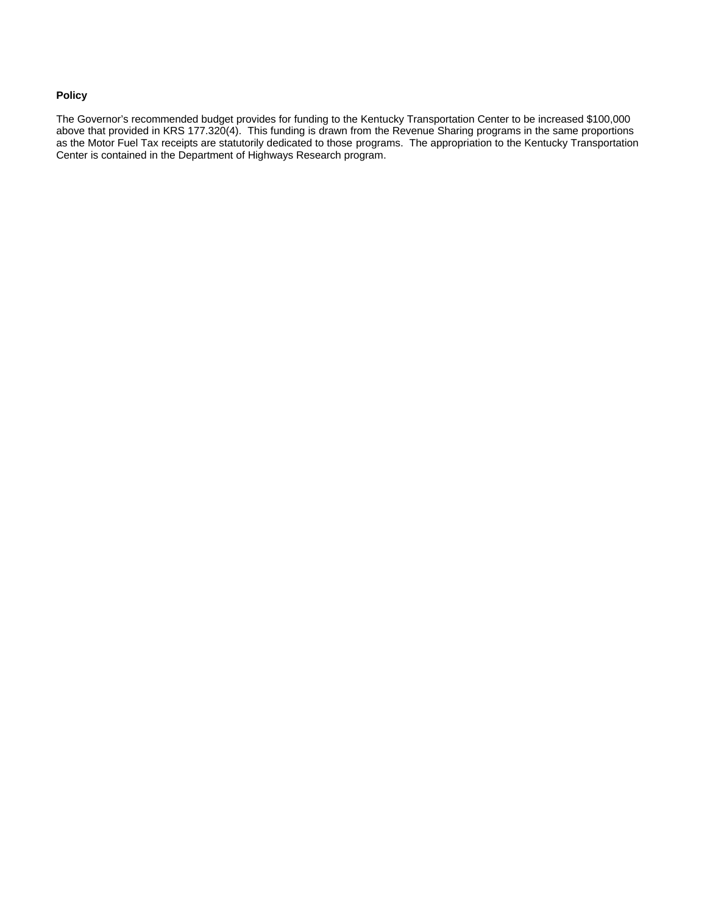**Policy**

The Governor's recommended budget provides for funding to the Kentucky Transportation Center to be increased $100,000 above that provided in KRS 177.320(4). This funding is drawn from the Revenue Sharing programs in the same proportions as the Motor Fuel Tax receipts are statutorily dedicated to those programs. The appropriation to the Kentucky Transportation Center is contained in the Department of Highways Research program.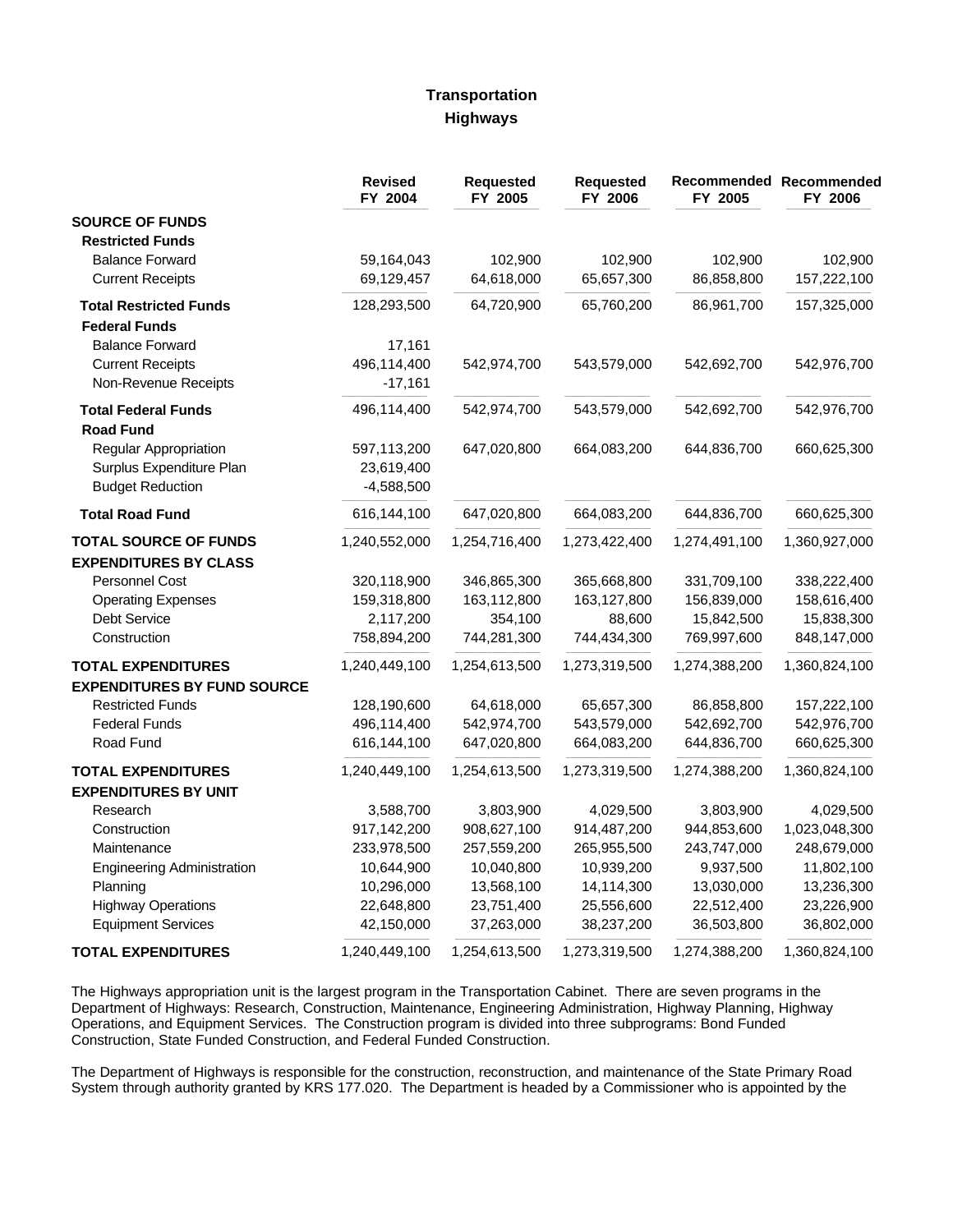# Transportation

## Highways

| | Revised FY 2004 | Requested FY 2005 | Requested FY 2006 | Recommended FY 2005 | Recommended FY 2006 |
|---|---|---|---|---|---|
| **SOURCE OF FUNDS** | | | | | |
| **Restricted Funds** | | | | | |
| Balance Forward | 59,164,043 | 102,900 | 102,900 | 102,900 | 102,900 |
| Current Receipts | 69,129,457 | 64,618,000 | 65,657,300 | 86,858,800 | 157,222,100 |
| **Total Restricted Funds** | 128,293,500 | 64,720,900 | 65,760,200 | 86,961,700 | 157,325,000 |
| **Federal Funds** | | | | | |
| Balance Forward | 17,161 | | | | |
| Current Receipts | 496,114,400 | 542,974,700 | 543,579,000 | 542,692,700 | 542,976,700 |
| Non-Revenue Receipts | -17,161 | | | | |
| **Total Federal Funds** | 496,114,400 | 542,974,700 | 543,579,000 | 542,692,700 | 542,976,700 |
| **Road Fund** | | | | | |
| Regular Appropriation | 597,113,200 | 647,020,800 | 664,083,200 | 644,836,700 | 660,625,300 |
| Surplus Expenditure Plan | 23,619,400 | | | | |
| Budget Reduction | -4,588,500 | | | | |
| **Total Road Fund** | 616,144,100 | 647,020,800 | 664,083,200 | 644,836,700 | 660,625,300 |
| **TOTAL SOURCE OF FUNDS** | 1,240,552,000 | 1,254,716,400 | 1,273,422,400 | 1,274,491,100 | 1,360,927,000 |
| **EXPENDITURES BY CLASS** | | | | | |
| Personnel Cost | 320,118,900 | 346,865,300 | 365,668,800 | 331,709,100 | 338,222,400 |
| Operating Expenses | 159,318,800 | 163,112,800 | 163,127,800 | 156,839,000 | 158,616,400 |
| Debt Service | 2,117,200 | 354,100 | 88,600 | 15,842,500 | 15,838,300 |
| Construction | 758,894,200 | 744,281,300 | 744,434,300 | 769,997,600 | 848,147,000 |
| **TOTAL EXPENDITURES** | 1,240,449,100 | 1,254,613,500 | 1,273,319,500 | 1,274,388,200 | 1,360,824,100 |
| **EXPENDITURES BY FUND SOURCE** | | | | | |
| Restricted Funds | 128,190,600 | 64,618,000 | 65,657,300 | 86,858,800 | 157,222,100 |
| Federal Funds | 496,114,400 | 542,974,700 | 543,579,000 | 542,692,700 | 542,976,700 |
| Road Fund | 616,144,100 | 647,020,800 | 664,083,200 | 644,836,700 | 660,625,300 |
| **TOTAL EXPENDITURES** | 1,240,449,100 | 1,254,613,500 | 1,273,319,500 | 1,274,388,200 | 1,360,824,100 |
| **EXPENDITURES BY UNIT** | | | | | |
| Research | 3,588,700 | 3,803,900 | 4,029,500 | 3,803,900 | 4,029,500 |
| Construction | 917,142,200 | 908,627,100 | 914,487,200 | 944,853,600 | 1,023,048,300 |
| Maintenance | 233,978,500 | 257,559,200 | 265,955,500 | 243,747,000 | 248,679,000 |
| Engineering Administration | 10,644,900 | 10,040,800 | 10,939,200 | 9,937,500 | 11,802,100 |
| Planning | 10,296,000 | 13,568,100 | 14,114,300 | 13,030,000 | 13,236,300 |
| Highway Operations | 22,648,800 | 23,751,400 | 25,556,600 | 22,512,400 | 23,226,900 |
| Equipment Services | 42,150,000 | 37,263,000 | 38,237,200 | 36,503,800 | 36,802,000 |
| **TOTAL EXPENDITURES** | 1,240,449,100 | 1,254,613,500 | 1,273,319,500 | 1,274,388,200 | 1,360,824,100 |

The Highways appropriation unit is the largest program in the Transportation Cabinet. There are seven programs in the Department of Highways: Research, Construction, Maintenance, Engineering Administration, Highway Planning, Highway Operations, and Equipment Services. The Construction program is divided into three subprograms: Bond Funded Construction, State Funded Construction, and Federal Funded Construction.

The Department of Highways is responsible for the construction, reconstruction, and maintenance of the State Primary Road System through authority granted by KRS 177.020. The Department is headed by a Commissioner who is appointed by the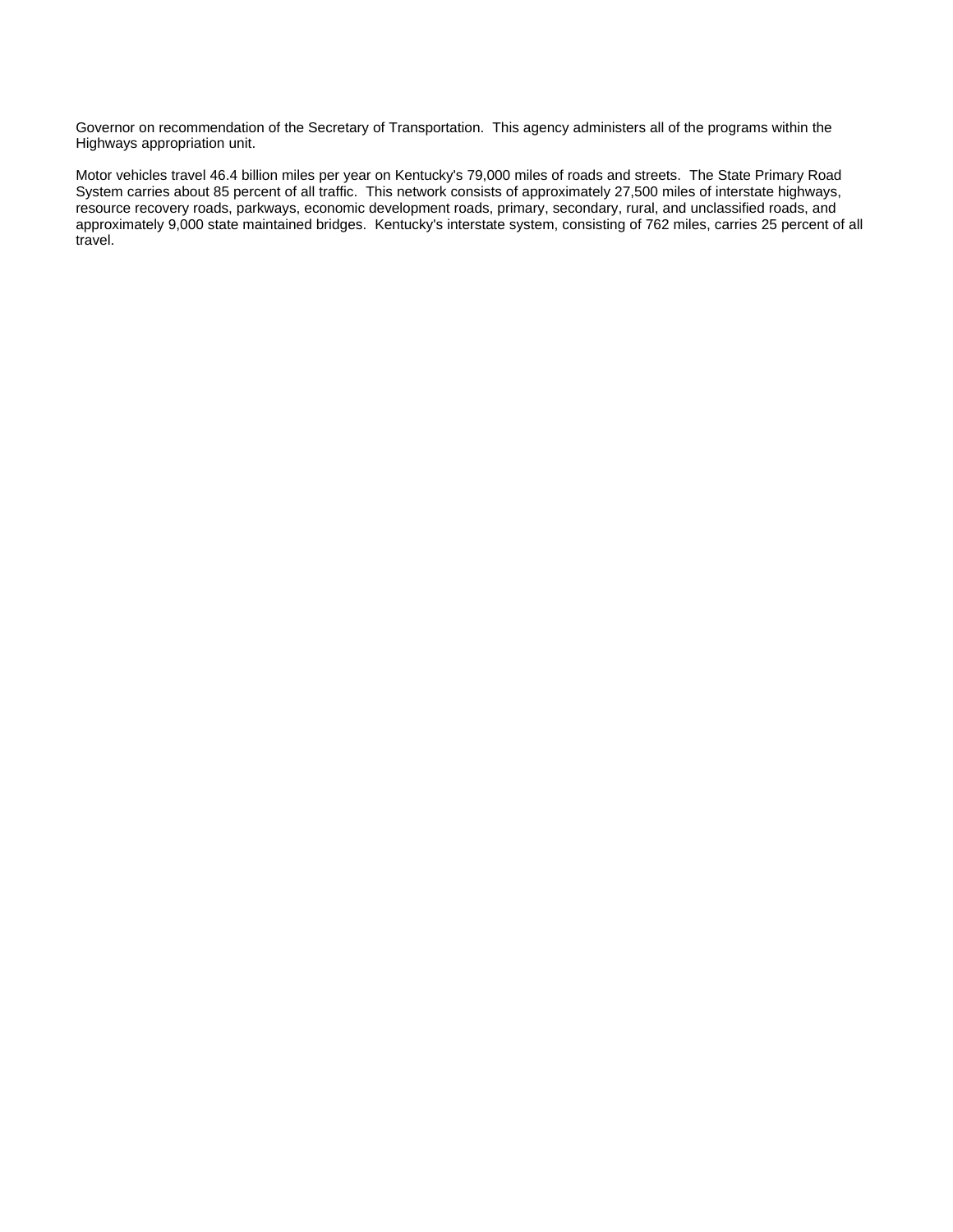Governor on recommendation of the Secretary of Transportation. This agency administers all of the programs within the Highways appropriation unit.

Motor vehicles travel 46.4 billion miles per year on Kentucky's 79,000 miles of roads and streets. The State Primary Road System carries about 85 percent of all traffic. This network consists of approximately 27,500 miles of interstate highways, resource recovery roads, parkways, economic development roads, primary, secondary, rural, and unclassified roads, and approximately 9,000 state maintained bridges. Kentucky's interstate system, consisting of 762 miles, carries 25 percent of all travel.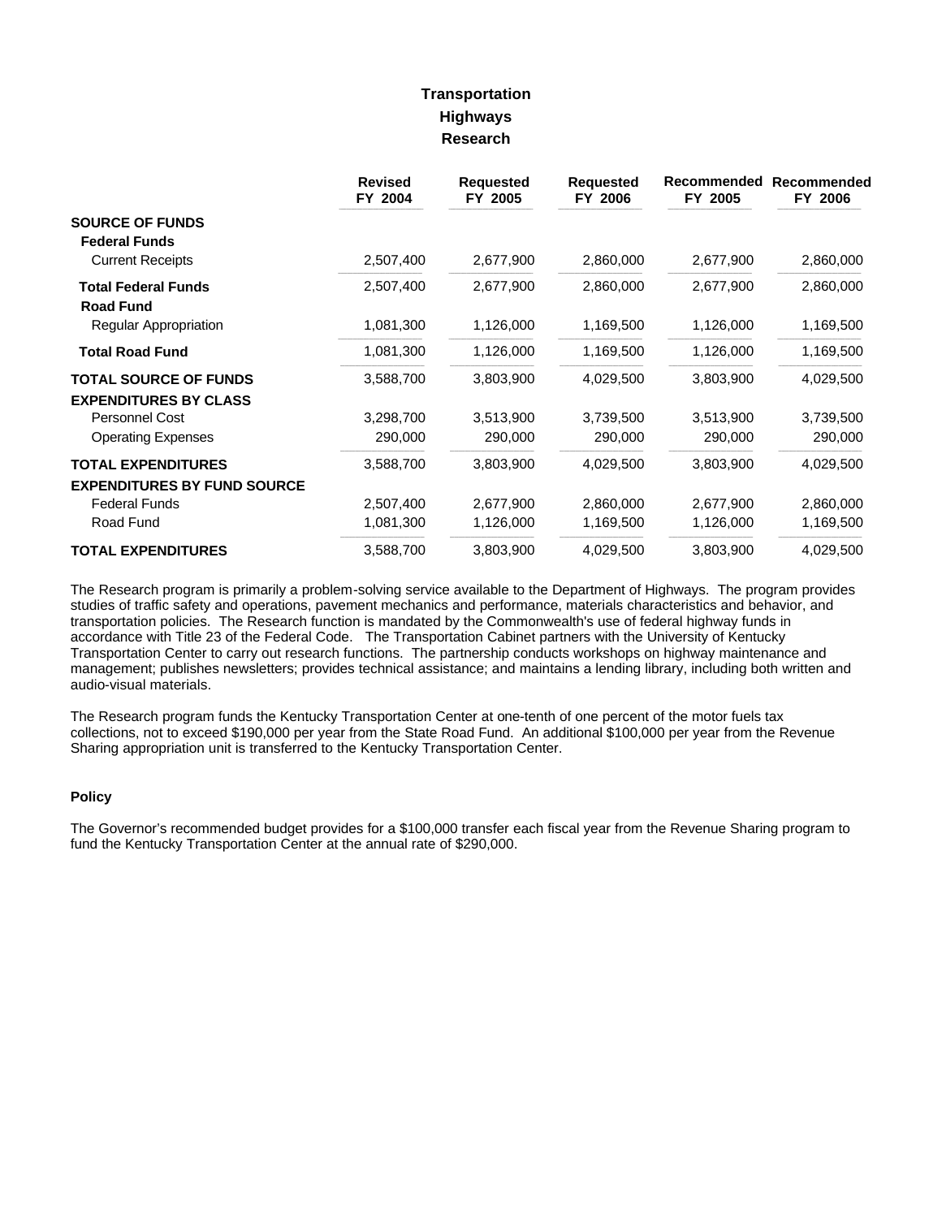# Transportation
## Highways
### Research

| | Revised FY 2004 | Requested FY 2005 | Requested FY 2006 | Recommended FY 2005 | Recommended FY 2006 |
|---|---|---|---|---|---|
| **SOURCE OF FUNDS** | | | | | |
| **Federal Funds** | | | | | |
| Current Receipts | 2,507,400 | 2,677,900 | 2,860,000 | 2,677,900 | 2,860,000 |
| **Total Federal Funds** | 2,507,400 | 2,677,900 | 2,860,000 | 2,677,900 | 2,860,000 |
| **Road Fund** | | | | | |
| Regular Appropriation | 1,081,300 | 1,126,000 | 1,169,500 | 1,126,000 | 1,169,500 |
| **Total Road Fund** | 1,081,300 | 1,126,000 | 1,169,500 | 1,126,000 | 1,169,500 |
| **TOTAL SOURCE OF FUNDS** | 3,588,700 | 3,803,900 | 4,029,500 | 3,803,900 | 4,029,500 |
| **EXPENDITURES BY CLASS** | | | | | |
| Personnel Cost | 3,298,700 | 3,513,900 | 3,739,500 | 3,513,900 | 3,739,500 |
| Operating Expenses | 290,000 | 290,000 | 290,000 | 290,000 | 290,000 |
| **TOTAL EXPENDITURES** | 3,588,700 | 3,803,900 | 4,029,500 | 3,803,900 | 4,029,500 |
| **EXPENDITURES BY FUND SOURCE** | | | | | |
| Federal Funds | 2,507,400 | 2,677,900 | 2,860,000 | 2,677,900 | 2,860,000 |
| Road Fund | 1,081,300 | 1,126,000 | 1,169,500 | 1,126,000 | 1,169,500 |
| **TOTAL EXPENDITURES** | 3,588,700 | 3,803,900 | 4,029,500 | 3,803,900 | 4,029,500 |

The Research program is primarily a problem-solving service available to the Department of Highways. The program provides studies of traffic safety and operations, pavement mechanics and performance, materials characteristics and behavior, and transportation policies. The Research function is mandated by the Commonwealth's use of federal highway funds in accordance with Title 23 of the Federal Code. The Transportation Cabinet partners with the University of Kentucky Transportation Center to carry out research functions. The partnership conducts workshops on highway maintenance and management; publishes newsletters; provides technical assistance; and maintains a lending library, including both written and audio-visual materials.

The Research program funds the Kentucky Transportation Center at one-tenth of one percent of the motor fuels tax collections, not to exceed $190,000 per year from the State Road Fund. An additional $100,000 per year from the Revenue Sharing appropriation unit is transferred to the Kentucky Transportation Center.

#### Policy

The Governor's recommended budget provides for a $100,000 transfer each fiscal year from the Revenue Sharing program to fund the Kentucky Transportation Center at the annual rate of $290,000.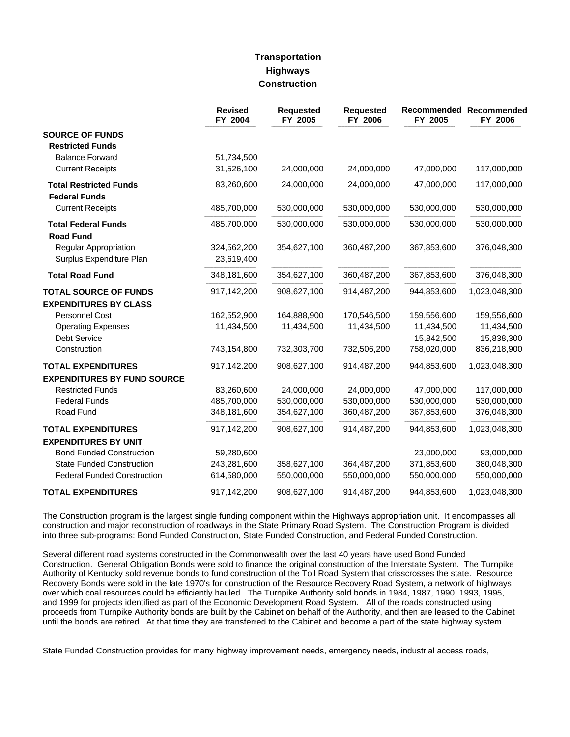# Transportation
## Highways
### Construction

| | Revised FY 2004 | Requested FY 2005 | Requested FY 2006 | Recommended FY 2005 | Recommended FY 2006 |
|---|---|---|---|---|---|
| **SOURCE OF FUNDS** | | | | | |
| **Restricted Funds** | | | | | |
| Balance Forward | 51,734,500 | | | | |
| Current Receipts | 31,526,100 | 24,000,000 | 24,000,000 | 47,000,000 | 117,000,000 |
| **Total Restricted Funds** | 83,260,600 | 24,000,000 | 24,000,000 | 47,000,000 | 117,000,000 |
| **Federal Funds** | | | | | |
| Current Receipts | 485,700,000 | 530,000,000 | 530,000,000 | 530,000,000 | 530,000,000 |
| **Total Federal Funds** | 485,700,000 | 530,000,000 | 530,000,000 | 530,000,000 | 530,000,000 |
| **Road Fund** | | | | | |
| Regular Appropriation | 324,562,200 | 354,627,100 | 360,487,200 | 367,853,600 | 376,048,300 |
| Surplus Expenditure Plan | 23,619,400 | | | | |
| **Total Road Fund** | 348,181,600 | 354,627,100 | 360,487,200 | 367,853,600 | 376,048,300 |
| **TOTAL SOURCE OF FUNDS** | 917,142,200 | 908,627,100 | 914,487,200 | 944,853,600 | 1,023,048,300 |
| **EXPENDITURES BY CLASS** | | | | | |
| Personnel Cost | 162,552,900 | 164,888,900 | 170,546,500 | 159,556,600 | 159,556,600 |
| Operating Expenses | 11,434,500 | 11,434,500 | 11,434,500 | 11,434,500 | 11,434,500 |
| Debt Service | | | | 15,842,500 | 15,838,300 |
| Construction | 743,154,800 | 732,303,700 | 732,506,200 | 758,020,000 | 836,218,900 |
| **TOTAL EXPENDITURES** | 917,142,200 | 908,627,100 | 914,487,200 | 944,853,600 | 1,023,048,300 |
| **EXPENDITURES BY FUND SOURCE** | | | | | |
| Restricted Funds | 83,260,600 | 24,000,000 | 24,000,000 | 47,000,000 | 117,000,000 |
| Federal Funds | 485,700,000 | 530,000,000 | 530,000,000 | 530,000,000 | 530,000,000 |
| Road Fund | 348,181,600 | 354,627,100 | 360,487,200 | 367,853,600 | 376,048,300 |
| **TOTAL EXPENDITURES** | 917,142,200 | 908,627,100 | 914,487,200 | 944,853,600 | 1,023,048,300 |
| **EXPENDITURES BY UNIT** | | | | | |
| Bond Funded Construction | 59,280,600 | | | 23,000,000 | 93,000,000 |
| State Funded Construction | 243,281,600 | 358,627,100 | 364,487,200 | 371,853,600 | 380,048,300 |
| Federal Funded Construction | 614,580,000 | 550,000,000 | 550,000,000 | 550,000,000 | 550,000,000 |
| **TOTAL EXPENDITURES** | 917,142,200 | 908,627,100 | 914,487,200 | 944,853,600 | 1,023,048,300 |

The Construction program is the largest single funding component within the Highways appropriation unit. It encompasses all construction and major reconstruction of roadways in the State Primary Road System. The Construction Program is divided into three sub-programs: Bond Funded Construction, State Funded Construction, and Federal Funded Construction.

Several different road systems constructed in the Commonwealth over the last 40 years have used Bond Funded Construction. General Obligation Bonds were sold to finance the original construction of the Interstate System. The Turnpike Authority of Kentucky sold revenue bonds to fund construction of the Toll Road System that crisscrosses the state. Resource Recovery Bonds were sold in the late 1970's for construction of the Resource Recovery Road System, a network of highways over which coal resources could be efficiently hauled. The Turnpike Authority sold bonds in 1984, 1987, 1990, 1993, 1995, and 1999 for projects identified as part of the Economic Development Road System. All of the roads constructed using proceeds from Turnpike Authority bonds are built by the Cabinet on behalf of the Authority, and then are leased to the Cabinet until the bonds are retired. At that time they are transferred to the Cabinet and become a part of the state highway system.

State Funded Construction provides for many highway improvement needs, emergency needs, industrial access roads,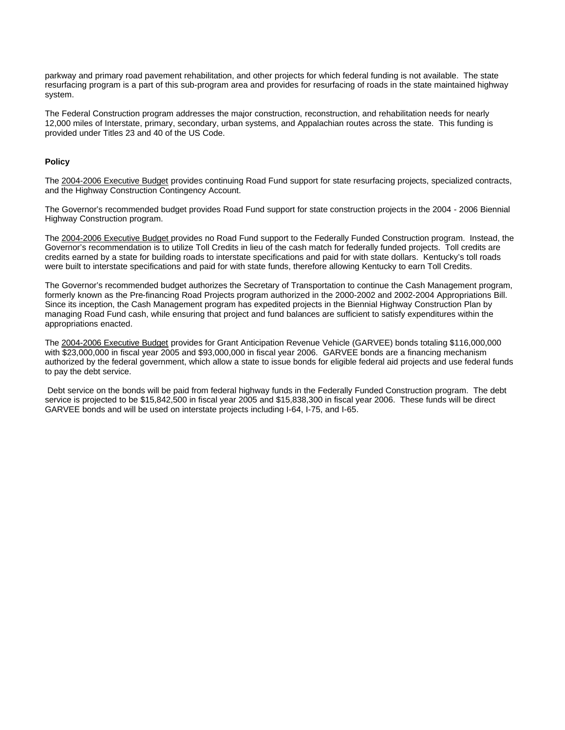parkway and primary road pavement rehabilitation, and other projects for which federal funding is not available. The state resurfacing program is a part of this sub-program area and provides for resurfacing of roads in the state maintained highway system.

The Federal Construction program addresses the major construction, reconstruction, and rehabilitation needs for nearly 12,000 miles of Interstate, primary, secondary, urban systems, and Appalachian routes across the state. This funding is provided under Titles 23 and 40 of the US Code.

**Policy**

The 2004-2006 Executive Budget provides continuing Road Fund support for state resurfacing projects, specialized contracts, and the Highway Construction Contingency Account.

The Governor's recommended budget provides Road Fund support for state construction projects in the 2004 - 2006 Biennial Highway Construction program.

The 2004-2006 Executive Budget provides no Road Fund support to the Federally Funded Construction program. Instead, the Governor's recommendation is to utilize Toll Credits in lieu of the cash match for federally funded projects. Toll credits are credits earned by a state for building roads to interstate specifications and paid for with state dollars. Kentucky's toll roads were built to interstate specifications and paid for with state funds, therefore allowing Kentucky to earn Toll Credits.

The Governor's recommended budget authorizes the Secretary of Transportation to continue the Cash Management program, formerly known as the Pre-financing Road Projects program authorized in the 2000-2002 and 2002-2004 Appropriations Bill. Since its inception, the Cash Management program has expedited projects in the Biennial Highway Construction Plan by managing Road Fund cash, while ensuring that project and fund balances are sufficient to satisfy expenditures within the appropriations enacted.

The 2004-2006 Executive Budget provides for Grant Anticipation Revenue Vehicle (GARVEE) bonds totaling $116,000,000 with $23,000,000 in fiscal year 2005 and $93,000,000 in fiscal year 2006. GARVEE bonds are a financing mechanism authorized by the federal government, which allow a state to issue bonds for eligible federal aid projects and use federal funds to pay the debt service.

Debt service on the bonds will be paid from federal highway funds in the Federally Funded Construction program. The debt service is projected to be $15,842,500 in fiscal year 2005 and $15,838,300 in fiscal year 2006. These funds will be direct GARVEE bonds and will be used on interstate projects including I-64, I-75, and I-65.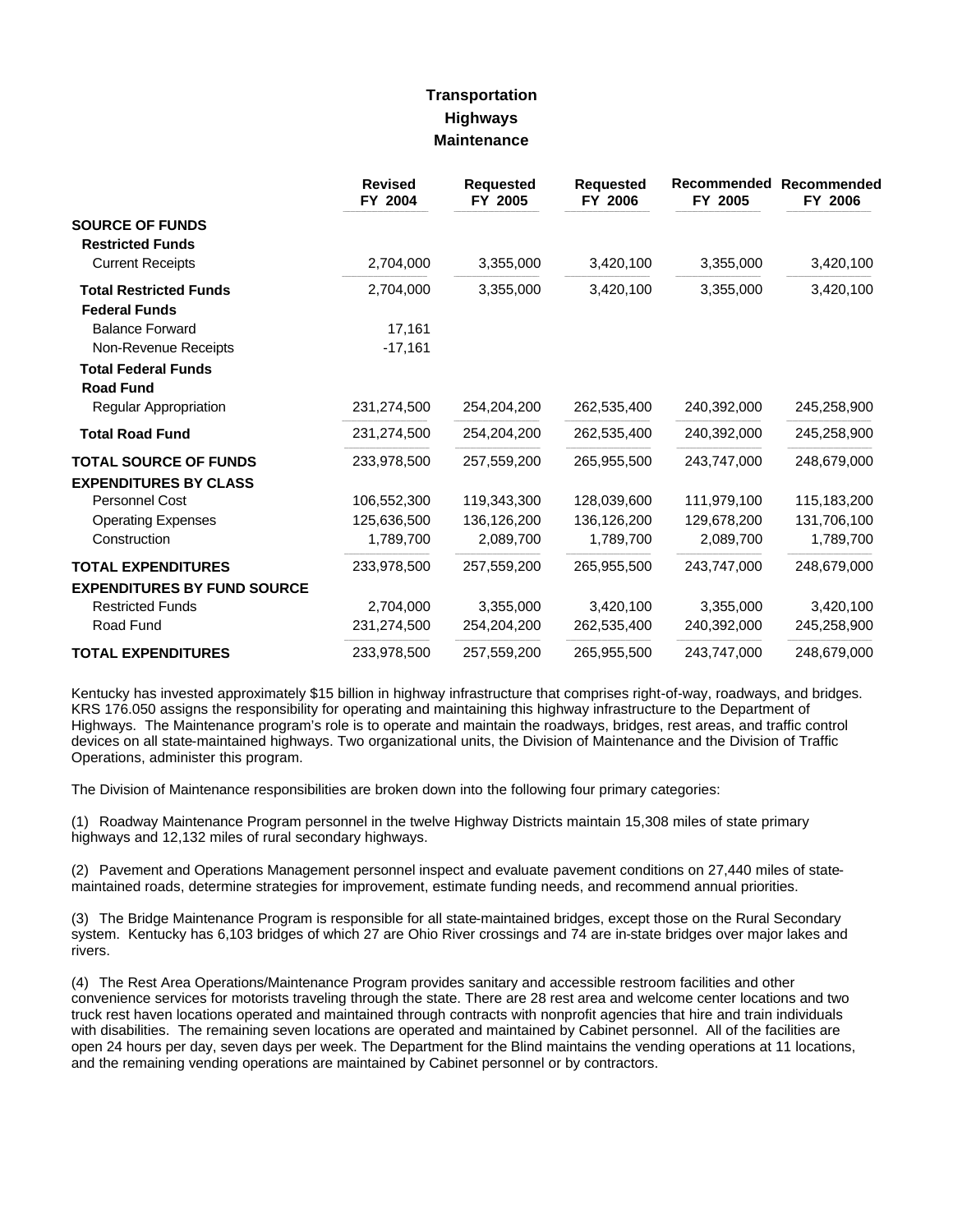# Transportation
## Highways
### Maintenance

| | Revised FY 2004 | Requested FY 2005 | Requested FY 2006 | Recommended FY 2005 | Recommended FY 2006 |
|---|---|---|---|---|---|
| **SOURCE OF FUNDS** | | | | | |
| **Restricted Funds** | | | | | |
| Current Receipts | 2,704,000 | 3,355,000 | 3,420,100 | 3,355,000 | 3,420,100 |
| **Total Restricted Funds** | 2,704,000 | 3,355,000 | 3,420,100 | 3,355,000 | 3,420,100 |
| **Federal Funds** | | | | | |
| Balance Forward | 17,161 | | | | |
| Non-Revenue Receipts | -17,161 | | | | |
| **Total Federal Funds** | | | | | |
| **Road Fund** | | | | | |
| Regular Appropriation | 231,274,500 | 254,204,200 | 262,535,400 | 240,392,000 | 245,258,900 |
| **Total Road Fund** | 231,274,500 | 254,204,200 | 262,535,400 | 240,392,000 | 245,258,900 |
| **TOTAL SOURCE OF FUNDS** | 233,978,500 | 257,559,200 | 265,955,500 | 243,747,000 | 248,679,000 |
| **EXPENDITURES BY CLASS** | | | | | |
| Personnel Cost | 106,552,300 | 119,343,300 | 128,039,600 | 111,979,100 | 115,183,200 |
| Operating Expenses | 125,636,500 | 136,126,200 | 136,126,200 | 129,678,200 | 131,706,100 |
| Construction | 1,789,700 | 2,089,700 | 1,789,700 | 2,089,700 | 1,789,700 |
| **TOTAL EXPENDITURES** | 233,978,500 | 257,559,200 | 265,955,500 | 243,747,000 | 248,679,000 |
| **EXPENDITURES BY FUND SOURCE** | | | | | |
| Restricted Funds | 2,704,000 | 3,355,000 | 3,420,100 | 3,355,000 | 3,420,100 |
| Road Fund | 231,274,500 | 254,204,200 | 262,535,400 | 240,392,000 | 245,258,900 |
| **TOTAL EXPENDITURES** | 233,978,500 | 257,559,200 | 265,955,500 | 243,747,000 | 248,679,000 |

Kentucky has invested approximately $15 billion in highway infrastructure that comprises right-of-way, roadways, and bridges. KRS 176.050 assigns the responsibility for operating and maintaining this highway infrastructure to the Department of Highways. The Maintenance program's role is to operate and maintain the roadways, bridges, rest areas, and traffic control devices on all state-maintained highways. Two organizational units, the Division of Maintenance and the Division of Traffic Operations, administer this program.

The Division of Maintenance responsibilities are broken down into the following four primary categories:

(1) Roadway Maintenance Program personnel in the twelve Highway Districts maintain 15,308 miles of state primary highways and 12,132 miles of rural secondary highways.

(2) Pavement and Operations Management personnel inspect and evaluate pavement conditions on 27,440 miles of state-maintained roads, determine strategies for improvement, estimate funding needs, and recommend annual priorities.

(3) The Bridge Maintenance Program is responsible for all state-maintained bridges, except those on the Rural Secondary system. Kentucky has 6,103 bridges of which 27 are Ohio River crossings and 74 are in-state bridges over major lakes and rivers.

(4) The Rest Area Operations/Maintenance Program provides sanitary and accessible restroom facilities and other convenience services for motorists traveling through the state. There are 28 rest area and welcome center locations and two truck rest haven locations operated and maintained through contracts with nonprofit agencies that hire and train individuals with disabilities. The remaining seven locations are operated and maintained by Cabinet personnel. All of the facilities are open 24 hours per day, seven days per week. The Department for the Blind maintains the vending operations at 11 locations, and the remaining vending operations are maintained by Cabinet personnel or by contractors.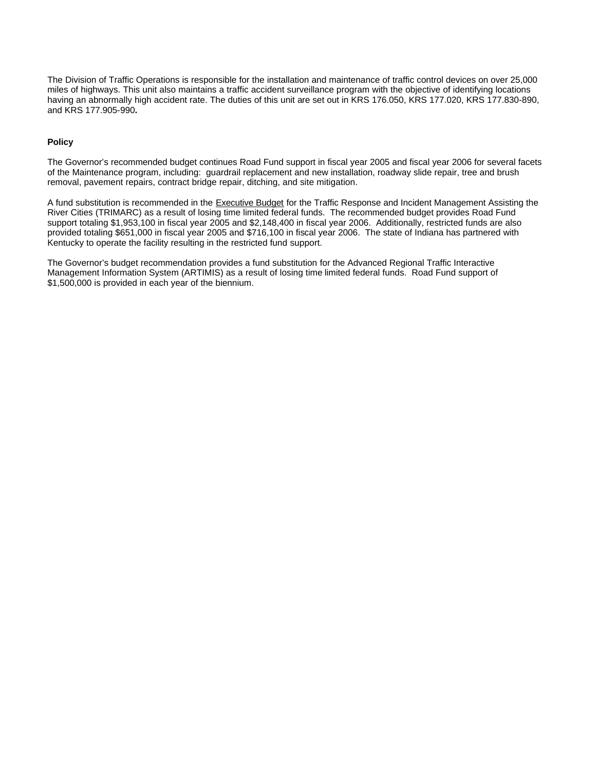The Division of Traffic Operations is responsible for the installation and maintenance of traffic control devices on over 25,000 miles of highways. This unit also maintains a traffic accident surveillance program with the objective of identifying locations having an abnormally high accident rate. The duties of this unit are set out in KRS 176.050, KRS 177.020, KRS 177.830-890, and KRS 177.905-990**.**

**Policy**

The Governor's recommended budget continues Road Fund support in fiscal year 2005 and fiscal year 2006 for several facets of the Maintenance program, including: guardrail replacement and new installation, roadway slide repair, tree and brush removal, pavement repairs, contract bridge repair, ditching, and site mitigation.

A fund substitution is recommended in the Executive Budget for the Traffic Response and Incident Management Assisting the River Cities (TRIMARC) as a result of losing time limited federal funds. The recommended budget provides Road Fund support totaling $1,953,100 in fiscal year 2005 and $2,148,400 in fiscal year 2006. Additionally, restricted funds are also provided totaling $651,000 in fiscal year 2005 and $716,100 in fiscal year 2006. The state of Indiana has partnered with Kentucky to operate the facility resulting in the restricted fund support.

The Governor's budget recommendation provides a fund substitution for the Advanced Regional Traffic Interactive Management Information System (ARTIMIS) as a result of losing time limited federal funds. Road Fund support of $1,500,000 is provided in each year of the biennium.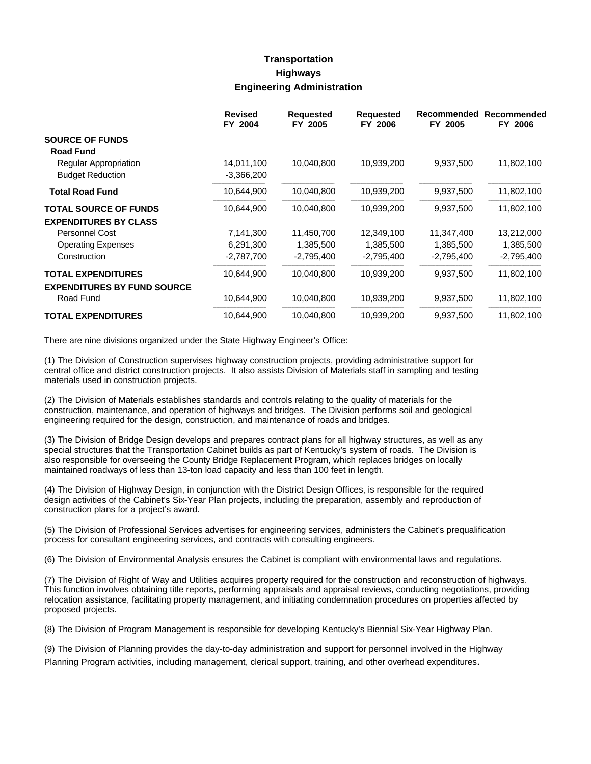# Transportation
## Highways
### Engineering Administration

| | Revised FY 2004 | Requested FY 2005 | Requested FY 2006 | Recommended FY 2005 | Recommended FY 2006 |
|---|---|---|---|---|---|
| **SOURCE OF FUNDS** | | | | | |
| **Road Fund** | | | | | |
| Regular Appropriation | 14,011,100 | 10,040,800 | 10,939,200 | 9,937,500 | 11,802,100 |
| Budget Reduction | -3,366,200 | | | | |
| **Total Road Fund** | 10,644,900 | 10,040,800 | 10,939,200 | 9,937,500 | 11,802,100 |
| **TOTAL SOURCE OF FUNDS** | 10,644,900 | 10,040,800 | 10,939,200 | 9,937,500 | 11,802,100 |
| **EXPENDITURES BY CLASS** | | | | | |
| Personnel Cost | 7,141,300 | 11,450,700 | 12,349,100 | 11,347,400 | 13,212,000 |
| Operating Expenses | 6,291,300 | 1,385,500 | 1,385,500 | 1,385,500 | 1,385,500 |
| Construction | -2,787,700 | -2,795,400 | -2,795,400 | -2,795,400 | -2,795,400 |
| **TOTAL EXPENDITURES** | 10,644,900 | 10,040,800 | 10,939,200 | 9,937,500 | 11,802,100 |
| **EXPENDITURES BY FUND SOURCE** | | | | | |
| Road Fund | 10,644,900 | 10,040,800 | 10,939,200 | 9,937,500 | 11,802,100 |
| **TOTAL EXPENDITURES** | 10,644,900 | 10,040,800 | 10,939,200 | 9,937,500 | 11,802,100 |

There are nine divisions organized under the State Highway Engineer's Office:

(1) The Division of Construction supervises highway construction projects, providing administrative support for central office and district construction projects. It also assists Division of Materials staff in sampling and testing materials used in construction projects.

(2) The Division of Materials establishes standards and controls relating to the quality of materials for the construction, maintenance, and operation of highways and bridges. The Division performs soil and geological engineering required for the design, construction, and maintenance of roads and bridges.

(3) The Division of Bridge Design develops and prepares contract plans for all highway structures, as well as any special structures that the Transportation Cabinet builds as part of Kentucky's system of roads. The Division is also responsible for overseeing the County Bridge Replacement Program, which replaces bridges on locally maintained roadways of less than 13-ton load capacity and less than 100 feet in length.

(4) The Division of Highway Design, in conjunction with the District Design Offices, is responsible for the required design activities of the Cabinet's Six-Year Plan projects, including the preparation, assembly and reproduction of construction plans for a project's award.

(5) The Division of Professional Services advertises for engineering services, administers the Cabinet's prequalification process for consultant engineering services, and contracts with consulting engineers.

(6) The Division of Environmental Analysis ensures the Cabinet is compliant with environmental laws and regulations.

(7) The Division of Right of Way and Utilities acquires property required for the construction and reconstruction of highways. This function involves obtaining title reports, performing appraisals and appraisal reviews, conducting negotiations, providing relocation assistance, facilitating property management, and initiating condemnation procedures on properties affected by proposed projects.

(8) The Division of Program Management is responsible for developing Kentucky's Biennial Six-Year Highway Plan.

(9) The Division of Planning provides the day-to-day administration and support for personnel involved in the Highway Planning Program activities, including management, clerical support, training, and other overhead expenditures.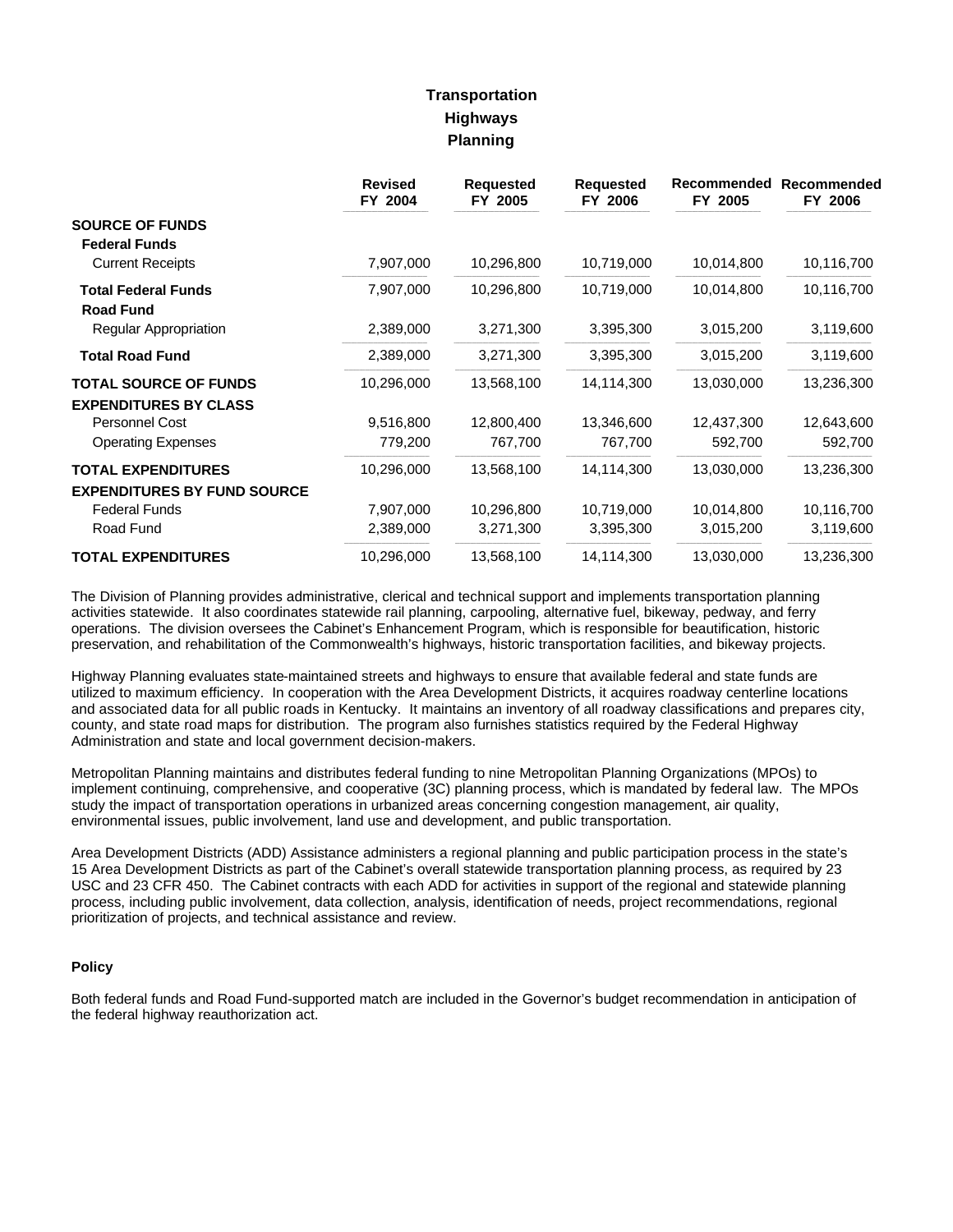# Transportation
## Highways
### Planning

| | Revised FY 2004 | Requested FY 2005 | Requested FY 2006 | Recommended FY 2005 | Recommended FY 2006 |
|---|---|---|---|---|---|
| **SOURCE OF FUNDS** | | | | | |
| **Federal Funds** | | | | | |
| Current Receipts | 7,907,000 | 10,296,800 | 10,719,000 | 10,014,800 | 10,116,700 |
| **Total Federal Funds** | 7,907,000 | 10,296,800 | 10,719,000 | 10,014,800 | 10,116,700 |
| **Road Fund** | | | | | |
| Regular Appropriation | 2,389,000 | 3,271,300 | 3,395,300 | 3,015,200 | 3,119,600 |
| **Total Road Fund** | 2,389,000 | 3,271,300 | 3,395,300 | 3,015,200 | 3,119,600 |
| **TOTAL SOURCE OF FUNDS** | 10,296,000 | 13,568,100 | 14,114,300 | 13,030,000 | 13,236,300 |
| **EXPENDITURES BY CLASS** | | | | | |
| Personnel Cost | 9,516,800 | 12,800,400 | 13,346,600 | 12,437,300 | 12,643,600 |
| Operating Expenses | 779,200 | 767,700 | 767,700 | 592,700 | 592,700 |
| **TOTAL EXPENDITURES** | 10,296,000 | 13,568,100 | 14,114,300 | 13,030,000 | 13,236,300 |
| **EXPENDITURES BY FUND SOURCE** | | | | | |
| Federal Funds | 7,907,000 | 10,296,800 | 10,719,000 | 10,014,800 | 10,116,700 |
| Road Fund | 2,389,000 | 3,271,300 | 3,395,300 | 3,015,200 | 3,119,600 |
| **TOTAL EXPENDITURES** | 10,296,000 | 13,568,100 | 14,114,300 | 13,030,000 | 13,236,300 |

The Division of Planning provides administrative, clerical and technical support and implements transportation planning activities statewide. It also coordinates statewide rail planning, carpooling, alternative fuel, bikeway, pedway, and ferry operations. The division oversees the Cabinet's Enhancement Program, which is responsible for beautification, historic preservation, and rehabilitation of the Commonwealth's highways, historic transportation facilities, and bikeway projects.

Highway Planning evaluates state-maintained streets and highways to ensure that available federal and state funds are utilized to maximum efficiency. In cooperation with the Area Development Districts, it acquires roadway centerline locations and associated data for all public roads in Kentucky. It maintains an inventory of all roadway classifications and prepares city, county, and state road maps for distribution. The program also furnishes statistics required by the Federal Highway Administration and state and local government decision-makers.

Metropolitan Planning maintains and distributes federal funding to nine Metropolitan Planning Organizations (MPOs) to implement continuing, comprehensive, and cooperative (3C) planning process, which is mandated by federal law. The MPOs study the impact of transportation operations in urbanized areas concerning congestion management, air quality, environmental issues, public involvement, land use and development, and public transportation.

Area Development Districts (ADD) Assistance administers a regional planning and public participation process in the state's 15 Area Development Districts as part of the Cabinet's overall statewide transportation planning process, as required by 23 USC and 23 CFR 450. The Cabinet contracts with each ADD for activities in support of the regional and statewide planning process, including public involvement, data collection, analysis, identification of needs, project recommendations, regional prioritization of projects, and technical assistance and review.

#### Policy

Both federal funds and Road Fund-supported match are included in the Governor's budget recommendation in anticipation of the federal highway reauthorization act.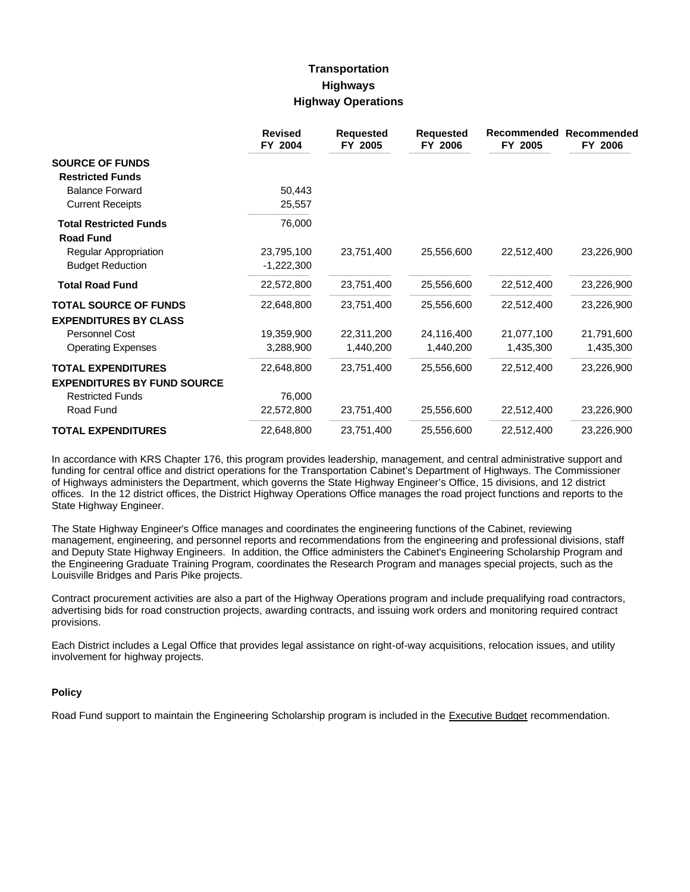# Transportation
## Highways
### Highway Operations

| | Revised FY 2004 | Requested FY 2005 | Requested FY 2006 | Recommended FY 2005 | Recommended FY 2006 |
|---|---|---|---|---|---|
| **SOURCE OF FUNDS** | | | | | |
| **Restricted Funds** | | | | | |
| Balance Forward | 50,443 | | | | |
| Current Receipts | 25,557 | | | | |
| **Total Restricted Funds** | 76,000 | | | | |
| **Road Fund** | | | | | |
| Regular Appropriation | 23,795,100 | 23,751,400 | 25,556,600 | 22,512,400 | 23,226,900 |
| Budget Reduction | -1,222,300 | | | | |
| **Total Road Fund** | 22,572,800 | 23,751,400 | 25,556,600 | 22,512,400 | 23,226,900 |
| **TOTAL SOURCE OF FUNDS** | 22,648,800 | 23,751,400 | 25,556,600 | 22,512,400 | 23,226,900 |
| **EXPENDITURES BY CLASS** | | | | | |
| Personnel Cost | 19,359,900 | 22,311,200 | 24,116,400 | 21,077,100 | 21,791,600 |
| Operating Expenses | 3,288,900 | 1,440,200 | 1,440,200 | 1,435,300 | 1,435,300 |
| **TOTAL EXPENDITURES** | 22,648,800 | 23,751,400 | 25,556,600 | 22,512,400 | 23,226,900 |
| **EXPENDITURES BY FUND SOURCE** | | | | | |
| Restricted Funds | 76,000 | | | | |
| Road Fund | 22,572,800 | 23,751,400 | 25,556,600 | 22,512,400 | 23,226,900 |
| **TOTAL EXPENDITURES** | 22,648,800 | 23,751,400 | 25,556,600 | 22,512,400 | 23,226,900 |

In accordance with KRS Chapter 176, this program provides leadership, management, and central administrative support and funding for central office and district operations for the Transportation Cabinet's Department of Highways. The Commissioner of Highways administers the Department, which governs the State Highway Engineer's Office, 15 divisions, and 12 district offices. In the 12 district offices, the District Highway Operations Office manages the road project functions and reports to the State Highway Engineer.

The State Highway Engineer's Office manages and coordinates the engineering functions of the Cabinet, reviewing management, engineering, and personnel reports and recommendations from the engineering and professional divisions, staff and Deputy State Highway Engineers. In addition, the Office administers the Cabinet's Engineering Scholarship Program and the Engineering Graduate Training Program, coordinates the Research Program and manages special projects, such as the Louisville Bridges and Paris Pike projects.

Contract procurement activities are also a part of the Highway Operations program and include prequalifying road contractors, advertising bids for road construction projects, awarding contracts, and issuing work orders and monitoring required contract provisions.

Each District includes a Legal Office that provides legal assistance on right-of-way acquisitions, relocation issues, and utility involvement for highway projects.

**Policy**

Road Fund support to maintain the Engineering Scholarship program is included in the Executive Budget recommendation.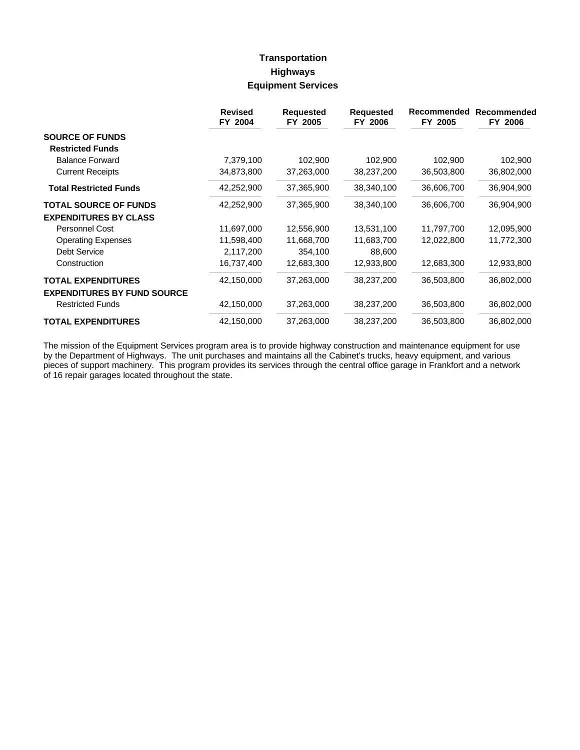# Transportation
## Highways
### Equipment Services

| | Revised FY 2004 | Requested FY 2005 | Requested FY 2006 | Recommended FY 2005 | Recommended FY 2006 |
|---|---|---|---|---|---|
| **SOURCE OF FUNDS** | | | | | |
| **Restricted Funds** | | | | | |
| Balance Forward | 7,379,100 | 102,900 | 102,900 | 102,900 | 102,900 |
| Current Receipts | 34,873,800 | 37,263,000 | 38,237,200 | 36,503,800 | 36,802,000 |
| **Total Restricted Funds** | 42,252,900 | 37,365,900 | 38,340,100 | 36,606,700 | 36,904,900 |
| **TOTAL SOURCE OF FUNDS** | 42,252,900 | 37,365,900 | 38,340,100 | 36,606,700 | 36,904,900 |
| **EXPENDITURES BY CLASS** | | | | | |
| Personnel Cost | 11,697,000 | 12,556,900 | 13,531,100 | 11,797,700 | 12,095,900 |
| Operating Expenses | 11,598,400 | 11,668,700 | 11,683,700 | 12,022,800 | 11,772,300 |
| Debt Service | 2,117,200 | 354,100 | 88,600 | | |
| Construction | 16,737,400 | 12,683,300 | 12,933,800 | 12,683,300 | 12,933,800 |
| **TOTAL EXPENDITURES** | 42,150,000 | 37,263,000 | 38,237,200 | 36,503,800 | 36,802,000 |
| **EXPENDITURES BY FUND SOURCE** | | | | | |
| Restricted Funds | 42,150,000 | 37,263,000 | 38,237,200 | 36,503,800 | 36,802,000 |
| **TOTAL EXPENDITURES** | 42,150,000 | 37,263,000 | 38,237,200 | 36,503,800 | 36,802,000 |

The mission of the Equipment Services program area is to provide highway construction and maintenance equipment for use by the Department of Highways. The unit purchases and maintains all the Cabinet's trucks, heavy equipment, and various pieces of support machinery. This program provides its services through the central office garage in Frankfort and a network of 16 repair garages located throughout the state.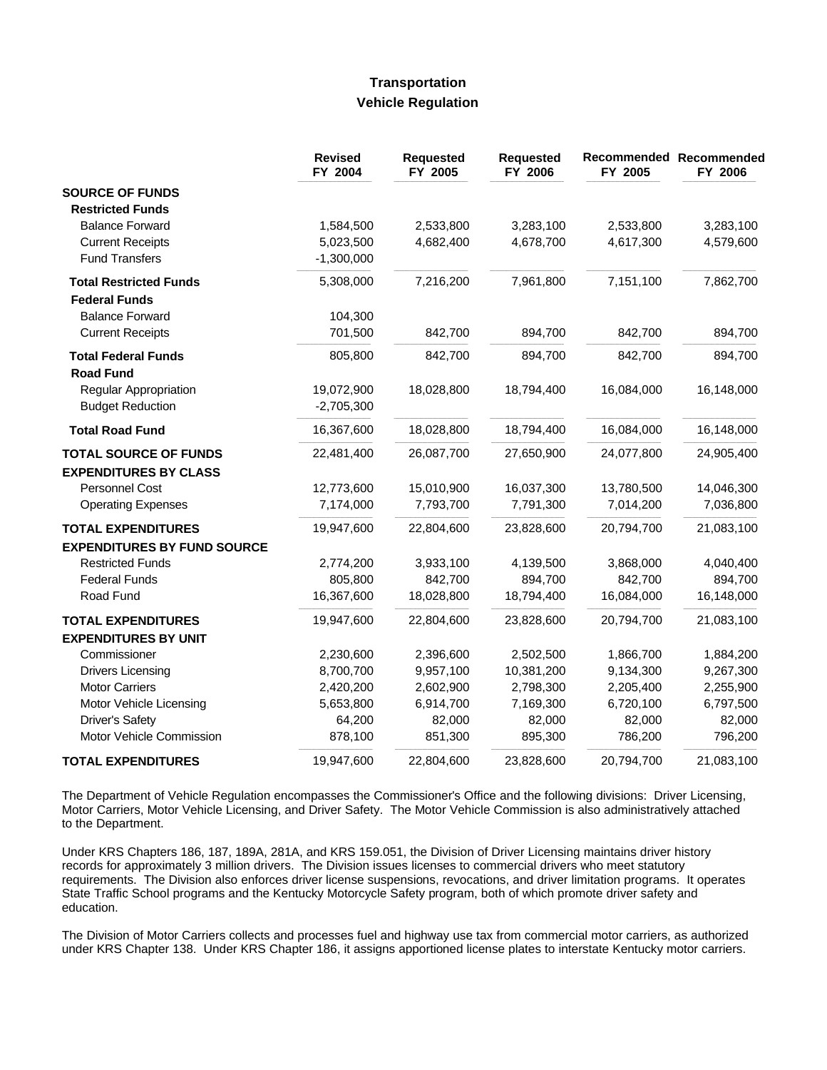## Transportation
### Vehicle Regulation

| | Revised FY 2004 | Requested FY 2005 | Requested FY 2006 | Recommended FY 2005 | Recommended FY 2006 |
|---|---|---|---|---|---|
| **SOURCE OF FUNDS** | | | | | |
| **Restricted Funds** | | | | | |
| Balance Forward | 1,584,500 | 2,533,800 | 3,283,100 | 2,533,800 | 3,283,100 |
| Current Receipts | 5,023,500 | 4,682,400 | 4,678,700 | 4,617,300 | 4,579,600 |
| Fund Transfers | -1,300,000 | | | | |
| **Total Restricted Funds** | 5,308,000 | 7,216,200 | 7,961,800 | 7,151,100 | 7,862,700 |
| **Federal Funds** | | | | | |
| Balance Forward | 104,300 | | | | |
| Current Receipts | 701,500 | 842,700 | 894,700 | 842,700 | 894,700 |
| **Total Federal Funds** | 805,800 | 842,700 | 894,700 | 842,700 | 894,700 |
| **Road Fund** | | | | | |
| Regular Appropriation | 19,072,900 | 18,028,800 | 18,794,400 | 16,084,000 | 16,148,000 |
| Budget Reduction | -2,705,300 | | | | |
| **Total Road Fund** | 16,367,600 | 18,028,800 | 18,794,400 | 16,084,000 | 16,148,000 |
| **TOTAL SOURCE OF FUNDS** | 22,481,400 | 26,087,700 | 27,650,900 | 24,077,800 | 24,905,400 |
| **EXPENDITURES BY CLASS** | | | | | |
| Personnel Cost | 12,773,600 | 15,010,900 | 16,037,300 | 13,780,500 | 14,046,300 |
| Operating Expenses | 7,174,000 | 7,793,700 | 7,791,300 | 7,014,200 | 7,036,800 |
| **TOTAL EXPENDITURES** | 19,947,600 | 22,804,600 | 23,828,600 | 20,794,700 | 21,083,100 |
| **EXPENDITURES BY FUND SOURCE** | | | | | |
| Restricted Funds | 2,774,200 | 3,933,100 | 4,139,500 | 3,868,000 | 4,040,400 |
| Federal Funds | 805,800 | 842,700 | 894,700 | 842,700 | 894,700 |
| Road Fund | 16,367,600 | 18,028,800 | 18,794,400 | 16,084,000 | 16,148,000 |
| **TOTAL EXPENDITURES** | 19,947,600 | 22,804,600 | 23,828,600 | 20,794,700 | 21,083,100 |
| **EXPENDITURES BY UNIT** | | | | | |
| Commissioner | 2,230,600 | 2,396,600 | 2,502,500 | 1,866,700 | 1,884,200 |
| Drivers Licensing | 8,700,700 | 9,957,100 | 10,381,200 | 9,134,300 | 9,267,300 |
| Motor Carriers | 2,420,200 | 2,602,900 | 2,798,300 | 2,205,400 | 2,255,900 |
| Motor Vehicle Licensing | 5,653,800 | 6,914,700 | 7,169,300 | 6,720,100 | 6,797,500 |
| Driver's Safety | 64,200 | 82,000 | 82,000 | 82,000 | 82,000 |
| Motor Vehicle Commission | 878,100 | 851,300 | 895,300 | 786,200 | 796,200 |
| **TOTAL EXPENDITURES** | 19,947,600 | 22,804,600 | 23,828,600 | 20,794,700 | 21,083,100 |

The Department of Vehicle Regulation encompasses the Commissioner's Office and the following divisions: Driver Licensing, Motor Carriers, Motor Vehicle Licensing, and Driver Safety. The Motor Vehicle Commission is also administratively attached to the Department.

Under KRS Chapters 186, 187, 189A, 281A, and KRS 159.051, the Division of Driver Licensing maintains driver history records for approximately 3 million drivers. The Division issues licenses to commercial drivers who meet statutory requirements. The Division also enforces driver license suspensions, revocations, and driver limitation programs. It operates State Traffic School programs and the Kentucky Motorcycle Safety program, both of which promote driver safety and education.

The Division of Motor Carriers collects and processes fuel and highway use tax from commercial motor carriers, as authorized under KRS Chapter 138. Under KRS Chapter 186, it assigns apportioned license plates to interstate Kentucky motor carriers.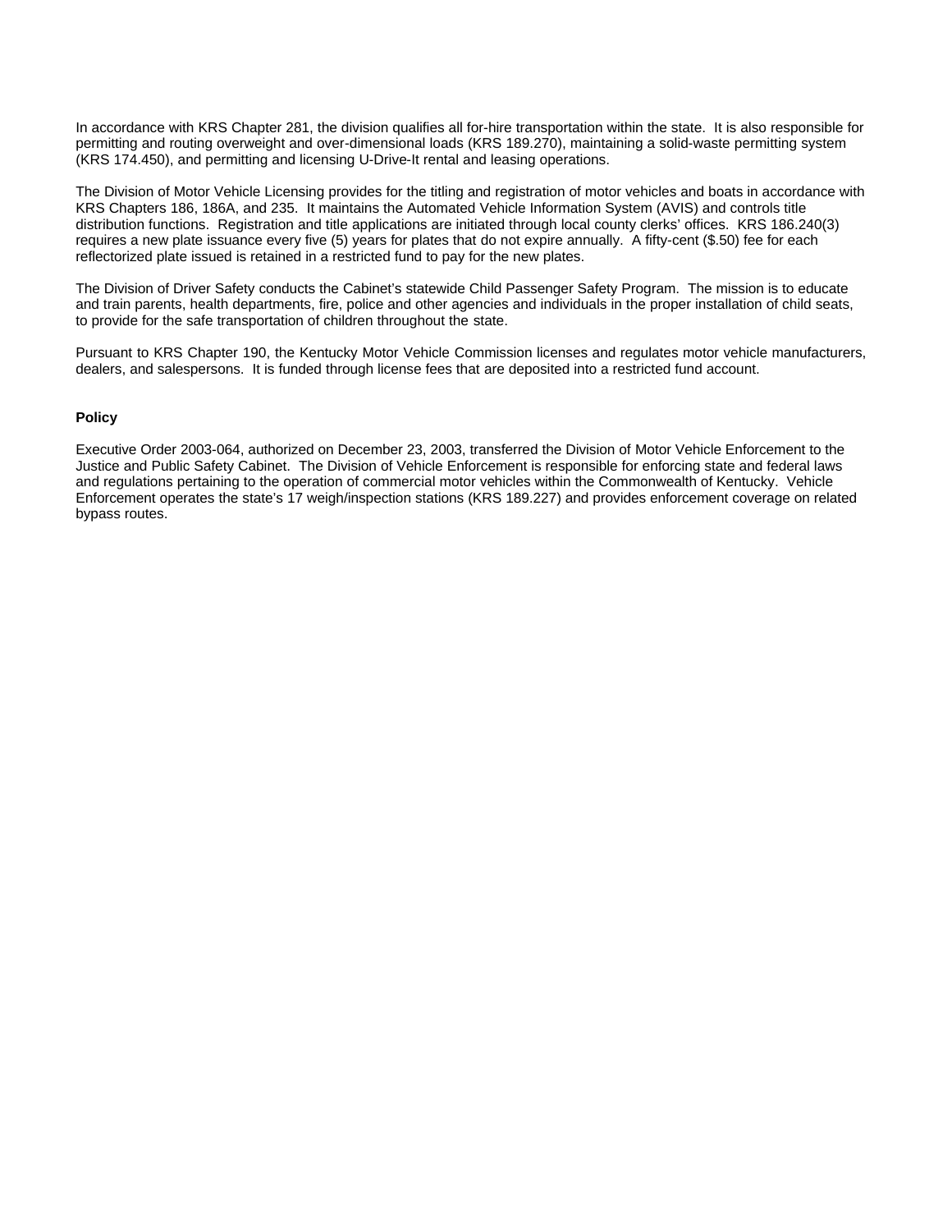In accordance with KRS Chapter 281, the division qualifies all for-hire transportation within the state. It is also responsible for permitting and routing overweight and over-dimensional loads (KRS 189.270), maintaining a solid-waste permitting system (KRS 174.450), and permitting and licensing U-Drive-It rental and leasing operations.

The Division of Motor Vehicle Licensing provides for the titling and registration of motor vehicles and boats in accordance with KRS Chapters 186, 186A, and 235. It maintains the Automated Vehicle Information System (AVIS) and controls title distribution functions. Registration and title applications are initiated through local county clerks' offices. KRS 186.240(3) requires a new plate issuance every five (5) years for plates that do not expire annually. A fifty-cent ($.50) fee for each reflectorized plate issued is retained in a restricted fund to pay for the new plates.

The Division of Driver Safety conducts the Cabinet's statewide Child Passenger Safety Program. The mission is to educate and train parents, health departments, fire, police and other agencies and individuals in the proper installation of child seats, to provide for the safe transportation of children throughout the state.

Pursuant to KRS Chapter 190, the Kentucky Motor Vehicle Commission licenses and regulates motor vehicle manufacturers, dealers, and salespersons. It is funded through license fees that are deposited into a restricted fund account.

**Policy**

Executive Order 2003-064, authorized on December 23, 2003, transferred the Division of Motor Vehicle Enforcement to the Justice and Public Safety Cabinet. The Division of Vehicle Enforcement is responsible for enforcing state and federal laws and regulations pertaining to the operation of commercial motor vehicles within the Commonwealth of Kentucky. Vehicle Enforcement operates the state's 17 weigh/inspection stations (KRS 189.227) and provides enforcement coverage on related bypass routes.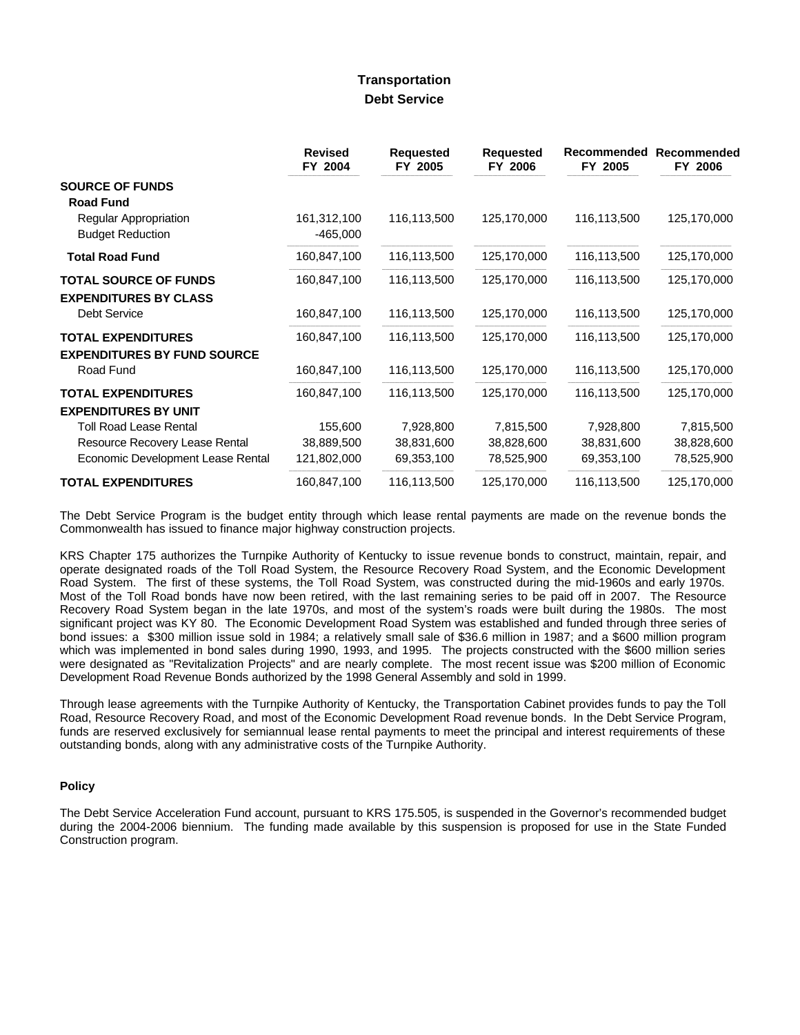# Transportation

## Debt Service

| | Revised FY 2004 | Requested FY 2005 | Requested FY 2006 | Recommended FY 2005 | Recommended FY 2006 |
|---|---|---|---|---|---|
| **SOURCE OF FUNDS** | | | | | |
| **Road Fund** | | | | | |
| Regular Appropriation | 161,312,100 | 116,113,500 | 125,170,000 | 116,113,500 | 125,170,000 |
| Budget Reduction | -465,000 | | | | |
| **Total Road Fund** | 160,847,100 | 116,113,500 | 125,170,000 | 116,113,500 | 125,170,000 |
| **TOTAL SOURCE OF FUNDS** | 160,847,100 | 116,113,500 | 125,170,000 | 116,113,500 | 125,170,000 |
| **EXPENDITURES BY CLASS** | | | | | |
| Debt Service | 160,847,100 | 116,113,500 | 125,170,000 | 116,113,500 | 125,170,000 |
| **TOTAL EXPENDITURES** | 160,847,100 | 116,113,500 | 125,170,000 | 116,113,500 | 125,170,000 |
| **EXPENDITURES BY FUND SOURCE** | | | | | |
| Road Fund | 160,847,100 | 116,113,500 | 125,170,000 | 116,113,500 | 125,170,000 |
| **TOTAL EXPENDITURES** | 160,847,100 | 116,113,500 | 125,170,000 | 116,113,500 | 125,170,000 |
| **EXPENDITURES BY UNIT** | | | | | |
| Toll Road Lease Rental | 155,600 | 7,928,800 | 7,815,500 | 7,928,800 | 7,815,500 |
| Resource Recovery Lease Rental | 38,889,500 | 38,831,600 | 38,828,600 | 38,831,600 | 38,828,600 |
| Economic Development Lease Rental | 121,802,000 | 69,353,100 | 78,525,900 | 69,353,100 | 78,525,900 |
| **TOTAL EXPENDITURES** | 160,847,100 | 116,113,500 | 125,170,000 | 116,113,500 | 125,170,000 |

The Debt Service Program is the budget entity through which lease rental payments are made on the revenue bonds the Commonwealth has issued to finance major highway construction projects.

KRS Chapter 175 authorizes the Turnpike Authority of Kentucky to issue revenue bonds to construct, maintain, repair, and operate designated roads of the Toll Road System, the Resource Recovery Road System, and the Economic Development Road System. The first of these systems, the Toll Road System, was constructed during the mid-1960s and early 1970s. Most of the Toll Road bonds have now been retired, with the last remaining series to be paid off in 2007. The Resource Recovery Road System began in the late 1970s, and most of the system's roads were built during the 1980s. The most significant project was KY 80. The Economic Development Road System was established and funded through three series of bond issues: a $300 million issue sold in 1984; a relatively small sale of $36.6 million in 1987; and a $600 million program which was implemented in bond sales during 1990, 1993, and 1995. The projects constructed with the $600 million series were designated as "Revitalization Projects" and are nearly complete. The most recent issue was $200 million of Economic Development Road Revenue Bonds authorized by the 1998 General Assembly and sold in 1999.

Through lease agreements with the Turnpike Authority of Kentucky, the Transportation Cabinet provides funds to pay the Toll Road, Resource Recovery Road, and most of the Economic Development Road revenue bonds. In the Debt Service Program, funds are reserved exclusively for semiannual lease rental payments to meet the principal and interest requirements of these outstanding bonds, along with any administrative costs of the Turnpike Authority.

### Policy

The Debt Service Acceleration Fund account, pursuant to KRS 175.505, is suspended in the Governor's recommended budget during the 2004-2006 biennium. The funding made available by this suspension is proposed for use in the State Funded Construction program.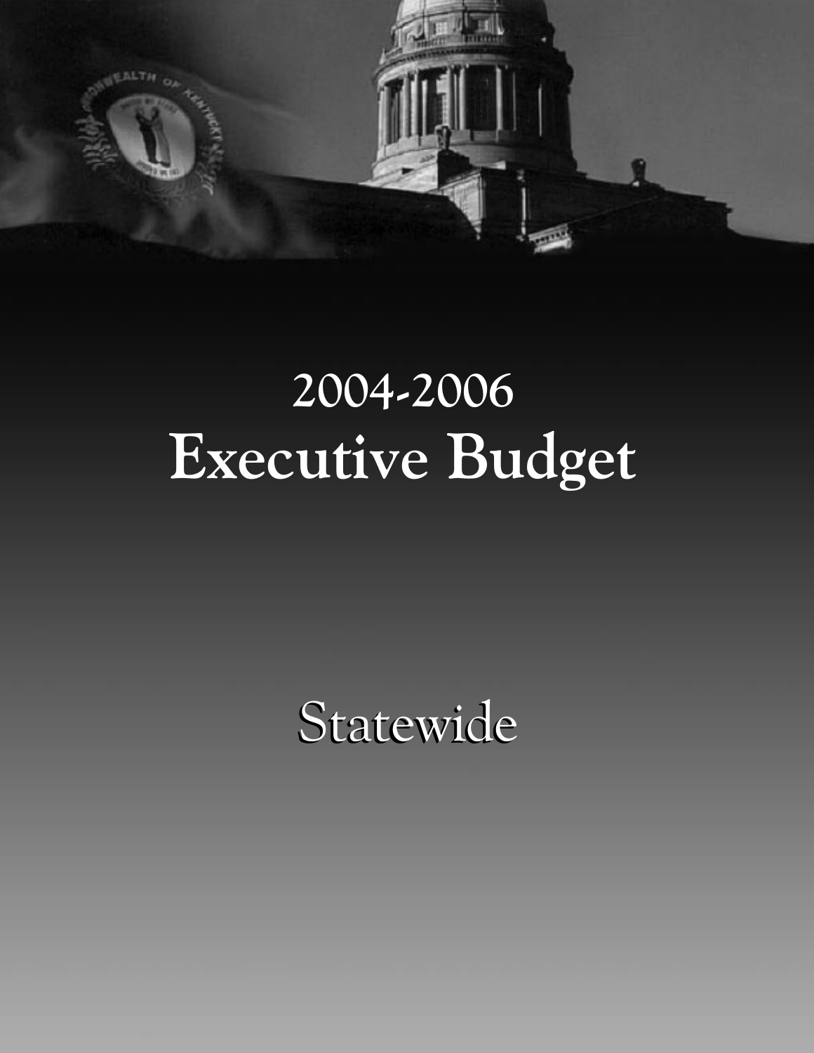# 2004-2006
# Executive Budget

## Statewide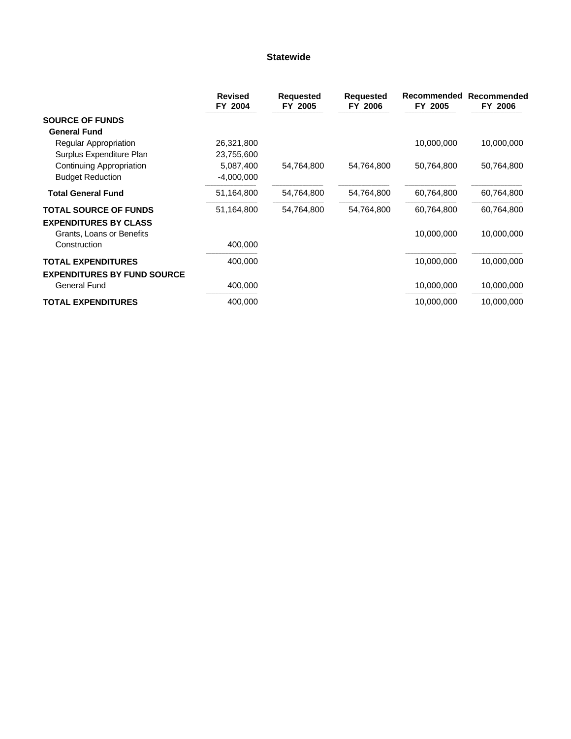# Statewide

| | Revised FY 2004 | Requested FY 2005 | Requested FY 2006 | Recommended FY 2005 | Recommended FY 2006 |
|---|---|---|---|---|---|
| **SOURCE OF FUNDS** | | | | | |
| **General Fund** | | | | | |
| Regular Appropriation | 26,321,800 | | | 10,000,000 | 10,000,000 |
| Surplus Expenditure Plan | 23,755,600 | | | | |
| Continuing Appropriation | 5,087,400 | 54,764,800 | 54,764,800 | 50,764,800 | 50,764,800 |
| Budget Reduction | -4,000,000 | | | | |
| **Total General Fund** | 51,164,800 | 54,764,800 | 54,764,800 | 60,764,800 | 60,764,800 |
| **TOTAL SOURCE OF FUNDS** | 51,164,800 | 54,764,800 | 54,764,800 | 60,764,800 | 60,764,800 |
| **EXPENDITURES BY CLASS** | | | | | |
| Grants, Loans or Benefits | | | | 10,000,000 | 10,000,000 |
| Construction | 400,000 | | | | |
| **TOTAL EXPENDITURES** | 400,000 | | | 10,000,000 | 10,000,000 |
| **EXPENDITURES BY FUND SOURCE** | | | | | |
| General Fund | 400,000 | | | 10,000,000 | 10,000,000 |
| **TOTAL EXPENDITURES** | 400,000 | | | 10,000,000 | 10,000,000 |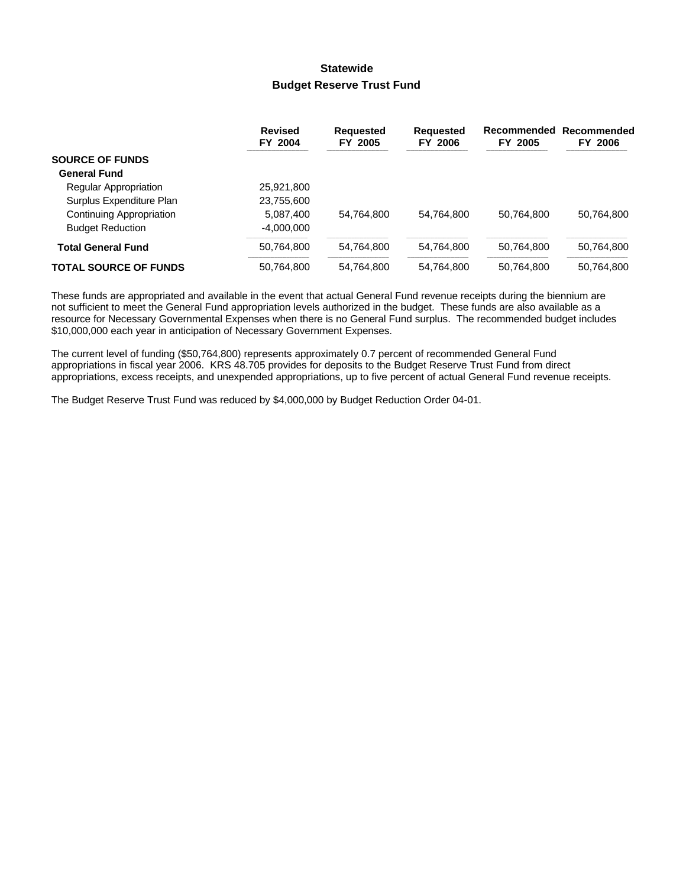## Statewide

### Budget Reserve Trust Fund

| | Revised FY 2004 | Requested FY 2005 | Requested FY 2006 | Recommended FY 2005 | Recommended FY 2006 |
|---|---|---|---|---|---|
| **SOURCE OF FUNDS** | | | | | |
| **General Fund** | | | | | |
| Regular Appropriation | 25,921,800 | | | | |
| Surplus Expenditure Plan | 23,755,600 | | | | |
| Continuing Appropriation | 5,087,400 | 54,764,800 | 54,764,800 | 50,764,800 | 50,764,800 |
| Budget Reduction | -4,000,000 | | | | |
| **Total General Fund** | 50,764,800 | 54,764,800 | 54,764,800 | 50,764,800 | 50,764,800 |
| **TOTAL SOURCE OF FUNDS** | 50,764,800 | 54,764,800 | 54,764,800 | 50,764,800 | 50,764,800 |

These funds are appropriated and available in the event that actual General Fund revenue receipts during the biennium are not sufficient to meet the General Fund appropriation levels authorized in the budget. These funds are also available as a resource for Necessary Governmental Expenses when there is no General Fund surplus. The recommended budget includes $10,000,000 each year in anticipation of Necessary Government Expenses.

The current level of funding ($50,764,800) represents approximately 0.7 percent of recommended General Fund appropriations in fiscal year 2006. KRS 48.705 provides for deposits to the Budget Reserve Trust Fund from direct appropriations, excess receipts, and unexpended appropriations, up to five percent of actual General Fund revenue receipts.

The Budget Reserve Trust Fund was reduced by $4,000,000 by Budget Reduction Order 04-01.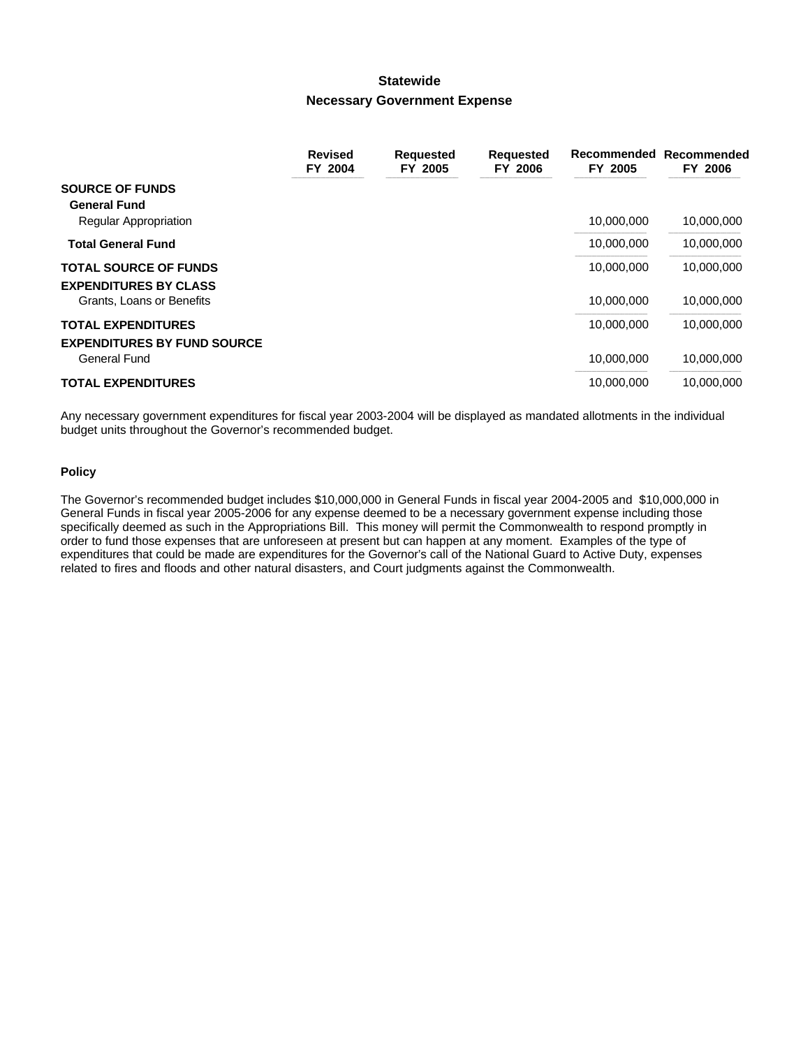# Statewide

## Necessary Government Expense

| | Revised FY 2004 | Requested FY 2005 | Requested FY 2006 | Recommended FY 2005 | Recommended FY 2006 |
|---|---|---|---|---|---|
| **SOURCE OF FUNDS** | | | | | |
| **General Fund** | | | | | |
| Regular Appropriation | | | | 10,000,000 | 10,000,000 |
| **Total General Fund** | | | | 10,000,000 | 10,000,000 |
| **TOTAL SOURCE OF FUNDS** | | | | 10,000,000 | 10,000,000 |
| **EXPENDITURES BY CLASS** | | | | | |
| Grants, Loans or Benefits | | | | 10,000,000 | 10,000,000 |
| **TOTAL EXPENDITURES** | | | | 10,000,000 | 10,000,000 |
| **EXPENDITURES BY FUND SOURCE** | | | | | |
| General Fund | | | | 10,000,000 | 10,000,000 |
| **TOTAL EXPENDITURES** | | | | 10,000,000 | 10,000,000 |

Any necessary government expenditures for fiscal year 2003-2004 will be displayed as mandated allotments in the individual budget units throughout the Governor's recommended budget.

**Policy**

The Governor's recommended budget includes $10,000,000 in General Funds in fiscal year 2004-2005 and $10,000,000 in General Funds in fiscal year 2005-2006 for any expense deemed to be a necessary government expense including those specifically deemed as such in the Appropriations Bill. This money will permit the Commonwealth to respond promptly in order to fund those expenses that are unforeseen at present but can happen at any moment. Examples of the type of expenditures that could be made are expenditures for the Governor's call of the National Guard to Active Duty, expenses related to fires and floods and other natural disasters, and Court judgments against the Commonwealth.